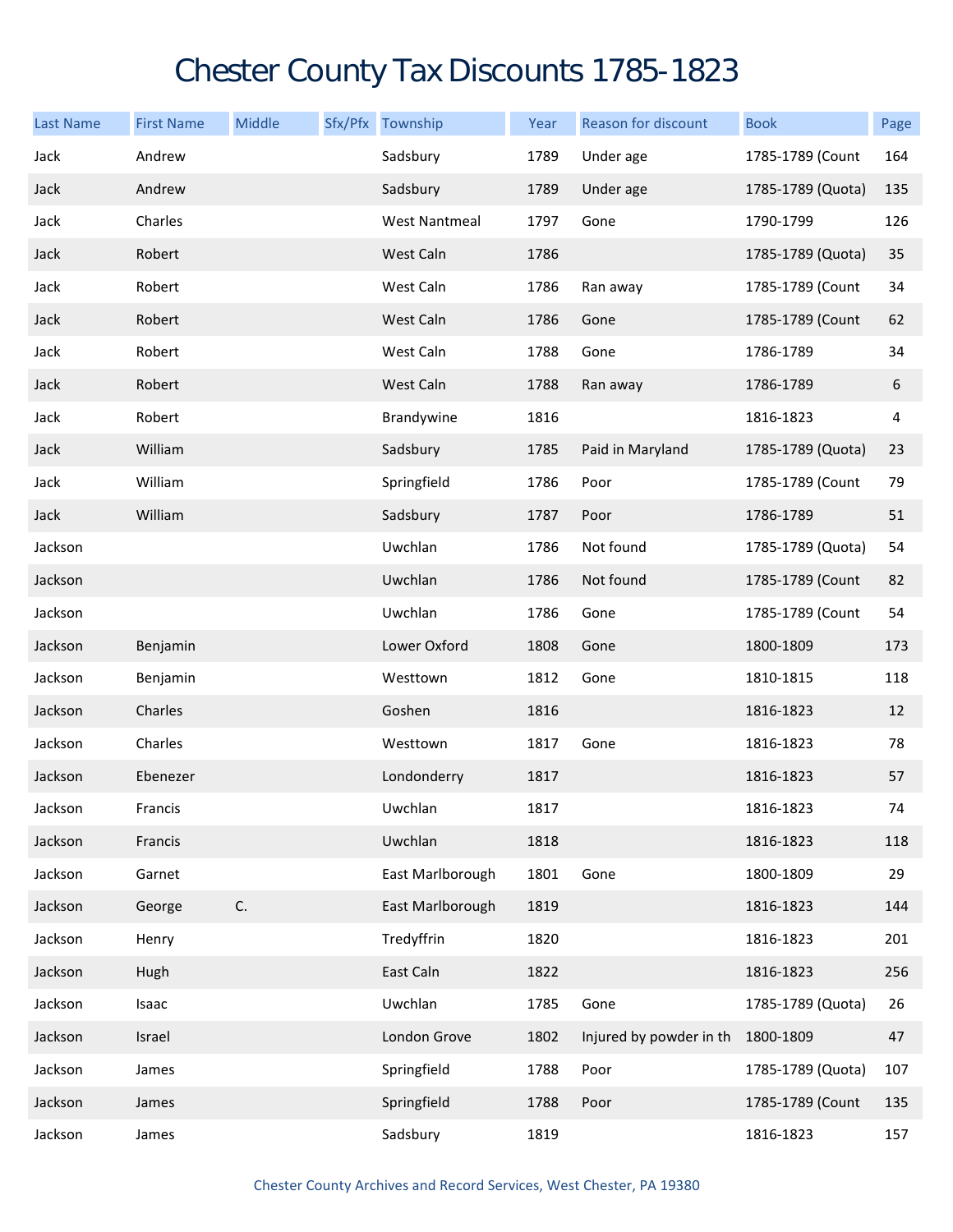# Chester County Tax Discounts 1785-1823

| Last Name | First Name | Middle | Sfx/Pfx | Township | Year | Reason for discount | Book | Page |
|---|---|---|---|---|---|---|---|---|
| Jack | Andrew | | | Sadsbury | 1789 | Under age | 1785-1789 (Count | 164 |
| Jack | Andrew | | | Sadsbury | 1789 | Under age | 1785-1789 (Quota) | 135 |
| Jack | Charles | | | West Nantmeal | 1797 | Gone | 1790-1799 | 126 |
| Jack | Robert | | | West Caln | 1786 | | 1785-1789 (Quota) | 35 |
| Jack | Robert | | | West Caln | 1786 | Ran away | 1785-1789 (Count | 34 |
| Jack | Robert | | | West Caln | 1786 | Gone | 1785-1789 (Count | 62 |
| Jack | Robert | | | West Caln | 1788 | Gone | 1786-1789 | 34 |
| Jack | Robert | | | West Caln | 1788 | Ran away | 1786-1789 | 6 |
| Jack | Robert | | | Brandywine | 1816 | | 1816-1823 | 4 |
| Jack | William | | | Sadsbury | 1785 | Paid in Maryland | 1785-1789 (Quota) | 23 |
| Jack | William | | | Springfield | 1786 | Poor | 1785-1789 (Count | 79 |
| Jack | William | | | Sadsbury | 1787 | Poor | 1786-1789 | 51 |
| Jackson | | | | Uwchlan | 1786 | Not found | 1785-1789 (Quota) | 54 |
| Jackson | | | | Uwchlan | 1786 | Not found | 1785-1789 (Count | 82 |
| Jackson | | | | Uwchlan | 1786 | Gone | 1785-1789 (Count | 54 |
| Jackson | Benjamin | | | Lower Oxford | 1808 | Gone | 1800-1809 | 173 |
| Jackson | Benjamin | | | Westtown | 1812 | Gone | 1810-1815 | 118 |
| Jackson | Charles | | | Goshen | 1816 | | 1816-1823 | 12 |
| Jackson | Charles | | | Westtown | 1817 | Gone | 1816-1823 | 78 |
| Jackson | Ebenezer | | | Londonderry | 1817 | | 1816-1823 | 57 |
| Jackson | Francis | | | Uwchlan | 1817 | | 1816-1823 | 74 |
| Jackson | Francis | | | Uwchlan | 1818 | | 1816-1823 | 118 |
| Jackson | Garnet | | | East Marlborough | 1801 | Gone | 1800-1809 | 29 |
| Jackson | George | C. | | East Marlborough | 1819 | | 1816-1823 | 144 |
| Jackson | Henry | | | Tredyffrin | 1820 | | 1816-1823 | 201 |
| Jackson | Hugh | | | East Caln | 1822 | | 1816-1823 | 256 |
| Jackson | Isaac | | | Uwchlan | 1785 | Gone | 1785-1789 (Quota) | 26 |
| Jackson | Israel | | | London Grove | 1802 | Injured by powder in th | 1800-1809 | 47 |
| Jackson | James | | | Springfield | 1788 | Poor | 1785-1789 (Quota) | 107 |
| Jackson | James | | | Springfield | 1788 | Poor | 1785-1789 (Count | 135 |
| Jackson | James | | | Sadsbury | 1819 | | 1816-1823 | 157 |

Chester County Archives and Record Services, West Chester, PA 19380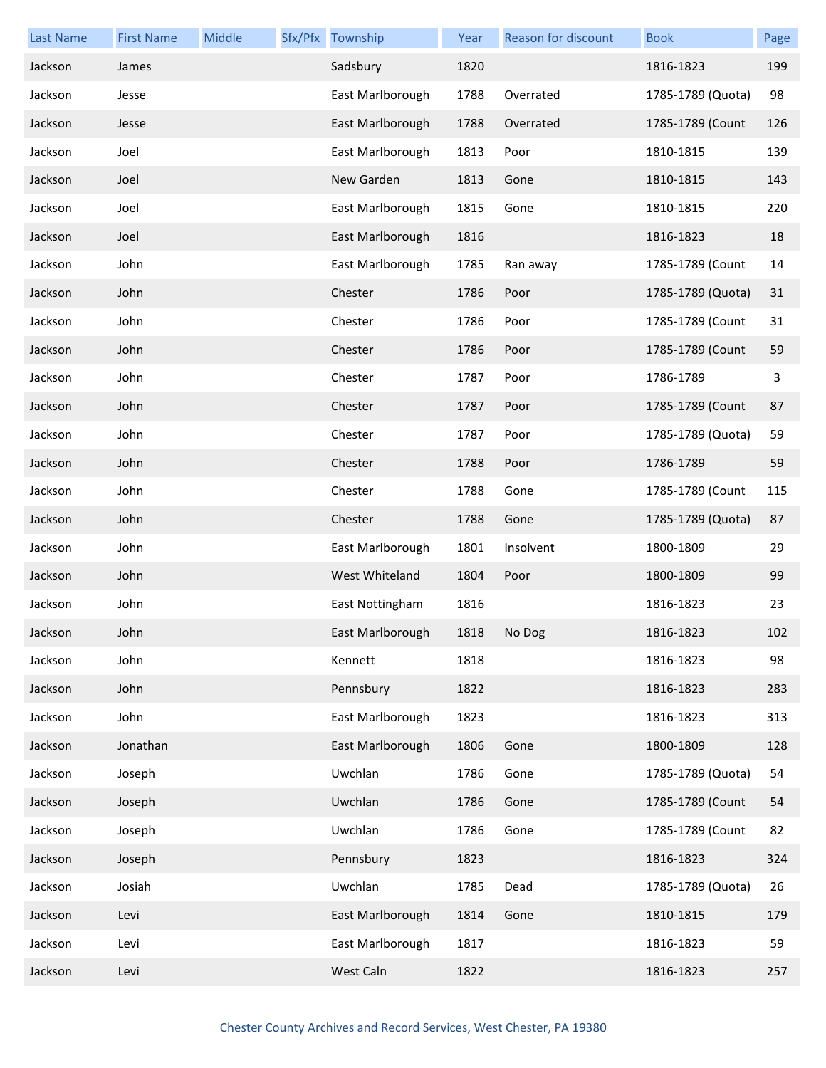| Last Name | First Name | Middle | Sfx/Pfx | Township | Year | Reason for discount | Book | Page |
|---|---|---|---|---|---|---|---|---|
| Jackson | James | | | Sadsbury | 1820 | | 1816-1823 | 199 |
| Jackson | Jesse | | | East Marlborough | 1788 | Overrated | 1785-1789 (Quota) | 98 |
| Jackson | Jesse | | | East Marlborough | 1788 | Overrated | 1785-1789 (Count | 126 |
| Jackson | Joel | | | East Marlborough | 1813 | Poor | 1810-1815 | 139 |
| Jackson | Joel | | | New Garden | 1813 | Gone | 1810-1815 | 143 |
| Jackson | Joel | | | East Marlborough | 1815 | Gone | 1810-1815 | 220 |
| Jackson | Joel | | | East Marlborough | 1816 | | 1816-1823 | 18 |
| Jackson | John | | | East Marlborough | 1785 | Ran away | 1785-1789 (Count | 14 |
| Jackson | John | | | Chester | 1786 | Poor | 1785-1789 (Quota) | 31 |
| Jackson | John | | | Chester | 1786 | Poor | 1785-1789 (Count | 31 |
| Jackson | John | | | Chester | 1786 | Poor | 1785-1789 (Count | 59 |
| Jackson | John | | | Chester | 1787 | Poor | 1786-1789 | 3 |
| Jackson | John | | | Chester | 1787 | Poor | 1785-1789 (Count | 87 |
| Jackson | John | | | Chester | 1787 | Poor | 1785-1789 (Quota) | 59 |
| Jackson | John | | | Chester | 1788 | Poor | 1786-1789 | 59 |
| Jackson | John | | | Chester | 1788 | Gone | 1785-1789 (Count | 115 |
| Jackson | John | | | Chester | 1788 | Gone | 1785-1789 (Quota) | 87 |
| Jackson | John | | | East Marlborough | 1801 | Insolvent | 1800-1809 | 29 |
| Jackson | John | | | West Whiteland | 1804 | Poor | 1800-1809 | 99 |
| Jackson | John | | | East Nottingham | 1816 | | 1816-1823 | 23 |
| Jackson | John | | | East Marlborough | 1818 | No Dog | 1816-1823 | 102 |
| Jackson | John | | | Kennett | 1818 | | 1816-1823 | 98 |
| Jackson | John | | | Pennsbury | 1822 | | 1816-1823 | 283 |
| Jackson | John | | | East Marlborough | 1823 | | 1816-1823 | 313 |
| Jackson | Jonathan | | | East Marlborough | 1806 | Gone | 1800-1809 | 128 |
| Jackson | Joseph | | | Uwchlan | 1786 | Gone | 1785-1789 (Quota) | 54 |
| Jackson | Joseph | | | Uwchlan | 1786 | Gone | 1785-1789 (Count | 54 |
| Jackson | Joseph | | | Uwchlan | 1786 | Gone | 1785-1789 (Count | 82 |
| Jackson | Joseph | | | Pennsbury | 1823 | | 1816-1823 | 324 |
| Jackson | Josiah | | | Uwchlan | 1785 | Dead | 1785-1789 (Quota) | 26 |
| Jackson | Levi | | | East Marlborough | 1814 | Gone | 1810-1815 | 179 |
| Jackson | Levi | | | East Marlborough | 1817 | | 1816-1823 | 59 |
| Jackson | Levi | | | West Caln | 1822 | | 1816-1823 | 257 |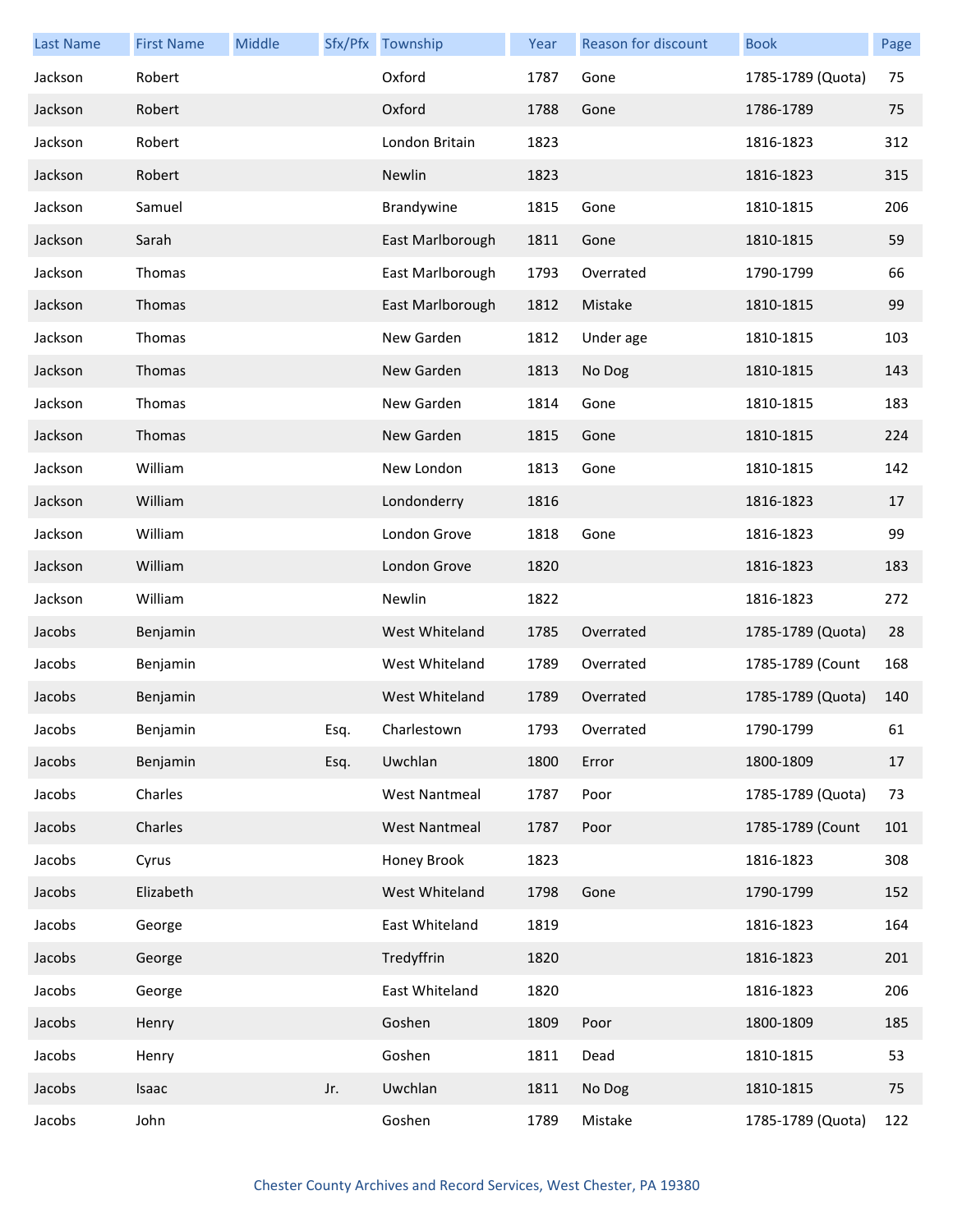| Last Name | First Name | Middle | Sfx/Pfx | Township | Year | Reason for discount | Book | Page |
|---|---|---|---|---|---|---|---|---|
| Jackson | Robert | | | Oxford | 1787 | Gone | 1785-1789 (Quota) | 75 |
| Jackson | Robert | | | Oxford | 1788 | Gone | 1786-1789 | 75 |
| Jackson | Robert | | | London Britain | 1823 | | 1816-1823 | 312 |
| Jackson | Robert | | | Newlin | 1823 | | 1816-1823 | 315 |
| Jackson | Samuel | | | Brandywine | 1815 | Gone | 1810-1815 | 206 |
| Jackson | Sarah | | | East Marlborough | 1811 | Gone | 1810-1815 | 59 |
| Jackson | Thomas | | | East Marlborough | 1793 | Overrated | 1790-1799 | 66 |
| Jackson | Thomas | | | East Marlborough | 1812 | Mistake | 1810-1815 | 99 |
| Jackson | Thomas | | | New Garden | 1812 | Under age | 1810-1815 | 103 |
| Jackson | Thomas | | | New Garden | 1813 | No Dog | 1810-1815 | 143 |
| Jackson | Thomas | | | New Garden | 1814 | Gone | 1810-1815 | 183 |
| Jackson | Thomas | | | New Garden | 1815 | Gone | 1810-1815 | 224 |
| Jackson | William | | | New London | 1813 | Gone | 1810-1815 | 142 |
| Jackson | William | | | Londonderry | 1816 | | 1816-1823 | 17 |
| Jackson | William | | | London Grove | 1818 | Gone | 1816-1823 | 99 |
| Jackson | William | | | London Grove | 1820 | | 1816-1823 | 183 |
| Jackson | William | | | Newlin | 1822 | | 1816-1823 | 272 |
| Jacobs | Benjamin | | | West Whiteland | 1785 | Overrated | 1785-1789 (Quota) | 28 |
| Jacobs | Benjamin | | | West Whiteland | 1789 | Overrated | 1785-1789 (Count | 168 |
| Jacobs | Benjamin | | | West Whiteland | 1789 | Overrated | 1785-1789 (Quota) | 140 |
| Jacobs | Benjamin | | Esq. | Charlestown | 1793 | Overrated | 1790-1799 | 61 |
| Jacobs | Benjamin | | Esq. | Uwchlan | 1800 | Error | 1800-1809 | 17 |
| Jacobs | Charles | | | West Nantmeal | 1787 | Poor | 1785-1789 (Quota) | 73 |
| Jacobs | Charles | | | West Nantmeal | 1787 | Poor | 1785-1789 (Count | 101 |
| Jacobs | Cyrus | | | Honey Brook | 1823 | | 1816-1823 | 308 |
| Jacobs | Elizabeth | | | West Whiteland | 1798 | Gone | 1790-1799 | 152 |
| Jacobs | George | | | East Whiteland | 1819 | | 1816-1823 | 164 |
| Jacobs | George | | | Tredyffrin | 1820 | | 1816-1823 | 201 |
| Jacobs | George | | | East Whiteland | 1820 | | 1816-1823 | 206 |
| Jacobs | Henry | | | Goshen | 1809 | Poor | 1800-1809 | 185 |
| Jacobs | Henry | | | Goshen | 1811 | Dead | 1810-1815 | 53 |
| Jacobs | Isaac | | Jr. | Uwchlan | 1811 | No Dog | 1810-1815 | 75 |
| Jacobs | John | | | Goshen | 1789 | Mistake | 1785-1789 (Quota) | 122 |

Chester County Archives and Record Services, West Chester, PA 19380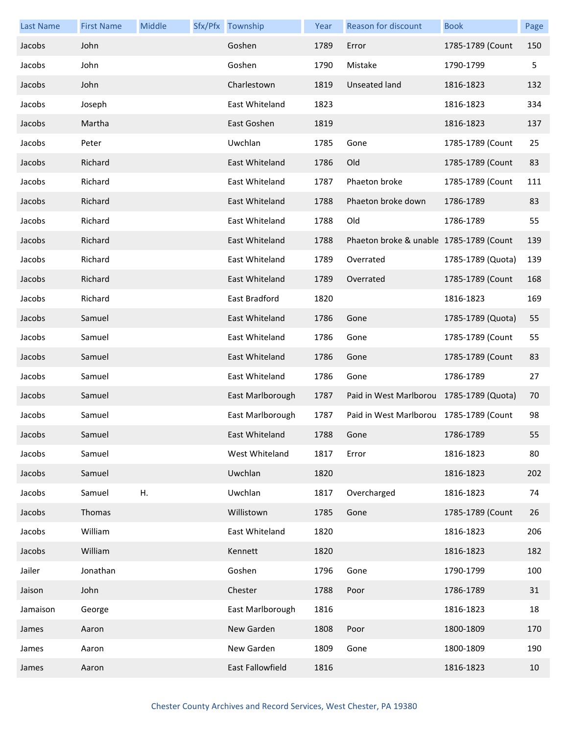| Last Name | First Name | Middle | Sfx/Pfx | Township | Year | Reason for discount | Book | Page |
|---|---|---|---|---|---|---|---|---|
| Jacobs | John | | | Goshen | 1789 | Error | 1785-1789 (Count | 150 |
| Jacobs | John | | | Goshen | 1790 | Mistake | 1790-1799 | 5 |
| Jacobs | John | | | Charlestown | 1819 | Unseated land | 1816-1823 | 132 |
| Jacobs | Joseph | | | East Whiteland | 1823 | | 1816-1823 | 334 |
| Jacobs | Martha | | | East Goshen | 1819 | | 1816-1823 | 137 |
| Jacobs | Peter | | | Uwchlan | 1785 | Gone | 1785-1789 (Count | 25 |
| Jacobs | Richard | | | East Whiteland | 1786 | Old | 1785-1789 (Count | 83 |
| Jacobs | Richard | | | East Whiteland | 1787 | Phaeton broke | 1785-1789 (Count | 111 |
| Jacobs | Richard | | | East Whiteland | 1788 | Phaeton broke down | 1786-1789 | 83 |
| Jacobs | Richard | | | East Whiteland | 1788 | Old | 1786-1789 | 55 |
| Jacobs | Richard | | | East Whiteland | 1788 | Phaeton broke & unable | 1785-1789 (Count | 139 |
| Jacobs | Richard | | | East Whiteland | 1789 | Overrated | 1785-1789 (Quota) | 139 |
| Jacobs | Richard | | | East Whiteland | 1789 | Overrated | 1785-1789 (Count | 168 |
| Jacobs | Richard | | | East Bradford | 1820 | | 1816-1823 | 169 |
| Jacobs | Samuel | | | East Whiteland | 1786 | Gone | 1785-1789 (Quota) | 55 |
| Jacobs | Samuel | | | East Whiteland | 1786 | Gone | 1785-1789 (Count | 55 |
| Jacobs | Samuel | | | East Whiteland | 1786 | Gone | 1785-1789 (Count | 83 |
| Jacobs | Samuel | | | East Whiteland | 1786 | Gone | 1786-1789 | 27 |
| Jacobs | Samuel | | | East Marlborough | 1787 | Paid in West Marlborou | 1785-1789 (Quota) | 70 |
| Jacobs | Samuel | | | East Marlborough | 1787 | Paid in West Marlborou | 1785-1789 (Count | 98 |
| Jacobs | Samuel | | | East Whiteland | 1788 | Gone | 1786-1789 | 55 |
| Jacobs | Samuel | | | West Whiteland | 1817 | Error | 1816-1823 | 80 |
| Jacobs | Samuel | | | Uwchlan | 1820 | | 1816-1823 | 202 |
| Jacobs | Samuel | H. | | Uwchlan | 1817 | Overcharged | 1816-1823 | 74 |
| Jacobs | Thomas | | | Willistown | 1785 | Gone | 1785-1789 (Count | 26 |
| Jacobs | William | | | East Whiteland | 1820 | | 1816-1823 | 206 |
| Jacobs | William | | | Kennett | 1820 | | 1816-1823 | 182 |
| Jailer | Jonathan | | | Goshen | 1796 | Gone | 1790-1799 | 100 |
| Jaison | John | | | Chester | 1788 | Poor | 1786-1789 | 31 |
| Jamaison | George | | | East Marlborough | 1816 | | 1816-1823 | 18 |
| James | Aaron | | | New Garden | 1808 | Poor | 1800-1809 | 170 |
| James | Aaron | | | New Garden | 1809 | Gone | 1800-1809 | 190 |
| James | Aaron | | | East Fallowfield | 1816 | | 1816-1823 | 10 |

Chester County Archives and Record Services, West Chester, PA 19380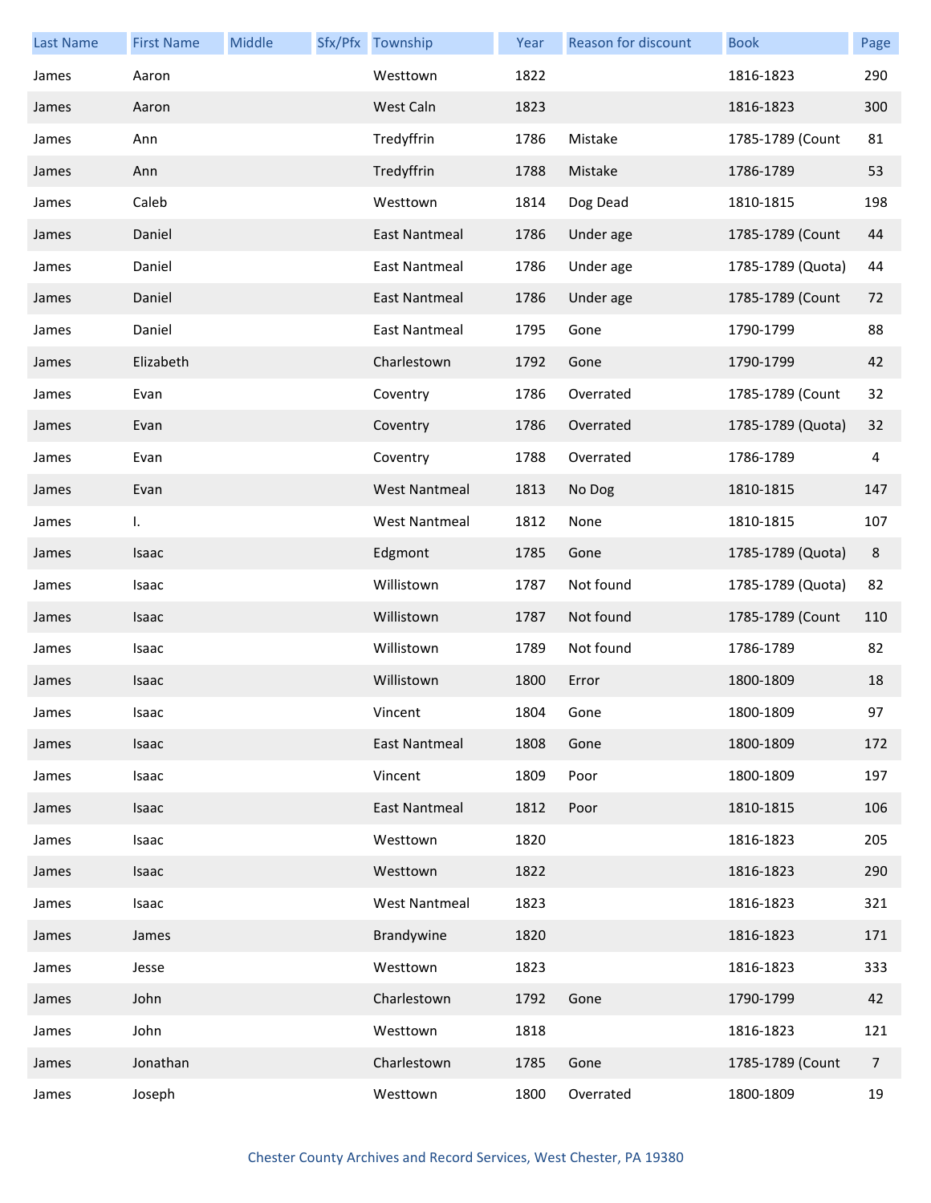| Last Name | First Name | Middle | Sfx/Pfx | Township | Year | Reason for discount | Book | Page |
|---|---|---|---|---|---|---|---|---|
| James | Aaron | | | Westtown | 1822 | | 1816-1823 | 290 |
| James | Aaron | | | West Caln | 1823 | | 1816-1823 | 300 |
| James | Ann | | | Tredyffrin | 1786 | Mistake | 1785-1789 (Count | 81 |
| James | Ann | | | Tredyffrin | 1788 | Mistake | 1786-1789 | 53 |
| James | Caleb | | | Westtown | 1814 | Dog Dead | 1810-1815 | 198 |
| James | Daniel | | | East Nantmeal | 1786 | Under age | 1785-1789 (Count | 44 |
| James | Daniel | | | East Nantmeal | 1786 | Under age | 1785-1789 (Quota) | 44 |
| James | Daniel | | | East Nantmeal | 1786 | Under age | 1785-1789 (Count | 72 |
| James | Daniel | | | East Nantmeal | 1795 | Gone | 1790-1799 | 88 |
| James | Elizabeth | | | Charlestown | 1792 | Gone | 1790-1799 | 42 |
| James | Evan | | | Coventry | 1786 | Overrated | 1785-1789 (Count | 32 |
| James | Evan | | | Coventry | 1786 | Overrated | 1785-1789 (Quota) | 32 |
| James | Evan | | | Coventry | 1788 | Overrated | 1786-1789 | 4 |
| James | Evan | | | West Nantmeal | 1813 | No Dog | 1810-1815 | 147 |
| James | I. | | | West Nantmeal | 1812 | None | 1810-1815 | 107 |
| James | Isaac | | | Edgmont | 1785 | Gone | 1785-1789 (Quota) | 8 |
| James | Isaac | | | Willistown | 1787 | Not found | 1785-1789 (Quota) | 82 |
| James | Isaac | | | Willistown | 1787 | Not found | 1785-1789 (Count | 110 |
| James | Isaac | | | Willistown | 1789 | Not found | 1786-1789 | 82 |
| James | Isaac | | | Willistown | 1800 | Error | 1800-1809 | 18 |
| James | Isaac | | | Vincent | 1804 | Gone | 1800-1809 | 97 |
| James | Isaac | | | East Nantmeal | 1808 | Gone | 1800-1809 | 172 |
| James | Isaac | | | Vincent | 1809 | Poor | 1800-1809 | 197 |
| James | Isaac | | | East Nantmeal | 1812 | Poor | 1810-1815 | 106 |
| James | Isaac | | | Westtown | 1820 | | 1816-1823 | 205 |
| James | Isaac | | | Westtown | 1822 | | 1816-1823 | 290 |
| James | Isaac | | | West Nantmeal | 1823 | | 1816-1823 | 321 |
| James | James | | | Brandywine | 1820 | | 1816-1823 | 171 |
| James | Jesse | | | Westtown | 1823 | | 1816-1823 | 333 |
| James | John | | | Charlestown | 1792 | Gone | 1790-1799 | 42 |
| James | John | | | Westtown | 1818 | | 1816-1823 | 121 |
| James | Jonathan | | | Charlestown | 1785 | Gone | 1785-1789 (Count | 7 |
| James | Joseph | | | Westtown | 1800 | Overrated | 1800-1809 | 19 |

Chester County Archives and Record Services, West Chester, PA 19380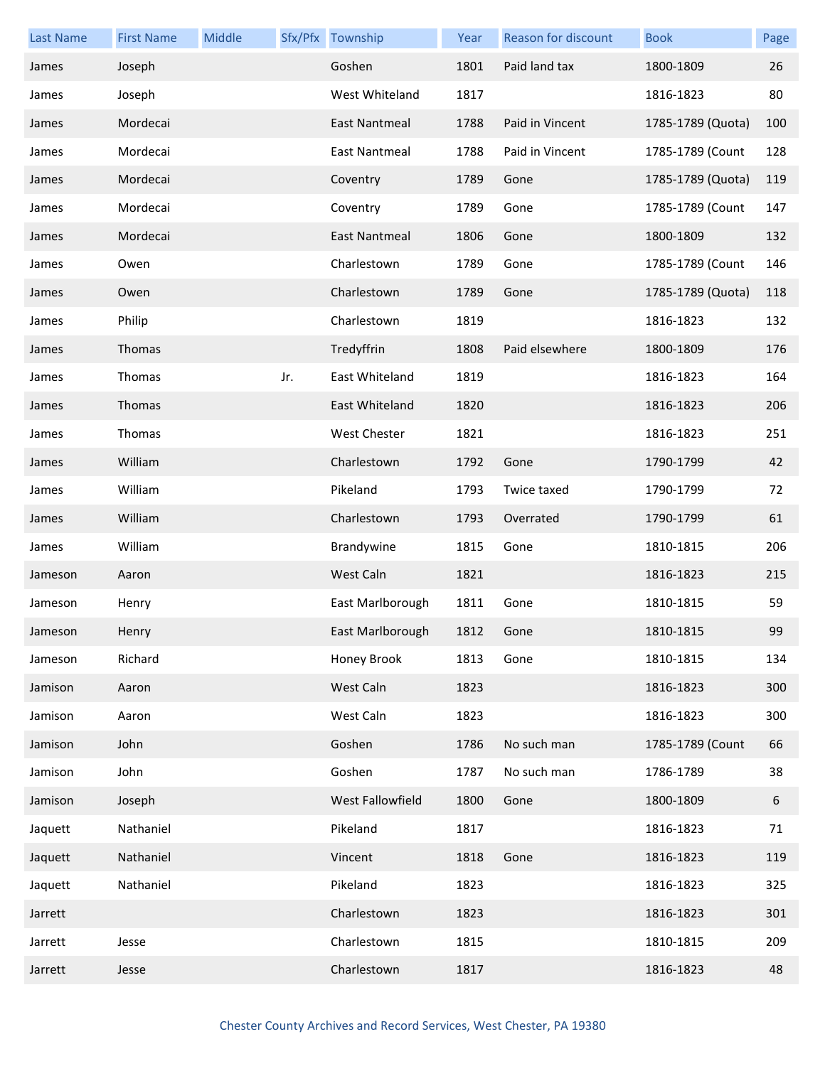| Last Name | First Name | Middle | Sfx/Pfx | Township | Year | Reason for discount | Book | Page |
|---|---|---|---|---|---|---|---|---|
| James | Joseph | | | Goshen | 1801 | Paid land tax | 1800-1809 | 26 |
| James | Joseph | | | West Whiteland | 1817 | | 1816-1823 | 80 |
| James | Mordecai | | | East Nantmeal | 1788 | Paid in Vincent | 1785-1789 (Quota) | 100 |
| James | Mordecai | | | East Nantmeal | 1788 | Paid in Vincent | 1785-1789 (Count | 128 |
| James | Mordecai | | | Coventry | 1789 | Gone | 1785-1789 (Quota) | 119 |
| James | Mordecai | | | Coventry | 1789 | Gone | 1785-1789 (Count | 147 |
| James | Mordecai | | | East Nantmeal | 1806 | Gone | 1800-1809 | 132 |
| James | Owen | | | Charlestown | 1789 | Gone | 1785-1789 (Count | 146 |
| James | Owen | | | Charlestown | 1789 | Gone | 1785-1789 (Quota) | 118 |
| James | Philip | | | Charlestown | 1819 | | 1816-1823 | 132 |
| James | Thomas | | | Tredyffrin | 1808 | Paid elsewhere | 1800-1809 | 176 |
| James | Thomas | | Jr. | East Whiteland | 1819 | | 1816-1823 | 164 |
| James | Thomas | | | East Whiteland | 1820 | | 1816-1823 | 206 |
| James | Thomas | | | West Chester | 1821 | | 1816-1823 | 251 |
| James | William | | | Charlestown | 1792 | Gone | 1790-1799 | 42 |
| James | William | | | Pikeland | 1793 | Twice taxed | 1790-1799 | 72 |
| James | William | | | Charlestown | 1793 | Overrated | 1790-1799 | 61 |
| James | William | | | Brandywine | 1815 | Gone | 1810-1815 | 206 |
| Jameson | Aaron | | | West Caln | 1821 | | 1816-1823 | 215 |
| Jameson | Henry | | | East Marlborough | 1811 | Gone | 1810-1815 | 59 |
| Jameson | Henry | | | East Marlborough | 1812 | Gone | 1810-1815 | 99 |
| Jameson | Richard | | | Honey Brook | 1813 | Gone | 1810-1815 | 134 |
| Jamison | Aaron | | | West Caln | 1823 | | 1816-1823 | 300 |
| Jamison | Aaron | | | West Caln | 1823 | | 1816-1823 | 300 |
| Jamison | John | | | Goshen | 1786 | No such man | 1785-1789 (Count | 66 |
| Jamison | John | | | Goshen | 1787 | No such man | 1786-1789 | 38 |
| Jamison | Joseph | | | West Fallowfield | 1800 | Gone | 1800-1809 | 6 |
| Jaquett | Nathaniel | | | Pikeland | 1817 | | 1816-1823 | 71 |
| Jaquett | Nathaniel | | | Vincent | 1818 | Gone | 1816-1823 | 119 |
| Jaquett | Nathaniel | | | Pikeland | 1823 | | 1816-1823 | 325 |
| Jarrett | | | | Charlestown | 1823 | | 1816-1823 | 301 |
| Jarrett | Jesse | | | Charlestown | 1815 | | 1810-1815 | 209 |
| Jarrett | Jesse | | | Charlestown | 1817 | | 1816-1823 | 48 |

Chester County Archives and Record Services, West Chester, PA 19380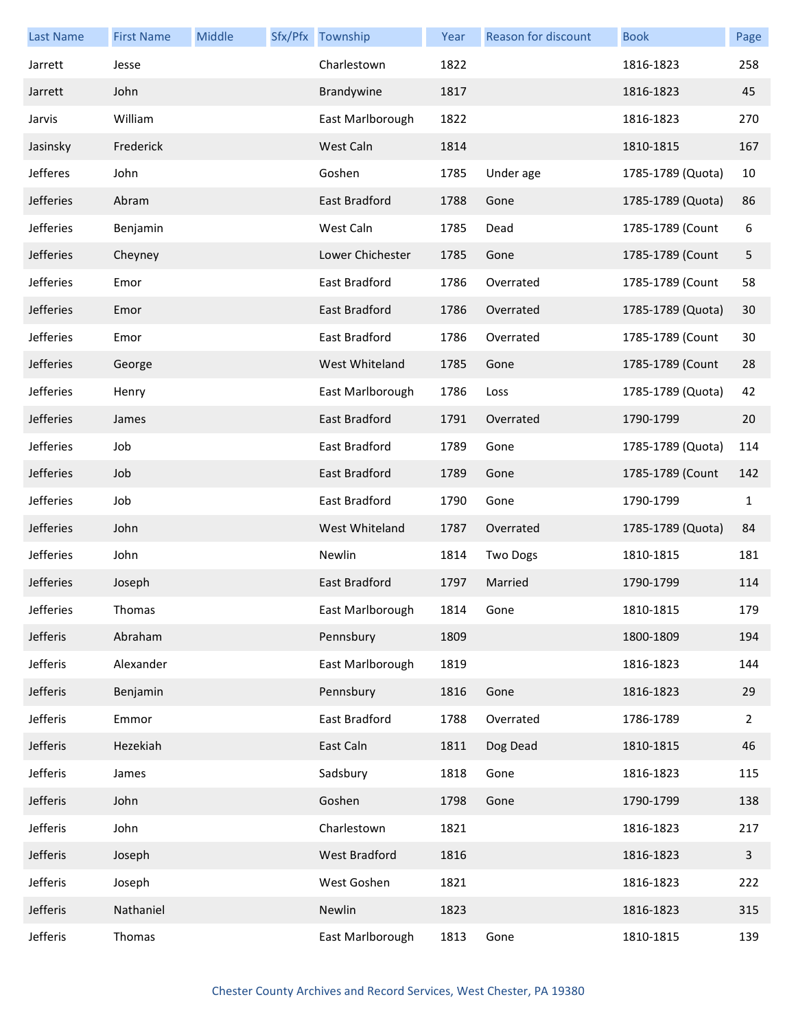| Last Name | First Name | Middle | Sfx/Pfx | Township | Year | Reason for discount | Book | Page |
|---|---|---|---|---|---|---|---|---|
| Jarrett | Jesse | | | Charlestown | 1822 | | 1816-1823 | 258 |
| Jarrett | John | | | Brandywine | 1817 | | 1816-1823 | 45 |
| Jarvis | William | | | East Marlborough | 1822 | | 1816-1823 | 270 |
| Jasinsky | Frederick | | | West Caln | 1814 | | 1810-1815 | 167 |
| Jefferes | John | | | Goshen | 1785 | Under age | 1785-1789 (Quota) | 10 |
| Jefferies | Abram | | | East Bradford | 1788 | Gone | 1785-1789 (Quota) | 86 |
| Jefferies | Benjamin | | | West Caln | 1785 | Dead | 1785-1789 (Count | 6 |
| Jefferies | Cheyney | | | Lower Chichester | 1785 | Gone | 1785-1789 (Count | 5 |
| Jefferies | Emor | | | East Bradford | 1786 | Overrated | 1785-1789 (Count | 58 |
| Jefferies | Emor | | | East Bradford | 1786 | Overrated | 1785-1789 (Quota) | 30 |
| Jefferies | Emor | | | East Bradford | 1786 | Overrated | 1785-1789 (Count | 30 |
| Jefferies | George | | | West Whiteland | 1785 | Gone | 1785-1789 (Count | 28 |
| Jefferies | Henry | | | East Marlborough | 1786 | Loss | 1785-1789 (Quota) | 42 |
| Jefferies | James | | | East Bradford | 1791 | Overrated | 1790-1799 | 20 |
| Jefferies | Job | | | East Bradford | 1789 | Gone | 1785-1789 (Quota) | 114 |
| Jefferies | Job | | | East Bradford | 1789 | Gone | 1785-1789 (Count | 142 |
| Jefferies | Job | | | East Bradford | 1790 | Gone | 1790-1799 | 1 |
| Jefferies | John | | | West Whiteland | 1787 | Overrated | 1785-1789 (Quota) | 84 |
| Jefferies | John | | | Newlin | 1814 | Two Dogs | 1810-1815 | 181 |
| Jefferies | Joseph | | | East Bradford | 1797 | Married | 1790-1799 | 114 |
| Jefferies | Thomas | | | East Marlborough | 1814 | Gone | 1810-1815 | 179 |
| Jefferis | Abraham | | | Pennsbury | 1809 | | 1800-1809 | 194 |
| Jefferis | Alexander | | | East Marlborough | 1819 | | 1816-1823 | 144 |
| Jefferis | Benjamin | | | Pennsbury | 1816 | Gone | 1816-1823 | 29 |
| Jefferis | Emmor | | | East Bradford | 1788 | Overrated | 1786-1789 | 2 |
| Jefferis | Hezekiah | | | East Caln | 1811 | Dog Dead | 1810-1815 | 46 |
| Jefferis | James | | | Sadsbury | 1818 | Gone | 1816-1823 | 115 |
| Jefferis | John | | | Goshen | 1798 | Gone | 1790-1799 | 138 |
| Jefferis | John | | | Charlestown | 1821 | | 1816-1823 | 217 |
| Jefferis | Joseph | | | West Bradford | 1816 | | 1816-1823 | 3 |
| Jefferis | Joseph | | | West Goshen | 1821 | | 1816-1823 | 222 |
| Jefferis | Nathaniel | | | Newlin | 1823 | | 1816-1823 | 315 |
| Jefferis | Thomas | | | East Marlborough | 1813 | Gone | 1810-1815 | 139 |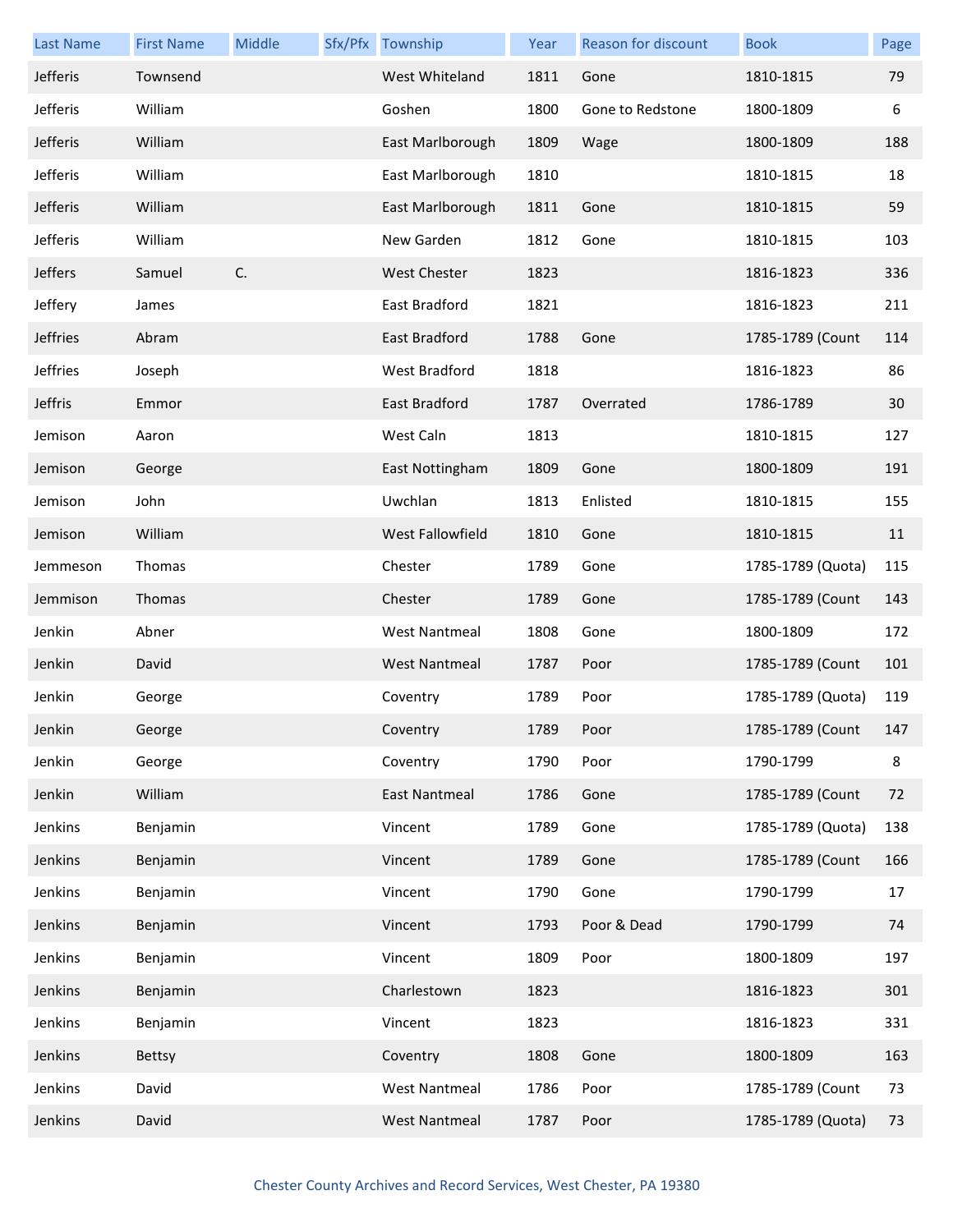| Last Name | First Name | Middle | Sfx/Pfx | Township | Year | Reason for discount | Book | Page |
|---|---|---|---|---|---|---|---|---|
| Jefferis | Townsend | | | West Whiteland | 1811 | Gone | 1810-1815 | 79 |
| Jefferis | William | | | Goshen | 1800 | Gone to Redstone | 1800-1809 | 6 |
| Jefferis | William | | | East Marlborough | 1809 | Wage | 1800-1809 | 188 |
| Jefferis | William | | | East Marlborough | 1810 | | 1810-1815 | 18 |
| Jefferis | William | | | East Marlborough | 1811 | Gone | 1810-1815 | 59 |
| Jefferis | William | | | New Garden | 1812 | Gone | 1810-1815 | 103 |
| Jeffers | Samuel | C. | | West Chester | 1823 | | 1816-1823 | 336 |
| Jeffery | James | | | East Bradford | 1821 | | 1816-1823 | 211 |
| Jeffries | Abram | | | East Bradford | 1788 | Gone | 1785-1789 (Count | 114 |
| Jeffries | Joseph | | | West Bradford | 1818 | | 1816-1823 | 86 |
| Jeffris | Emmor | | | East Bradford | 1787 | Overrated | 1786-1789 | 30 |
| Jemison | Aaron | | | West Caln | 1813 | | 1810-1815 | 127 |
| Jemison | George | | | East Nottingham | 1809 | Gone | 1800-1809 | 191 |
| Jemison | John | | | Uwchlan | 1813 | Enlisted | 1810-1815 | 155 |
| Jemison | William | | | West Fallowfield | 1810 | Gone | 1810-1815 | 11 |
| Jemmeson | Thomas | | | Chester | 1789 | Gone | 1785-1789 (Quota) | 115 |
| Jemmison | Thomas | | | Chester | 1789 | Gone | 1785-1789 (Count | 143 |
| Jenkin | Abner | | | West Nantmeal | 1808 | Gone | 1800-1809 | 172 |
| Jenkin | David | | | West Nantmeal | 1787 | Poor | 1785-1789 (Count | 101 |
| Jenkin | George | | | Coventry | 1789 | Poor | 1785-1789 (Quota) | 119 |
| Jenkin | George | | | Coventry | 1789 | Poor | 1785-1789 (Count | 147 |
| Jenkin | George | | | Coventry | 1790 | Poor | 1790-1799 | 8 |
| Jenkin | William | | | East Nantmeal | 1786 | Gone | 1785-1789 (Count | 72 |
| Jenkins | Benjamin | | | Vincent | 1789 | Gone | 1785-1789 (Quota) | 138 |
| Jenkins | Benjamin | | | Vincent | 1789 | Gone | 1785-1789 (Count | 166 |
| Jenkins | Benjamin | | | Vincent | 1790 | Gone | 1790-1799 | 17 |
| Jenkins | Benjamin | | | Vincent | 1793 | Poor & Dead | 1790-1799 | 74 |
| Jenkins | Benjamin | | | Vincent | 1809 | Poor | 1800-1809 | 197 |
| Jenkins | Benjamin | | | Charlestown | 1823 | | 1816-1823 | 301 |
| Jenkins | Benjamin | | | Vincent | 1823 | | 1816-1823 | 331 |
| Jenkins | Bettsy | | | Coventry | 1808 | Gone | 1800-1809 | 163 |
| Jenkins | David | | | West Nantmeal | 1786 | Poor | 1785-1789 (Count | 73 |
| Jenkins | David | | | West Nantmeal | 1787 | Poor | 1785-1789 (Quota) | 73 |

Chester County Archives and Record Services, West Chester, PA 19380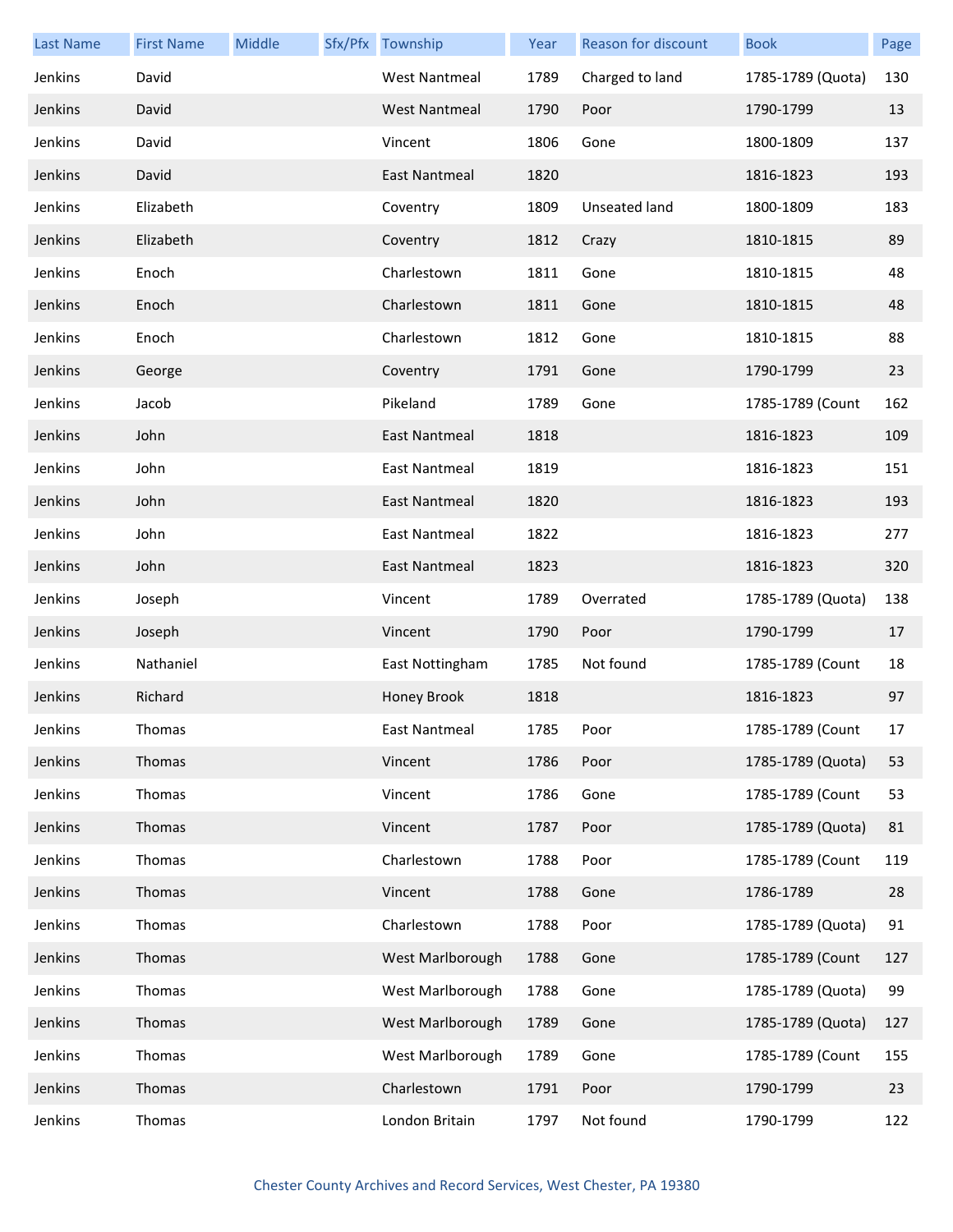| Last Name | First Name | Middle | Sfx/Pfx | Township | Year | Reason for discount | Book | Page |
|---|---|---|---|---|---|---|---|---|
| Jenkins | David | | | West Nantmeal | 1789 | Charged to land | 1785-1789 (Quota) | 130 |
| Jenkins | David | | | West Nantmeal | 1790 | Poor | 1790-1799 | 13 |
| Jenkins | David | | | Vincent | 1806 | Gone | 1800-1809 | 137 |
| Jenkins | David | | | East Nantmeal | 1820 | | 1816-1823 | 193 |
| Jenkins | Elizabeth | | | Coventry | 1809 | Unseated land | 1800-1809 | 183 |
| Jenkins | Elizabeth | | | Coventry | 1812 | Crazy | 1810-1815 | 89 |
| Jenkins | Enoch | | | Charlestown | 1811 | Gone | 1810-1815 | 48 |
| Jenkins | Enoch | | | Charlestown | 1811 | Gone | 1810-1815 | 48 |
| Jenkins | Enoch | | | Charlestown | 1812 | Gone | 1810-1815 | 88 |
| Jenkins | George | | | Coventry | 1791 | Gone | 1790-1799 | 23 |
| Jenkins | Jacob | | | Pikeland | 1789 | Gone | 1785-1789 (Count | 162 |
| Jenkins | John | | | East Nantmeal | 1818 | | 1816-1823 | 109 |
| Jenkins | John | | | East Nantmeal | 1819 | | 1816-1823 | 151 |
| Jenkins | John | | | East Nantmeal | 1820 | | 1816-1823 | 193 |
| Jenkins | John | | | East Nantmeal | 1822 | | 1816-1823 | 277 |
| Jenkins | John | | | East Nantmeal | 1823 | | 1816-1823 | 320 |
| Jenkins | Joseph | | | Vincent | 1789 | Overrated | 1785-1789 (Quota) | 138 |
| Jenkins | Joseph | | | Vincent | 1790 | Poor | 1790-1799 | 17 |
| Jenkins | Nathaniel | | | East Nottingham | 1785 | Not found | 1785-1789 (Count | 18 |
| Jenkins | Richard | | | Honey Brook | 1818 | | 1816-1823 | 97 |
| Jenkins | Thomas | | | East Nantmeal | 1785 | Poor | 1785-1789 (Count | 17 |
| Jenkins | Thomas | | | Vincent | 1786 | Poor | 1785-1789 (Quota) | 53 |
| Jenkins | Thomas | | | Vincent | 1786 | Gone | 1785-1789 (Count | 53 |
| Jenkins | Thomas | | | Vincent | 1787 | Poor | 1785-1789 (Quota) | 81 |
| Jenkins | Thomas | | | Charlestown | 1788 | Poor | 1785-1789 (Count | 119 |
| Jenkins | Thomas | | | Vincent | 1788 | Gone | 1786-1789 | 28 |
| Jenkins | Thomas | | | Charlestown | 1788 | Poor | 1785-1789 (Quota) | 91 |
| Jenkins | Thomas | | | West Marlborough | 1788 | Gone | 1785-1789 (Count | 127 |
| Jenkins | Thomas | | | West Marlborough | 1788 | Gone | 1785-1789 (Quota) | 99 |
| Jenkins | Thomas | | | West Marlborough | 1789 | Gone | 1785-1789 (Quota) | 127 |
| Jenkins | Thomas | | | West Marlborough | 1789 | Gone | 1785-1789 (Count | 155 |
| Jenkins | Thomas | | | Charlestown | 1791 | Poor | 1790-1799 | 23 |
| Jenkins | Thomas | | | London Britain | 1797 | Not found | 1790-1799 | 122 |

Chester County Archives and Record Services, West Chester, PA 19380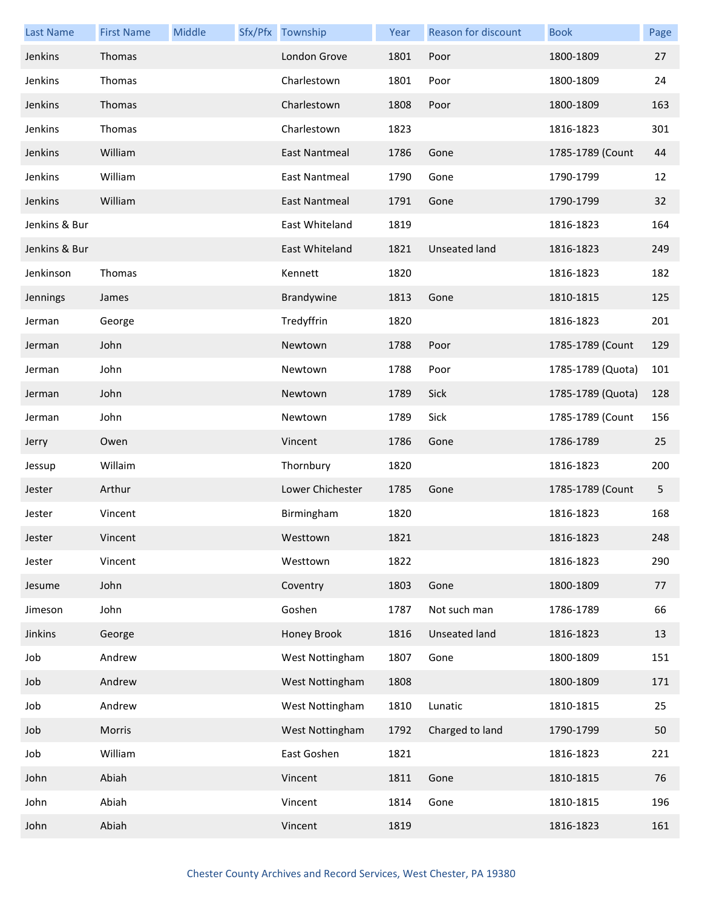| Last Name | First Name | Middle | Sfx/Pfx | Township | Year | Reason for discount | Book | Page |
|---|---|---|---|---|---|---|---|---|
| Jenkins | Thomas | | | London Grove | 1801 | Poor | 1800-1809 | 27 |
| Jenkins | Thomas | | | Charlestown | 1801 | Poor | 1800-1809 | 24 |
| Jenkins | Thomas | | | Charlestown | 1808 | Poor | 1800-1809 | 163 |
| Jenkins | Thomas | | | Charlestown | 1823 | | 1816-1823 | 301 |
| Jenkins | William | | | East Nantmeal | 1786 | Gone | 1785-1789 (Count | 44 |
| Jenkins | William | | | East Nantmeal | 1790 | Gone | 1790-1799 | 12 |
| Jenkins | William | | | East Nantmeal | 1791 | Gone | 1790-1799 | 32 |
| Jenkins & Bur | | | | East Whiteland | 1819 | | 1816-1823 | 164 |
| Jenkins & Bur | | | | East Whiteland | 1821 | Unseated land | 1816-1823 | 249 |
| Jenkinson | Thomas | | | Kennett | 1820 | | 1816-1823 | 182 |
| Jennings | James | | | Brandywine | 1813 | Gone | 1810-1815 | 125 |
| Jerman | George | | | Tredyffrin | 1820 | | 1816-1823 | 201 |
| Jerman | John | | | Newtown | 1788 | Poor | 1785-1789 (Count | 129 |
| Jerman | John | | | Newtown | 1788 | Poor | 1785-1789 (Quota) | 101 |
| Jerman | John | | | Newtown | 1789 | Sick | 1785-1789 (Quota) | 128 |
| Jerman | John | | | Newtown | 1789 | Sick | 1785-1789 (Count | 156 |
| Jerry | Owen | | | Vincent | 1786 | Gone | 1786-1789 | 25 |
| Jessup | Willaim | | | Thornbury | 1820 | | 1816-1823 | 200 |
| Jester | Arthur | | | Lower Chichester | 1785 | Gone | 1785-1789 (Count | 5 |
| Jester | Vincent | | | Birmingham | 1820 | | 1816-1823 | 168 |
| Jester | Vincent | | | Westtown | 1821 | | 1816-1823 | 248 |
| Jester | Vincent | | | Westtown | 1822 | | 1816-1823 | 290 |
| Jesume | John | | | Coventry | 1803 | Gone | 1800-1809 | 77 |
| Jimeson | John | | | Goshen | 1787 | Not such man | 1786-1789 | 66 |
| Jinkins | George | | | Honey Brook | 1816 | Unseated land | 1816-1823 | 13 |
| Job | Andrew | | | West Nottingham | 1807 | Gone | 1800-1809 | 151 |
| Job | Andrew | | | West Nottingham | 1808 | | 1800-1809 | 171 |
| Job | Andrew | | | West Nottingham | 1810 | Lunatic | 1810-1815 | 25 |
| Job | Morris | | | West Nottingham | 1792 | Charged to land | 1790-1799 | 50 |
| Job | William | | | East Goshen | 1821 | | 1816-1823 | 221 |
| John | Abiah | | | Vincent | 1811 | Gone | 1810-1815 | 76 |
| John | Abiah | | | Vincent | 1814 | Gone | 1810-1815 | 196 |
| John | Abiah | | | Vincent | 1819 | | 1816-1823 | 161 |

Chester County Archives and Record Services, West Chester, PA 19380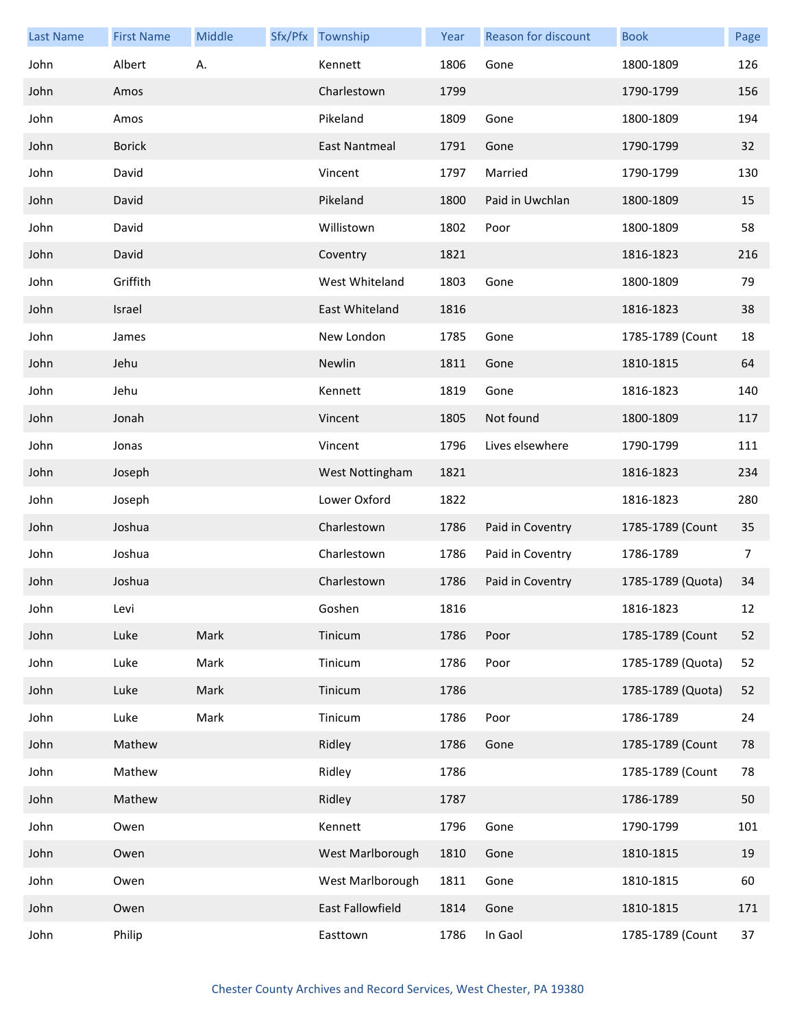| Last Name | First Name | Middle | Sfx/Pfx | Township | Year | Reason for discount | Book | Page |
|---|---|---|---|---|---|---|---|---|
| John | Albert | A. | | Kennett | 1806 | Gone | 1800-1809 | 126 |
| John | Amos | | | Charlestown | 1799 | | 1790-1799 | 156 |
| John | Amos | | | Pikeland | 1809 | Gone | 1800-1809 | 194 |
| John | Borick | | | East Nantmeal | 1791 | Gone | 1790-1799 | 32 |
| John | David | | | Vincent | 1797 | Married | 1790-1799 | 130 |
| John | David | | | Pikeland | 1800 | Paid in Uwchlan | 1800-1809 | 15 |
| John | David | | | Willistown | 1802 | Poor | 1800-1809 | 58 |
| John | David | | | Coventry | 1821 | | 1816-1823 | 216 |
| John | Griffith | | | West Whiteland | 1803 | Gone | 1800-1809 | 79 |
| John | Israel | | | East Whiteland | 1816 | | 1816-1823 | 38 |
| John | James | | | New London | 1785 | Gone | 1785-1789 (Count | 18 |
| John | Jehu | | | Newlin | 1811 | Gone | 1810-1815 | 64 |
| John | Jehu | | | Kennett | 1819 | Gone | 1816-1823 | 140 |
| John | Jonah | | | Vincent | 1805 | Not found | 1800-1809 | 117 |
| John | Jonas | | | Vincent | 1796 | Lives elsewhere | 1790-1799 | 111 |
| John | Joseph | | | West Nottingham | 1821 | | 1816-1823 | 234 |
| John | Joseph | | | Lower Oxford | 1822 | | 1816-1823 | 280 |
| John | Joshua | | | Charlestown | 1786 | Paid in Coventry | 1785-1789 (Count | 35 |
| John | Joshua | | | Charlestown | 1786 | Paid in Coventry | 1786-1789 | 7 |
| John | Joshua | | | Charlestown | 1786 | Paid in Coventry | 1785-1789 (Quota) | 34 |
| John | Levi | | | Goshen | 1816 | | 1816-1823 | 12 |
| John | Luke | Mark | | Tinicum | 1786 | Poor | 1785-1789 (Count | 52 |
| John | Luke | Mark | | Tinicum | 1786 | Poor | 1785-1789 (Quota) | 52 |
| John | Luke | Mark | | Tinicum | 1786 | | 1785-1789 (Quota) | 52 |
| John | Luke | Mark | | Tinicum | 1786 | Poor | 1786-1789 | 24 |
| John | Mathew | | | Ridley | 1786 | Gone | 1785-1789 (Count | 78 |
| John | Mathew | | | Ridley | 1786 | | 1785-1789 (Count | 78 |
| John | Mathew | | | Ridley | 1787 | | 1786-1789 | 50 |
| John | Owen | | | Kennett | 1796 | Gone | 1790-1799 | 101 |
| John | Owen | | | West Marlborough | 1810 | Gone | 1810-1815 | 19 |
| John | Owen | | | West Marlborough | 1811 | Gone | 1810-1815 | 60 |
| John | Owen | | | East Fallowfield | 1814 | Gone | 1810-1815 | 171 |
| John | Philip | | | Easttown | 1786 | In Gaol | 1785-1789 (Count | 37 |

Chester County Archives and Record Services, West Chester, PA 19380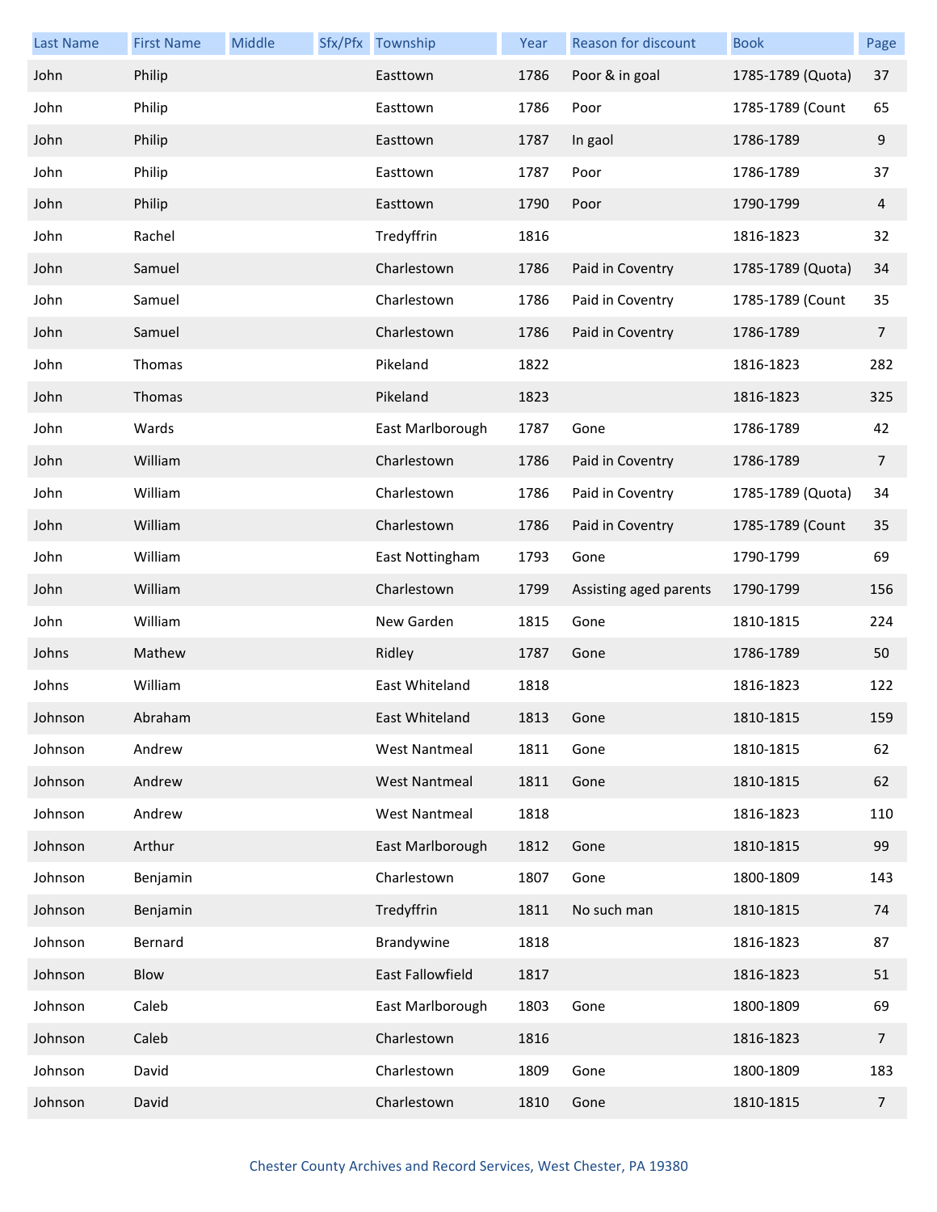| Last Name | First Name | Middle | Sfx/Pfx | Township | Year | Reason for discount | Book | Page |
| --- | --- | --- | --- | --- | --- | --- | --- | --- |
| John | Philip | | | Easttown | 1786 | Poor & in goal | 1785-1789 (Quota) | 37 |
| John | Philip | | | Easttown | 1786 | Poor | 1785-1789 (Count | 65 |
| John | Philip | | | Easttown | 1787 | In gaol | 1786-1789 | 9 |
| John | Philip | | | Easttown | 1787 | Poor | 1786-1789 | 37 |
| John | Philip | | | Easttown | 1790 | Poor | 1790-1799 | 4 |
| John | Rachel | | | Tredyffrin | 1816 | | 1816-1823 | 32 |
| John | Samuel | | | Charlestown | 1786 | Paid in Coventry | 1785-1789 (Quota) | 34 |
| John | Samuel | | | Charlestown | 1786 | Paid in Coventry | 1785-1789 (Count | 35 |
| John | Samuel | | | Charlestown | 1786 | Paid in Coventry | 1786-1789 | 7 |
| John | Thomas | | | Pikeland | 1822 | | 1816-1823 | 282 |
| John | Thomas | | | Pikeland | 1823 | | 1816-1823 | 325 |
| John | Wards | | | East Marlborough | 1787 | Gone | 1786-1789 | 42 |
| John | William | | | Charlestown | 1786 | Paid in Coventry | 1786-1789 | 7 |
| John | William | | | Charlestown | 1786 | Paid in Coventry | 1785-1789 (Quota) | 34 |
| John | William | | | Charlestown | 1786 | Paid in Coventry | 1785-1789 (Count | 35 |
| John | William | | | East Nottingham | 1793 | Gone | 1790-1799 | 69 |
| John | William | | | Charlestown | 1799 | Assisting aged parents | 1790-1799 | 156 |
| John | William | | | New Garden | 1815 | Gone | 1810-1815 | 224 |
| Johns | Mathew | | | Ridley | 1787 | Gone | 1786-1789 | 50 |
| Johns | William | | | East Whiteland | 1818 | | 1816-1823 | 122 |
| Johnson | Abraham | | | East Whiteland | 1813 | Gone | 1810-1815 | 159 |
| Johnson | Andrew | | | West Nantmeal | 1811 | Gone | 1810-1815 | 62 |
| Johnson | Andrew | | | West Nantmeal | 1811 | Gone | 1810-1815 | 62 |
| Johnson | Andrew | | | West Nantmeal | 1818 | | 1816-1823 | 110 |
| Johnson | Arthur | | | East Marlborough | 1812 | Gone | 1810-1815 | 99 |
| Johnson | Benjamin | | | Charlestown | 1807 | Gone | 1800-1809 | 143 |
| Johnson | Benjamin | | | Tredyffrin | 1811 | No such man | 1810-1815 | 74 |
| Johnson | Bernard | | | Brandywine | 1818 | | 1816-1823 | 87 |
| Johnson | Blow | | | East Fallowfield | 1817 | | 1816-1823 | 51 |
| Johnson | Caleb | | | East Marlborough | 1803 | Gone | 1800-1809 | 69 |
| Johnson | Caleb | | | Charlestown | 1816 | | 1816-1823 | 7 |
| Johnson | David | | | Charlestown | 1809 | Gone | 1800-1809 | 183 |
| Johnson | David | | | Charlestown | 1810 | Gone | 1810-1815 | 7 |

Chester County Archives and Record Services, West Chester, PA 19380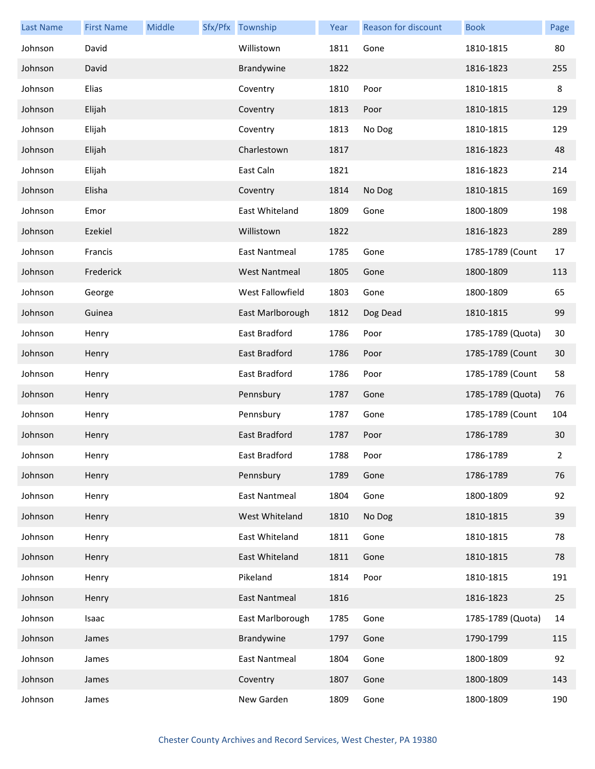| Last Name | First Name | Middle | Sfx/Pfx | Township | Year | Reason for discount | Book | Page |
|---|---|---|---|---|---|---|---|---|
| Johnson | David | | | Willistown | 1811 | Gone | 1810-1815 | 80 |
| Johnson | David | | | Brandywine | 1822 | | 1816-1823 | 255 |
| Johnson | Elias | | | Coventry | 1810 | Poor | 1810-1815 | 8 |
| Johnson | Elijah | | | Coventry | 1813 | Poor | 1810-1815 | 129 |
| Johnson | Elijah | | | Coventry | 1813 | No Dog | 1810-1815 | 129 |
| Johnson | Elijah | | | Charlestown | 1817 | | 1816-1823 | 48 |
| Johnson | Elijah | | | East Caln | 1821 | | 1816-1823 | 214 |
| Johnson | Elisha | | | Coventry | 1814 | No Dog | 1810-1815 | 169 |
| Johnson | Emor | | | East Whiteland | 1809 | Gone | 1800-1809 | 198 |
| Johnson | Ezekiel | | | Willistown | 1822 | | 1816-1823 | 289 |
| Johnson | Francis | | | East Nantmeal | 1785 | Gone | 1785-1789 (Count | 17 |
| Johnson | Frederick | | | West Nantmeal | 1805 | Gone | 1800-1809 | 113 |
| Johnson | George | | | West Fallowfield | 1803 | Gone | 1800-1809 | 65 |
| Johnson | Guinea | | | East Marlborough | 1812 | Dog Dead | 1810-1815 | 99 |
| Johnson | Henry | | | East Bradford | 1786 | Poor | 1785-1789 (Quota) | 30 |
| Johnson | Henry | | | East Bradford | 1786 | Poor | 1785-1789 (Count | 30 |
| Johnson | Henry | | | East Bradford | 1786 | Poor | 1785-1789 (Count | 58 |
| Johnson | Henry | | | Pennsbury | 1787 | Gone | 1785-1789 (Quota) | 76 |
| Johnson | Henry | | | Pennsbury | 1787 | Gone | 1785-1789 (Count | 104 |
| Johnson | Henry | | | East Bradford | 1787 | Poor | 1786-1789 | 30 |
| Johnson | Henry | | | East Bradford | 1788 | Poor | 1786-1789 | 2 |
| Johnson | Henry | | | Pennsbury | 1789 | Gone | 1786-1789 | 76 |
| Johnson | Henry | | | East Nantmeal | 1804 | Gone | 1800-1809 | 92 |
| Johnson | Henry | | | West Whiteland | 1810 | No Dog | 1810-1815 | 39 |
| Johnson | Henry | | | East Whiteland | 1811 | Gone | 1810-1815 | 78 |
| Johnson | Henry | | | East Whiteland | 1811 | Gone | 1810-1815 | 78 |
| Johnson | Henry | | | Pikeland | 1814 | Poor | 1810-1815 | 191 |
| Johnson | Henry | | | East Nantmeal | 1816 | | 1816-1823 | 25 |
| Johnson | Isaac | | | East Marlborough | 1785 | Gone | 1785-1789 (Quota) | 14 |
| Johnson | James | | | Brandywine | 1797 | Gone | 1790-1799 | 115 |
| Johnson | James | | | East Nantmeal | 1804 | Gone | 1800-1809 | 92 |
| Johnson | James | | | Coventry | 1807 | Gone | 1800-1809 | 143 |
| Johnson | James | | | New Garden | 1809 | Gone | 1800-1809 | 190 |

Chester County Archives and Record Services, West Chester, PA 19380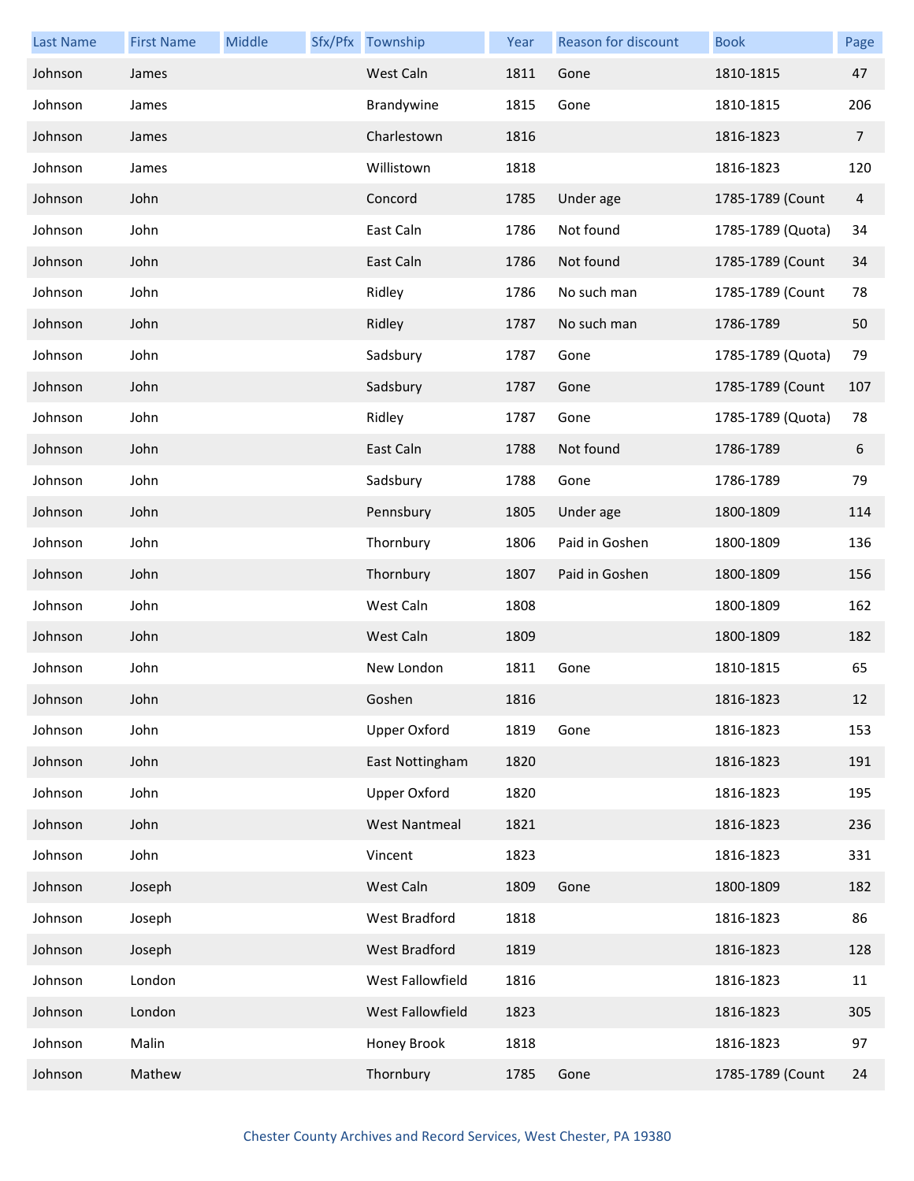| Last Name | First Name | Middle | Sfx/Pfx | Township | Year | Reason for discount | Book | Page |
|---|---|---|---|---|---|---|---|---|
| Johnson | James | | | West Caln | 1811 | Gone | 1810-1815 | 47 |
| Johnson | James | | | Brandywine | 1815 | Gone | 1810-1815 | 206 |
| Johnson | James | | | Charlestown | 1816 | | 1816-1823 | 7 |
| Johnson | James | | | Willistown | 1818 | | 1816-1823 | 120 |
| Johnson | John | | | Concord | 1785 | Under age | 1785-1789 (Count | 4 |
| Johnson | John | | | East Caln | 1786 | Not found | 1785-1789 (Quota) | 34 |
| Johnson | John | | | East Caln | 1786 | Not found | 1785-1789 (Count | 34 |
| Johnson | John | | | Ridley | 1786 | No such man | 1785-1789 (Count | 78 |
| Johnson | John | | | Ridley | 1787 | No such man | 1786-1789 | 50 |
| Johnson | John | | | Sadsbury | 1787 | Gone | 1785-1789 (Quota) | 79 |
| Johnson | John | | | Sadsbury | 1787 | Gone | 1785-1789 (Count | 107 |
| Johnson | John | | | Ridley | 1787 | Gone | 1785-1789 (Quota) | 78 |
| Johnson | John | | | East Caln | 1788 | Not found | 1786-1789 | 6 |
| Johnson | John | | | Sadsbury | 1788 | Gone | 1786-1789 | 79 |
| Johnson | John | | | Pennsbury | 1805 | Under age | 1800-1809 | 114 |
| Johnson | John | | | Thornbury | 1806 | Paid in Goshen | 1800-1809 | 136 |
| Johnson | John | | | Thornbury | 1807 | Paid in Goshen | 1800-1809 | 156 |
| Johnson | John | | | West Caln | 1808 | | 1800-1809 | 162 |
| Johnson | John | | | West Caln | 1809 | | 1800-1809 | 182 |
| Johnson | John | | | New London | 1811 | Gone | 1810-1815 | 65 |
| Johnson | John | | | Goshen | 1816 | | 1816-1823 | 12 |
| Johnson | John | | | Upper Oxford | 1819 | Gone | 1816-1823 | 153 |
| Johnson | John | | | East Nottingham | 1820 | | 1816-1823 | 191 |
| Johnson | John | | | Upper Oxford | 1820 | | 1816-1823 | 195 |
| Johnson | John | | | West Nantmeal | 1821 | | 1816-1823 | 236 |
| Johnson | John | | | Vincent | 1823 | | 1816-1823 | 331 |
| Johnson | Joseph | | | West Caln | 1809 | Gone | 1800-1809 | 182 |
| Johnson | Joseph | | | West Bradford | 1818 | | 1816-1823 | 86 |
| Johnson | Joseph | | | West Bradford | 1819 | | 1816-1823 | 128 |
| Johnson | London | | | West Fallowfield | 1816 | | 1816-1823 | 11 |
| Johnson | London | | | West Fallowfield | 1823 | | 1816-1823 | 305 |
| Johnson | Malin | | | Honey Brook | 1818 | | 1816-1823 | 97 |
| Johnson | Mathew | | | Thornbury | 1785 | Gone | 1785-1789 (Count | 24 |

Chester County Archives and Record Services, West Chester, PA 19380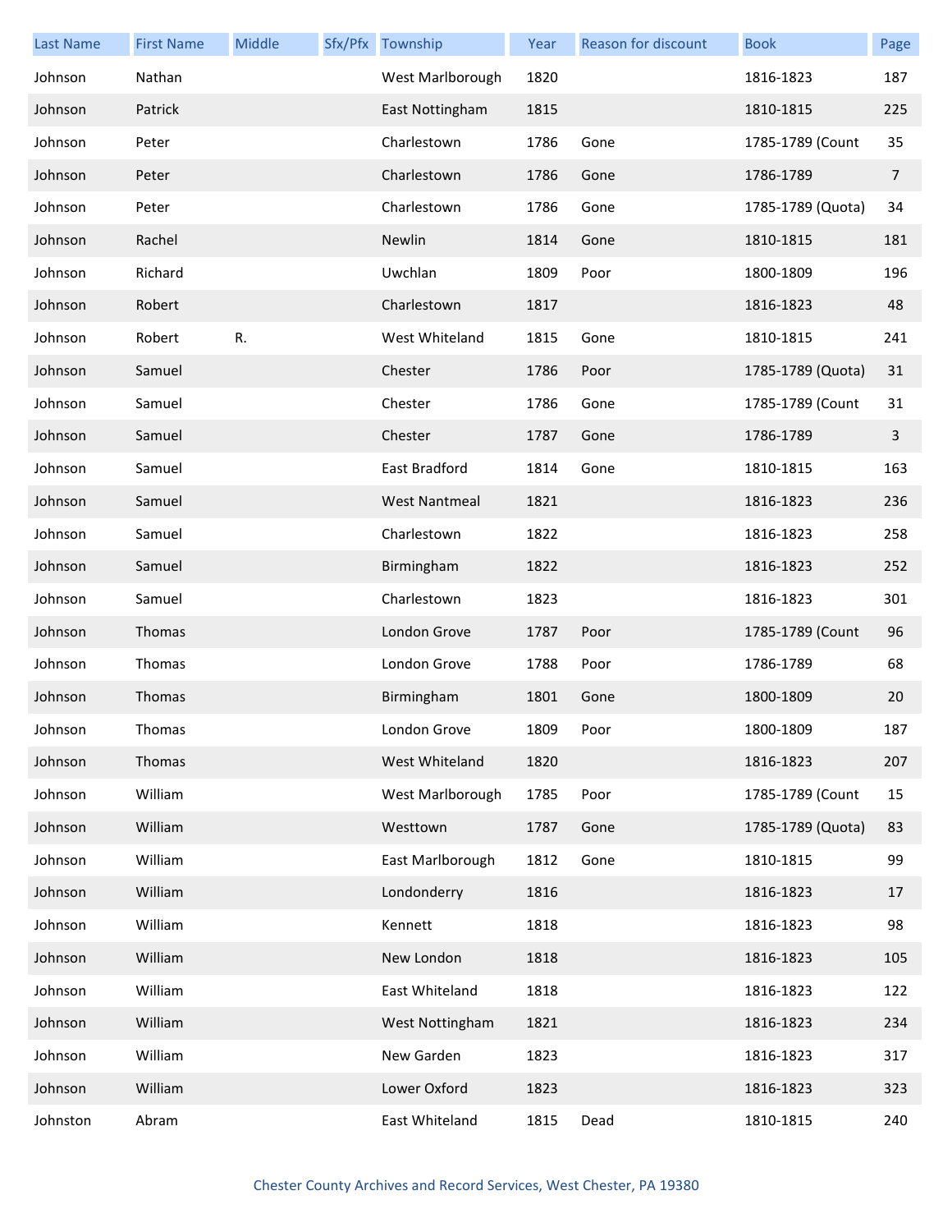| Last Name | First Name | Middle | Sfx/Pfx | Township | Year | Reason for discount | Book | Page |
|---|---|---|---|---|---|---|---|---|
| Johnson | Nathan | | | West Marlborough | 1820 | | 1816-1823 | 187 |
| Johnson | Patrick | | | East Nottingham | 1815 | | 1810-1815 | 225 |
| Johnson | Peter | | | Charlestown | 1786 | Gone | 1785-1789 (Count | 35 |
| Johnson | Peter | | | Charlestown | 1786 | Gone | 1786-1789 | 7 |
| Johnson | Peter | | | Charlestown | 1786 | Gone | 1785-1789 (Quota) | 34 |
| Johnson | Rachel | | | Newlin | 1814 | Gone | 1810-1815 | 181 |
| Johnson | Richard | | | Uwchlan | 1809 | Poor | 1800-1809 | 196 |
| Johnson | Robert | | | Charlestown | 1817 | | 1816-1823 | 48 |
| Johnson | Robert | R. | | West Whiteland | 1815 | Gone | 1810-1815 | 241 |
| Johnson | Samuel | | | Chester | 1786 | Poor | 1785-1789 (Quota) | 31 |
| Johnson | Samuel | | | Chester | 1786 | Gone | 1785-1789 (Count | 31 |
| Johnson | Samuel | | | Chester | 1787 | Gone | 1786-1789 | 3 |
| Johnson | Samuel | | | East Bradford | 1814 | Gone | 1810-1815 | 163 |
| Johnson | Samuel | | | West Nantmeal | 1821 | | 1816-1823 | 236 |
| Johnson | Samuel | | | Charlestown | 1822 | | 1816-1823 | 258 |
| Johnson | Samuel | | | Birmingham | 1822 | | 1816-1823 | 252 |
| Johnson | Samuel | | | Charlestown | 1823 | | 1816-1823 | 301 |
| Johnson | Thomas | | | London Grove | 1787 | Poor | 1785-1789 (Count | 96 |
| Johnson | Thomas | | | London Grove | 1788 | Poor | 1786-1789 | 68 |
| Johnson | Thomas | | | Birmingham | 1801 | Gone | 1800-1809 | 20 |
| Johnson | Thomas | | | London Grove | 1809 | Poor | 1800-1809 | 187 |
| Johnson | Thomas | | | West Whiteland | 1820 | | 1816-1823 | 207 |
| Johnson | William | | | West Marlborough | 1785 | Poor | 1785-1789 (Count | 15 |
| Johnson | William | | | Westtown | 1787 | Gone | 1785-1789 (Quota) | 83 |
| Johnson | William | | | East Marlborough | 1812 | Gone | 1810-1815 | 99 |
| Johnson | William | | | Londonderry | 1816 | | 1816-1823 | 17 |
| Johnson | William | | | Kennett | 1818 | | 1816-1823 | 98 |
| Johnson | William | | | New London | 1818 | | 1816-1823 | 105 |
| Johnson | William | | | East Whiteland | 1818 | | 1816-1823 | 122 |
| Johnson | William | | | West Nottingham | 1821 | | 1816-1823 | 234 |
| Johnson | William | | | New Garden | 1823 | | 1816-1823 | 317 |
| Johnson | William | | | Lower Oxford | 1823 | | 1816-1823 | 323 |
| Johnston | Abram | | | East Whiteland | 1815 | Dead | 1810-1815 | 240 |

Chester County Archives and Record Services, West Chester, PA 19380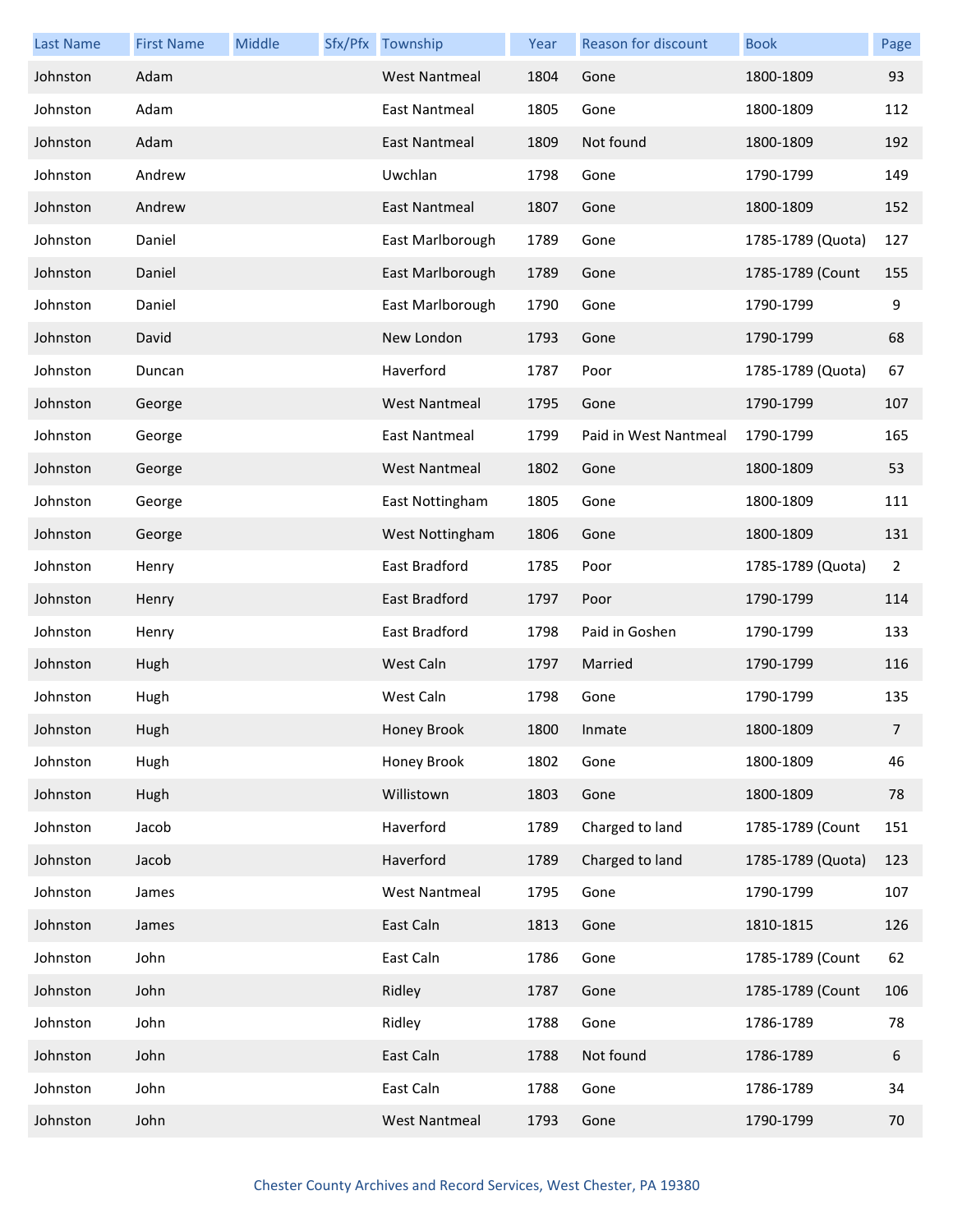| Last Name | First Name | Middle | Sfx/Pfx | Township | Year | Reason for discount | Book | Page |
|---|---|---|---|---|---|---|---|---|
| Johnston | Adam | | | West Nantmeal | 1804 | Gone | 1800-1809 | 93 |
| Johnston | Adam | | | East Nantmeal | 1805 | Gone | 1800-1809 | 112 |
| Johnston | Adam | | | East Nantmeal | 1809 | Not found | 1800-1809 | 192 |
| Johnston | Andrew | | | Uwchlan | 1798 | Gone | 1790-1799 | 149 |
| Johnston | Andrew | | | East Nantmeal | 1807 | Gone | 1800-1809 | 152 |
| Johnston | Daniel | | | East Marlborough | 1789 | Gone | 1785-1789 (Quota) | 127 |
| Johnston | Daniel | | | East Marlborough | 1789 | Gone | 1785-1789 (Count | 155 |
| Johnston | Daniel | | | East Marlborough | 1790 | Gone | 1790-1799 | 9 |
| Johnston | David | | | New London | 1793 | Gone | 1790-1799 | 68 |
| Johnston | Duncan | | | Haverford | 1787 | Poor | 1785-1789 (Quota) | 67 |
| Johnston | George | | | West Nantmeal | 1795 | Gone | 1790-1799 | 107 |
| Johnston | George | | | East Nantmeal | 1799 | Paid in West Nantmeal | 1790-1799 | 165 |
| Johnston | George | | | West Nantmeal | 1802 | Gone | 1800-1809 | 53 |
| Johnston | George | | | East Nottingham | 1805 | Gone | 1800-1809 | 111 |
| Johnston | George | | | West Nottingham | 1806 | Gone | 1800-1809 | 131 |
| Johnston | Henry | | | East Bradford | 1785 | Poor | 1785-1789 (Quota) | 2 |
| Johnston | Henry | | | East Bradford | 1797 | Poor | 1790-1799 | 114 |
| Johnston | Henry | | | East Bradford | 1798 | Paid in Goshen | 1790-1799 | 133 |
| Johnston | Hugh | | | West Caln | 1797 | Married | 1790-1799 | 116 |
| Johnston | Hugh | | | West Caln | 1798 | Gone | 1790-1799 | 135 |
| Johnston | Hugh | | | Honey Brook | 1800 | Inmate | 1800-1809 | 7 |
| Johnston | Hugh | | | Honey Brook | 1802 | Gone | 1800-1809 | 46 |
| Johnston | Hugh | | | Willistown | 1803 | Gone | 1800-1809 | 78 |
| Johnston | Jacob | | | Haverford | 1789 | Charged to land | 1785-1789 (Count | 151 |
| Johnston | Jacob | | | Haverford | 1789 | Charged to land | 1785-1789 (Quota) | 123 |
| Johnston | James | | | West Nantmeal | 1795 | Gone | 1790-1799 | 107 |
| Johnston | James | | | East Caln | 1813 | Gone | 1810-1815 | 126 |
| Johnston | John | | | East Caln | 1786 | Gone | 1785-1789 (Count | 62 |
| Johnston | John | | | Ridley | 1787 | Gone | 1785-1789 (Count | 106 |
| Johnston | John | | | Ridley | 1788 | Gone | 1786-1789 | 78 |
| Johnston | John | | | East Caln | 1788 | Not found | 1786-1789 | 6 |
| Johnston | John | | | East Caln | 1788 | Gone | 1786-1789 | 34 |
| Johnston | John | | | West Nantmeal | 1793 | Gone | 1790-1799 | 70 |

Chester County Archives and Record Services, West Chester, PA 19380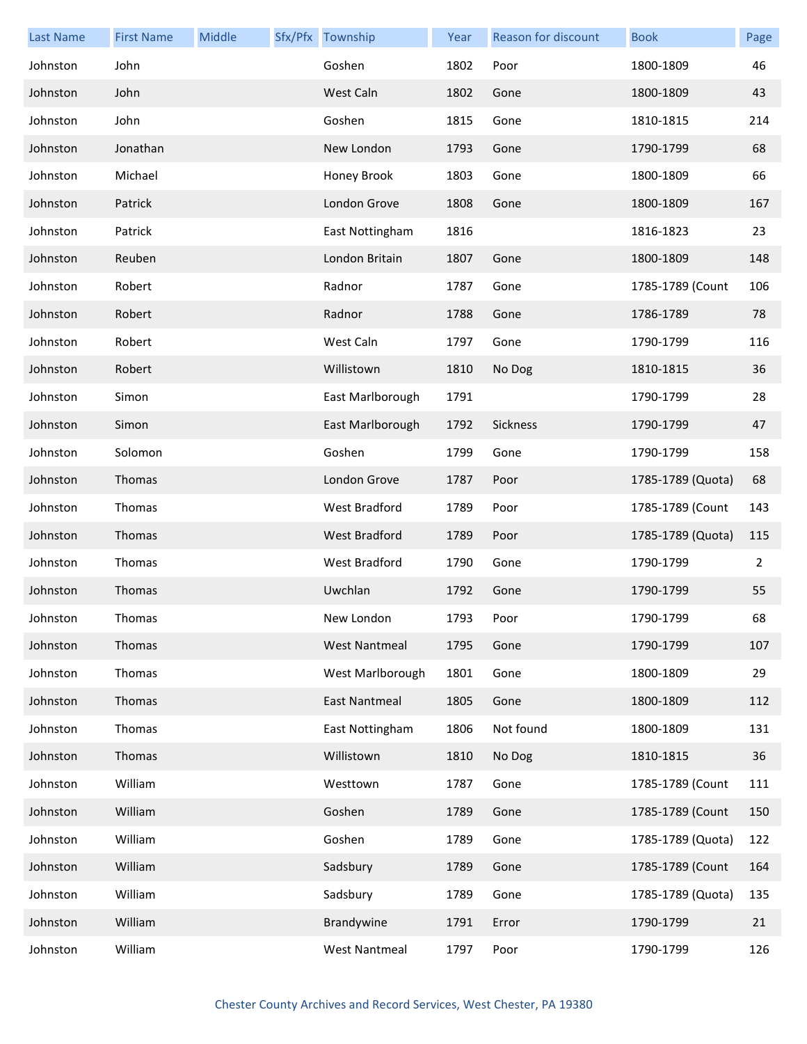| Last Name | First Name | Middle | Sfx/Pfx | Township | Year | Reason for discount | Book | Page |
|---|---|---|---|---|---|---|---|---|
| Johnston | John | | | Goshen | 1802 | Poor | 1800-1809 | 46 |
| Johnston | John | | | West Caln | 1802 | Gone | 1800-1809 | 43 |
| Johnston | John | | | Goshen | 1815 | Gone | 1810-1815 | 214 |
| Johnston | Jonathan | | | New London | 1793 | Gone | 1790-1799 | 68 |
| Johnston | Michael | | | Honey Brook | 1803 | Gone | 1800-1809 | 66 |
| Johnston | Patrick | | | London Grove | 1808 | Gone | 1800-1809 | 167 |
| Johnston | Patrick | | | East Nottingham | 1816 | | 1816-1823 | 23 |
| Johnston | Reuben | | | London Britain | 1807 | Gone | 1800-1809 | 148 |
| Johnston | Robert | | | Radnor | 1787 | Gone | 1785-1789 (Count | 106 |
| Johnston | Robert | | | Radnor | 1788 | Gone | 1786-1789 | 78 |
| Johnston | Robert | | | West Caln | 1797 | Gone | 1790-1799 | 116 |
| Johnston | Robert | | | Willistown | 1810 | No Dog | 1810-1815 | 36 |
| Johnston | Simon | | | East Marlborough | 1791 | | 1790-1799 | 28 |
| Johnston | Simon | | | East Marlborough | 1792 | Sickness | 1790-1799 | 47 |
| Johnston | Solomon | | | Goshen | 1799 | Gone | 1790-1799 | 158 |
| Johnston | Thomas | | | London Grove | 1787 | Poor | 1785-1789 (Quota) | 68 |
| Johnston | Thomas | | | West Bradford | 1789 | Poor | 1785-1789 (Count | 143 |
| Johnston | Thomas | | | West Bradford | 1789 | Poor | 1785-1789 (Quota) | 115 |
| Johnston | Thomas | | | West Bradford | 1790 | Gone | 1790-1799 | 2 |
| Johnston | Thomas | | | Uwchlan | 1792 | Gone | 1790-1799 | 55 |
| Johnston | Thomas | | | New London | 1793 | Poor | 1790-1799 | 68 |
| Johnston | Thomas | | | West Nantmeal | 1795 | Gone | 1790-1799 | 107 |
| Johnston | Thomas | | | West Marlborough | 1801 | Gone | 1800-1809 | 29 |
| Johnston | Thomas | | | East Nantmeal | 1805 | Gone | 1800-1809 | 112 |
| Johnston | Thomas | | | East Nottingham | 1806 | Not found | 1800-1809 | 131 |
| Johnston | Thomas | | | Willistown | 1810 | No Dog | 1810-1815 | 36 |
| Johnston | William | | | Westtown | 1787 | Gone | 1785-1789 (Count | 111 |
| Johnston | William | | | Goshen | 1789 | Gone | 1785-1789 (Count | 150 |
| Johnston | William | | | Goshen | 1789 | Gone | 1785-1789 (Quota) | 122 |
| Johnston | William | | | Sadsbury | 1789 | Gone | 1785-1789 (Count | 164 |
| Johnston | William | | | Sadsbury | 1789 | Gone | 1785-1789 (Quota) | 135 |
| Johnston | William | | | Brandywine | 1791 | Error | 1790-1799 | 21 |
| Johnston | William | | | West Nantmeal | 1797 | Poor | 1790-1799 | 126 |

Chester County Archives and Record Services, West Chester, PA 19380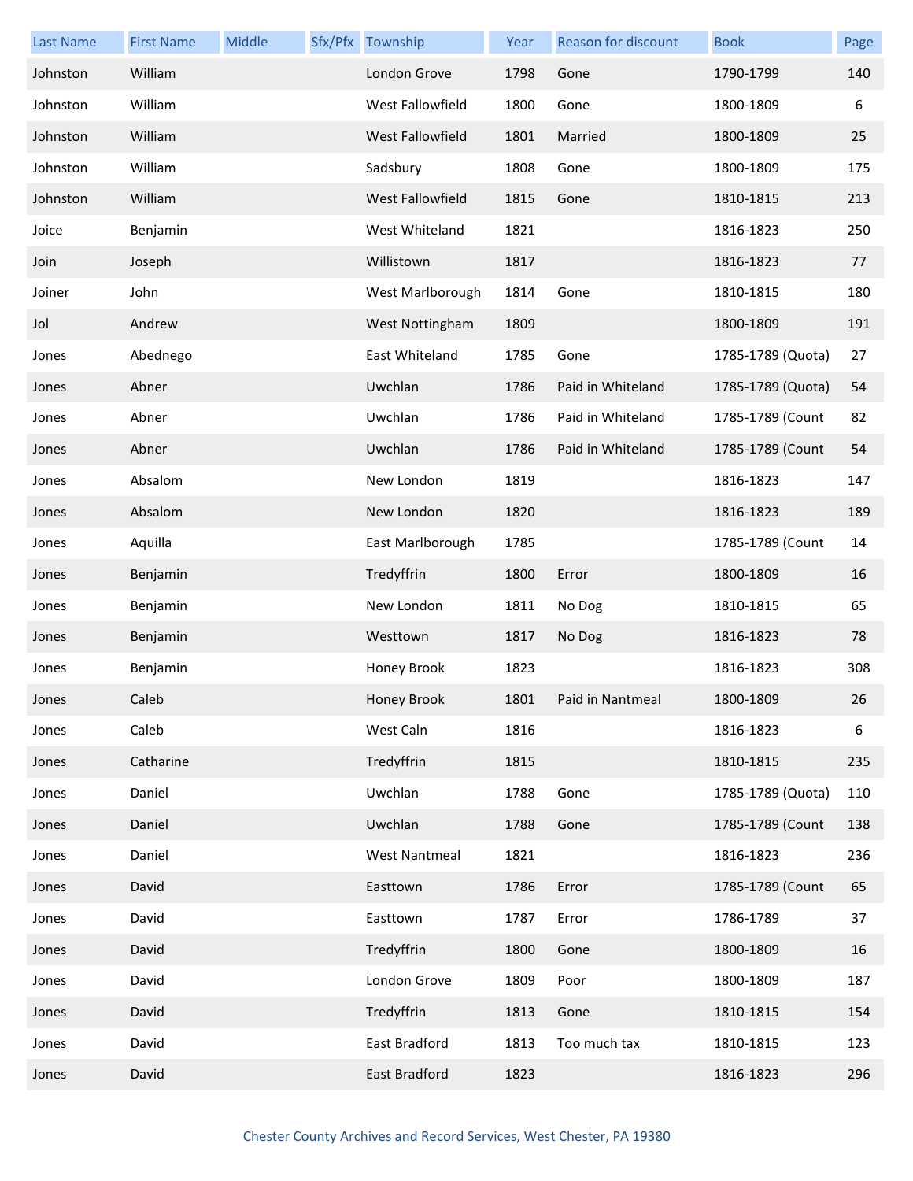| Last Name | First Name | Middle | Sfx/Pfx | Township | Year | Reason for discount | Book | Page |
|---|---|---|---|---|---|---|---|---|
| Johnston | William | | | London Grove | 1798 | Gone | 1790-1799 | 140 |
| Johnston | William | | | West Fallowfield | 1800 | Gone | 1800-1809 | 6 |
| Johnston | William | | | West Fallowfield | 1801 | Married | 1800-1809 | 25 |
| Johnston | William | | | Sadsbury | 1808 | Gone | 1800-1809 | 175 |
| Johnston | William | | | West Fallowfield | 1815 | Gone | 1810-1815 | 213 |
| Joice | Benjamin | | | West Whiteland | 1821 | | 1816-1823 | 250 |
| Join | Joseph | | | Willistown | 1817 | | 1816-1823 | 77 |
| Joiner | John | | | West Marlborough | 1814 | Gone | 1810-1815 | 180 |
| Jol | Andrew | | | West Nottingham | 1809 | | 1800-1809 | 191 |
| Jones | Abednego | | | East Whiteland | 1785 | Gone | 1785-1789 (Quota) | 27 |
| Jones | Abner | | | Uwchlan | 1786 | Paid in Whiteland | 1785-1789 (Quota) | 54 |
| Jones | Abner | | | Uwchlan | 1786 | Paid in Whiteland | 1785-1789 (Count | 82 |
| Jones | Abner | | | Uwchlan | 1786 | Paid in Whiteland | 1785-1789 (Count | 54 |
| Jones | Absalom | | | New London | 1819 | | 1816-1823 | 147 |
| Jones | Absalom | | | New London | 1820 | | 1816-1823 | 189 |
| Jones | Aquilla | | | East Marlborough | 1785 | | 1785-1789 (Count | 14 |
| Jones | Benjamin | | | Tredyffrin | 1800 | Error | 1800-1809 | 16 |
| Jones | Benjamin | | | New London | 1811 | No Dog | 1810-1815 | 65 |
| Jones | Benjamin | | | Westtown | 1817 | No Dog | 1816-1823 | 78 |
| Jones | Benjamin | | | Honey Brook | 1823 | | 1816-1823 | 308 |
| Jones | Caleb | | | Honey Brook | 1801 | Paid in Nantmeal | 1800-1809 | 26 |
| Jones | Caleb | | | West Caln | 1816 | | 1816-1823 | 6 |
| Jones | Catharine | | | Tredyffrin | 1815 | | 1810-1815 | 235 |
| Jones | Daniel | | | Uwchlan | 1788 | Gone | 1785-1789 (Quota) | 110 |
| Jones | Daniel | | | Uwchlan | 1788 | Gone | 1785-1789 (Count | 138 |
| Jones | Daniel | | | West Nantmeal | 1821 | | 1816-1823 | 236 |
| Jones | David | | | Easttown | 1786 | Error | 1785-1789 (Count | 65 |
| Jones | David | | | Easttown | 1787 | Error | 1786-1789 | 37 |
| Jones | David | | | Tredyffrin | 1800 | Gone | 1800-1809 | 16 |
| Jones | David | | | London Grove | 1809 | Poor | 1800-1809 | 187 |
| Jones | David | | | Tredyffrin | 1813 | Gone | 1810-1815 | 154 |
| Jones | David | | | East Bradford | 1813 | Too much tax | 1810-1815 | 123 |
| Jones | David | | | East Bradford | 1823 | | 1816-1823 | 296 |

Chester County Archives and Record Services, West Chester, PA 19380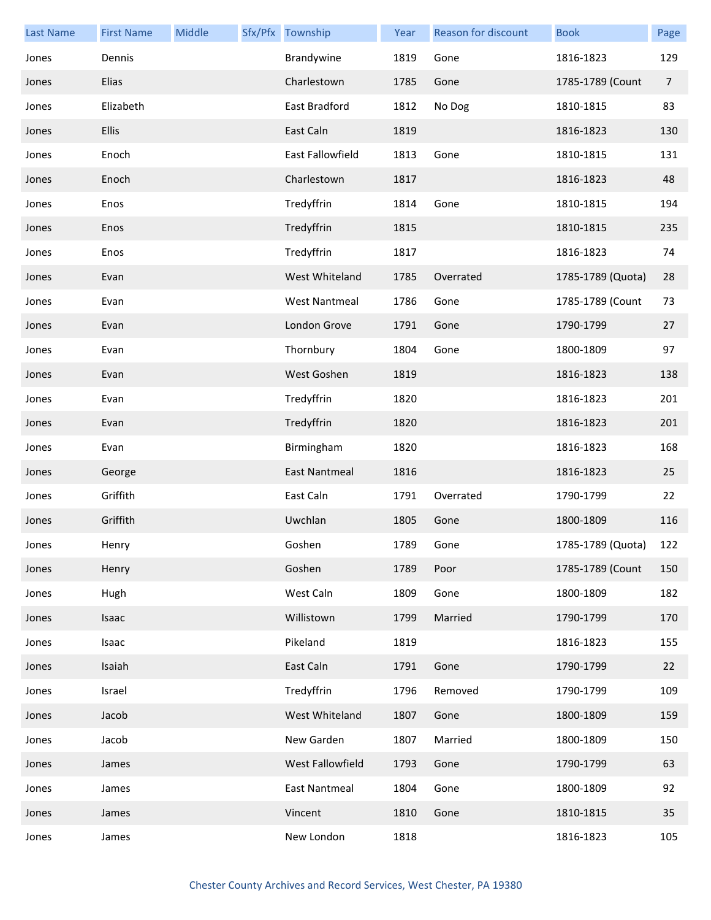| Last Name | First Name | Middle | Sfx/Pfx | Township | Year | Reason for discount | Book | Page |
|---|---|---|---|---|---|---|---|---|
| Jones | Dennis | | | Brandywine | 1819 | Gone | 1816-1823 | 129 |
| Jones | Elias | | | Charlestown | 1785 | Gone | 1785-1789 (Count | 7 |
| Jones | Elizabeth | | | East Bradford | 1812 | No Dog | 1810-1815 | 83 |
| Jones | Ellis | | | East Caln | 1819 | | 1816-1823 | 130 |
| Jones | Enoch | | | East Fallowfield | 1813 | Gone | 1810-1815 | 131 |
| Jones | Enoch | | | Charlestown | 1817 | | 1816-1823 | 48 |
| Jones | Enos | | | Tredyffrin | 1814 | Gone | 1810-1815 | 194 |
| Jones | Enos | | | Tredyffrin | 1815 | | 1810-1815 | 235 |
| Jones | Enos | | | Tredyffrin | 1817 | | 1816-1823 | 74 |
| Jones | Evan | | | West Whiteland | 1785 | Overrated | 1785-1789 (Quota) | 28 |
| Jones | Evan | | | West Nantmeal | 1786 | Gone | 1785-1789 (Count | 73 |
| Jones | Evan | | | London Grove | 1791 | Gone | 1790-1799 | 27 |
| Jones | Evan | | | Thornbury | 1804 | Gone | 1800-1809 | 97 |
| Jones | Evan | | | West Goshen | 1819 | | 1816-1823 | 138 |
| Jones | Evan | | | Tredyffrin | 1820 | | 1816-1823 | 201 |
| Jones | Evan | | | Tredyffrin | 1820 | | 1816-1823 | 201 |
| Jones | Evan | | | Birmingham | 1820 | | 1816-1823 | 168 |
| Jones | George | | | East Nantmeal | 1816 | | 1816-1823 | 25 |
| Jones | Griffith | | | East Caln | 1791 | Overrated | 1790-1799 | 22 |
| Jones | Griffith | | | Uwchlan | 1805 | Gone | 1800-1809 | 116 |
| Jones | Henry | | | Goshen | 1789 | Gone | 1785-1789 (Quota) | 122 |
| Jones | Henry | | | Goshen | 1789 | Poor | 1785-1789 (Count | 150 |
| Jones | Hugh | | | West Caln | 1809 | Gone | 1800-1809 | 182 |
| Jones | Isaac | | | Willistown | 1799 | Married | 1790-1799 | 170 |
| Jones | Isaac | | | Pikeland | 1819 | | 1816-1823 | 155 |
| Jones | Isaiah | | | East Caln | 1791 | Gone | 1790-1799 | 22 |
| Jones | Israel | | | Tredyffrin | 1796 | Removed | 1790-1799 | 109 |
| Jones | Jacob | | | West Whiteland | 1807 | Gone | 1800-1809 | 159 |
| Jones | Jacob | | | New Garden | 1807 | Married | 1800-1809 | 150 |
| Jones | James | | | West Fallowfield | 1793 | Gone | 1790-1799 | 63 |
| Jones | James | | | East Nantmeal | 1804 | Gone | 1800-1809 | 92 |
| Jones | James | | | Vincent | 1810 | Gone | 1810-1815 | 35 |
| Jones | James | | | New London | 1818 | | 1816-1823 | 105 |

Chester County Archives and Record Services, West Chester, PA 19380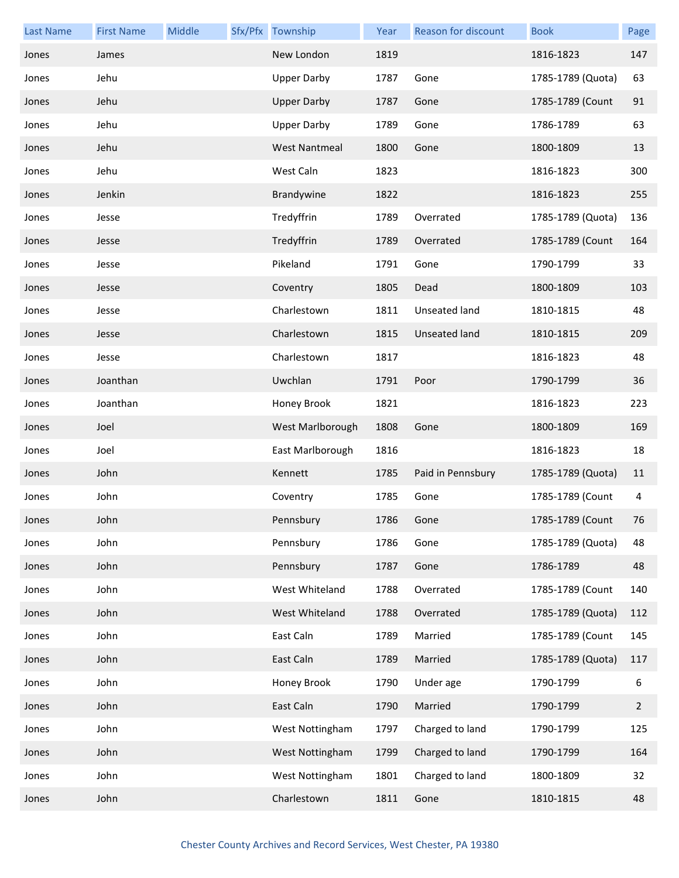| Last Name | First Name | Middle | Sfx/Pfx | Township | Year | Reason for discount | Book | Page |
|---|---|---|---|---|---|---|---|---|
| Jones | James | | | New London | 1819 | | 1816-1823 | 147 |
| Jones | Jehu | | | Upper Darby | 1787 | Gone | 1785-1789 (Quota) | 63 |
| Jones | Jehu | | | Upper Darby | 1787 | Gone | 1785-1789 (Count | 91 |
| Jones | Jehu | | | Upper Darby | 1789 | Gone | 1786-1789 | 63 |
| Jones | Jehu | | | West Nantmeal | 1800 | Gone | 1800-1809 | 13 |
| Jones | Jehu | | | West Caln | 1823 | | 1816-1823 | 300 |
| Jones | Jenkin | | | Brandywine | 1822 | | 1816-1823 | 255 |
| Jones | Jesse | | | Tredyffrin | 1789 | Overrated | 1785-1789 (Quota) | 136 |
| Jones | Jesse | | | Tredyffrin | 1789 | Overrated | 1785-1789 (Count | 164 |
| Jones | Jesse | | | Pikeland | 1791 | Gone | 1790-1799 | 33 |
| Jones | Jesse | | | Coventry | 1805 | Dead | 1800-1809 | 103 |
| Jones | Jesse | | | Charlestown | 1811 | Unseated land | 1810-1815 | 48 |
| Jones | Jesse | | | Charlestown | 1815 | Unseated land | 1810-1815 | 209 |
| Jones | Jesse | | | Charlestown | 1817 | | 1816-1823 | 48 |
| Jones | Joanthan | | | Uwchlan | 1791 | Poor | 1790-1799 | 36 |
| Jones | Joanthan | | | Honey Brook | 1821 | | 1816-1823 | 223 |
| Jones | Joel | | | West Marlborough | 1808 | Gone | 1800-1809 | 169 |
| Jones | Joel | | | East Marlborough | 1816 | | 1816-1823 | 18 |
| Jones | John | | | Kennett | 1785 | Paid in Pennsbury | 1785-1789 (Quota) | 11 |
| Jones | John | | | Coventry | 1785 | Gone | 1785-1789 (Count | 4 |
| Jones | John | | | Pennsbury | 1786 | Gone | 1785-1789 (Count | 76 |
| Jones | John | | | Pennsbury | 1786 | Gone | 1785-1789 (Quota) | 48 |
| Jones | John | | | Pennsbury | 1787 | Gone | 1786-1789 | 48 |
| Jones | John | | | West Whiteland | 1788 | Overrated | 1785-1789 (Count | 140 |
| Jones | John | | | West Whiteland | 1788 | Overrated | 1785-1789 (Quota) | 112 |
| Jones | John | | | East Caln | 1789 | Married | 1785-1789 (Count | 145 |
| Jones | John | | | East Caln | 1789 | Married | 1785-1789 (Quota) | 117 |
| Jones | John | | | Honey Brook | 1790 | Under age | 1790-1799 | 6 |
| Jones | John | | | East Caln | 1790 | Married | 1790-1799 | 2 |
| Jones | John | | | West Nottingham | 1797 | Charged to land | 1790-1799 | 125 |
| Jones | John | | | West Nottingham | 1799 | Charged to land | 1790-1799 | 164 |
| Jones | John | | | West Nottingham | 1801 | Charged to land | 1800-1809 | 32 |
| Jones | John | | | Charlestown | 1811 | Gone | 1810-1815 | 48 |

Chester County Archives and Record Services, West Chester, PA 19380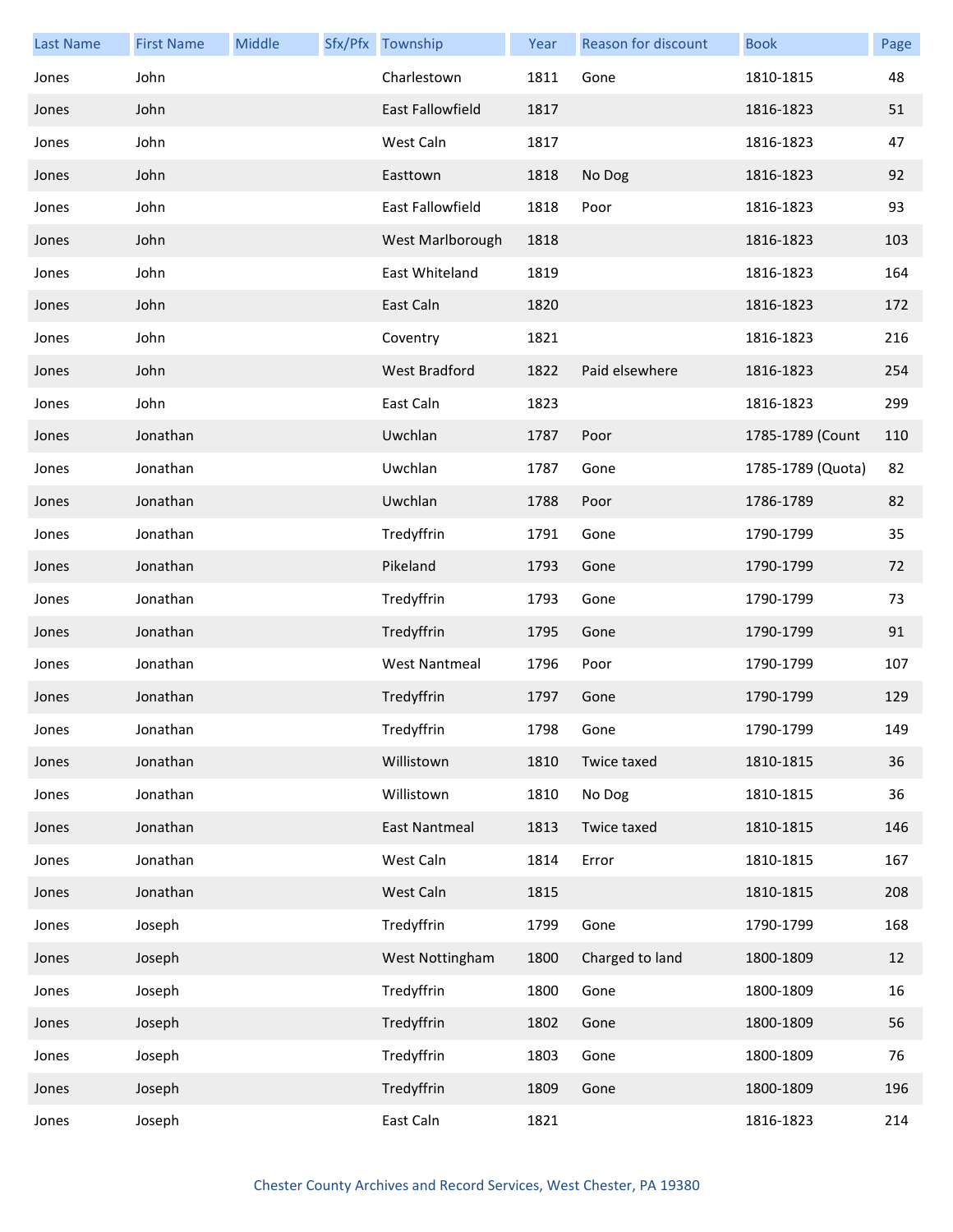| Last Name | First Name | Middle | Sfx/Pfx | Township | Year | Reason for discount | Book | Page |
|---|---|---|---|---|---|---|---|---|
| Jones | John | | | Charlestown | 1811 | Gone | 1810-1815 | 48 |
| Jones | John | | | East Fallowfield | 1817 | | 1816-1823 | 51 |
| Jones | John | | | West Caln | 1817 | | 1816-1823 | 47 |
| Jones | John | | | Easttown | 1818 | No Dog | 1816-1823 | 92 |
| Jones | John | | | East Fallowfield | 1818 | Poor | 1816-1823 | 93 |
| Jones | John | | | West Marlborough | 1818 | | 1816-1823 | 103 |
| Jones | John | | | East Whiteland | 1819 | | 1816-1823 | 164 |
| Jones | John | | | East Caln | 1820 | | 1816-1823 | 172 |
| Jones | John | | | Coventry | 1821 | | 1816-1823 | 216 |
| Jones | John | | | West Bradford | 1822 | Paid elsewhere | 1816-1823 | 254 |
| Jones | John | | | East Caln | 1823 | | 1816-1823 | 299 |
| Jones | Jonathan | | | Uwchlan | 1787 | Poor | 1785-1789 (Count | 110 |
| Jones | Jonathan | | | Uwchlan | 1787 | Gone | 1785-1789 (Quota) | 82 |
| Jones | Jonathan | | | Uwchlan | 1788 | Poor | 1786-1789 | 82 |
| Jones | Jonathan | | | Tredyffrin | 1791 | Gone | 1790-1799 | 35 |
| Jones | Jonathan | | | Pikeland | 1793 | Gone | 1790-1799 | 72 |
| Jones | Jonathan | | | Tredyffrin | 1793 | Gone | 1790-1799 | 73 |
| Jones | Jonathan | | | Tredyffrin | 1795 | Gone | 1790-1799 | 91 |
| Jones | Jonathan | | | West Nantmeal | 1796 | Poor | 1790-1799 | 107 |
| Jones | Jonathan | | | Tredyffrin | 1797 | Gone | 1790-1799 | 129 |
| Jones | Jonathan | | | Tredyffrin | 1798 | Gone | 1790-1799 | 149 |
| Jones | Jonathan | | | Willistown | 1810 | Twice taxed | 1810-1815 | 36 |
| Jones | Jonathan | | | Willistown | 1810 | No Dog | 1810-1815 | 36 |
| Jones | Jonathan | | | East Nantmeal | 1813 | Twice taxed | 1810-1815 | 146 |
| Jones | Jonathan | | | West Caln | 1814 | Error | 1810-1815 | 167 |
| Jones | Jonathan | | | West Caln | 1815 | | 1810-1815 | 208 |
| Jones | Joseph | | | Tredyffrin | 1799 | Gone | 1790-1799 | 168 |
| Jones | Joseph | | | West Nottingham | 1800 | Charged to land | 1800-1809 | 12 |
| Jones | Joseph | | | Tredyffrin | 1800 | Gone | 1800-1809 | 16 |
| Jones | Joseph | | | Tredyffrin | 1802 | Gone | 1800-1809 | 56 |
| Jones | Joseph | | | Tredyffrin | 1803 | Gone | 1800-1809 | 76 |
| Jones | Joseph | | | Tredyffrin | 1809 | Gone | 1800-1809 | 196 |
| Jones | Joseph | | | East Caln | 1821 | | 1816-1823 | 214 |

Chester County Archives and Record Services, West Chester, PA 19380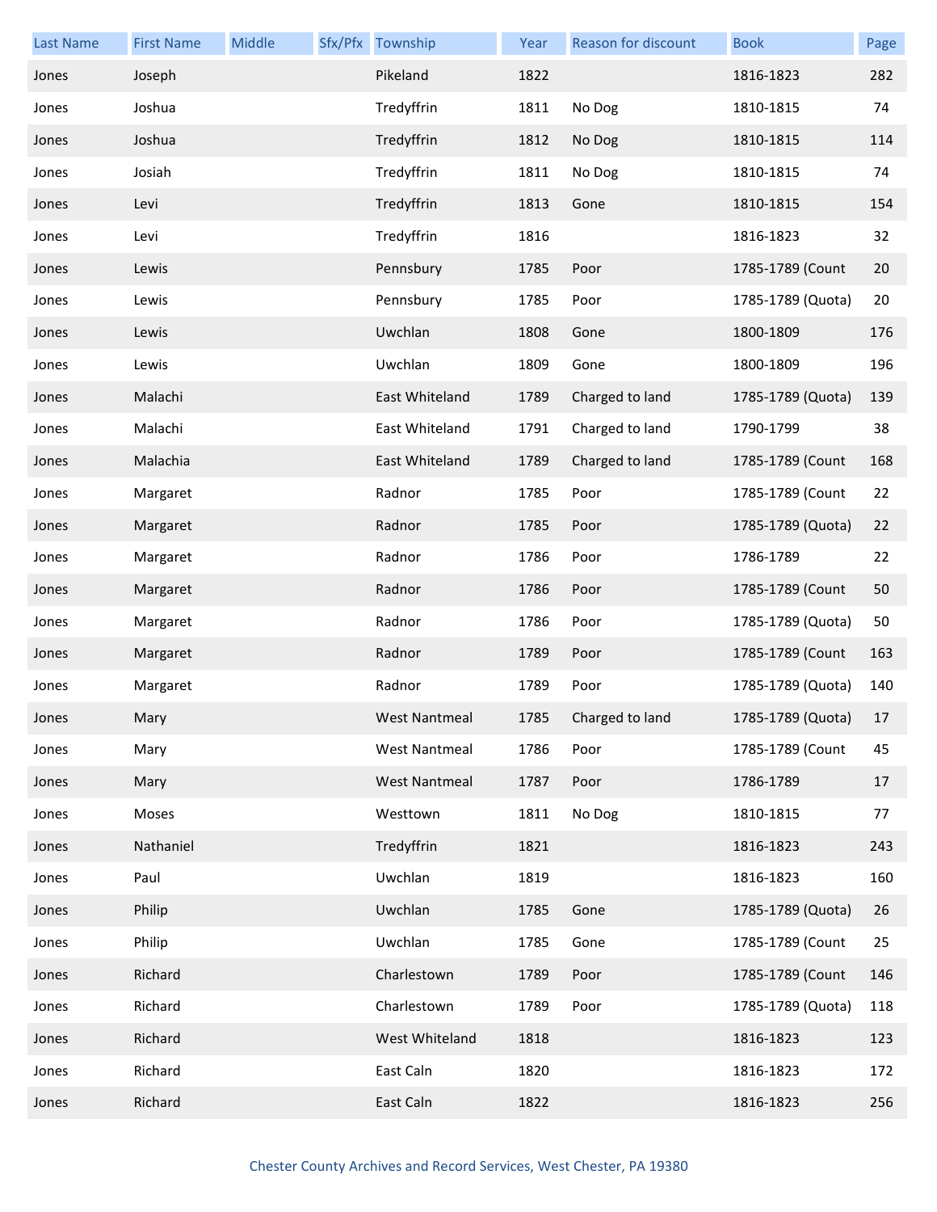| Last Name | First Name | Middle | Sfx/Pfx | Township | Year | Reason for discount | Book | Page |
|---|---|---|---|---|---|---|---|---|
| Jones | Joseph | | | Pikeland | 1822 | | 1816-1823 | 282 |
| Jones | Joshua | | | Tredyffrin | 1811 | No Dog | 1810-1815 | 74 |
| Jones | Joshua | | | Tredyffrin | 1812 | No Dog | 1810-1815 | 114 |
| Jones | Josiah | | | Tredyffrin | 1811 | No Dog | 1810-1815 | 74 |
| Jones | Levi | | | Tredyffrin | 1813 | Gone | 1810-1815 | 154 |
| Jones | Levi | | | Tredyffrin | 1816 | | 1816-1823 | 32 |
| Jones | Lewis | | | Pennsbury | 1785 | Poor | 1785-1789 (Count | 20 |
| Jones | Lewis | | | Pennsbury | 1785 | Poor | 1785-1789 (Quota) | 20 |
| Jones | Lewis | | | Uwchlan | 1808 | Gone | 1800-1809 | 176 |
| Jones | Lewis | | | Uwchlan | 1809 | Gone | 1800-1809 | 196 |
| Jones | Malachi | | | East Whiteland | 1789 | Charged to land | 1785-1789 (Quota) | 139 |
| Jones | Malachi | | | East Whiteland | 1791 | Charged to land | 1790-1799 | 38 |
| Jones | Malachia | | | East Whiteland | 1789 | Charged to land | 1785-1789 (Count | 168 |
| Jones | Margaret | | | Radnor | 1785 | Poor | 1785-1789 (Count | 22 |
| Jones | Margaret | | | Radnor | 1785 | Poor | 1785-1789 (Quota) | 22 |
| Jones | Margaret | | | Radnor | 1786 | Poor | 1786-1789 | 22 |
| Jones | Margaret | | | Radnor | 1786 | Poor | 1785-1789 (Count | 50 |
| Jones | Margaret | | | Radnor | 1786 | Poor | 1785-1789 (Quota) | 50 |
| Jones | Margaret | | | Radnor | 1789 | Poor | 1785-1789 (Count | 163 |
| Jones | Margaret | | | Radnor | 1789 | Poor | 1785-1789 (Quota) | 140 |
| Jones | Mary | | | West Nantmeal | 1785 | Charged to land | 1785-1789 (Quota) | 17 |
| Jones | Mary | | | West Nantmeal | 1786 | Poor | 1785-1789 (Count | 45 |
| Jones | Mary | | | West Nantmeal | 1787 | Poor | 1786-1789 | 17 |
| Jones | Moses | | | Westtown | 1811 | No Dog | 1810-1815 | 77 |
| Jones | Nathaniel | | | Tredyffrin | 1821 | | 1816-1823 | 243 |
| Jones | Paul | | | Uwchlan | 1819 | | 1816-1823 | 160 |
| Jones | Philip | | | Uwchlan | 1785 | Gone | 1785-1789 (Quota) | 26 |
| Jones | Philip | | | Uwchlan | 1785 | Gone | 1785-1789 (Count | 25 |
| Jones | Richard | | | Charlestown | 1789 | Poor | 1785-1789 (Count | 146 |
| Jones | Richard | | | Charlestown | 1789 | Poor | 1785-1789 (Quota) | 118 |
| Jones | Richard | | | West Whiteland | 1818 | | 1816-1823 | 123 |
| Jones | Richard | | | East Caln | 1820 | | 1816-1823 | 172 |
| Jones | Richard | | | East Caln | 1822 | | 1816-1823 | 256 |

Chester County Archives and Record Services, West Chester, PA 19380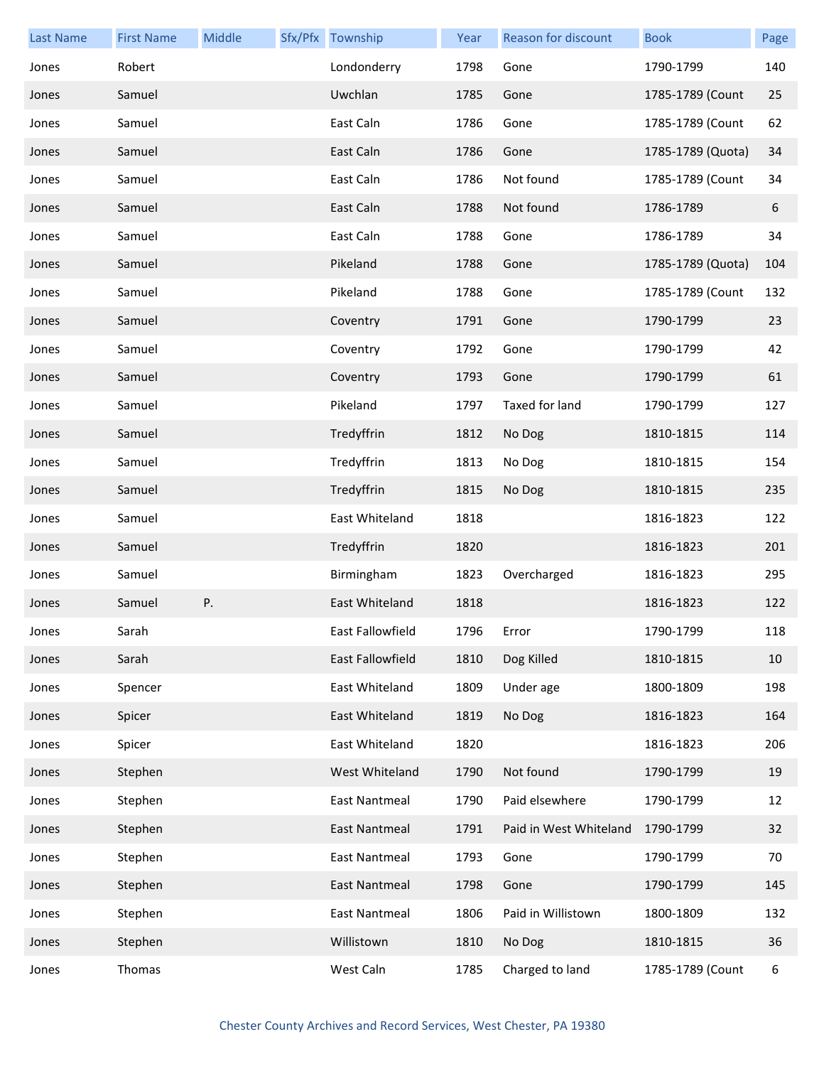| Last Name | First Name | Middle | Sfx/Pfx | Township | Year | Reason for discount | Book | Page |
|---|---|---|---|---|---|---|---|---|
| Jones | Robert | | | Londonderry | 1798 | Gone | 1790-1799 | 140 |
| Jones | Samuel | | | Uwchlan | 1785 | Gone | 1785-1789 (Count | 25 |
| Jones | Samuel | | | East Caln | 1786 | Gone | 1785-1789 (Count | 62 |
| Jones | Samuel | | | East Caln | 1786 | Gone | 1785-1789 (Quota) | 34 |
| Jones | Samuel | | | East Caln | 1786 | Not found | 1785-1789 (Count | 34 |
| Jones | Samuel | | | East Caln | 1788 | Not found | 1786-1789 | 6 |
| Jones | Samuel | | | East Caln | 1788 | Gone | 1786-1789 | 34 |
| Jones | Samuel | | | Pikeland | 1788 | Gone | 1785-1789 (Quota) | 104 |
| Jones | Samuel | | | Pikeland | 1788 | Gone | 1785-1789 (Count | 132 |
| Jones | Samuel | | | Coventry | 1791 | Gone | 1790-1799 | 23 |
| Jones | Samuel | | | Coventry | 1792 | Gone | 1790-1799 | 42 |
| Jones | Samuel | | | Coventry | 1793 | Gone | 1790-1799 | 61 |
| Jones | Samuel | | | Pikeland | 1797 | Taxed for land | 1790-1799 | 127 |
| Jones | Samuel | | | Tredyffrin | 1812 | No Dog | 1810-1815 | 114 |
| Jones | Samuel | | | Tredyffrin | 1813 | No Dog | 1810-1815 | 154 |
| Jones | Samuel | | | Tredyffrin | 1815 | No Dog | 1810-1815 | 235 |
| Jones | Samuel | | | East Whiteland | 1818 | | 1816-1823 | 122 |
| Jones | Samuel | | | Tredyffrin | 1820 | | 1816-1823 | 201 |
| Jones | Samuel | | | Birmingham | 1823 | Overcharged | 1816-1823 | 295 |
| Jones | Samuel | P. | | East Whiteland | 1818 | | 1816-1823 | 122 |
| Jones | Sarah | | | East Fallowfield | 1796 | Error | 1790-1799 | 118 |
| Jones | Sarah | | | East Fallowfield | 1810 | Dog Killed | 1810-1815 | 10 |
| Jones | Spencer | | | East Whiteland | 1809 | Under age | 1800-1809 | 198 |
| Jones | Spicer | | | East Whiteland | 1819 | No Dog | 1816-1823 | 164 |
| Jones | Spicer | | | East Whiteland | 1820 | | 1816-1823 | 206 |
| Jones | Stephen | | | West Whiteland | 1790 | Not found | 1790-1799 | 19 |
| Jones | Stephen | | | East Nantmeal | 1790 | Paid elsewhere | 1790-1799 | 12 |
| Jones | Stephen | | | East Nantmeal | 1791 | Paid in West Whiteland | 1790-1799 | 32 |
| Jones | Stephen | | | East Nantmeal | 1793 | Gone | 1790-1799 | 70 |
| Jones | Stephen | | | East Nantmeal | 1798 | Gone | 1790-1799 | 145 |
| Jones | Stephen | | | East Nantmeal | 1806 | Paid in Willistown | 1800-1809 | 132 |
| Jones | Stephen | | | Willistown | 1810 | No Dog | 1810-1815 | 36 |
| Jones | Thomas | | | West Caln | 1785 | Charged to land | 1785-1789 (Count | 6 |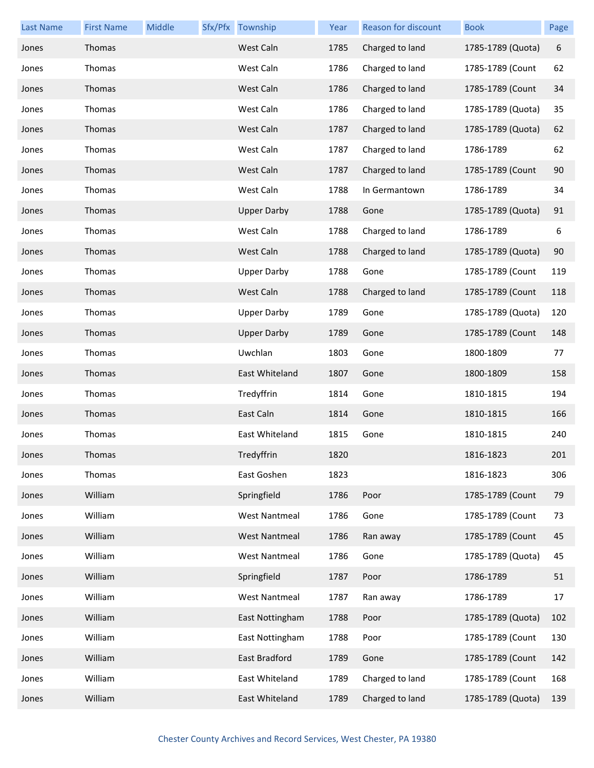| Last Name | First Name | Middle | Sfx/Pfx | Township | Year | Reason for discount | Book | Page |
|---|---|---|---|---|---|---|---|---|
| Jones | Thomas | | | West Caln | 1785 | Charged to land | 1785-1789 (Quota) | 6 |
| Jones | Thomas | | | West Caln | 1786 | Charged to land | 1785-1789 (Count | 62 |
| Jones | Thomas | | | West Caln | 1786 | Charged to land | 1785-1789 (Count | 34 |
| Jones | Thomas | | | West Caln | 1786 | Charged to land | 1785-1789 (Quota) | 35 |
| Jones | Thomas | | | West Caln | 1787 | Charged to land | 1785-1789 (Quota) | 62 |
| Jones | Thomas | | | West Caln | 1787 | Charged to land | 1786-1789 | 62 |
| Jones | Thomas | | | West Caln | 1787 | Charged to land | 1785-1789 (Count | 90 |
| Jones | Thomas | | | West Caln | 1788 | In Germantown | 1786-1789 | 34 |
| Jones | Thomas | | | Upper Darby | 1788 | Gone | 1785-1789 (Quota) | 91 |
| Jones | Thomas | | | West Caln | 1788 | Charged to land | 1786-1789 | 6 |
| Jones | Thomas | | | West Caln | 1788 | Charged to land | 1785-1789 (Quota) | 90 |
| Jones | Thomas | | | Upper Darby | 1788 | Gone | 1785-1789 (Count | 119 |
| Jones | Thomas | | | West Caln | 1788 | Charged to land | 1785-1789 (Count | 118 |
| Jones | Thomas | | | Upper Darby | 1789 | Gone | 1785-1789 (Quota) | 120 |
| Jones | Thomas | | | Upper Darby | 1789 | Gone | 1785-1789 (Count | 148 |
| Jones | Thomas | | | Uwchlan | 1803 | Gone | 1800-1809 | 77 |
| Jones | Thomas | | | East Whiteland | 1807 | Gone | 1800-1809 | 158 |
| Jones | Thomas | | | Tredyffrin | 1814 | Gone | 1810-1815 | 194 |
| Jones | Thomas | | | East Caln | 1814 | Gone | 1810-1815 | 166 |
| Jones | Thomas | | | East Whiteland | 1815 | Gone | 1810-1815 | 240 |
| Jones | Thomas | | | Tredyffrin | 1820 | | 1816-1823 | 201 |
| Jones | Thomas | | | East Goshen | 1823 | | 1816-1823 | 306 |
| Jones | William | | | Springfield | 1786 | Poor | 1785-1789 (Count | 79 |
| Jones | William | | | West Nantmeal | 1786 | Gone | 1785-1789 (Count | 73 |
| Jones | William | | | West Nantmeal | 1786 | Ran away | 1785-1789 (Count | 45 |
| Jones | William | | | West Nantmeal | 1786 | Gone | 1785-1789 (Quota) | 45 |
| Jones | William | | | Springfield | 1787 | Poor | 1786-1789 | 51 |
| Jones | William | | | West Nantmeal | 1787 | Ran away | 1786-1789 | 17 |
| Jones | William | | | East Nottingham | 1788 | Poor | 1785-1789 (Quota) | 102 |
| Jones | William | | | East Nottingham | 1788 | Poor | 1785-1789 (Count | 130 |
| Jones | William | | | East Bradford | 1789 | Gone | 1785-1789 (Count | 142 |
| Jones | William | | | East Whiteland | 1789 | Charged to land | 1785-1789 (Count | 168 |
| Jones | William | | | East Whiteland | 1789 | Charged to land | 1785-1789 (Quota) | 139 |

Chester County Archives and Record Services, West Chester, PA 19380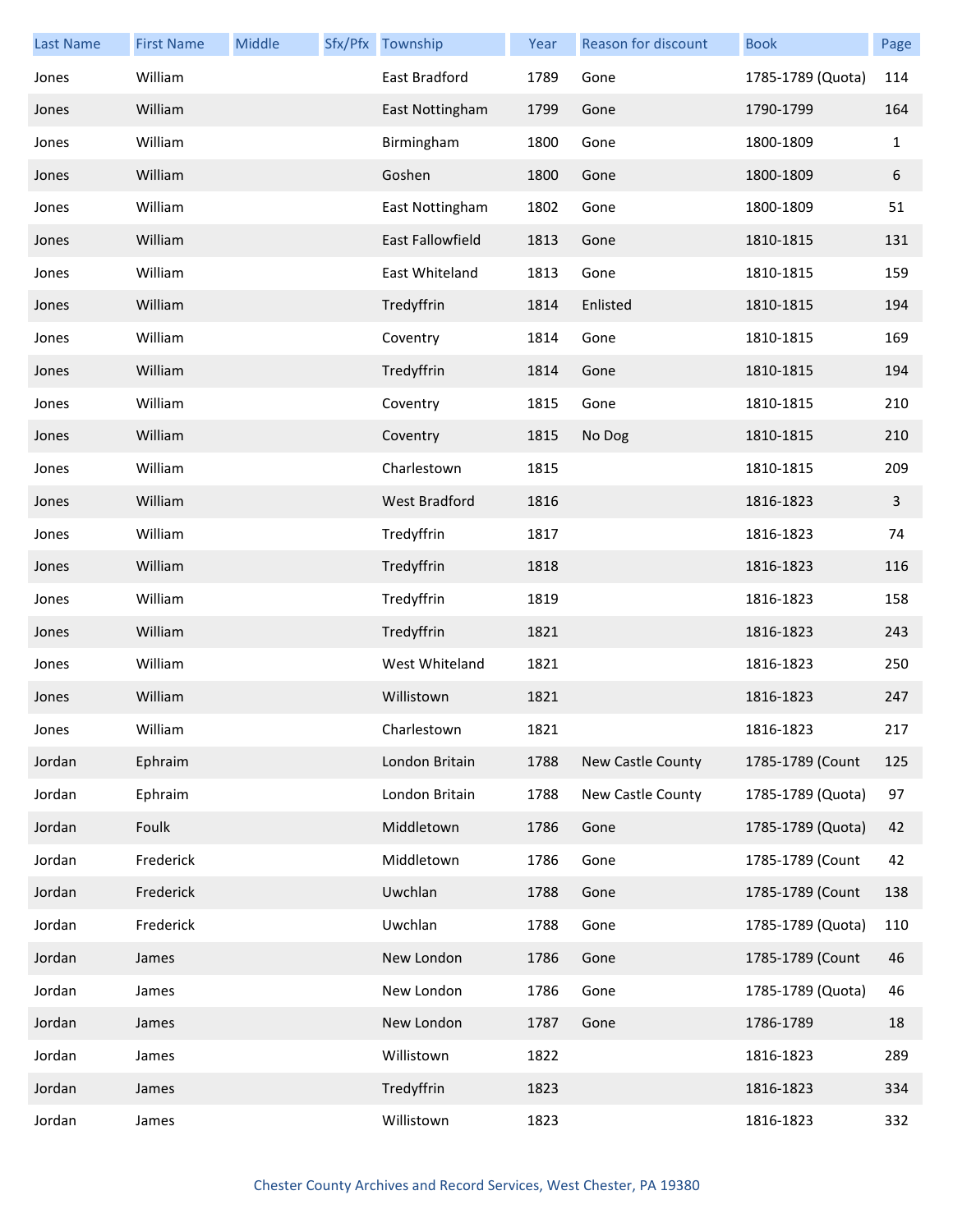| Last Name | First Name | Middle | Sfx/Pfx | Township | Year | Reason for discount | Book | Page |
|---|---|---|---|---|---|---|---|---|
| Jones | William | | | East Bradford | 1789 | Gone | 1785-1789 (Quota) | 114 |
| Jones | William | | | East Nottingham | 1799 | Gone | 1790-1799 | 164 |
| Jones | William | | | Birmingham | 1800 | Gone | 1800-1809 | 1 |
| Jones | William | | | Goshen | 1800 | Gone | 1800-1809 | 6 |
| Jones | William | | | East Nottingham | 1802 | Gone | 1800-1809 | 51 |
| Jones | William | | | East Fallowfield | 1813 | Gone | 1810-1815 | 131 |
| Jones | William | | | East Whiteland | 1813 | Gone | 1810-1815 | 159 |
| Jones | William | | | Tredyffrin | 1814 | Enlisted | 1810-1815 | 194 |
| Jones | William | | | Coventry | 1814 | Gone | 1810-1815 | 169 |
| Jones | William | | | Tredyffrin | 1814 | Gone | 1810-1815 | 194 |
| Jones | William | | | Coventry | 1815 | Gone | 1810-1815 | 210 |
| Jones | William | | | Coventry | 1815 | No Dog | 1810-1815 | 210 |
| Jones | William | | | Charlestown | 1815 | | 1810-1815 | 209 |
| Jones | William | | | West Bradford | 1816 | | 1816-1823 | 3 |
| Jones | William | | | Tredyffrin | 1817 | | 1816-1823 | 74 |
| Jones | William | | | Tredyffrin | 1818 | | 1816-1823 | 116 |
| Jones | William | | | Tredyffrin | 1819 | | 1816-1823 | 158 |
| Jones | William | | | Tredyffrin | 1821 | | 1816-1823 | 243 |
| Jones | William | | | West Whiteland | 1821 | | 1816-1823 | 250 |
| Jones | William | | | Willistown | 1821 | | 1816-1823 | 247 |
| Jones | William | | | Charlestown | 1821 | | 1816-1823 | 217 |
| Jordan | Ephraim | | | London Britain | 1788 | New Castle County | 1785-1789 (Count | 125 |
| Jordan | Ephraim | | | London Britain | 1788 | New Castle County | 1785-1789 (Quota) | 97 |
| Jordan | Foulk | | | Middletown | 1786 | Gone | 1785-1789 (Quota) | 42 |
| Jordan | Frederick | | | Middletown | 1786 | Gone | 1785-1789 (Count | 42 |
| Jordan | Frederick | | | Uwchlan | 1788 | Gone | 1785-1789 (Count | 138 |
| Jordan | Frederick | | | Uwchlan | 1788 | Gone | 1785-1789 (Quota) | 110 |
| Jordan | James | | | New London | 1786 | Gone | 1785-1789 (Count | 46 |
| Jordan | James | | | New London | 1786 | Gone | 1785-1789 (Quota) | 46 |
| Jordan | James | | | New London | 1787 | Gone | 1786-1789 | 18 |
| Jordan | James | | | Willistown | 1822 | | 1816-1823 | 289 |
| Jordan | James | | | Tredyffrin | 1823 | | 1816-1823 | 334 |
| Jordan | James | | | Willistown | 1823 | | 1816-1823 | 332 |

Chester County Archives and Record Services, West Chester, PA 19380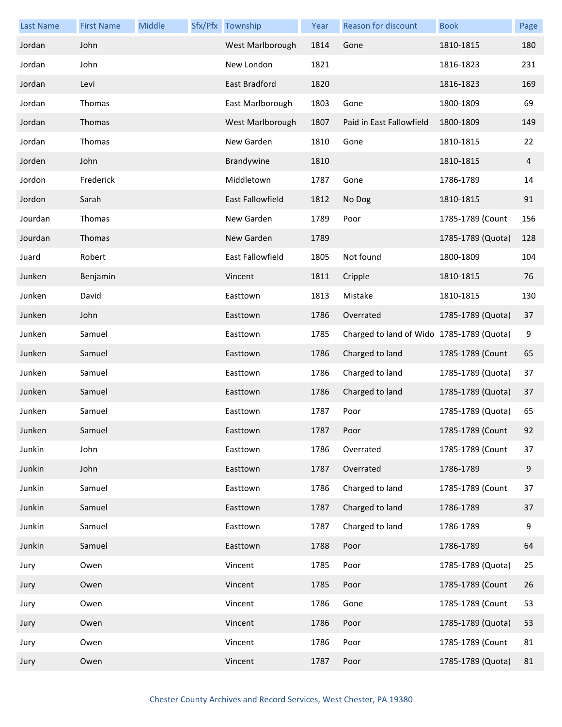| Last Name | First Name | Middle | Sfx/Pfx | Township | Year | Reason for discount | Book | Page |
|---|---|---|---|---|---|---|---|---|
| Jordan | John | | | West Marlborough | 1814 | Gone | 1810-1815 | 180 |
| Jordan | John | | | New London | 1821 | | 1816-1823 | 231 |
| Jordan | Levi | | | East Bradford | 1820 | | 1816-1823 | 169 |
| Jordan | Thomas | | | East Marlborough | 1803 | Gone | 1800-1809 | 69 |
| Jordan | Thomas | | | West Marlborough | 1807 | Paid in East Fallowfield | 1800-1809 | 149 |
| Jordan | Thomas | | | New Garden | 1810 | Gone | 1810-1815 | 22 |
| Jorden | John | | | Brandywine | 1810 | | 1810-1815 | 4 |
| Jordon | Frederick | | | Middletown | 1787 | Gone | 1786-1789 | 14 |
| Jordon | Sarah | | | East Fallowfield | 1812 | No Dog | 1810-1815 | 91 |
| Jourdan | Thomas | | | New Garden | 1789 | Poor | 1785-1789 (Count | 156 |
| Jourdan | Thomas | | | New Garden | 1789 | | 1785-1789 (Quota) | 128 |
| Juard | Robert | | | East Fallowfield | 1805 | Not found | 1800-1809 | 104 |
| Junken | Benjamin | | | Vincent | 1811 | Cripple | 1810-1815 | 76 |
| Junken | David | | | Easttown | 1813 | Mistake | 1810-1815 | 130 |
| Junken | John | | | Easttown | 1786 | Overrated | 1785-1789 (Quota) | 37 |
| Junken | Samuel | | | Easttown | 1785 | Charged to land of Wido | 1785-1789 (Quota) | 9 |
| Junken | Samuel | | | Easttown | 1786 | Charged to land | 1785-1789 (Count | 65 |
| Junken | Samuel | | | Easttown | 1786 | Charged to land | 1785-1789 (Quota) | 37 |
| Junken | Samuel | | | Easttown | 1786 | Charged to land | 1785-1789 (Quota) | 37 |
| Junken | Samuel | | | Easttown | 1787 | Poor | 1785-1789 (Quota) | 65 |
| Junken | Samuel | | | Easttown | 1787 | Poor | 1785-1789 (Count | 92 |
| Junkin | John | | | Easttown | 1786 | Overrated | 1785-1789 (Count | 37 |
| Junkin | John | | | Easttown | 1787 | Overrated | 1786-1789 | 9 |
| Junkin | Samuel | | | Easttown | 1786 | Charged to land | 1785-1789 (Count | 37 |
| Junkin | Samuel | | | Easttown | 1787 | Charged to land | 1786-1789 | 37 |
| Junkin | Samuel | | | Easttown | 1787 | Charged to land | 1786-1789 | 9 |
| Junkin | Samuel | | | Easttown | 1788 | Poor | 1786-1789 | 64 |
| Jury | Owen | | | Vincent | 1785 | Poor | 1785-1789 (Quota) | 25 |
| Jury | Owen | | | Vincent | 1785 | Poor | 1785-1789 (Count | 26 |
| Jury | Owen | | | Vincent | 1786 | Gone | 1785-1789 (Count | 53 |
| Jury | Owen | | | Vincent | 1786 | Poor | 1785-1789 (Quota) | 53 |
| Jury | Owen | | | Vincent | 1786 | Poor | 1785-1789 (Count | 81 |
| Jury | Owen | | | Vincent | 1787 | Poor | 1785-1789 (Quota) | 81 |

Chester County Archives and Record Services, West Chester, PA 19380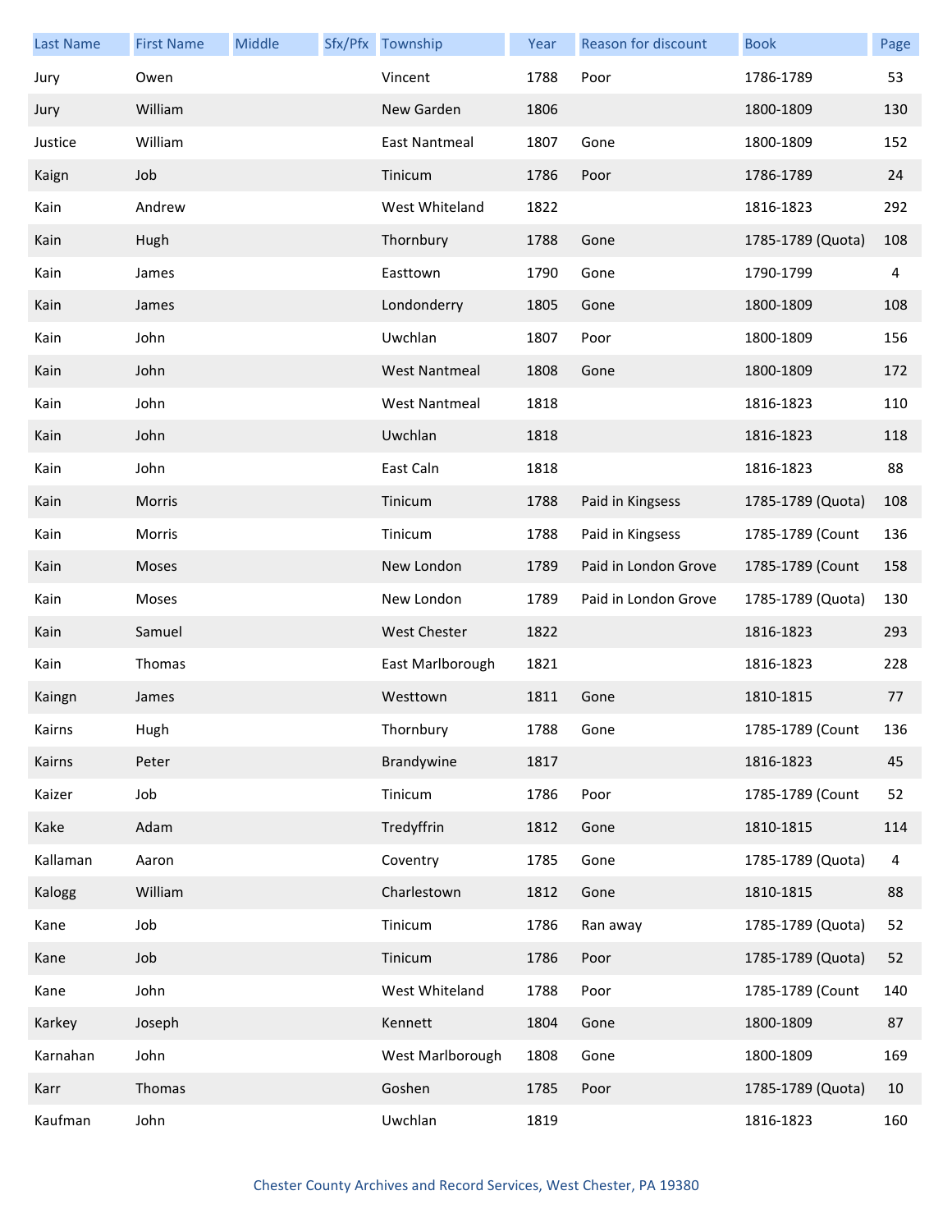| Last Name | First Name | Middle | Sfx/Pfx | Township | Year | Reason for discount | Book | Page |
|---|---|---|---|---|---|---|---|---|
| Jury | Owen | | | Vincent | 1788 | Poor | 1786-1789 | 53 |
| Jury | William | | | New Garden | 1806 | | 1800-1809 | 130 |
| Justice | William | | | East Nantmeal | 1807 | Gone | 1800-1809 | 152 |
| Kaign | Job | | | Tinicum | 1786 | Poor | 1786-1789 | 24 |
| Kain | Andrew | | | West Whiteland | 1822 | | 1816-1823 | 292 |
| Kain | Hugh | | | Thornbury | 1788 | Gone | 1785-1789 (Quota) | 108 |
| Kain | James | | | Easttown | 1790 | Gone | 1790-1799 | 4 |
| Kain | James | | | Londonderry | 1805 | Gone | 1800-1809 | 108 |
| Kain | John | | | Uwchlan | 1807 | Poor | 1800-1809 | 156 |
| Kain | John | | | West Nantmeal | 1808 | Gone | 1800-1809 | 172 |
| Kain | John | | | West Nantmeal | 1818 | | 1816-1823 | 110 |
| Kain | John | | | Uwchlan | 1818 | | 1816-1823 | 118 |
| Kain | John | | | East Caln | 1818 | | 1816-1823 | 88 |
| Kain | Morris | | | Tinicum | 1788 | Paid in Kingsess | 1785-1789 (Quota) | 108 |
| Kain | Morris | | | Tinicum | 1788 | Paid in Kingsess | 1785-1789 (Count | 136 |
| Kain | Moses | | | New London | 1789 | Paid in London Grove | 1785-1789 (Count | 158 |
| Kain | Moses | | | New London | 1789 | Paid in London Grove | 1785-1789 (Quota) | 130 |
| Kain | Samuel | | | West Chester | 1822 | | 1816-1823 | 293 |
| Kain | Thomas | | | East Marlborough | 1821 | | 1816-1823 | 228 |
| Kaingn | James | | | Westtown | 1811 | Gone | 1810-1815 | 77 |
| Kairns | Hugh | | | Thornbury | 1788 | Gone | 1785-1789 (Count | 136 |
| Kairns | Peter | | | Brandywine | 1817 | | 1816-1823 | 45 |
| Kaizer | Job | | | Tinicum | 1786 | Poor | 1785-1789 (Count | 52 |
| Kake | Adam | | | Tredyffrin | 1812 | Gone | 1810-1815 | 114 |
| Kallaman | Aaron | | | Coventry | 1785 | Gone | 1785-1789 (Quota) | 4 |
| Kalogg | William | | | Charlestown | 1812 | Gone | 1810-1815 | 88 |
| Kane | Job | | | Tinicum | 1786 | Ran away | 1785-1789 (Quota) | 52 |
| Kane | Job | | | Tinicum | 1786 | Poor | 1785-1789 (Quota) | 52 |
| Kane | John | | | West Whiteland | 1788 | Poor | 1785-1789 (Count | 140 |
| Karkey | Joseph | | | Kennett | 1804 | Gone | 1800-1809 | 87 |
| Karnahan | John | | | West Marlborough | 1808 | Gone | 1800-1809 | 169 |
| Karr | Thomas | | | Goshen | 1785 | Poor | 1785-1789 (Quota) | 10 |
| Kaufman | John | | | Uwchlan | 1819 | | 1816-1823 | 160 |

Chester County Archives and Record Services, West Chester, PA 19380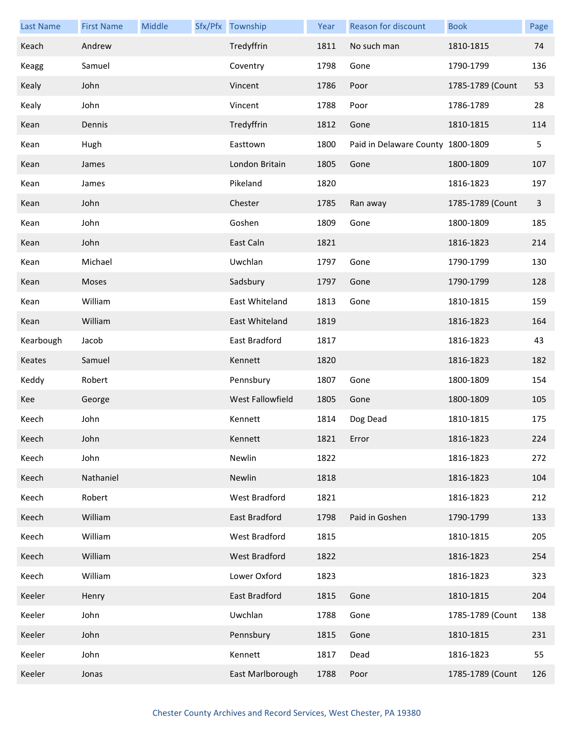| Last Name | First Name | Middle | Sfx/Pfx | Township | Year | Reason for discount | Book | Page |
|---|---|---|---|---|---|---|---|---|
| Keach | Andrew | | | Tredyffrin | 1811 | No such man | 1810-1815 | 74 |
| Keagg | Samuel | | | Coventry | 1798 | Gone | 1790-1799 | 136 |
| Kealy | John | | | Vincent | 1786 | Poor | 1785-1789 (Count | 53 |
| Kealy | John | | | Vincent | 1788 | Poor | 1786-1789 | 28 |
| Kean | Dennis | | | Tredyffrin | 1812 | Gone | 1810-1815 | 114 |
| Kean | Hugh | | | Easttown | 1800 | Paid in Delaware County | 1800-1809 | 5 |
| Kean | James | | | London Britain | 1805 | Gone | 1800-1809 | 107 |
| Kean | James | | | Pikeland | 1820 | | 1816-1823 | 197 |
| Kean | John | | | Chester | 1785 | Ran away | 1785-1789 (Count | 3 |
| Kean | John | | | Goshen | 1809 | Gone | 1800-1809 | 185 |
| Kean | John | | | East Caln | 1821 | | 1816-1823 | 214 |
| Kean | Michael | | | Uwchlan | 1797 | Gone | 1790-1799 | 130 |
| Kean | Moses | | | Sadsbury | 1797 | Gone | 1790-1799 | 128 |
| Kean | William | | | East Whiteland | 1813 | Gone | 1810-1815 | 159 |
| Kean | William | | | East Whiteland | 1819 | | 1816-1823 | 164 |
| Kearbough | Jacob | | | East Bradford | 1817 | | 1816-1823 | 43 |
| Keates | Samuel | | | Kennett | 1820 | | 1816-1823 | 182 |
| Keddy | Robert | | | Pennsbury | 1807 | Gone | 1800-1809 | 154 |
| Kee | George | | | West Fallowfield | 1805 | Gone | 1800-1809 | 105 |
| Keech | John | | | Kennett | 1814 | Dog Dead | 1810-1815 | 175 |
| Keech | John | | | Kennett | 1821 | Error | 1816-1823 | 224 |
| Keech | John | | | Newlin | 1822 | | 1816-1823 | 272 |
| Keech | Nathaniel | | | Newlin | 1818 | | 1816-1823 | 104 |
| Keech | Robert | | | West Bradford | 1821 | | 1816-1823 | 212 |
| Keech | William | | | East Bradford | 1798 | Paid in Goshen | 1790-1799 | 133 |
| Keech | William | | | West Bradford | 1815 | | 1810-1815 | 205 |
| Keech | William | | | West Bradford | 1822 | | 1816-1823 | 254 |
| Keech | William | | | Lower Oxford | 1823 | | 1816-1823 | 323 |
| Keeler | Henry | | | East Bradford | 1815 | Gone | 1810-1815 | 204 |
| Keeler | John | | | Uwchlan | 1788 | Gone | 1785-1789 (Count | 138 |
| Keeler | John | | | Pennsbury | 1815 | Gone | 1810-1815 | 231 |
| Keeler | John | | | Kennett | 1817 | Dead | 1816-1823 | 55 |
| Keeler | Jonas | | | East Marlborough | 1788 | Poor | 1785-1789 (Count | 126 |

Chester County Archives and Record Services, West Chester, PA 19380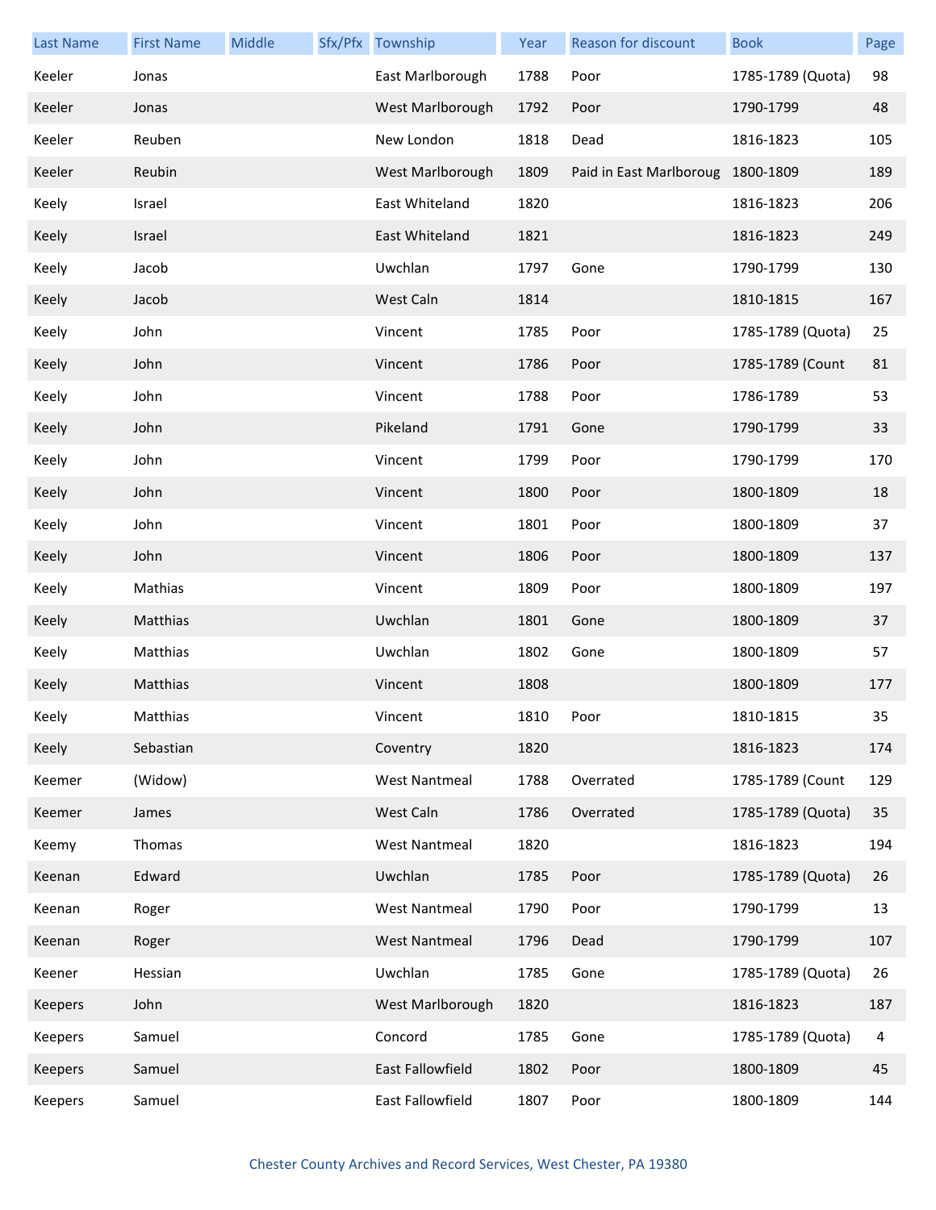| Last Name | First Name | Middle | Sfx/Pfx | Township | Year | Reason for discount | Book | Page |
|---|---|---|---|---|---|---|---|---|
| Keeler | Jonas | | | East Marlborough | 1788 | Poor | 1785-1789 (Quota) | 98 |
| Keeler | Jonas | | | West Marlborough | 1792 | Poor | 1790-1799 | 48 |
| Keeler | Reuben | | | New London | 1818 | Dead | 1816-1823 | 105 |
| Keeler | Reubin | | | West Marlborough | 1809 | Paid in East Marlboroug | 1800-1809 | 189 |
| Keely | Israel | | | East Whiteland | 1820 | | 1816-1823 | 206 |
| Keely | Israel | | | East Whiteland | 1821 | | 1816-1823 | 249 |
| Keely | Jacob | | | Uwchlan | 1797 | Gone | 1790-1799 | 130 |
| Keely | Jacob | | | West Caln | 1814 | | 1810-1815 | 167 |
| Keely | John | | | Vincent | 1785 | Poor | 1785-1789 (Quota) | 25 |
| Keely | John | | | Vincent | 1786 | Poor | 1785-1789 (Count | 81 |
| Keely | John | | | Vincent | 1788 | Poor | 1786-1789 | 53 |
| Keely | John | | | Pikeland | 1791 | Gone | 1790-1799 | 33 |
| Keely | John | | | Vincent | 1799 | Poor | 1790-1799 | 170 |
| Keely | John | | | Vincent | 1800 | Poor | 1800-1809 | 18 |
| Keely | John | | | Vincent | 1801 | Poor | 1800-1809 | 37 |
| Keely | John | | | Vincent | 1806 | Poor | 1800-1809 | 137 |
| Keely | Mathias | | | Vincent | 1809 | Poor | 1800-1809 | 197 |
| Keely | Matthias | | | Uwchlan | 1801 | Gone | 1800-1809 | 37 |
| Keely | Matthias | | | Uwchlan | 1802 | Gone | 1800-1809 | 57 |
| Keely | Matthias | | | Vincent | 1808 | | 1800-1809 | 177 |
| Keely | Matthias | | | Vincent | 1810 | Poor | 1810-1815 | 35 |
| Keely | Sebastian | | | Coventry | 1820 | | 1816-1823 | 174 |
| Keemer | (Widow) | | | West Nantmeal | 1788 | Overrated | 1785-1789 (Count | 129 |
| Keemer | James | | | West Caln | 1786 | Overrated | 1785-1789 (Quota) | 35 |
| Keemy | Thomas | | | West Nantmeal | 1820 | | 1816-1823 | 194 |
| Keenan | Edward | | | Uwchlan | 1785 | Poor | 1785-1789 (Quota) | 26 |
| Keenan | Roger | | | West Nantmeal | 1790 | Poor | 1790-1799 | 13 |
| Keenan | Roger | | | West Nantmeal | 1796 | Dead | 1790-1799 | 107 |
| Keener | Hessian | | | Uwchlan | 1785 | Gone | 1785-1789 (Quota) | 26 |
| Keepers | John | | | West Marlborough | 1820 | | 1816-1823 | 187 |
| Keepers | Samuel | | | Concord | 1785 | Gone | 1785-1789 (Quota) | 4 |
| Keepers | Samuel | | | East Fallowfield | 1802 | Poor | 1800-1809 | 45 |
| Keepers | Samuel | | | East Fallowfield | 1807 | Poor | 1800-1809 | 144 |

Chester County Archives and Record Services, West Chester, PA 19380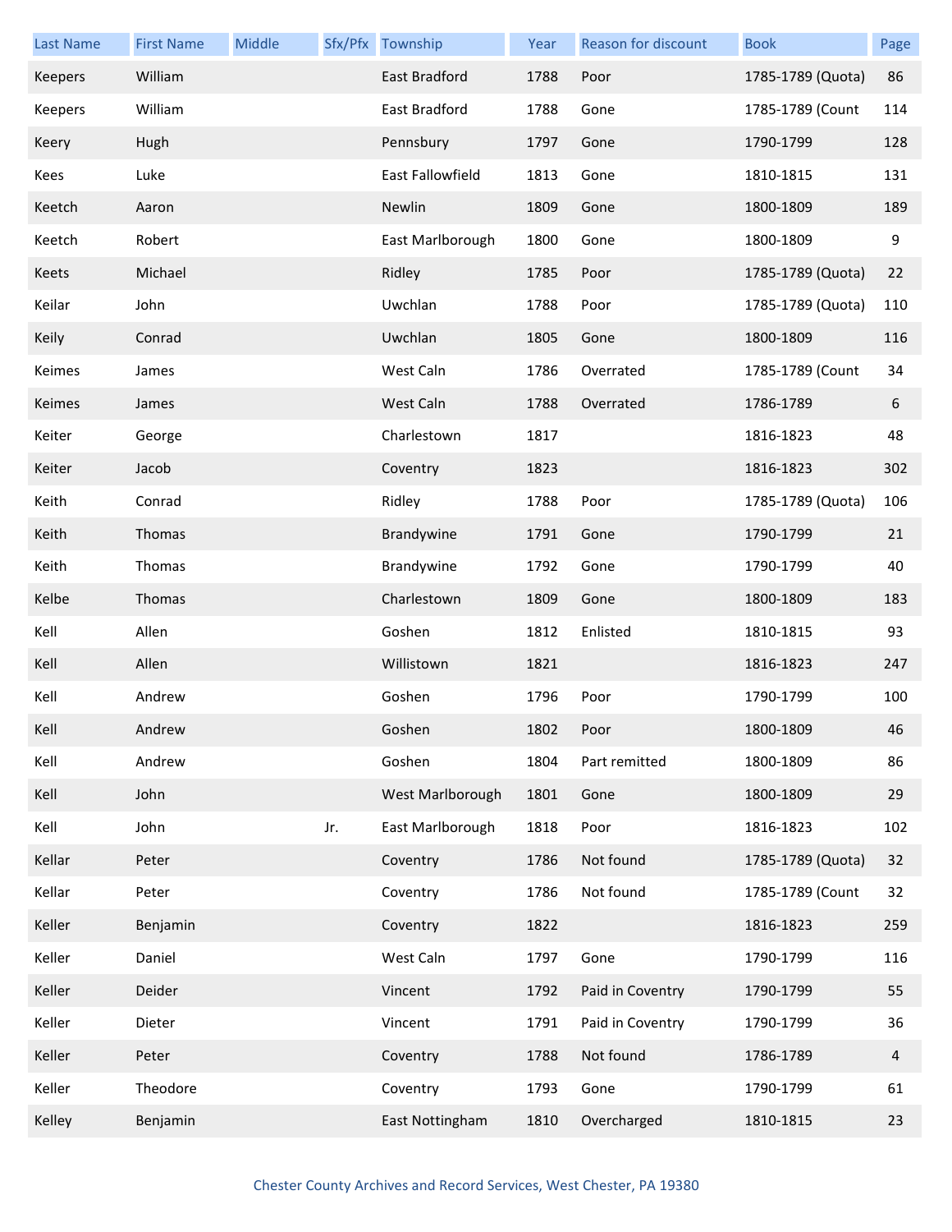| Last Name | First Name | Middle | Sfx/Pfx | Township | Year | Reason for discount | Book | Page |
|---|---|---|---|---|---|---|---|---|
| Keepers | William | | | East Bradford | 1788 | Poor | 1785-1789 (Quota) | 86 |
| Keepers | William | | | East Bradford | 1788 | Gone | 1785-1789 (Count | 114 |
| Keery | Hugh | | | Pennsbury | 1797 | Gone | 1790-1799 | 128 |
| Kees | Luke | | | East Fallowfield | 1813 | Gone | 1810-1815 | 131 |
| Keetch | Aaron | | | Newlin | 1809 | Gone | 1800-1809 | 189 |
| Keetch | Robert | | | East Marlborough | 1800 | Gone | 1800-1809 | 9 |
| Keets | Michael | | | Ridley | 1785 | Poor | 1785-1789 (Quota) | 22 |
| Keilar | John | | | Uwchlan | 1788 | Poor | 1785-1789 (Quota) | 110 |
| Keily | Conrad | | | Uwchlan | 1805 | Gone | 1800-1809 | 116 |
| Keimes | James | | | West Caln | 1786 | Overrated | 1785-1789 (Count | 34 |
| Keimes | James | | | West Caln | 1788 | Overrated | 1786-1789 | 6 |
| Keiter | George | | | Charlestown | 1817 | | 1816-1823 | 48 |
| Keiter | Jacob | | | Coventry | 1823 | | 1816-1823 | 302 |
| Keith | Conrad | | | Ridley | 1788 | Poor | 1785-1789 (Quota) | 106 |
| Keith | Thomas | | | Brandywine | 1791 | Gone | 1790-1799 | 21 |
| Keith | Thomas | | | Brandywine | 1792 | Gone | 1790-1799 | 40 |
| Kelbe | Thomas | | | Charlestown | 1809 | Gone | 1800-1809 | 183 |
| Kell | Allen | | | Goshen | 1812 | Enlisted | 1810-1815 | 93 |
| Kell | Allen | | | Willistown | 1821 | | 1816-1823 | 247 |
| Kell | Andrew | | | Goshen | 1796 | Poor | 1790-1799 | 100 |
| Kell | Andrew | | | Goshen | 1802 | Poor | 1800-1809 | 46 |
| Kell | Andrew | | | Goshen | 1804 | Part remitted | 1800-1809 | 86 |
| Kell | John | | | West Marlborough | 1801 | Gone | 1800-1809 | 29 |
| Kell | John | | Jr. | East Marlborough | 1818 | Poor | 1816-1823 | 102 |
| Kellar | Peter | | | Coventry | 1786 | Not found | 1785-1789 (Quota) | 32 |
| Kellar | Peter | | | Coventry | 1786 | Not found | 1785-1789 (Count | 32 |
| Keller | Benjamin | | | Coventry | 1822 | | 1816-1823 | 259 |
| Keller | Daniel | | | West Caln | 1797 | Gone | 1790-1799 | 116 |
| Keller | Deider | | | Vincent | 1792 | Paid in Coventry | 1790-1799 | 55 |
| Keller | Dieter | | | Vincent | 1791 | Paid in Coventry | 1790-1799 | 36 |
| Keller | Peter | | | Coventry | 1788 | Not found | 1786-1789 | 4 |
| Keller | Theodore | | | Coventry | 1793 | Gone | 1790-1799 | 61 |
| Kelley | Benjamin | | | East Nottingham | 1810 | Overcharged | 1810-1815 | 23 |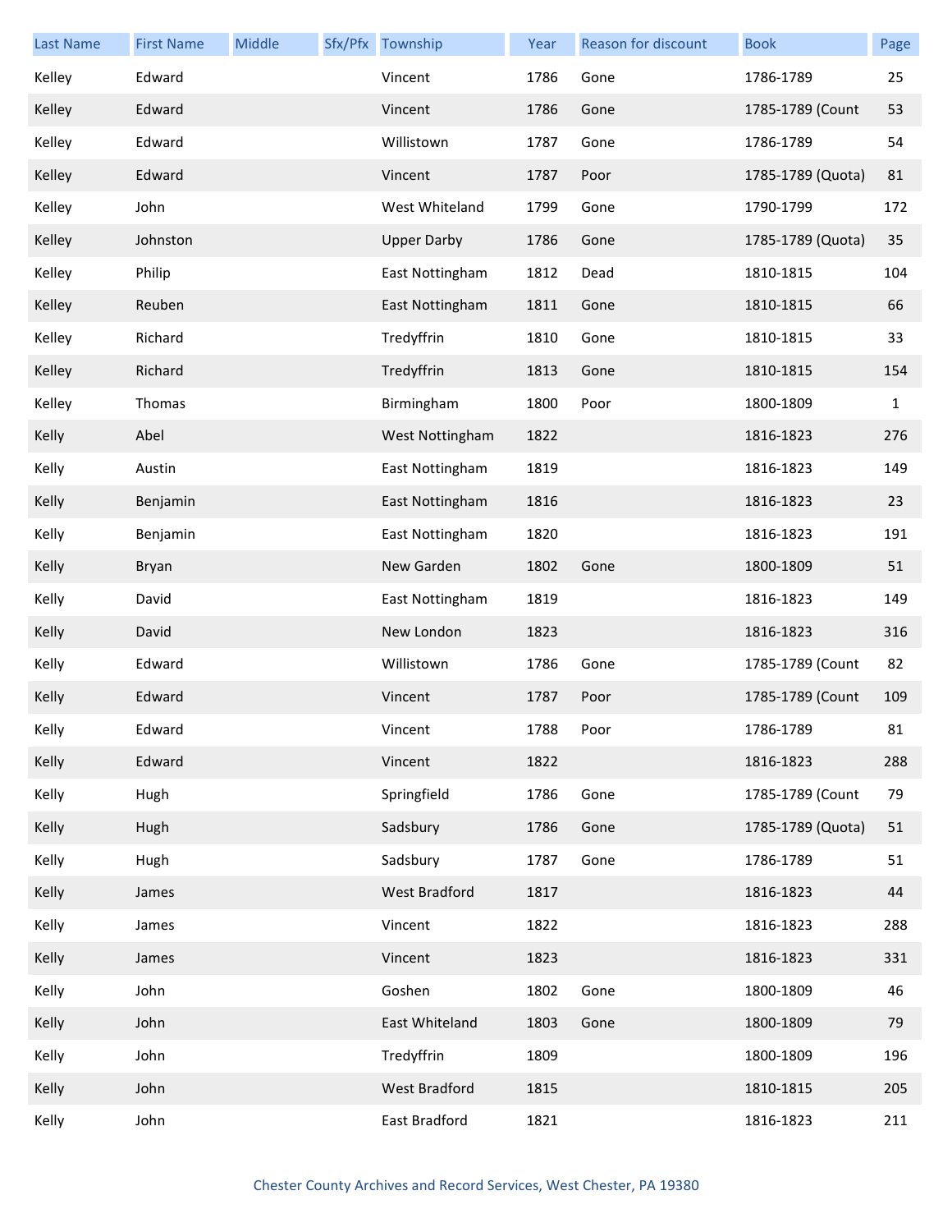| Last Name | First Name | Middle | Sfx/Pfx | Township | Year | Reason for discount | Book | Page |
|---|---|---|---|---|---|---|---|---|
| Kelley | Edward | | | Vincent | 1786 | Gone | 1786-1789 | 25 |
| Kelley | Edward | | | Vincent | 1786 | Gone | 1785-1789 (Count | 53 |
| Kelley | Edward | | | Willistown | 1787 | Gone | 1786-1789 | 54 |
| Kelley | Edward | | | Vincent | 1787 | Poor | 1785-1789 (Quota) | 81 |
| Kelley | John | | | West Whiteland | 1799 | Gone | 1790-1799 | 172 |
| Kelley | Johnston | | | Upper Darby | 1786 | Gone | 1785-1789 (Quota) | 35 |
| Kelley | Philip | | | East Nottingham | 1812 | Dead | 1810-1815 | 104 |
| Kelley | Reuben | | | East Nottingham | 1811 | Gone | 1810-1815 | 66 |
| Kelley | Richard | | | Tredyffrin | 1810 | Gone | 1810-1815 | 33 |
| Kelley | Richard | | | Tredyffrin | 1813 | Gone | 1810-1815 | 154 |
| Kelley | Thomas | | | Birmingham | 1800 | Poor | 1800-1809 | 1 |
| Kelly | Abel | | | West Nottingham | 1822 | | 1816-1823 | 276 |
| Kelly | Austin | | | East Nottingham | 1819 | | 1816-1823 | 149 |
| Kelly | Benjamin | | | East Nottingham | 1816 | | 1816-1823 | 23 |
| Kelly | Benjamin | | | East Nottingham | 1820 | | 1816-1823 | 191 |
| Kelly | Bryan | | | New Garden | 1802 | Gone | 1800-1809 | 51 |
| Kelly | David | | | East Nottingham | 1819 | | 1816-1823 | 149 |
| Kelly | David | | | New London | 1823 | | 1816-1823 | 316 |
| Kelly | Edward | | | Willistown | 1786 | Gone | 1785-1789 (Count | 82 |
| Kelly | Edward | | | Vincent | 1787 | Poor | 1785-1789 (Count | 109 |
| Kelly | Edward | | | Vincent | 1788 | Poor | 1786-1789 | 81 |
| Kelly | Edward | | | Vincent | 1822 | | 1816-1823 | 288 |
| Kelly | Hugh | | | Springfield | 1786 | Gone | 1785-1789 (Count | 79 |
| Kelly | Hugh | | | Sadsbury | 1786 | Gone | 1785-1789 (Quota) | 51 |
| Kelly | Hugh | | | Sadsbury | 1787 | Gone | 1786-1789 | 51 |
| Kelly | James | | | West Bradford | 1817 | | 1816-1823 | 44 |
| Kelly | James | | | Vincent | 1822 | | 1816-1823 | 288 |
| Kelly | James | | | Vincent | 1823 | | 1816-1823 | 331 |
| Kelly | John | | | Goshen | 1802 | Gone | 1800-1809 | 46 |
| Kelly | John | | | East Whiteland | 1803 | Gone | 1800-1809 | 79 |
| Kelly | John | | | Tredyffrin | 1809 | | 1800-1809 | 196 |
| Kelly | John | | | West Bradford | 1815 | | 1810-1815 | 205 |
| Kelly | John | | | East Bradford | 1821 | | 1816-1823 | 211 |

Chester County Archives and Record Services, West Chester, PA 19380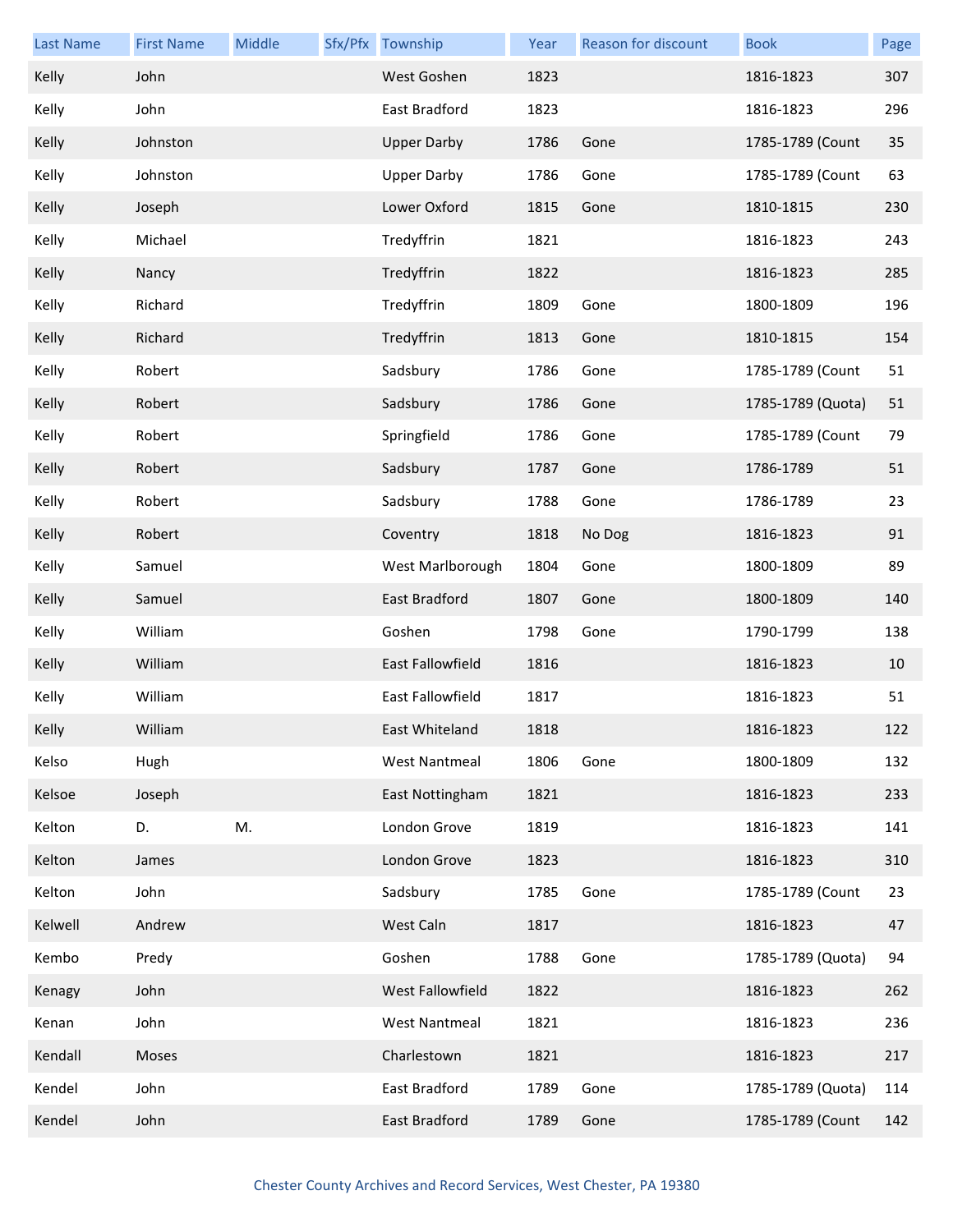| Last Name | First Name | Middle | Sfx/Pfx | Township | Year | Reason for discount | Book | Page |
|---|---|---|---|---|---|---|---|---|
| Kelly | John | | | West Goshen | 1823 | | 1816-1823 | 307 |
| Kelly | John | | | East Bradford | 1823 | | 1816-1823 | 296 |
| Kelly | Johnston | | | Upper Darby | 1786 | Gone | 1785-1789 (Count | 35 |
| Kelly | Johnston | | | Upper Darby | 1786 | Gone | 1785-1789 (Count | 63 |
| Kelly | Joseph | | | Lower Oxford | 1815 | Gone | 1810-1815 | 230 |
| Kelly | Michael | | | Tredyffrin | 1821 | | 1816-1823 | 243 |
| Kelly | Nancy | | | Tredyffrin | 1822 | | 1816-1823 | 285 |
| Kelly | Richard | | | Tredyffrin | 1809 | Gone | 1800-1809 | 196 |
| Kelly | Richard | | | Tredyffrin | 1813 | Gone | 1810-1815 | 154 |
| Kelly | Robert | | | Sadsbury | 1786 | Gone | 1785-1789 (Count | 51 |
| Kelly | Robert | | | Sadsbury | 1786 | Gone | 1785-1789 (Quota) | 51 |
| Kelly | Robert | | | Springfield | 1786 | Gone | 1785-1789 (Count | 79 |
| Kelly | Robert | | | Sadsbury | 1787 | Gone | 1786-1789 | 51 |
| Kelly | Robert | | | Sadsbury | 1788 | Gone | 1786-1789 | 23 |
| Kelly | Robert | | | Coventry | 1818 | No Dog | 1816-1823 | 91 |
| Kelly | Samuel | | | West Marlborough | 1804 | Gone | 1800-1809 | 89 |
| Kelly | Samuel | | | East Bradford | 1807 | Gone | 1800-1809 | 140 |
| Kelly | William | | | Goshen | 1798 | Gone | 1790-1799 | 138 |
| Kelly | William | | | East Fallowfield | 1816 | | 1816-1823 | 10 |
| Kelly | William | | | East Fallowfield | 1817 | | 1816-1823 | 51 |
| Kelly | William | | | East Whiteland | 1818 | | 1816-1823 | 122 |
| Kelso | Hugh | | | West Nantmeal | 1806 | Gone | 1800-1809 | 132 |
| Kelsoe | Joseph | | | East Nottingham | 1821 | | 1816-1823 | 233 |
| Kelton | D. | M. | | London Grove | 1819 | | 1816-1823 | 141 |
| Kelton | James | | | London Grove | 1823 | | 1816-1823 | 310 |
| Kelton | John | | | Sadsbury | 1785 | Gone | 1785-1789 (Count | 23 |
| Kelwell | Andrew | | | West Caln | 1817 | | 1816-1823 | 47 |
| Kembo | Predy | | | Goshen | 1788 | Gone | 1785-1789 (Quota) | 94 |
| Kenagy | John | | | West Fallowfield | 1822 | | 1816-1823 | 262 |
| Kenan | John | | | West Nantmeal | 1821 | | 1816-1823 | 236 |
| Kendall | Moses | | | Charlestown | 1821 | | 1816-1823 | 217 |
| Kendel | John | | | East Bradford | 1789 | Gone | 1785-1789 (Quota) | 114 |
| Kendel | John | | | East Bradford | 1789 | Gone | 1785-1789 (Count | 142 |

Chester County Archives and Record Services, West Chester, PA 19380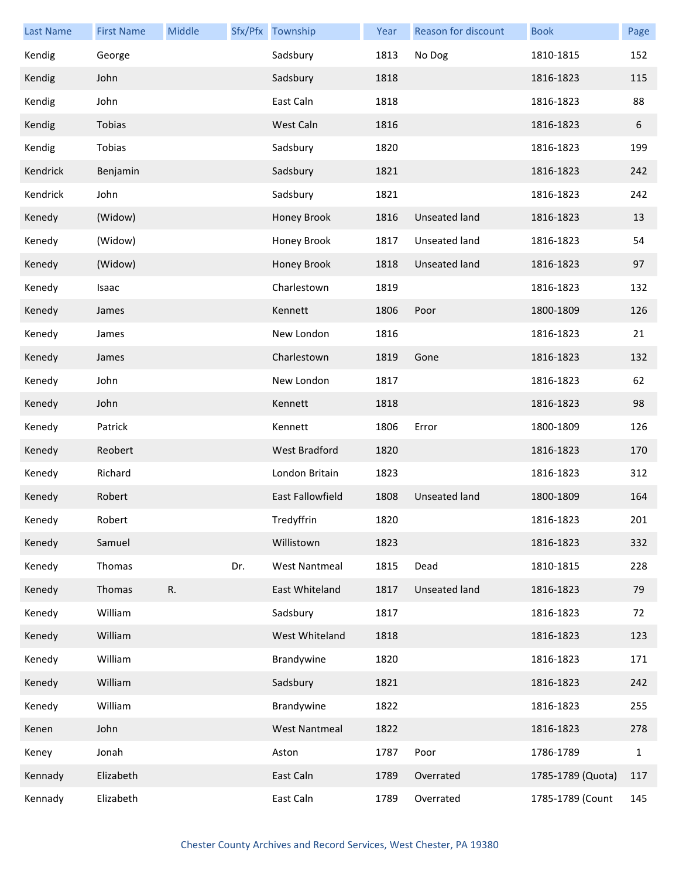| Last Name | First Name | Middle | Sfx/Pfx | Township | Year | Reason for discount | Book | Page |
|---|---|---|---|---|---|---|---|---|
| Kendig | George | | | Sadsbury | 1813 | No Dog | 1810-1815 | 152 |
| Kendig | John | | | Sadsbury | 1818 | | 1816-1823 | 115 |
| Kendig | John | | | East Caln | 1818 | | 1816-1823 | 88 |
| Kendig | Tobias | | | West Caln | 1816 | | 1816-1823 | 6 |
| Kendig | Tobias | | | Sadsbury | 1820 | | 1816-1823 | 199 |
| Kendrick | Benjamin | | | Sadsbury | 1821 | | 1816-1823 | 242 |
| Kendrick | John | | | Sadsbury | 1821 | | 1816-1823 | 242 |
| Kenedy | (Widow) | | | Honey Brook | 1816 | Unseated land | 1816-1823 | 13 |
| Kenedy | (Widow) | | | Honey Brook | 1817 | Unseated land | 1816-1823 | 54 |
| Kenedy | (Widow) | | | Honey Brook | 1818 | Unseated land | 1816-1823 | 97 |
| Kenedy | Isaac | | | Charlestown | 1819 | | 1816-1823 | 132 |
| Kenedy | James | | | Kennett | 1806 | Poor | 1800-1809 | 126 |
| Kenedy | James | | | New London | 1816 | | 1816-1823 | 21 |
| Kenedy | James | | | Charlestown | 1819 | Gone | 1816-1823 | 132 |
| Kenedy | John | | | New London | 1817 | | 1816-1823 | 62 |
| Kenedy | John | | | Kennett | 1818 | | 1816-1823 | 98 |
| Kenedy | Patrick | | | Kennett | 1806 | Error | 1800-1809 | 126 |
| Kenedy | Reobert | | | West Bradford | 1820 | | 1816-1823 | 170 |
| Kenedy | Richard | | | London Britain | 1823 | | 1816-1823 | 312 |
| Kenedy | Robert | | | East Fallowfield | 1808 | Unseated land | 1800-1809 | 164 |
| Kenedy | Robert | | | Tredyffrin | 1820 | | 1816-1823 | 201 |
| Kenedy | Samuel | | | Willistown | 1823 | | 1816-1823 | 332 |
| Kenedy | Thomas | | Dr. | West Nantmeal | 1815 | Dead | 1810-1815 | 228 |
| Kenedy | Thomas | R. | | East Whiteland | 1817 | Unseated land | 1816-1823 | 79 |
| Kenedy | William | | | Sadsbury | 1817 | | 1816-1823 | 72 |
| Kenedy | William | | | West Whiteland | 1818 | | 1816-1823 | 123 |
| Kenedy | William | | | Brandywine | 1820 | | 1816-1823 | 171 |
| Kenedy | William | | | Sadsbury | 1821 | | 1816-1823 | 242 |
| Kenedy | William | | | Brandywine | 1822 | | 1816-1823 | 255 |
| Kenen | John | | | West Nantmeal | 1822 | | 1816-1823 | 278 |
| Keney | Jonah | | | Aston | 1787 | Poor | 1786-1789 | 1 |
| Kennady | Elizabeth | | | East Caln | 1789 | Overrated | 1785-1789 (Quota) | 117 |
| Kennady | Elizabeth | | | East Caln | 1789 | Overrated | 1785-1789 (Count | 145 |

Chester County Archives and Record Services, West Chester, PA 19380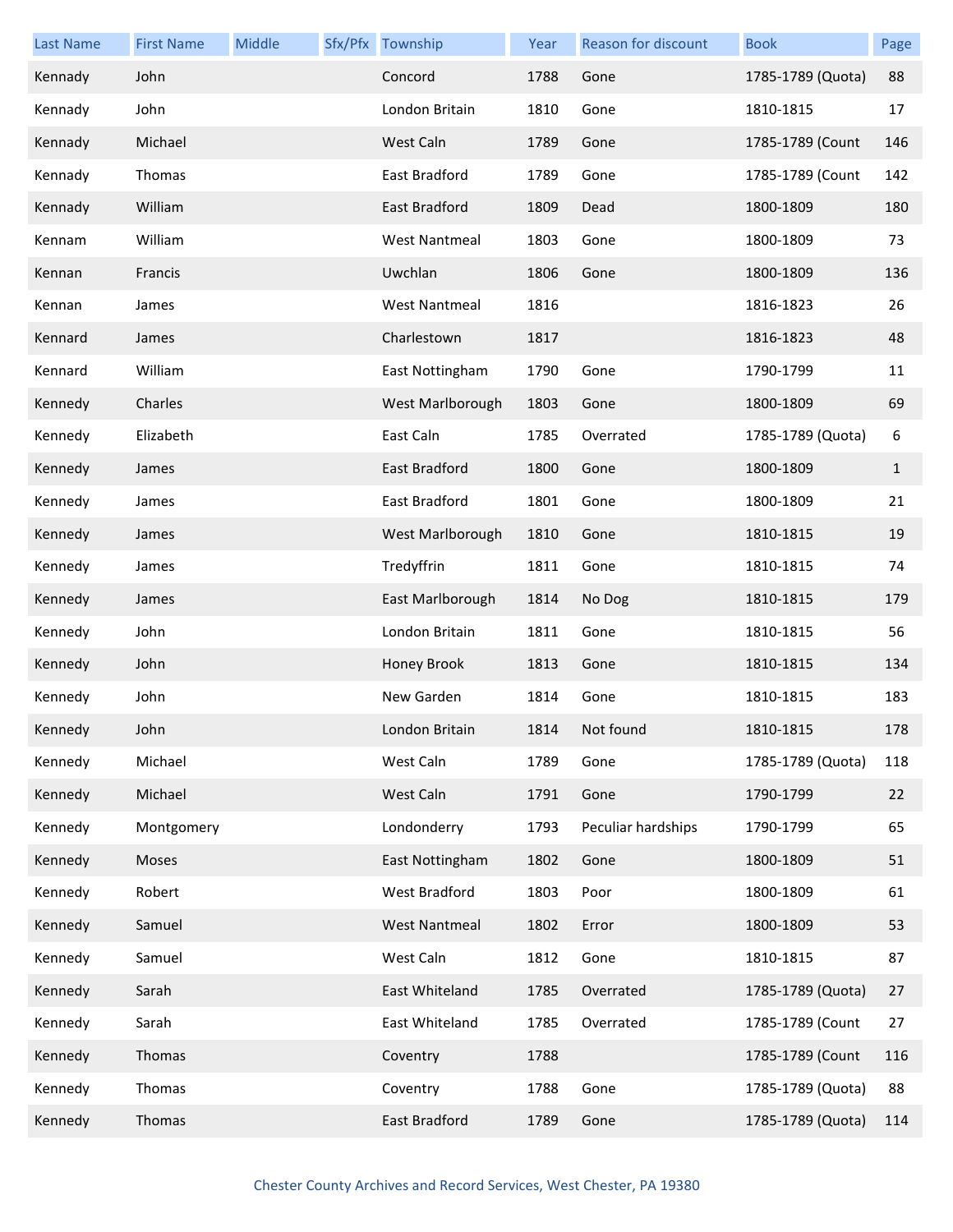| Last Name | First Name | Middle | Sfx/Pfx | Township | Year | Reason for discount | Book | Page |
|---|---|---|---|---|---|---|---|---|
| Kennady | John | | | Concord | 1788 | Gone | 1785-1789 (Quota) | 88 |
| Kennady | John | | | London Britain | 1810 | Gone | 1810-1815 | 17 |
| Kennady | Michael | | | West Caln | 1789 | Gone | 1785-1789 (Count | 146 |
| Kennady | Thomas | | | East Bradford | 1789 | Gone | 1785-1789 (Count | 142 |
| Kennady | William | | | East Bradford | 1809 | Dead | 1800-1809 | 180 |
| Kennam | William | | | West Nantmeal | 1803 | Gone | 1800-1809 | 73 |
| Kennan | Francis | | | Uwchlan | 1806 | Gone | 1800-1809 | 136 |
| Kennan | James | | | West Nantmeal | 1816 | | 1816-1823 | 26 |
| Kennard | James | | | Charlestown | 1817 | | 1816-1823 | 48 |
| Kennard | William | | | East Nottingham | 1790 | Gone | 1790-1799 | 11 |
| Kennedy | Charles | | | West Marlborough | 1803 | Gone | 1800-1809 | 69 |
| Kennedy | Elizabeth | | | East Caln | 1785 | Overrated | 1785-1789 (Quota) | 6 |
| Kennedy | James | | | East Bradford | 1800 | Gone | 1800-1809 | 1 |
| Kennedy | James | | | East Bradford | 1801 | Gone | 1800-1809 | 21 |
| Kennedy | James | | | West Marlborough | 1810 | Gone | 1810-1815 | 19 |
| Kennedy | James | | | Tredyffrin | 1811 | Gone | 1810-1815 | 74 |
| Kennedy | James | | | East Marlborough | 1814 | No Dog | 1810-1815 | 179 |
| Kennedy | John | | | London Britain | 1811 | Gone | 1810-1815 | 56 |
| Kennedy | John | | | Honey Brook | 1813 | Gone | 1810-1815 | 134 |
| Kennedy | John | | | New Garden | 1814 | Gone | 1810-1815 | 183 |
| Kennedy | John | | | London Britain | 1814 | Not found | 1810-1815 | 178 |
| Kennedy | Michael | | | West Caln | 1789 | Gone | 1785-1789 (Quota) | 118 |
| Kennedy | Michael | | | West Caln | 1791 | Gone | 1790-1799 | 22 |
| Kennedy | Montgomery | | | Londonderry | 1793 | Peculiar hardships | 1790-1799 | 65 |
| Kennedy | Moses | | | East Nottingham | 1802 | Gone | 1800-1809 | 51 |
| Kennedy | Robert | | | West Bradford | 1803 | Poor | 1800-1809 | 61 |
| Kennedy | Samuel | | | West Nantmeal | 1802 | Error | 1800-1809 | 53 |
| Kennedy | Samuel | | | West Caln | 1812 | Gone | 1810-1815 | 87 |
| Kennedy | Sarah | | | East Whiteland | 1785 | Overrated | 1785-1789 (Quota) | 27 |
| Kennedy | Sarah | | | East Whiteland | 1785 | Overrated | 1785-1789 (Count | 27 |
| Kennedy | Thomas | | | Coventry | 1788 | | 1785-1789 (Count | 116 |
| Kennedy | Thomas | | | Coventry | 1788 | Gone | 1785-1789 (Quota) | 88 |
| Kennedy | Thomas | | | East Bradford | 1789 | Gone | 1785-1789 (Quota) | 114 |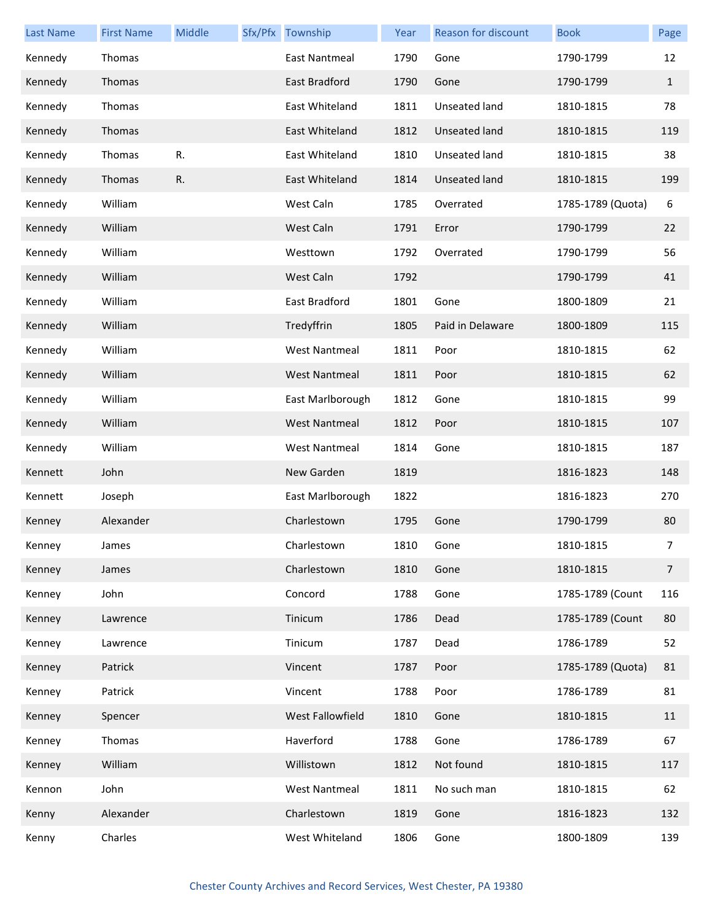| Last Name | First Name | Middle | Sfx/Pfx | Township | Year | Reason for discount | Book | Page |
|---|---|---|---|---|---|---|---|---|
| Kennedy | Thomas | | | East Nantmeal | 1790 | Gone | 1790-1799 | 12 |
| Kennedy | Thomas | | | East Bradford | 1790 | Gone | 1790-1799 | 1 |
| Kennedy | Thomas | | | East Whiteland | 1811 | Unseated land | 1810-1815 | 78 |
| Kennedy | Thomas | | | East Whiteland | 1812 | Unseated land | 1810-1815 | 119 |
| Kennedy | Thomas | R. | | East Whiteland | 1810 | Unseated land | 1810-1815 | 38 |
| Kennedy | Thomas | R. | | East Whiteland | 1814 | Unseated land | 1810-1815 | 199 |
| Kennedy | William | | | West Caln | 1785 | Overrated | 1785-1789 (Quota) | 6 |
| Kennedy | William | | | West Caln | 1791 | Error | 1790-1799 | 22 |
| Kennedy | William | | | Westtown | 1792 | Overrated | 1790-1799 | 56 |
| Kennedy | William | | | West Caln | 1792 | | 1790-1799 | 41 |
| Kennedy | William | | | East Bradford | 1801 | Gone | 1800-1809 | 21 |
| Kennedy | William | | | Tredyffrin | 1805 | Paid in Delaware | 1800-1809 | 115 |
| Kennedy | William | | | West Nantmeal | 1811 | Poor | 1810-1815 | 62 |
| Kennedy | William | | | West Nantmeal | 1811 | Poor | 1810-1815 | 62 |
| Kennedy | William | | | East Marlborough | 1812 | Gone | 1810-1815 | 99 |
| Kennedy | William | | | West Nantmeal | 1812 | Poor | 1810-1815 | 107 |
| Kennedy | William | | | West Nantmeal | 1814 | Gone | 1810-1815 | 187 |
| Kennett | John | | | New Garden | 1819 | | 1816-1823 | 148 |
| Kennett | Joseph | | | East Marlborough | 1822 | | 1816-1823 | 270 |
| Kenney | Alexander | | | Charlestown | 1795 | Gone | 1790-1799 | 80 |
| Kenney | James | | | Charlestown | 1810 | Gone | 1810-1815 | 7 |
| Kenney | James | | | Charlestown | 1810 | Gone | 1810-1815 | 7 |
| Kenney | John | | | Concord | 1788 | Gone | 1785-1789 (Count | 116 |
| Kenney | Lawrence | | | Tinicum | 1786 | Dead | 1785-1789 (Count | 80 |
| Kenney | Lawrence | | | Tinicum | 1787 | Dead | 1786-1789 | 52 |
| Kenney | Patrick | | | Vincent | 1787 | Poor | 1785-1789 (Quota) | 81 |
| Kenney | Patrick | | | Vincent | 1788 | Poor | 1786-1789 | 81 |
| Kenney | Spencer | | | West Fallowfield | 1810 | Gone | 1810-1815 | 11 |
| Kenney | Thomas | | | Haverford | 1788 | Gone | 1786-1789 | 67 |
| Kenney | William | | | Willistown | 1812 | Not found | 1810-1815 | 117 |
| Kennon | John | | | West Nantmeal | 1811 | No such man | 1810-1815 | 62 |
| Kenny | Alexander | | | Charlestown | 1819 | Gone | 1816-1823 | 132 |
| Kenny | Charles | | | West Whiteland | 1806 | Gone | 1800-1809 | 139 |

Chester County Archives and Record Services, West Chester, PA 19380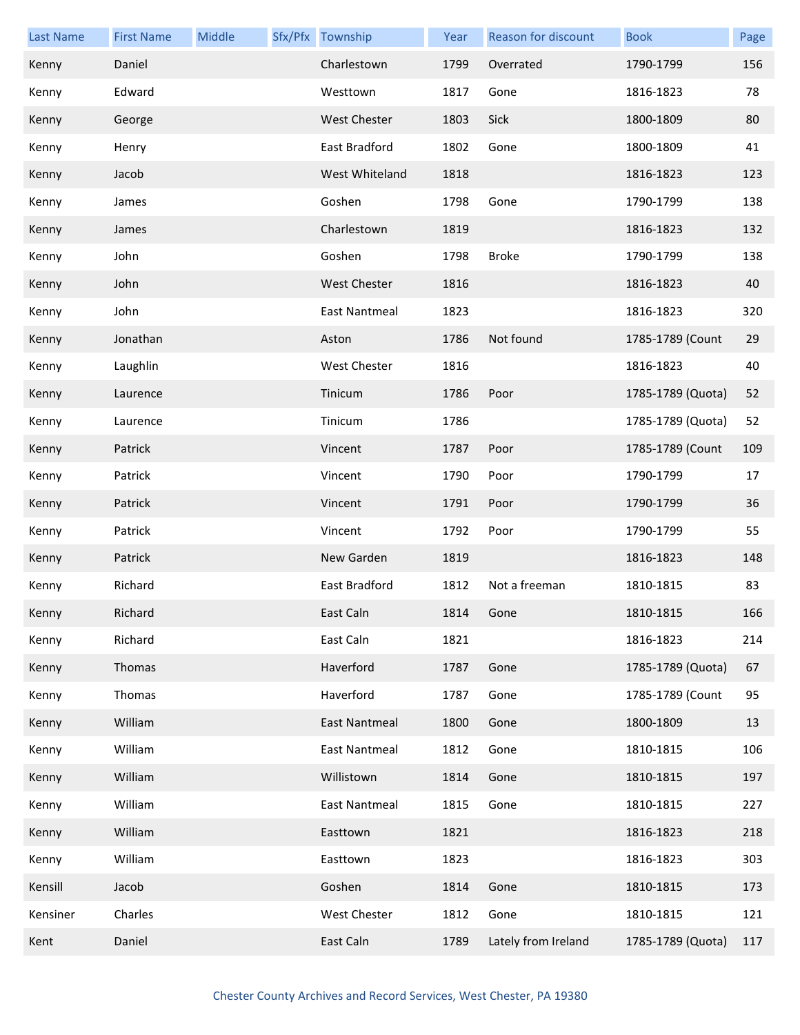| Last Name | First Name | Middle | Sfx/Pfx | Township | Year | Reason for discount | Book | Page |
|---|---|---|---|---|---|---|---|---|
| Kenny | Daniel | | | Charlestown | 1799 | Overrated | 1790-1799 | 156 |
| Kenny | Edward | | | Westtown | 1817 | Gone | 1816-1823 | 78 |
| Kenny | George | | | West Chester | 1803 | Sick | 1800-1809 | 80 |
| Kenny | Henry | | | East Bradford | 1802 | Gone | 1800-1809 | 41 |
| Kenny | Jacob | | | West Whiteland | 1818 | | 1816-1823 | 123 |
| Kenny | James | | | Goshen | 1798 | Gone | 1790-1799 | 138 |
| Kenny | James | | | Charlestown | 1819 | | 1816-1823 | 132 |
| Kenny | John | | | Goshen | 1798 | Broke | 1790-1799 | 138 |
| Kenny | John | | | West Chester | 1816 | | 1816-1823 | 40 |
| Kenny | John | | | East Nantmeal | 1823 | | 1816-1823 | 320 |
| Kenny | Jonathan | | | Aston | 1786 | Not found | 1785-1789 (Count | 29 |
| Kenny | Laughlin | | | West Chester | 1816 | | 1816-1823 | 40 |
| Kenny | Laurence | | | Tinicum | 1786 | Poor | 1785-1789 (Quota) | 52 |
| Kenny | Laurence | | | Tinicum | 1786 | | 1785-1789 (Quota) | 52 |
| Kenny | Patrick | | | Vincent | 1787 | Poor | 1785-1789 (Count | 109 |
| Kenny | Patrick | | | Vincent | 1790 | Poor | 1790-1799 | 17 |
| Kenny | Patrick | | | Vincent | 1791 | Poor | 1790-1799 | 36 |
| Kenny | Patrick | | | Vincent | 1792 | Poor | 1790-1799 | 55 |
| Kenny | Patrick | | | New Garden | 1819 | | 1816-1823 | 148 |
| Kenny | Richard | | | East Bradford | 1812 | Not a freeman | 1810-1815 | 83 |
| Kenny | Richard | | | East Caln | 1814 | Gone | 1810-1815 | 166 |
| Kenny | Richard | | | East Caln | 1821 | | 1816-1823 | 214 |
| Kenny | Thomas | | | Haverford | 1787 | Gone | 1785-1789 (Quota) | 67 |
| Kenny | Thomas | | | Haverford | 1787 | Gone | 1785-1789 (Count | 95 |
| Kenny | William | | | East Nantmeal | 1800 | Gone | 1800-1809 | 13 |
| Kenny | William | | | East Nantmeal | 1812 | Gone | 1810-1815 | 106 |
| Kenny | William | | | Willistown | 1814 | Gone | 1810-1815 | 197 |
| Kenny | William | | | East Nantmeal | 1815 | Gone | 1810-1815 | 227 |
| Kenny | William | | | Easttown | 1821 | | 1816-1823 | 218 |
| Kenny | William | | | Easttown | 1823 | | 1816-1823 | 303 |
| Kensill | Jacob | | | Goshen | 1814 | Gone | 1810-1815 | 173 |
| Kensiner | Charles | | | West Chester | 1812 | Gone | 1810-1815 | 121 |
| Kent | Daniel | | | East Caln | 1789 | Lately from Ireland | 1785-1789 (Quota) | 117 |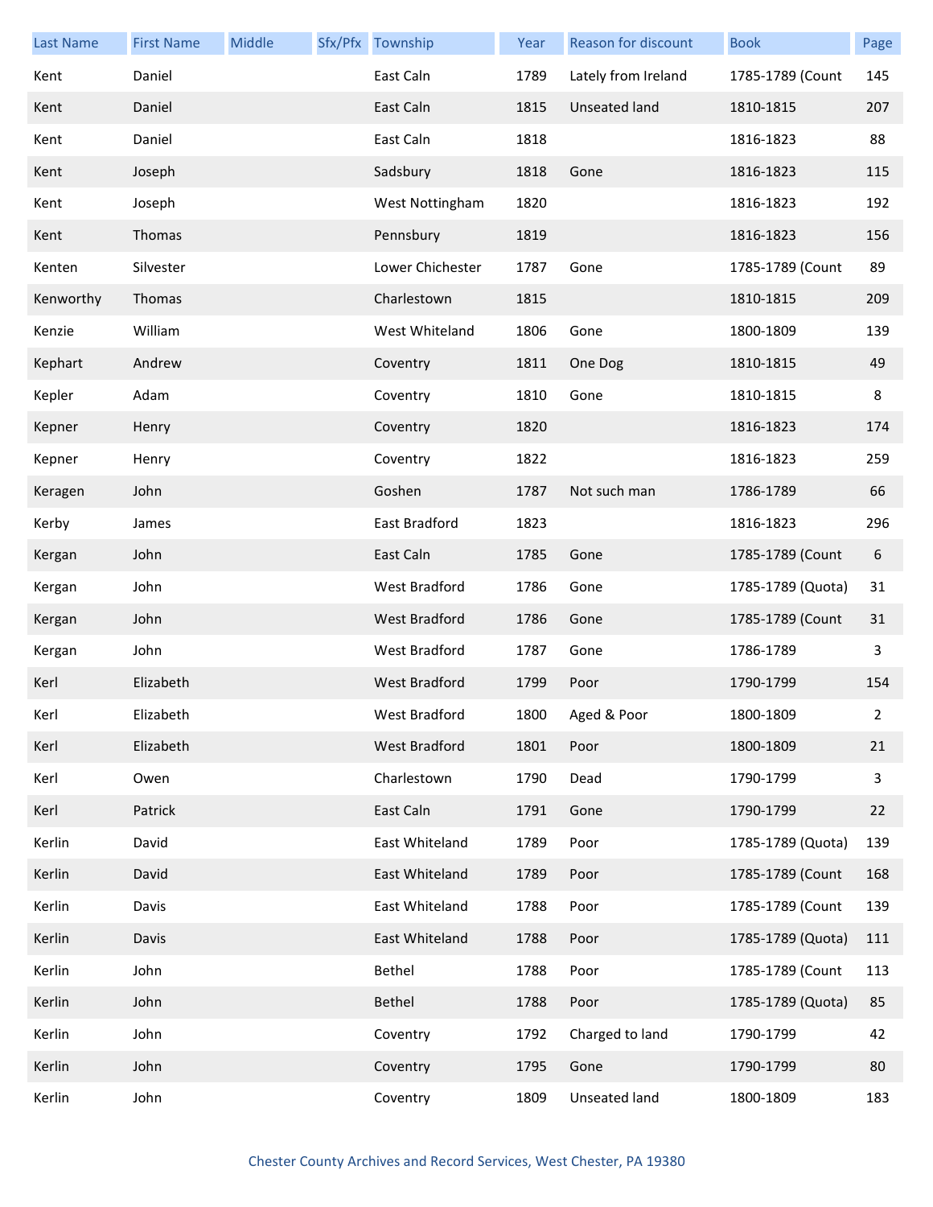| Last Name | First Name | Middle | Sfx/Pfx | Township | Year | Reason for discount | Book | Page |
|---|---|---|---|---|---|---|---|---|
| Kent | Daniel | | | East Caln | 1789 | Lately from Ireland | 1785-1789 (Count | 145 |
| Kent | Daniel | | | East Caln | 1815 | Unseated land | 1810-1815 | 207 |
| Kent | Daniel | | | East Caln | 1818 | | 1816-1823 | 88 |
| Kent | Joseph | | | Sadsbury | 1818 | Gone | 1816-1823 | 115 |
| Kent | Joseph | | | West Nottingham | 1820 | | 1816-1823 | 192 |
| Kent | Thomas | | | Pennsbury | 1819 | | 1816-1823 | 156 |
| Kenten | Silvester | | | Lower Chichester | 1787 | Gone | 1785-1789 (Count | 89 |
| Kenworthy | Thomas | | | Charlestown | 1815 | | 1810-1815 | 209 |
| Kenzie | William | | | West Whiteland | 1806 | Gone | 1800-1809 | 139 |
| Kephart | Andrew | | | Coventry | 1811 | One Dog | 1810-1815 | 49 |
| Kepler | Adam | | | Coventry | 1810 | Gone | 1810-1815 | 8 |
| Kepner | Henry | | | Coventry | 1820 | | 1816-1823 | 174 |
| Kepner | Henry | | | Coventry | 1822 | | 1816-1823 | 259 |
| Keragen | John | | | Goshen | 1787 | Not such man | 1786-1789 | 66 |
| Kerby | James | | | East Bradford | 1823 | | 1816-1823 | 296 |
| Kergan | John | | | East Caln | 1785 | Gone | 1785-1789 (Count | 6 |
| Kergan | John | | | West Bradford | 1786 | Gone | 1785-1789 (Quota) | 31 |
| Kergan | John | | | West Bradford | 1786 | Gone | 1785-1789 (Count | 31 |
| Kergan | John | | | West Bradford | 1787 | Gone | 1786-1789 | 3 |
| Kerl | Elizabeth | | | West Bradford | 1799 | Poor | 1790-1799 | 154 |
| Kerl | Elizabeth | | | West Bradford | 1800 | Aged & Poor | 1800-1809 | 2 |
| Kerl | Elizabeth | | | West Bradford | 1801 | Poor | 1800-1809 | 21 |
| Kerl | Owen | | | Charlestown | 1790 | Dead | 1790-1799 | 3 |
| Kerl | Patrick | | | East Caln | 1791 | Gone | 1790-1799 | 22 |
| Kerlin | David | | | East Whiteland | 1789 | Poor | 1785-1789 (Quota) | 139 |
| Kerlin | David | | | East Whiteland | 1789 | Poor | 1785-1789 (Count | 168 |
| Kerlin | Davis | | | East Whiteland | 1788 | Poor | 1785-1789 (Count | 139 |
| Kerlin | Davis | | | East Whiteland | 1788 | Poor | 1785-1789 (Quota) | 111 |
| Kerlin | John | | | Bethel | 1788 | Poor | 1785-1789 (Count | 113 |
| Kerlin | John | | | Bethel | 1788 | Poor | 1785-1789 (Quota) | 85 |
| Kerlin | John | | | Coventry | 1792 | Charged to land | 1790-1799 | 42 |
| Kerlin | John | | | Coventry | 1795 | Gone | 1790-1799 | 80 |
| Kerlin | John | | | Coventry | 1809 | Unseated land | 1800-1809 | 183 |

Chester County Archives and Record Services, West Chester, PA 19380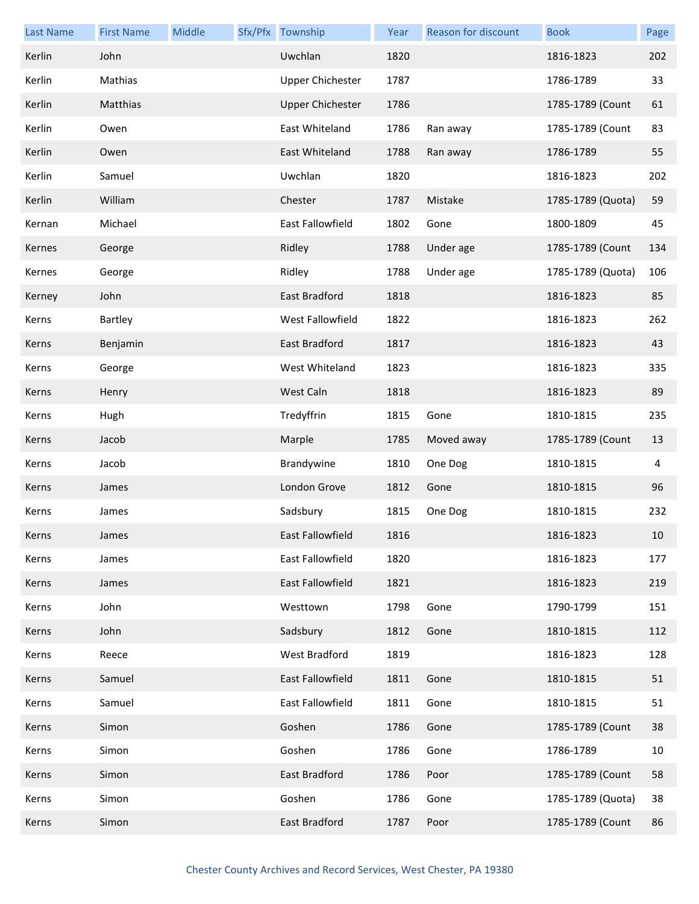| Last Name | First Name | Middle | Sfx/Pfx | Township | Year | Reason for discount | Book | Page |
|---|---|---|---|---|---|---|---|---|
| Kerlin | John | | | Uwchlan | 1820 | | 1816-1823 | 202 |
| Kerlin | Mathias | | | Upper Chichester | 1787 | | 1786-1789 | 33 |
| Kerlin | Matthias | | | Upper Chichester | 1786 | | 1785-1789 (Count | 61 |
| Kerlin | Owen | | | East Whiteland | 1786 | Ran away | 1785-1789 (Count | 83 |
| Kerlin | Owen | | | East Whiteland | 1788 | Ran away | 1786-1789 | 55 |
| Kerlin | Samuel | | | Uwchlan | 1820 | | 1816-1823 | 202 |
| Kerlin | William | | | Chester | 1787 | Mistake | 1785-1789 (Quota) | 59 |
| Kernan | Michael | | | East Fallowfield | 1802 | Gone | 1800-1809 | 45 |
| Kernes | George | | | Ridley | 1788 | Under age | 1785-1789 (Count | 134 |
| Kernes | George | | | Ridley | 1788 | Under age | 1785-1789 (Quota) | 106 |
| Kerney | John | | | East Bradford | 1818 | | 1816-1823 | 85 |
| Kerns | Bartley | | | West Fallowfield | 1822 | | 1816-1823 | 262 |
| Kerns | Benjamin | | | East Bradford | 1817 | | 1816-1823 | 43 |
| Kerns | George | | | West Whiteland | 1823 | | 1816-1823 | 335 |
| Kerns | Henry | | | West Caln | 1818 | | 1816-1823 | 89 |
| Kerns | Hugh | | | Tredyffrin | 1815 | Gone | 1810-1815 | 235 |
| Kerns | Jacob | | | Marple | 1785 | Moved away | 1785-1789 (Count | 13 |
| Kerns | Jacob | | | Brandywine | 1810 | One Dog | 1810-1815 | 4 |
| Kerns | James | | | London Grove | 1812 | Gone | 1810-1815 | 96 |
| Kerns | James | | | Sadsbury | 1815 | One Dog | 1810-1815 | 232 |
| Kerns | James | | | East Fallowfield | 1816 | | 1816-1823 | 10 |
| Kerns | James | | | East Fallowfield | 1820 | | 1816-1823 | 177 |
| Kerns | James | | | East Fallowfield | 1821 | | 1816-1823 | 219 |
| Kerns | John | | | Westtown | 1798 | Gone | 1790-1799 | 151 |
| Kerns | John | | | Sadsbury | 1812 | Gone | 1810-1815 | 112 |
| Kerns | Reece | | | West Bradford | 1819 | | 1816-1823 | 128 |
| Kerns | Samuel | | | East Fallowfield | 1811 | Gone | 1810-1815 | 51 |
| Kerns | Samuel | | | East Fallowfield | 1811 | Gone | 1810-1815 | 51 |
| Kerns | Simon | | | Goshen | 1786 | Gone | 1785-1789 (Count | 38 |
| Kerns | Simon | | | Goshen | 1786 | Gone | 1786-1789 | 10 |
| Kerns | Simon | | | East Bradford | 1786 | Poor | 1785-1789 (Count | 58 |
| Kerns | Simon | | | Goshen | 1786 | Gone | 1785-1789 (Quota) | 38 |
| Kerns | Simon | | | East Bradford | 1787 | Poor | 1785-1789 (Count | 86 |

Chester County Archives and Record Services, West Chester, PA 19380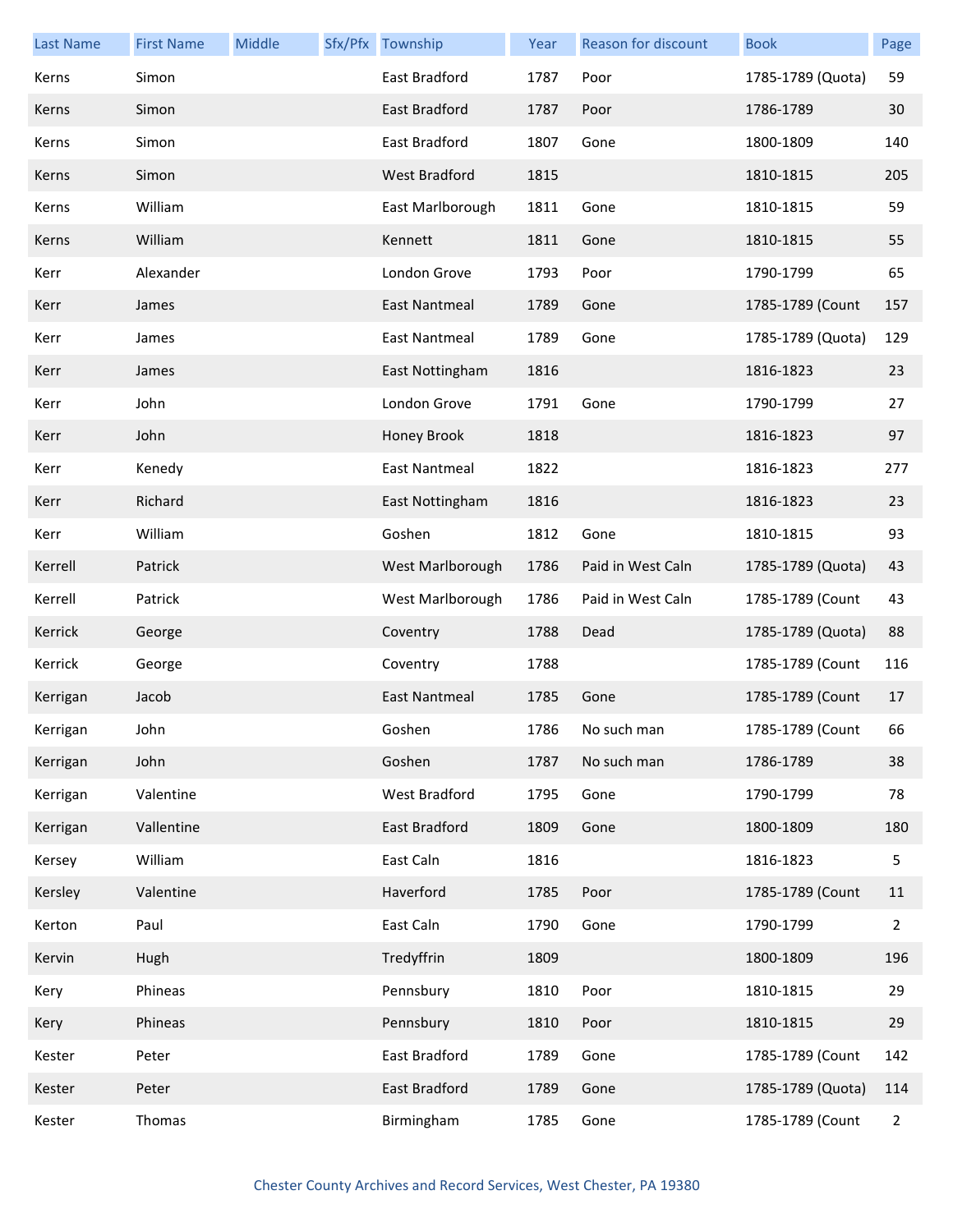| Last Name | First Name | Middle | Sfx/Pfx | Township | Year | Reason for discount | Book | Page |
|---|---|---|---|---|---|---|---|---|
| Kerns | Simon | | | East Bradford | 1787 | Poor | 1785-1789 (Quota) | 59 |
| Kerns | Simon | | | East Bradford | 1787 | Poor | 1786-1789 | 30 |
| Kerns | Simon | | | East Bradford | 1807 | Gone | 1800-1809 | 140 |
| Kerns | Simon | | | West Bradford | 1815 | | 1810-1815 | 205 |
| Kerns | William | | | East Marlborough | 1811 | Gone | 1810-1815 | 59 |
| Kerns | William | | | Kennett | 1811 | Gone | 1810-1815 | 55 |
| Kerr | Alexander | | | London Grove | 1793 | Poor | 1790-1799 | 65 |
| Kerr | James | | | East Nantmeal | 1789 | Gone | 1785-1789 (Count | 157 |
| Kerr | James | | | East Nantmeal | 1789 | Gone | 1785-1789 (Quota) | 129 |
| Kerr | James | | | East Nottingham | 1816 | | 1816-1823 | 23 |
| Kerr | John | | | London Grove | 1791 | Gone | 1790-1799 | 27 |
| Kerr | John | | | Honey Brook | 1818 | | 1816-1823 | 97 |
| Kerr | Kenedy | | | East Nantmeal | 1822 | | 1816-1823 | 277 |
| Kerr | Richard | | | East Nottingham | 1816 | | 1816-1823 | 23 |
| Kerr | William | | | Goshen | 1812 | Gone | 1810-1815 | 93 |
| Kerrell | Patrick | | | West Marlborough | 1786 | Paid in West Caln | 1785-1789 (Quota) | 43 |
| Kerrell | Patrick | | | West Marlborough | 1786 | Paid in West Caln | 1785-1789 (Count | 43 |
| Kerrick | George | | | Coventry | 1788 | Dead | 1785-1789 (Quota) | 88 |
| Kerrick | George | | | Coventry | 1788 | | 1785-1789 (Count | 116 |
| Kerrigan | Jacob | | | East Nantmeal | 1785 | Gone | 1785-1789 (Count | 17 |
| Kerrigan | John | | | Goshen | 1786 | No such man | 1785-1789 (Count | 66 |
| Kerrigan | John | | | Goshen | 1787 | No such man | 1786-1789 | 38 |
| Kerrigan | Valentine | | | West Bradford | 1795 | Gone | 1790-1799 | 78 |
| Kerrigan | Vallentine | | | East Bradford | 1809 | Gone | 1800-1809 | 180 |
| Kersey | William | | | East Caln | 1816 | | 1816-1823 | 5 |
| Kersley | Valentine | | | Haverford | 1785 | Poor | 1785-1789 (Count | 11 |
| Kerton | Paul | | | East Caln | 1790 | Gone | 1790-1799 | 2 |
| Kervin | Hugh | | | Tredyffrin | 1809 | | 1800-1809 | 196 |
| Kery | Phineas | | | Pennsbury | 1810 | Poor | 1810-1815 | 29 |
| Kery | Phineas | | | Pennsbury | 1810 | Poor | 1810-1815 | 29 |
| Kester | Peter | | | East Bradford | 1789 | Gone | 1785-1789 (Count | 142 |
| Kester | Peter | | | East Bradford | 1789 | Gone | 1785-1789 (Quota) | 114 |
| Kester | Thomas | | | Birmingham | 1785 | Gone | 1785-1789 (Count | 2 |

Chester County Archives and Record Services, West Chester, PA 19380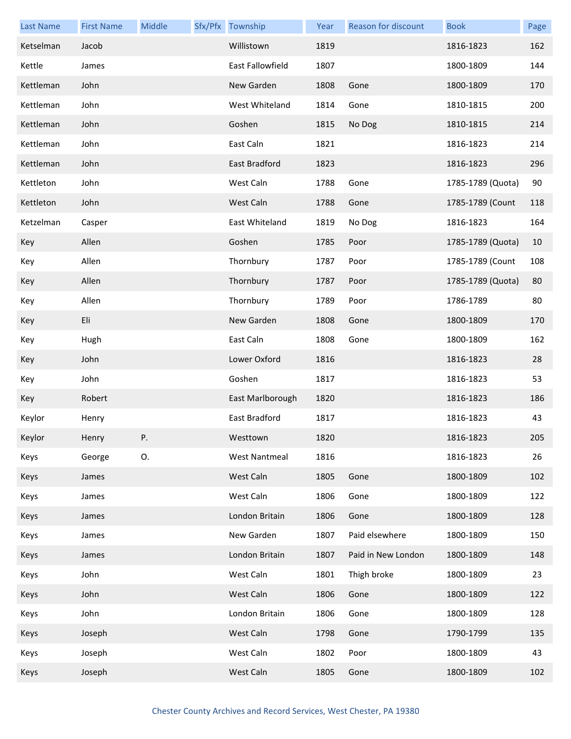| Last Name | First Name | Middle | Sfx/Pfx | Township | Year | Reason for discount | Book | Page |
|---|---|---|---|---|---|---|---|---|
| Ketselman | Jacob | | | Willistown | 1819 | | 1816-1823 | 162 |
| Kettle | James | | | East Fallowfield | 1807 | | 1800-1809 | 144 |
| Kettleman | John | | | New Garden | 1808 | Gone | 1800-1809 | 170 |
| Kettleman | John | | | West Whiteland | 1814 | Gone | 1810-1815 | 200 |
| Kettleman | John | | | Goshen | 1815 | No Dog | 1810-1815 | 214 |
| Kettleman | John | | | East Caln | 1821 | | 1816-1823 | 214 |
| Kettleman | John | | | East Bradford | 1823 | | 1816-1823 | 296 |
| Kettleton | John | | | West Caln | 1788 | Gone | 1785-1789 (Quota) | 90 |
| Kettleton | John | | | West Caln | 1788 | Gone | 1785-1789 (Count | 118 |
| Ketzelman | Casper | | | East Whiteland | 1819 | No Dog | 1816-1823 | 164 |
| Key | Allen | | | Goshen | 1785 | Poor | 1785-1789 (Quota) | 10 |
| Key | Allen | | | Thornbury | 1787 | Poor | 1785-1789 (Count | 108 |
| Key | Allen | | | Thornbury | 1787 | Poor | 1785-1789 (Quota) | 80 |
| Key | Allen | | | Thornbury | 1789 | Poor | 1786-1789 | 80 |
| Key | Eli | | | New Garden | 1808 | Gone | 1800-1809 | 170 |
| Key | Hugh | | | East Caln | 1808 | Gone | 1800-1809 | 162 |
| Key | John | | | Lower Oxford | 1816 | | 1816-1823 | 28 |
| Key | John | | | Goshen | 1817 | | 1816-1823 | 53 |
| Key | Robert | | | East Marlborough | 1820 | | 1816-1823 | 186 |
| Keylor | Henry | | | East Bradford | 1817 | | 1816-1823 | 43 |
| Keylor | Henry | P. | | Westtown | 1820 | | 1816-1823 | 205 |
| Keys | George | O. | | West Nantmeal | 1816 | | 1816-1823 | 26 |
| Keys | James | | | West Caln | 1805 | Gone | 1800-1809 | 102 |
| Keys | James | | | West Caln | 1806 | Gone | 1800-1809 | 122 |
| Keys | James | | | London Britain | 1806 | Gone | 1800-1809 | 128 |
| Keys | James | | | New Garden | 1807 | Paid elsewhere | 1800-1809 | 150 |
| Keys | James | | | London Britain | 1807 | Paid in New London | 1800-1809 | 148 |
| Keys | John | | | West Caln | 1801 | Thigh broke | 1800-1809 | 23 |
| Keys | John | | | West Caln | 1806 | Gone | 1800-1809 | 122 |
| Keys | John | | | London Britain | 1806 | Gone | 1800-1809 | 128 |
| Keys | Joseph | | | West Caln | 1798 | Gone | 1790-1799 | 135 |
| Keys | Joseph | | | West Caln | 1802 | Poor | 1800-1809 | 43 |
| Keys | Joseph | | | West Caln | 1805 | Gone | 1800-1809 | 102 |

Chester County Archives and Record Services, West Chester, PA 19380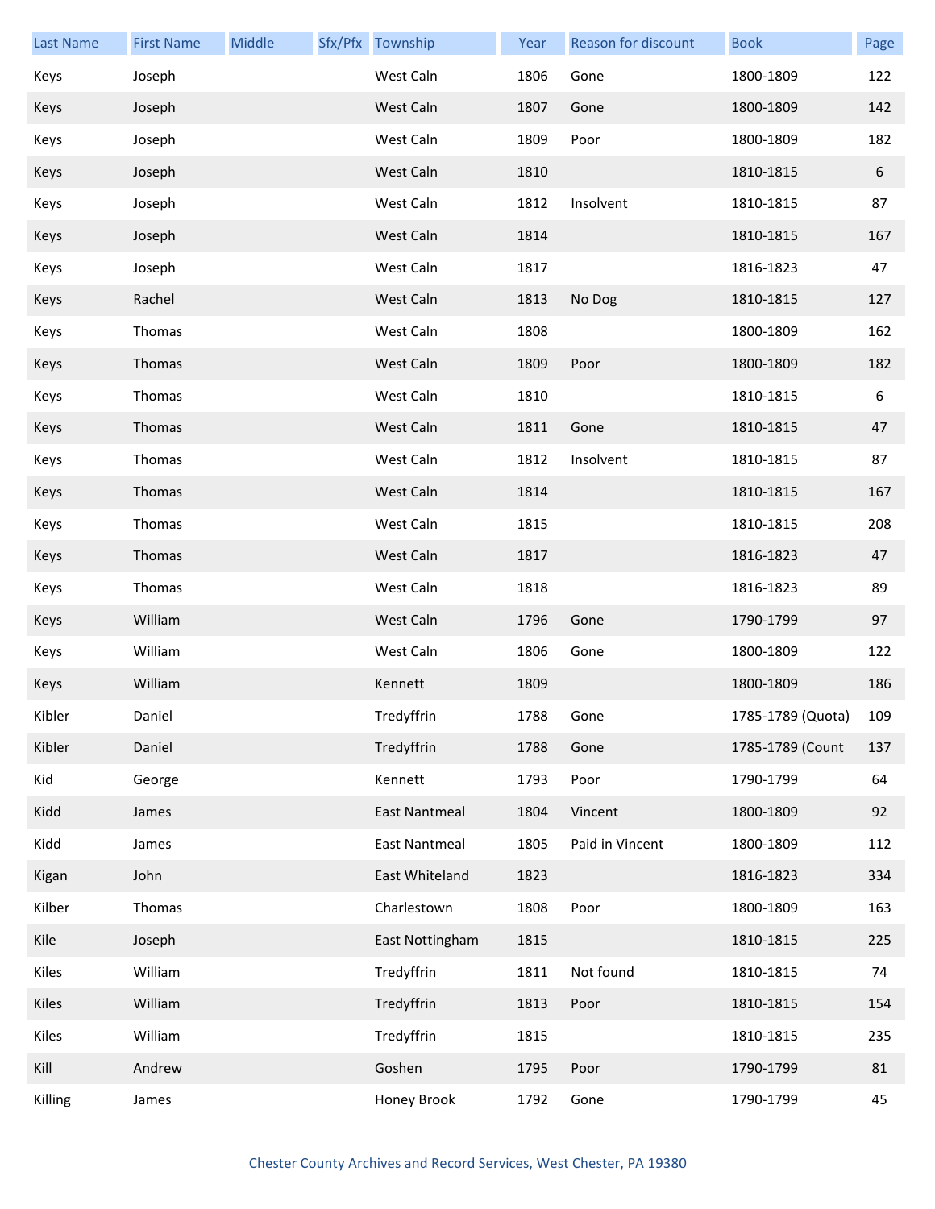| Last Name | First Name | Middle | Sfx/Pfx | Township | Year | Reason for discount | Book | Page |
|---|---|---|---|---|---|---|---|---|
| Keys | Joseph | | | West Caln | 1806 | Gone | 1800-1809 | 122 |
| Keys | Joseph | | | West Caln | 1807 | Gone | 1800-1809 | 142 |
| Keys | Joseph | | | West Caln | 1809 | Poor | 1800-1809 | 182 |
| Keys | Joseph | | | West Caln | 1810 | | 1810-1815 | 6 |
| Keys | Joseph | | | West Caln | 1812 | Insolvent | 1810-1815 | 87 |
| Keys | Joseph | | | West Caln | 1814 | | 1810-1815 | 167 |
| Keys | Joseph | | | West Caln | 1817 | | 1816-1823 | 47 |
| Keys | Rachel | | | West Caln | 1813 | No Dog | 1810-1815 | 127 |
| Keys | Thomas | | | West Caln | 1808 | | 1800-1809 | 162 |
| Keys | Thomas | | | West Caln | 1809 | Poor | 1800-1809 | 182 |
| Keys | Thomas | | | West Caln | 1810 | | 1810-1815 | 6 |
| Keys | Thomas | | | West Caln | 1811 | Gone | 1810-1815 | 47 |
| Keys | Thomas | | | West Caln | 1812 | Insolvent | 1810-1815 | 87 |
| Keys | Thomas | | | West Caln | 1814 | | 1810-1815 | 167 |
| Keys | Thomas | | | West Caln | 1815 | | 1810-1815 | 208 |
| Keys | Thomas | | | West Caln | 1817 | | 1816-1823 | 47 |
| Keys | Thomas | | | West Caln | 1818 | | 1816-1823 | 89 |
| Keys | William | | | West Caln | 1796 | Gone | 1790-1799 | 97 |
| Keys | William | | | West Caln | 1806 | Gone | 1800-1809 | 122 |
| Keys | William | | | Kennett | 1809 | | 1800-1809 | 186 |
| Kibler | Daniel | | | Tredyffrin | 1788 | Gone | 1785-1789 (Quota) | 109 |
| Kibler | Daniel | | | Tredyffrin | 1788 | Gone | 1785-1789 (Count | 137 |
| Kid | George | | | Kennett | 1793 | Poor | 1790-1799 | 64 |
| Kidd | James | | | East Nantmeal | 1804 | Vincent | 1800-1809 | 92 |
| Kidd | James | | | East Nantmeal | 1805 | Paid in Vincent | 1800-1809 | 112 |
| Kigan | John | | | East Whiteland | 1823 | | 1816-1823 | 334 |
| Kilber | Thomas | | | Charlestown | 1808 | Poor | 1800-1809 | 163 |
| Kile | Joseph | | | East Nottingham | 1815 | | 1810-1815 | 225 |
| Kiles | William | | | Tredyffrin | 1811 | Not found | 1810-1815 | 74 |
| Kiles | William | | | Tredyffrin | 1813 | Poor | 1810-1815 | 154 |
| Kiles | William | | | Tredyffrin | 1815 | | 1810-1815 | 235 |
| Kill | Andrew | | | Goshen | 1795 | Poor | 1790-1799 | 81 |
| Killing | James | | | Honey Brook | 1792 | Gone | 1790-1799 | 45 |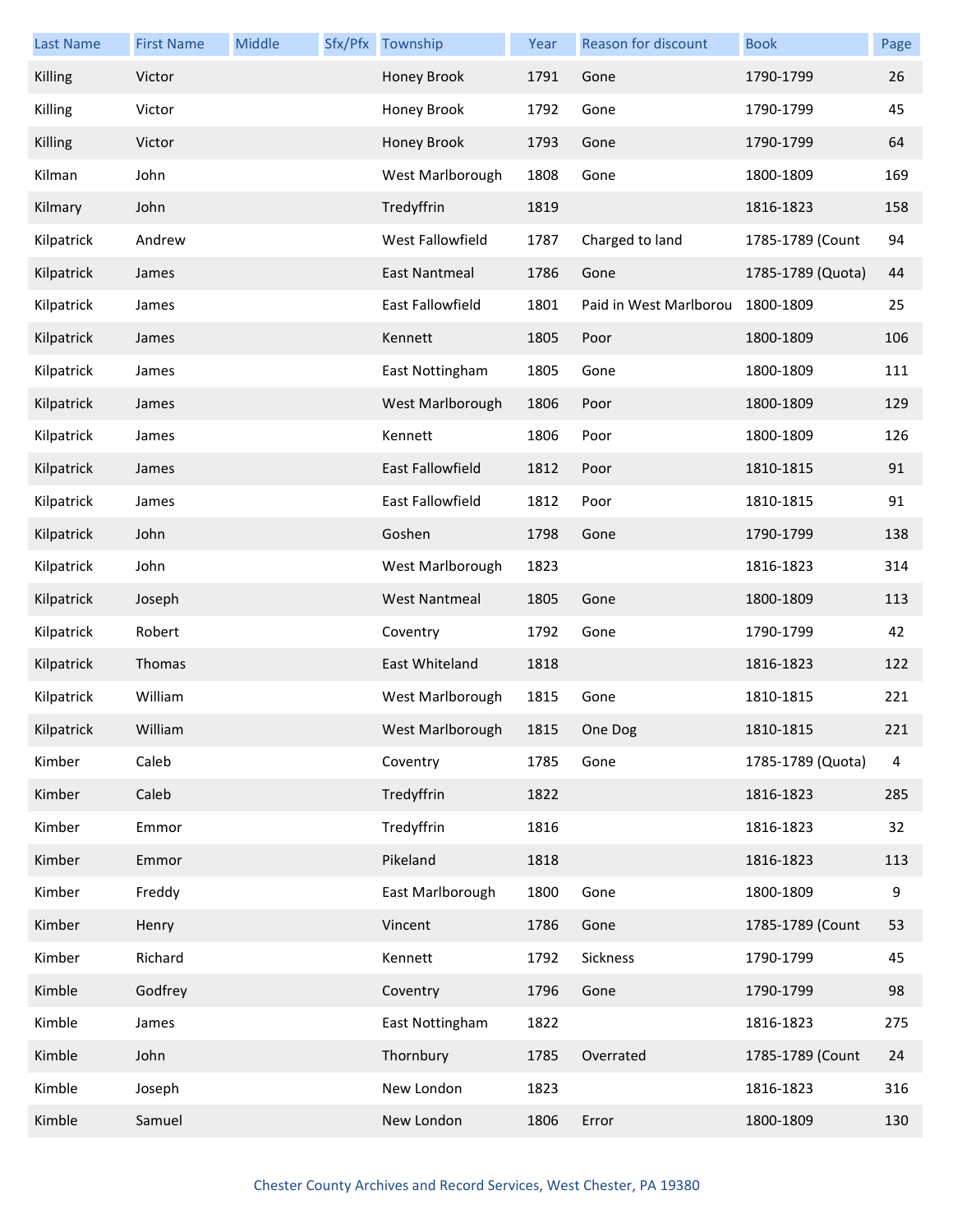| Last Name | First Name | Middle | Sfx/Pfx | Township | Year | Reason for discount | Book | Page |
|---|---|---|---|---|---|---|---|---|
| Killing | Victor | | | Honey Brook | 1791 | Gone | 1790-1799 | 26 |
| Killing | Victor | | | Honey Brook | 1792 | Gone | 1790-1799 | 45 |
| Killing | Victor | | | Honey Brook | 1793 | Gone | 1790-1799 | 64 |
| Kilman | John | | | West Marlborough | 1808 | Gone | 1800-1809 | 169 |
| Kilmary | John | | | Tredyffrin | 1819 | | 1816-1823 | 158 |
| Kilpatrick | Andrew | | | West Fallowfield | 1787 | Charged to land | 1785-1789 (Count | 94 |
| Kilpatrick | James | | | East Nantmeal | 1786 | Gone | 1785-1789 (Quota) | 44 |
| Kilpatrick | James | | | East Fallowfield | 1801 | Paid in West Marlborou | 1800-1809 | 25 |
| Kilpatrick | James | | | Kennett | 1805 | Poor | 1800-1809 | 106 |
| Kilpatrick | James | | | East Nottingham | 1805 | Gone | 1800-1809 | 111 |
| Kilpatrick | James | | | West Marlborough | 1806 | Poor | 1800-1809 | 129 |
| Kilpatrick | James | | | Kennett | 1806 | Poor | 1800-1809 | 126 |
| Kilpatrick | James | | | East Fallowfield | 1812 | Poor | 1810-1815 | 91 |
| Kilpatrick | James | | | East Fallowfield | 1812 | Poor | 1810-1815 | 91 |
| Kilpatrick | John | | | Goshen | 1798 | Gone | 1790-1799 | 138 |
| Kilpatrick | John | | | West Marlborough | 1823 | | 1816-1823 | 314 |
| Kilpatrick | Joseph | | | West Nantmeal | 1805 | Gone | 1800-1809 | 113 |
| Kilpatrick | Robert | | | Coventry | 1792 | Gone | 1790-1799 | 42 |
| Kilpatrick | Thomas | | | East Whiteland | 1818 | | 1816-1823 | 122 |
| Kilpatrick | William | | | West Marlborough | 1815 | Gone | 1810-1815 | 221 |
| Kilpatrick | William | | | West Marlborough | 1815 | One Dog | 1810-1815 | 221 |
| Kimber | Caleb | | | Coventry | 1785 | Gone | 1785-1789 (Quota) | 4 |
| Kimber | Caleb | | | Tredyffrin | 1822 | | 1816-1823 | 285 |
| Kimber | Emmor | | | Tredyffrin | 1816 | | 1816-1823 | 32 |
| Kimber | Emmor | | | Pikeland | 1818 | | 1816-1823 | 113 |
| Kimber | Freddy | | | East Marlborough | 1800 | Gone | 1800-1809 | 9 |
| Kimber | Henry | | | Vincent | 1786 | Gone | 1785-1789 (Count | 53 |
| Kimber | Richard | | | Kennett | 1792 | Sickness | 1790-1799 | 45 |
| Kimble | Godfrey | | | Coventry | 1796 | Gone | 1790-1799 | 98 |
| Kimble | James | | | East Nottingham | 1822 | | 1816-1823 | 275 |
| Kimble | John | | | Thornbury | 1785 | Overrated | 1785-1789 (Count | 24 |
| Kimble | Joseph | | | New London | 1823 | | 1816-1823 | 316 |
| Kimble | Samuel | | | New London | 1806 | Error | 1800-1809 | 130 |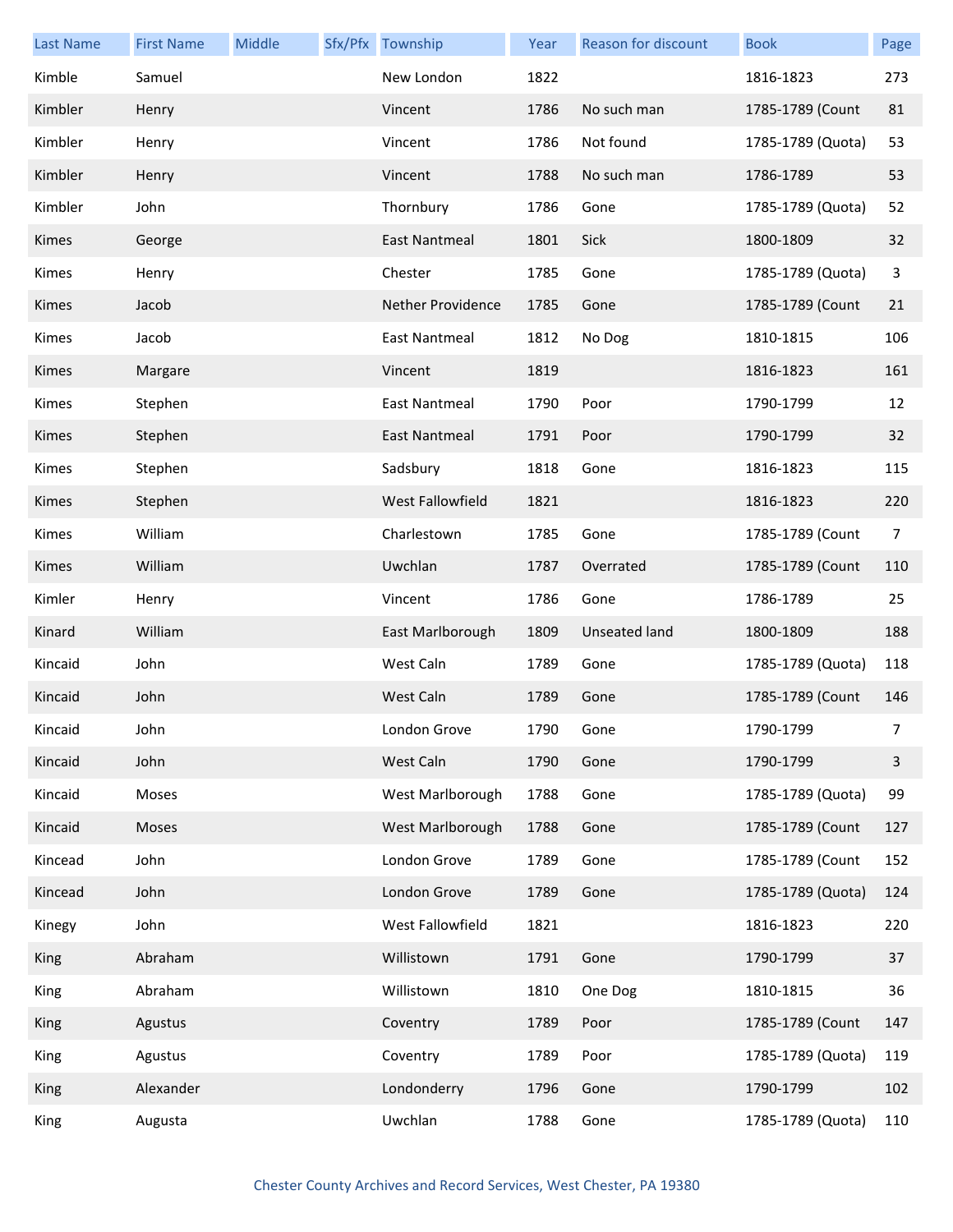| Last Name | First Name | Middle | Sfx/Pfx | Township | Year | Reason for discount | Book | Page |
|---|---|---|---|---|---|---|---|---|
| Kimble | Samuel | | | New London | 1822 | | 1816-1823 | 273 |
| Kimbler | Henry | | | Vincent | 1786 | No such man | 1785-1789 (Count | 81 |
| Kimbler | Henry | | | Vincent | 1786 | Not found | 1785-1789 (Quota) | 53 |
| Kimbler | Henry | | | Vincent | 1788 | No such man | 1786-1789 | 53 |
| Kimbler | John | | | Thornbury | 1786 | Gone | 1785-1789 (Quota) | 52 |
| Kimes | George | | | East Nantmeal | 1801 | Sick | 1800-1809 | 32 |
| Kimes | Henry | | | Chester | 1785 | Gone | 1785-1789 (Quota) | 3 |
| Kimes | Jacob | | | Nether Providence | 1785 | Gone | 1785-1789 (Count | 21 |
| Kimes | Jacob | | | East Nantmeal | 1812 | No Dog | 1810-1815 | 106 |
| Kimes | Margare | | | Vincent | 1819 | | 1816-1823 | 161 |
| Kimes | Stephen | | | East Nantmeal | 1790 | Poor | 1790-1799 | 12 |
| Kimes | Stephen | | | East Nantmeal | 1791 | Poor | 1790-1799 | 32 |
| Kimes | Stephen | | | Sadsbury | 1818 | Gone | 1816-1823 | 115 |
| Kimes | Stephen | | | West Fallowfield | 1821 | | 1816-1823 | 220 |
| Kimes | William | | | Charlestown | 1785 | Gone | 1785-1789 (Count | 7 |
| Kimes | William | | | Uwchlan | 1787 | Overrated | 1785-1789 (Count | 110 |
| Kimler | Henry | | | Vincent | 1786 | Gone | 1786-1789 | 25 |
| Kinard | William | | | East Marlborough | 1809 | Unseated land | 1800-1809 | 188 |
| Kincaid | John | | | West Caln | 1789 | Gone | 1785-1789 (Quota) | 118 |
| Kincaid | John | | | West Caln | 1789 | Gone | 1785-1789 (Count | 146 |
| Kincaid | John | | | London Grove | 1790 | Gone | 1790-1799 | 7 |
| Kincaid | John | | | West Caln | 1790 | Gone | 1790-1799 | 3 |
| Kincaid | Moses | | | West Marlborough | 1788 | Gone | 1785-1789 (Quota) | 99 |
| Kincaid | Moses | | | West Marlborough | 1788 | Gone | 1785-1789 (Count | 127 |
| Kincead | John | | | London Grove | 1789 | Gone | 1785-1789 (Count | 152 |
| Kincead | John | | | London Grove | 1789 | Gone | 1785-1789 (Quota) | 124 |
| Kinegy | John | | | West Fallowfield | 1821 | | 1816-1823 | 220 |
| King | Abraham | | | Willistown | 1791 | Gone | 1790-1799 | 37 |
| King | Abraham | | | Willistown | 1810 | One Dog | 1810-1815 | 36 |
| King | Agustus | | | Coventry | 1789 | Poor | 1785-1789 (Count | 147 |
| King | Agustus | | | Coventry | 1789 | Poor | 1785-1789 (Quota) | 119 |
| King | Alexander | | | Londonderry | 1796 | Gone | 1790-1799 | 102 |
| King | Augusta | | | Uwchlan | 1788 | Gone | 1785-1789 (Quota) | 110 |

Chester County Archives and Record Services, West Chester, PA 19380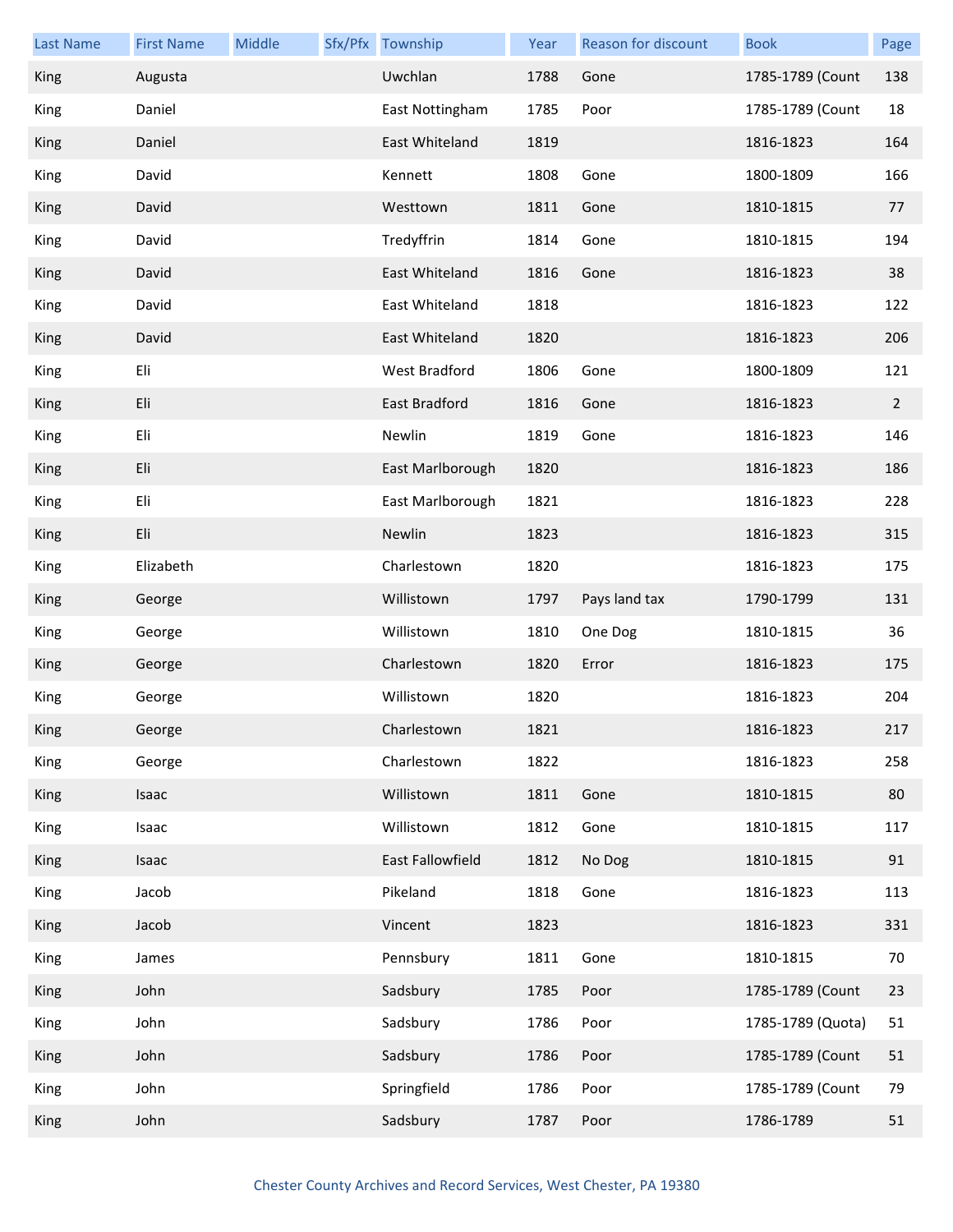| Last Name | First Name | Middle | Sfx/Pfx | Township | Year | Reason for discount | Book | Page |
|---|---|---|---|---|---|---|---|---|
| King | Augusta | | | Uwchlan | 1788 | Gone | 1785-1789 (Count | 138 |
| King | Daniel | | | East Nottingham | 1785 | Poor | 1785-1789 (Count | 18 |
| King | Daniel | | | East Whiteland | 1819 | | 1816-1823 | 164 |
| King | David | | | Kennett | 1808 | Gone | 1800-1809 | 166 |
| King | David | | | Westtown | 1811 | Gone | 1810-1815 | 77 |
| King | David | | | Tredyffrin | 1814 | Gone | 1810-1815 | 194 |
| King | David | | | East Whiteland | 1816 | Gone | 1816-1823 | 38 |
| King | David | | | East Whiteland | 1818 | | 1816-1823 | 122 |
| King | David | | | East Whiteland | 1820 | | 1816-1823 | 206 |
| King | Eli | | | West Bradford | 1806 | Gone | 1800-1809 | 121 |
| King | Eli | | | East Bradford | 1816 | Gone | 1816-1823 | 2 |
| King | Eli | | | Newlin | 1819 | Gone | 1816-1823 | 146 |
| King | Eli | | | East Marlborough | 1820 | | 1816-1823 | 186 |
| King | Eli | | | East Marlborough | 1821 | | 1816-1823 | 228 |
| King | Eli | | | Newlin | 1823 | | 1816-1823 | 315 |
| King | Elizabeth | | | Charlestown | 1820 | | 1816-1823 | 175 |
| King | George | | | Willistown | 1797 | Pays land tax | 1790-1799 | 131 |
| King | George | | | Willistown | 1810 | One Dog | 1810-1815 | 36 |
| King | George | | | Charlestown | 1820 | Error | 1816-1823 | 175 |
| King | George | | | Willistown | 1820 | | 1816-1823 | 204 |
| King | George | | | Charlestown | 1821 | | 1816-1823 | 217 |
| King | George | | | Charlestown | 1822 | | 1816-1823 | 258 |
| King | Isaac | | | Willistown | 1811 | Gone | 1810-1815 | 80 |
| King | Isaac | | | Willistown | 1812 | Gone | 1810-1815 | 117 |
| King | Isaac | | | East Fallowfield | 1812 | No Dog | 1810-1815 | 91 |
| King | Jacob | | | Pikeland | 1818 | Gone | 1816-1823 | 113 |
| King | Jacob | | | Vincent | 1823 | | 1816-1823 | 331 |
| King | James | | | Pennsbury | 1811 | Gone | 1810-1815 | 70 |
| King | John | | | Sadsbury | 1785 | Poor | 1785-1789 (Count | 23 |
| King | John | | | Sadsbury | 1786 | Poor | 1785-1789 (Quota) | 51 |
| King | John | | | Sadsbury | 1786 | Poor | 1785-1789 (Count | 51 |
| King | John | | | Springfield | 1786 | Poor | 1785-1789 (Count | 79 |
| King | John | | | Sadsbury | 1787 | Poor | 1786-1789 | 51 |

Chester County Archives and Record Services, West Chester, PA 19380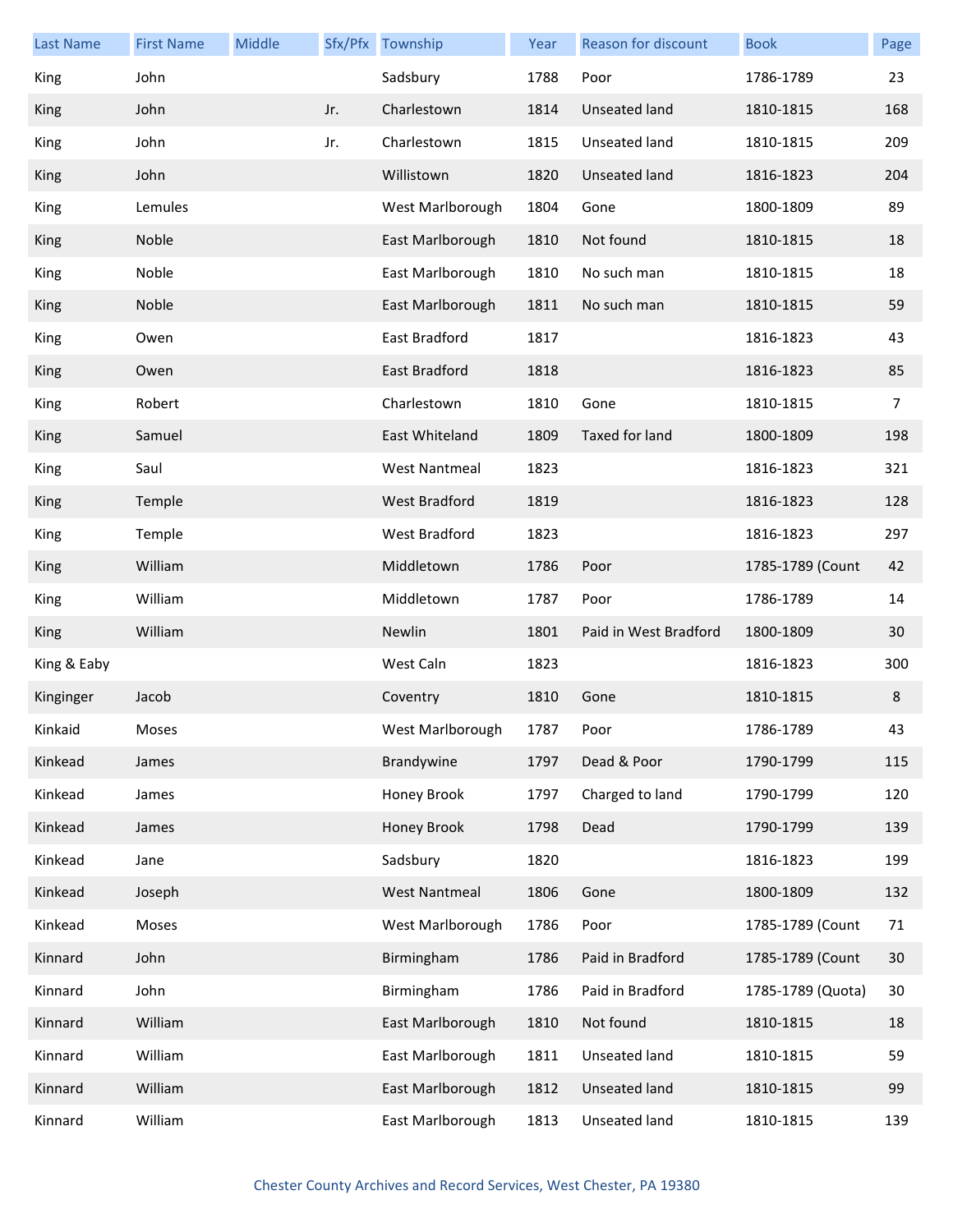| Last Name | First Name | Middle | Sfx/Pfx | Township | Year | Reason for discount | Book | Page |
|---|---|---|---|---|---|---|---|---|
| King | John | | | Sadsbury | 1788 | Poor | 1786-1789 | 23 |
| King | John | | Jr. | Charlestown | 1814 | Unseated land | 1810-1815 | 168 |
| King | John | | Jr. | Charlestown | 1815 | Unseated land | 1810-1815 | 209 |
| King | John | | | Willistown | 1820 | Unseated land | 1816-1823 | 204 |
| King | Lemules | | | West Marlborough | 1804 | Gone | 1800-1809 | 89 |
| King | Noble | | | East Marlborough | 1810 | Not found | 1810-1815 | 18 |
| King | Noble | | | East Marlborough | 1810 | No such man | 1810-1815 | 18 |
| King | Noble | | | East Marlborough | 1811 | No such man | 1810-1815 | 59 |
| King | Owen | | | East Bradford | 1817 | | 1816-1823 | 43 |
| King | Owen | | | East Bradford | 1818 | | 1816-1823 | 85 |
| King | Robert | | | Charlestown | 1810 | Gone | 1810-1815 | 7 |
| King | Samuel | | | East Whiteland | 1809 | Taxed for land | 1800-1809 | 198 |
| King | Saul | | | West Nantmeal | 1823 | | 1816-1823 | 321 |
| King | Temple | | | West Bradford | 1819 | | 1816-1823 | 128 |
| King | Temple | | | West Bradford | 1823 | | 1816-1823 | 297 |
| King | William | | | Middletown | 1786 | Poor | 1785-1789 (Count | 42 |
| King | William | | | Middletown | 1787 | Poor | 1786-1789 | 14 |
| King | William | | | Newlin | 1801 | Paid in West Bradford | 1800-1809 | 30 |
| King & Eaby | | | | West Caln | 1823 | | 1816-1823 | 300 |
| Kinginger | Jacob | | | Coventry | 1810 | Gone | 1810-1815 | 8 |
| Kinkaid | Moses | | | West Marlborough | 1787 | Poor | 1786-1789 | 43 |
| Kinkead | James | | | Brandywine | 1797 | Dead & Poor | 1790-1799 | 115 |
| Kinkead | James | | | Honey Brook | 1797 | Charged to land | 1790-1799 | 120 |
| Kinkead | James | | | Honey Brook | 1798 | Dead | 1790-1799 | 139 |
| Kinkead | Jane | | | Sadsbury | 1820 | | 1816-1823 | 199 |
| Kinkead | Joseph | | | West Nantmeal | 1806 | Gone | 1800-1809 | 132 |
| Kinkead | Moses | | | West Marlborough | 1786 | Poor | 1785-1789 (Count | 71 |
| Kinnard | John | | | Birmingham | 1786 | Paid in Bradford | 1785-1789 (Count | 30 |
| Kinnard | John | | | Birmingham | 1786 | Paid in Bradford | 1785-1789 (Quota) | 30 |
| Kinnard | William | | | East Marlborough | 1810 | Not found | 1810-1815 | 18 |
| Kinnard | William | | | East Marlborough | 1811 | Unseated land | 1810-1815 | 59 |
| Kinnard | William | | | East Marlborough | 1812 | Unseated land | 1810-1815 | 99 |
| Kinnard | William | | | East Marlborough | 1813 | Unseated land | 1810-1815 | 139 |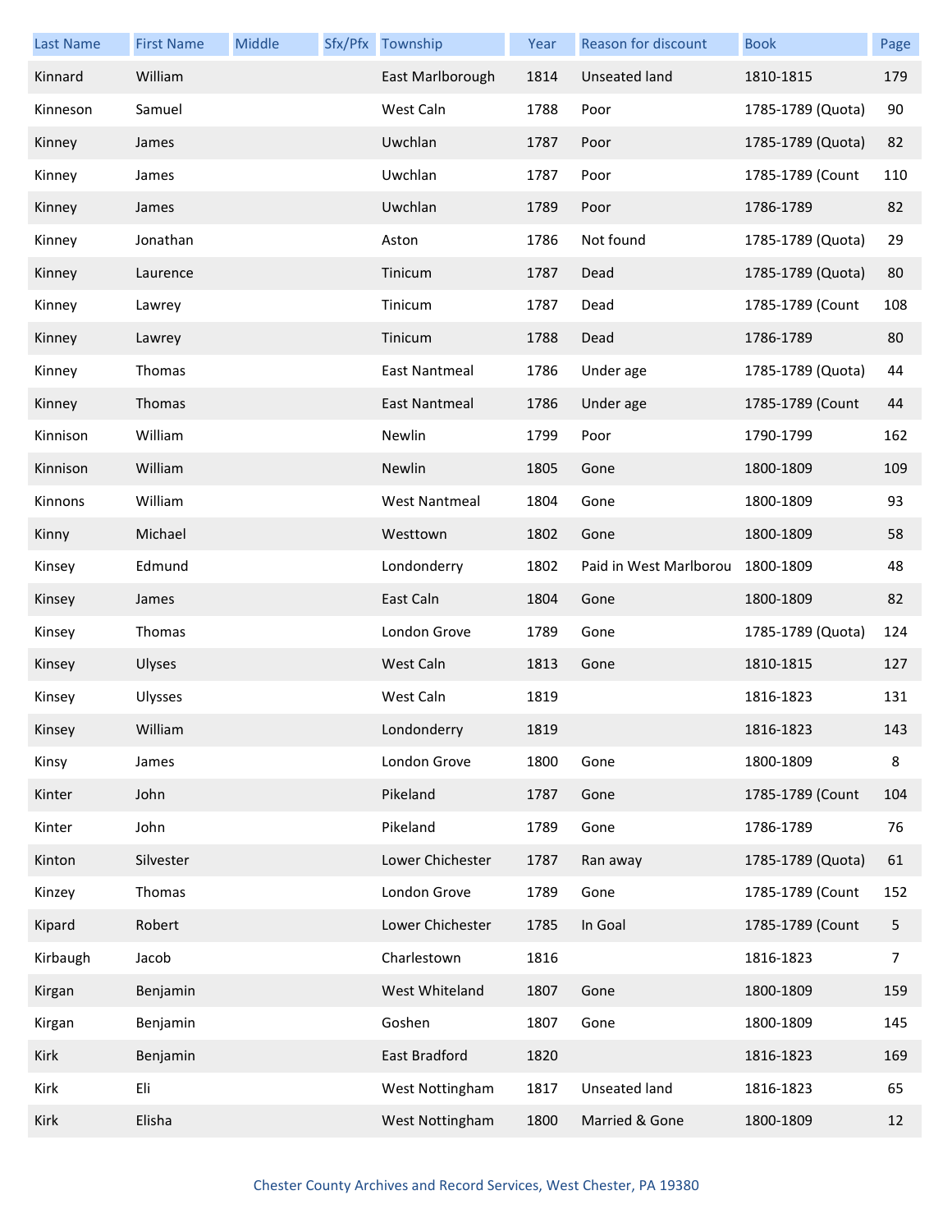| Last Name | First Name | Middle | Sfx/Pfx | Township | Year | Reason for discount | Book | Page |
|---|---|---|---|---|---|---|---|---|
| Kinnard | William | | | East Marlborough | 1814 | Unseated land | 1810-1815 | 179 |
| Kinneson | Samuel | | | West Caln | 1788 | Poor | 1785-1789 (Quota) | 90 |
| Kinney | James | | | Uwchlan | 1787 | Poor | 1785-1789 (Quota) | 82 |
| Kinney | James | | | Uwchlan | 1787 | Poor | 1785-1789 (Count | 110 |
| Kinney | James | | | Uwchlan | 1789 | Poor | 1786-1789 | 82 |
| Kinney | Jonathan | | | Aston | 1786 | Not found | 1785-1789 (Quota) | 29 |
| Kinney | Laurence | | | Tinicum | 1787 | Dead | 1785-1789 (Quota) | 80 |
| Kinney | Lawrey | | | Tinicum | 1787 | Dead | 1785-1789 (Count | 108 |
| Kinney | Lawrey | | | Tinicum | 1788 | Dead | 1786-1789 | 80 |
| Kinney | Thomas | | | East Nantmeal | 1786 | Under age | 1785-1789 (Quota) | 44 |
| Kinney | Thomas | | | East Nantmeal | 1786 | Under age | 1785-1789 (Count | 44 |
| Kinnison | William | | | Newlin | 1799 | Poor | 1790-1799 | 162 |
| Kinnison | William | | | Newlin | 1805 | Gone | 1800-1809 | 109 |
| Kinnons | William | | | West Nantmeal | 1804 | Gone | 1800-1809 | 93 |
| Kinny | Michael | | | Westtown | 1802 | Gone | 1800-1809 | 58 |
| Kinsey | Edmund | | | Londonderry | 1802 | Paid in West Marlborou | 1800-1809 | 48 |
| Kinsey | James | | | East Caln | 1804 | Gone | 1800-1809 | 82 |
| Kinsey | Thomas | | | London Grove | 1789 | Gone | 1785-1789 (Quota) | 124 |
| Kinsey | Ulyses | | | West Caln | 1813 | Gone | 1810-1815 | 127 |
| Kinsey | Ulysses | | | West Caln | 1819 | | 1816-1823 | 131 |
| Kinsey | William | | | Londonderry | 1819 | | 1816-1823 | 143 |
| Kinsy | James | | | London Grove | 1800 | Gone | 1800-1809 | 8 |
| Kinter | John | | | Pikeland | 1787 | Gone | 1785-1789 (Count | 104 |
| Kinter | John | | | Pikeland | 1789 | Gone | 1786-1789 | 76 |
| Kinton | Silvester | | | Lower Chichester | 1787 | Ran away | 1785-1789 (Quota) | 61 |
| Kinzey | Thomas | | | London Grove | 1789 | Gone | 1785-1789 (Count | 152 |
| Kipard | Robert | | | Lower Chichester | 1785 | In Goal | 1785-1789 (Count | 5 |
| Kirbaugh | Jacob | | | Charlestown | 1816 | | 1816-1823 | 7 |
| Kirgan | Benjamin | | | West Whiteland | 1807 | Gone | 1800-1809 | 159 |
| Kirgan | Benjamin | | | Goshen | 1807 | Gone | 1800-1809 | 145 |
| Kirk | Benjamin | | | East Bradford | 1820 | | 1816-1823 | 169 |
| Kirk | Eli | | | West Nottingham | 1817 | Unseated land | 1816-1823 | 65 |
| Kirk | Elisha | | | West Nottingham | 1800 | Married & Gone | 1800-1809 | 12 |

Chester County Archives and Record Services, West Chester, PA 19380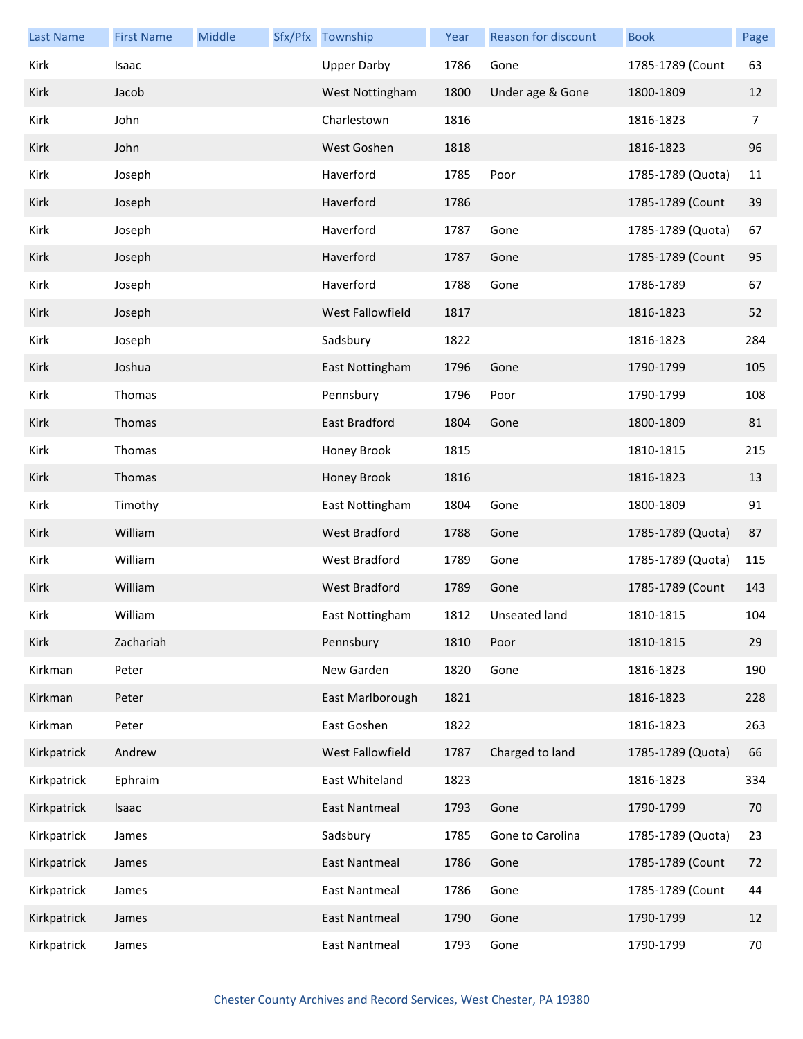| Last Name | First Name | Middle | Sfx/Pfx | Township | Year | Reason for discount | Book | Page |
|---|---|---|---|---|---|---|---|---|
| Kirk | Isaac | | | Upper Darby | 1786 | Gone | 1785-1789 (Count | 63 |
| Kirk | Jacob | | | West Nottingham | 1800 | Under age & Gone | 1800-1809 | 12 |
| Kirk | John | | | Charlestown | 1816 | | 1816-1823 | 7 |
| Kirk | John | | | West Goshen | 1818 | | 1816-1823 | 96 |
| Kirk | Joseph | | | Haverford | 1785 | Poor | 1785-1789 (Quota) | 11 |
| Kirk | Joseph | | | Haverford | 1786 | | 1785-1789 (Count | 39 |
| Kirk | Joseph | | | Haverford | 1787 | Gone | 1785-1789 (Quota) | 67 |
| Kirk | Joseph | | | Haverford | 1787 | Gone | 1785-1789 (Count | 95 |
| Kirk | Joseph | | | Haverford | 1788 | Gone | 1786-1789 | 67 |
| Kirk | Joseph | | | West Fallowfield | 1817 | | 1816-1823 | 52 |
| Kirk | Joseph | | | Sadsbury | 1822 | | 1816-1823 | 284 |
| Kirk | Joshua | | | East Nottingham | 1796 | Gone | 1790-1799 | 105 |
| Kirk | Thomas | | | Pennsbury | 1796 | Poor | 1790-1799 | 108 |
| Kirk | Thomas | | | East Bradford | 1804 | Gone | 1800-1809 | 81 |
| Kirk | Thomas | | | Honey Brook | 1815 | | 1810-1815 | 215 |
| Kirk | Thomas | | | Honey Brook | 1816 | | 1816-1823 | 13 |
| Kirk | Timothy | | | East Nottingham | 1804 | Gone | 1800-1809 | 91 |
| Kirk | William | | | West Bradford | 1788 | Gone | 1785-1789 (Quota) | 87 |
| Kirk | William | | | West Bradford | 1789 | Gone | 1785-1789 (Quota) | 115 |
| Kirk | William | | | West Bradford | 1789 | Gone | 1785-1789 (Count | 143 |
| Kirk | William | | | East Nottingham | 1812 | Unseated land | 1810-1815 | 104 |
| Kirk | Zachariah | | | Pennsbury | 1810 | Poor | 1810-1815 | 29 |
| Kirkman | Peter | | | New Garden | 1820 | Gone | 1816-1823 | 190 |
| Kirkman | Peter | | | East Marlborough | 1821 | | 1816-1823 | 228 |
| Kirkman | Peter | | | East Goshen | 1822 | | 1816-1823 | 263 |
| Kirkpatrick | Andrew | | | West Fallowfield | 1787 | Charged to land | 1785-1789 (Quota) | 66 |
| Kirkpatrick | Ephraim | | | East Whiteland | 1823 | | 1816-1823 | 334 |
| Kirkpatrick | Isaac | | | East Nantmeal | 1793 | Gone | 1790-1799 | 70 |
| Kirkpatrick | James | | | Sadsbury | 1785 | Gone to Carolina | 1785-1789 (Quota) | 23 |
| Kirkpatrick | James | | | East Nantmeal | 1786 | Gone | 1785-1789 (Count | 72 |
| Kirkpatrick | James | | | East Nantmeal | 1786 | Gone | 1785-1789 (Count | 44 |
| Kirkpatrick | James | | | East Nantmeal | 1790 | Gone | 1790-1799 | 12 |
| Kirkpatrick | James | | | East Nantmeal | 1793 | Gone | 1790-1799 | 70 |

Chester County Archives and Record Services, West Chester, PA 19380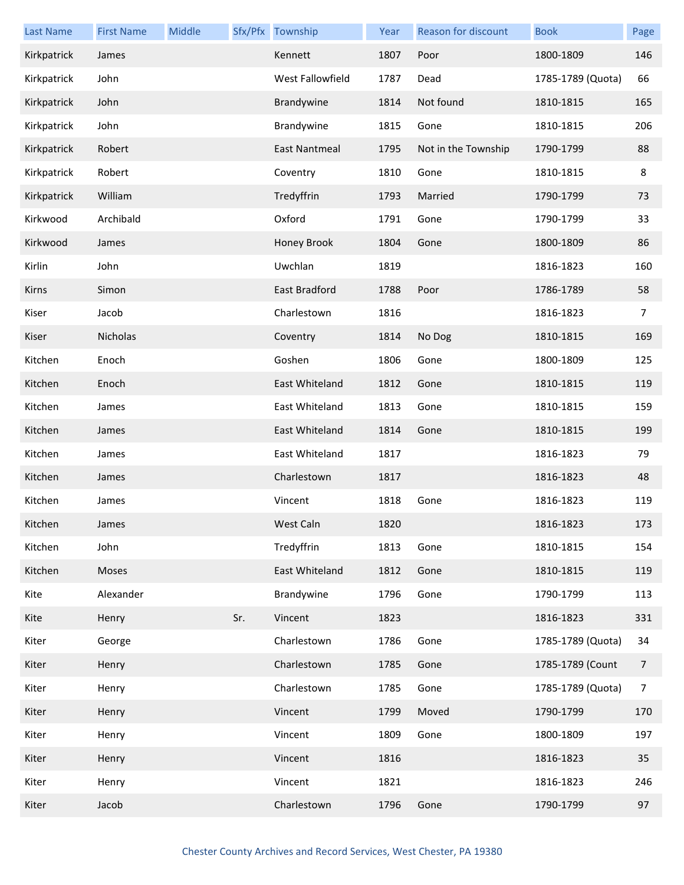| Last Name | First Name | Middle | Sfx/Pfx | Township | Year | Reason for discount | Book | Page |
|---|---|---|---|---|---|---|---|---|
| Kirkpatrick | James | | | Kennett | 1807 | Poor | 1800-1809 | 146 |
| Kirkpatrick | John | | | West Fallowfield | 1787 | Dead | 1785-1789 (Quota) | 66 |
| Kirkpatrick | John | | | Brandywine | 1814 | Not found | 1810-1815 | 165 |
| Kirkpatrick | John | | | Brandywine | 1815 | Gone | 1810-1815 | 206 |
| Kirkpatrick | Robert | | | East Nantmeal | 1795 | Not in the Township | 1790-1799 | 88 |
| Kirkpatrick | Robert | | | Coventry | 1810 | Gone | 1810-1815 | 8 |
| Kirkpatrick | William | | | Tredyffrin | 1793 | Married | 1790-1799 | 73 |
| Kirkwood | Archibald | | | Oxford | 1791 | Gone | 1790-1799 | 33 |
| Kirkwood | James | | | Honey Brook | 1804 | Gone | 1800-1809 | 86 |
| Kirlin | John | | | Uwchlan | 1819 | | 1816-1823 | 160 |
| Kirns | Simon | | | East Bradford | 1788 | Poor | 1786-1789 | 58 |
| Kiser | Jacob | | | Charlestown | 1816 | | 1816-1823 | 7 |
| Kiser | Nicholas | | | Coventry | 1814 | No Dog | 1810-1815 | 169 |
| Kitchen | Enoch | | | Goshen | 1806 | Gone | 1800-1809 | 125 |
| Kitchen | Enoch | | | East Whiteland | 1812 | Gone | 1810-1815 | 119 |
| Kitchen | James | | | East Whiteland | 1813 | Gone | 1810-1815 | 159 |
| Kitchen | James | | | East Whiteland | 1814 | Gone | 1810-1815 | 199 |
| Kitchen | James | | | East Whiteland | 1817 | | 1816-1823 | 79 |
| Kitchen | James | | | Charlestown | 1817 | | 1816-1823 | 48 |
| Kitchen | James | | | Vincent | 1818 | Gone | 1816-1823 | 119 |
| Kitchen | James | | | West Caln | 1820 | | 1816-1823 | 173 |
| Kitchen | John | | | Tredyffrin | 1813 | Gone | 1810-1815 | 154 |
| Kitchen | Moses | | | East Whiteland | 1812 | Gone | 1810-1815 | 119 |
| Kite | Alexander | | | Brandywine | 1796 | Gone | 1790-1799 | 113 |
| Kite | Henry | | Sr. | Vincent | 1823 | | 1816-1823 | 331 |
| Kiter | George | | | Charlestown | 1786 | Gone | 1785-1789 (Quota) | 34 |
| Kiter | Henry | | | Charlestown | 1785 | Gone | 1785-1789 (Count | 7 |
| Kiter | Henry | | | Charlestown | 1785 | Gone | 1785-1789 (Quota) | 7 |
| Kiter | Henry | | | Vincent | 1799 | Moved | 1790-1799 | 170 |
| Kiter | Henry | | | Vincent | 1809 | Gone | 1800-1809 | 197 |
| Kiter | Henry | | | Vincent | 1816 | | 1816-1823 | 35 |
| Kiter | Henry | | | Vincent | 1821 | | 1816-1823 | 246 |
| Kiter | Jacob | | | Charlestown | 1796 | Gone | 1790-1799 | 97 |

Chester County Archives and Record Services, West Chester, PA 19380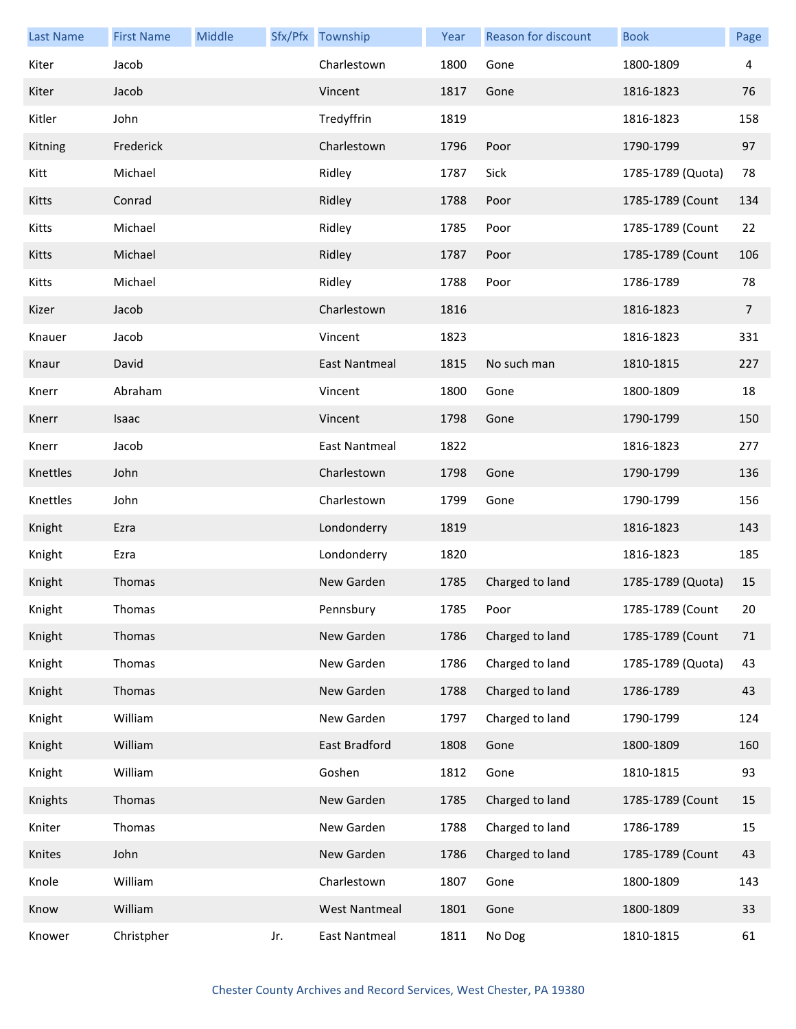| Last Name | First Name | Middle | Sfx/Pfx | Township | Year | Reason for discount | Book | Page |
|---|---|---|---|---|---|---|---|---|
| Kiter | Jacob | | | Charlestown | 1800 | Gone | 1800-1809 | 4 |
| Kiter | Jacob | | | Vincent | 1817 | Gone | 1816-1823 | 76 |
| Kitler | John | | | Tredyffrin | 1819 | | 1816-1823 | 158 |
| Kitning | Frederick | | | Charlestown | 1796 | Poor | 1790-1799 | 97 |
| Kitt | Michael | | | Ridley | 1787 | Sick | 1785-1789 (Quota) | 78 |
| Kitts | Conrad | | | Ridley | 1788 | Poor | 1785-1789 (Count | 134 |
| Kitts | Michael | | | Ridley | 1785 | Poor | 1785-1789 (Count | 22 |
| Kitts | Michael | | | Ridley | 1787 | Poor | 1785-1789 (Count | 106 |
| Kitts | Michael | | | Ridley | 1788 | Poor | 1786-1789 | 78 |
| Kizer | Jacob | | | Charlestown | 1816 | | 1816-1823 | 7 |
| Knauer | Jacob | | | Vincent | 1823 | | 1816-1823 | 331 |
| Knaur | David | | | East Nantmeal | 1815 | No such man | 1810-1815 | 227 |
| Knerr | Abraham | | | Vincent | 1800 | Gone | 1800-1809 | 18 |
| Knerr | Isaac | | | Vincent | 1798 | Gone | 1790-1799 | 150 |
| Knerr | Jacob | | | East Nantmeal | 1822 | | 1816-1823 | 277 |
| Knettles | John | | | Charlestown | 1798 | Gone | 1790-1799 | 136 |
| Knettles | John | | | Charlestown | 1799 | Gone | 1790-1799 | 156 |
| Knight | Ezra | | | Londonderry | 1819 | | 1816-1823 | 143 |
| Knight | Ezra | | | Londonderry | 1820 | | 1816-1823 | 185 |
| Knight | Thomas | | | New Garden | 1785 | Charged to land | 1785-1789 (Quota) | 15 |
| Knight | Thomas | | | Pennsbury | 1785 | Poor | 1785-1789 (Count | 20 |
| Knight | Thomas | | | New Garden | 1786 | Charged to land | 1785-1789 (Count | 71 |
| Knight | Thomas | | | New Garden | 1786 | Charged to land | 1785-1789 (Quota) | 43 |
| Knight | Thomas | | | New Garden | 1788 | Charged to land | 1786-1789 | 43 |
| Knight | William | | | New Garden | 1797 | Charged to land | 1790-1799 | 124 |
| Knight | William | | | East Bradford | 1808 | Gone | 1800-1809 | 160 |
| Knight | William | | | Goshen | 1812 | Gone | 1810-1815 | 93 |
| Knights | Thomas | | | New Garden | 1785 | Charged to land | 1785-1789 (Count | 15 |
| Kniter | Thomas | | | New Garden | 1788 | Charged to land | 1786-1789 | 15 |
| Knites | John | | | New Garden | 1786 | Charged to land | 1785-1789 (Count | 43 |
| Knole | William | | | Charlestown | 1807 | Gone | 1800-1809 | 143 |
| Know | William | | | West Nantmeal | 1801 | Gone | 1800-1809 | 33 |
| Knower | Christpher | | Jr. | East Nantmeal | 1811 | No Dog | 1810-1815 | 61 |

Chester County Archives and Record Services, West Chester, PA 19380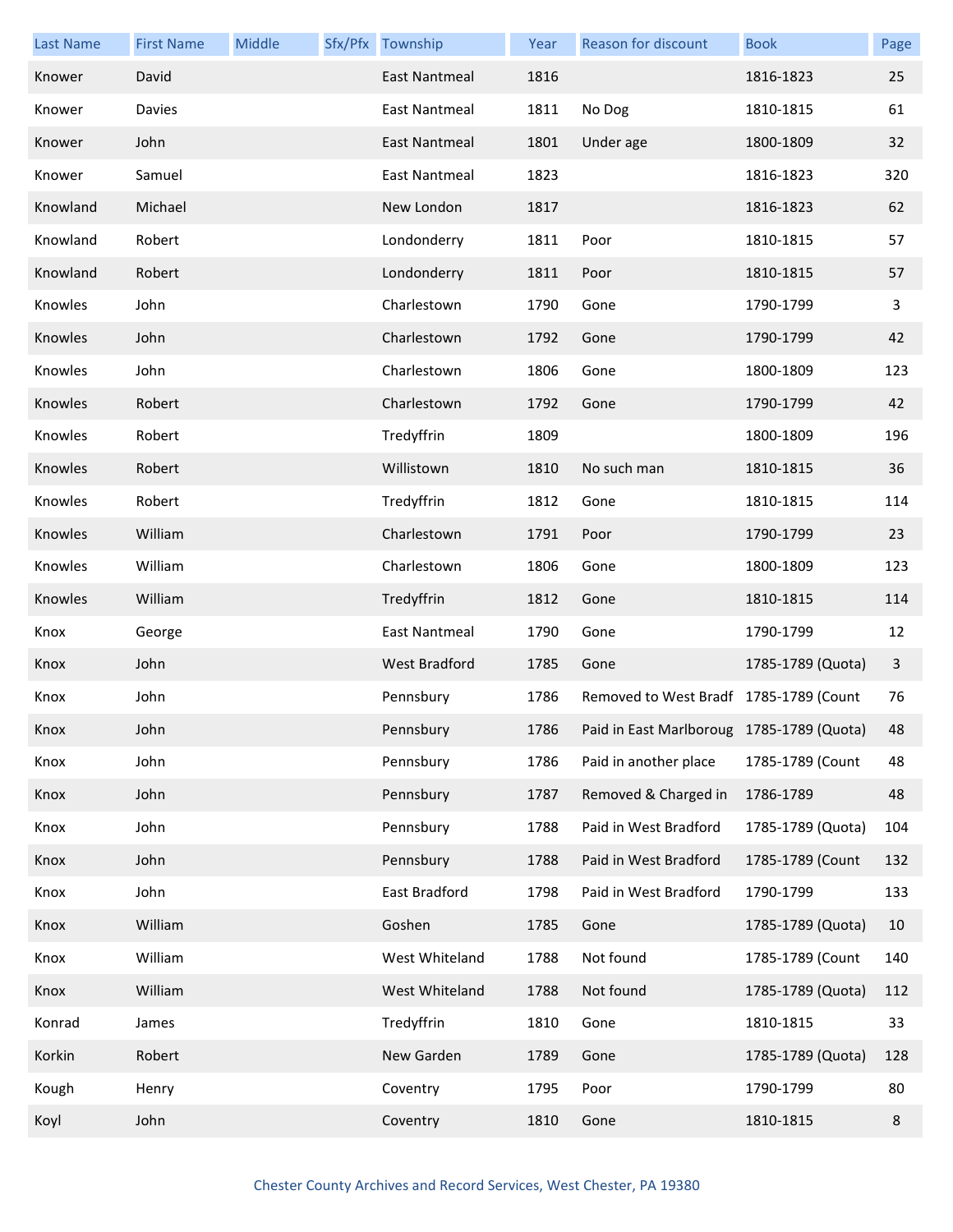| Last Name | First Name | Middle | Sfx/Pfx | Township | Year | Reason for discount | Book | Page |
|---|---|---|---|---|---|---|---|---|
| Knower | David | | | East Nantmeal | 1816 | | 1816-1823 | 25 |
| Knower | Davies | | | East Nantmeal | 1811 | No Dog | 1810-1815 | 61 |
| Knower | John | | | East Nantmeal | 1801 | Under age | 1800-1809 | 32 |
| Knower | Samuel | | | East Nantmeal | 1823 | | 1816-1823 | 320 |
| Knowland | Michael | | | New London | 1817 | | 1816-1823 | 62 |
| Knowland | Robert | | | Londonderry | 1811 | Poor | 1810-1815 | 57 |
| Knowland | Robert | | | Londonderry | 1811 | Poor | 1810-1815 | 57 |
| Knowles | John | | | Charlestown | 1790 | Gone | 1790-1799 | 3 |
| Knowles | John | | | Charlestown | 1792 | Gone | 1790-1799 | 42 |
| Knowles | John | | | Charlestown | 1806 | Gone | 1800-1809 | 123 |
| Knowles | Robert | | | Charlestown | 1792 | Gone | 1790-1799 | 42 |
| Knowles | Robert | | | Tredyffrin | 1809 | | 1800-1809 | 196 |
| Knowles | Robert | | | Willistown | 1810 | No such man | 1810-1815 | 36 |
| Knowles | Robert | | | Tredyffrin | 1812 | Gone | 1810-1815 | 114 |
| Knowles | William | | | Charlestown | 1791 | Poor | 1790-1799 | 23 |
| Knowles | William | | | Charlestown | 1806 | Gone | 1800-1809 | 123 |
| Knowles | William | | | Tredyffrin | 1812 | Gone | 1810-1815 | 114 |
| Knox | George | | | East Nantmeal | 1790 | Gone | 1790-1799 | 12 |
| Knox | John | | | West Bradford | 1785 | Gone | 1785-1789 (Quota) | 3 |
| Knox | John | | | Pennsbury | 1786 | Removed to West Bradf | 1785-1789 (Count | 76 |
| Knox | John | | | Pennsbury | 1786 | Paid in East Marlboroug | 1785-1789 (Quota) | 48 |
| Knox | John | | | Pennsbury | 1786 | Paid in another place | 1785-1789 (Count | 48 |
| Knox | John | | | Pennsbury | 1787 | Removed & Charged in | 1786-1789 | 48 |
| Knox | John | | | Pennsbury | 1788 | Paid in West Bradford | 1785-1789 (Quota) | 104 |
| Knox | John | | | Pennsbury | 1788 | Paid in West Bradford | 1785-1789 (Count | 132 |
| Knox | John | | | East Bradford | 1798 | Paid in West Bradford | 1790-1799 | 133 |
| Knox | William | | | Goshen | 1785 | Gone | 1785-1789 (Quota) | 10 |
| Knox | William | | | West Whiteland | 1788 | Not found | 1785-1789 (Count | 140 |
| Knox | William | | | West Whiteland | 1788 | Not found | 1785-1789 (Quota) | 112 |
| Konrad | James | | | Tredyffrin | 1810 | Gone | 1810-1815 | 33 |
| Korkin | Robert | | | New Garden | 1789 | Gone | 1785-1789 (Quota) | 128 |
| Kough | Henry | | | Coventry | 1795 | Poor | 1790-1799 | 80 |
| Koyl | John | | | Coventry | 1810 | Gone | 1810-1815 | 8 |

Chester County Archives and Record Services, West Chester, PA 19380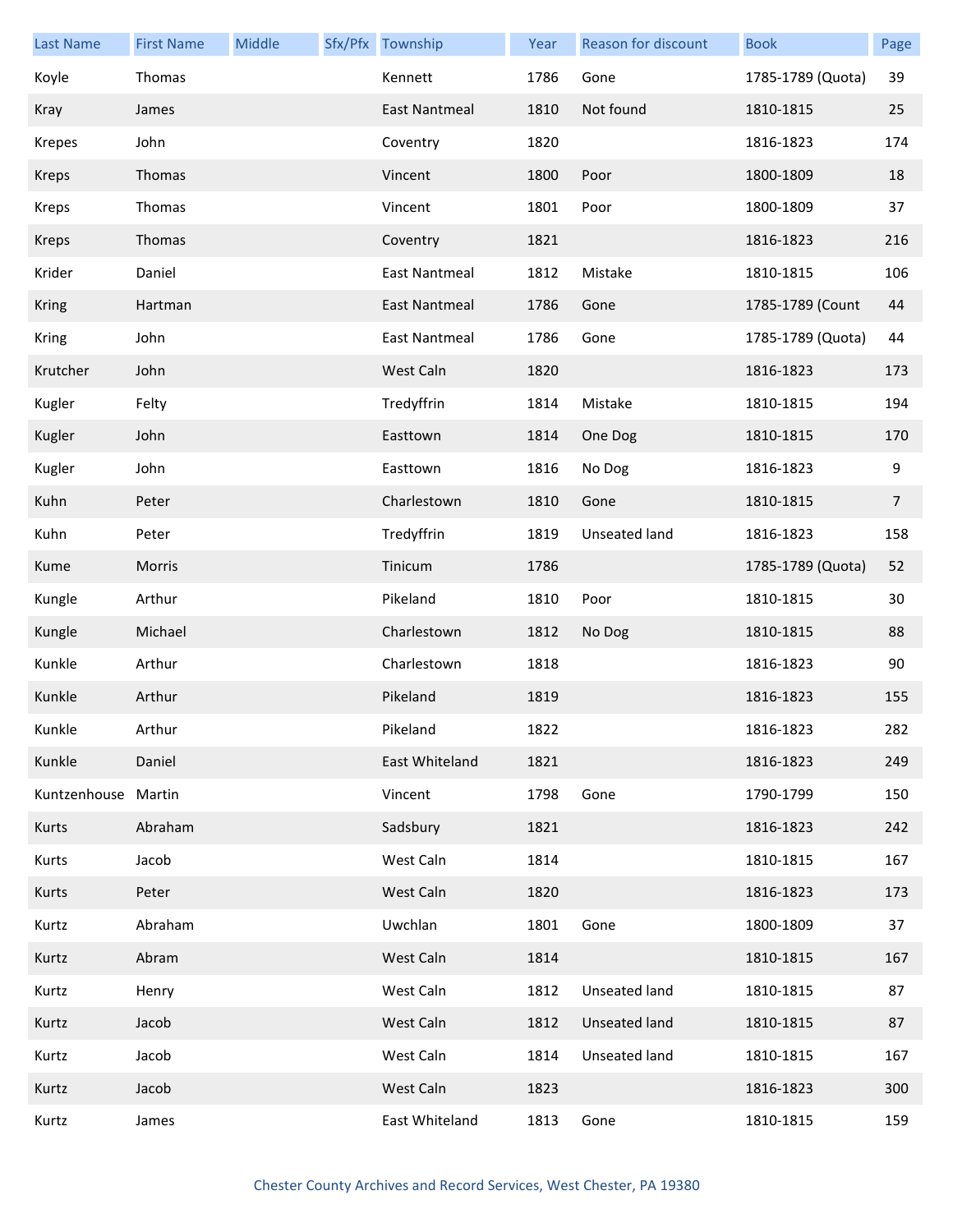| Last Name | First Name | Middle | Sfx/Pfx | Township | Year | Reason for discount | Book | Page |
|---|---|---|---|---|---|---|---|---|
| Koyle | Thomas | | | Kennett | 1786 | Gone | 1785-1789 (Quota) | 39 |
| Kray | James | | | East Nantmeal | 1810 | Not found | 1810-1815 | 25 |
| Krepes | John | | | Coventry | 1820 | | 1816-1823 | 174 |
| Kreps | Thomas | | | Vincent | 1800 | Poor | 1800-1809 | 18 |
| Kreps | Thomas | | | Vincent | 1801 | Poor | 1800-1809 | 37 |
| Kreps | Thomas | | | Coventry | 1821 | | 1816-1823 | 216 |
| Krider | Daniel | | | East Nantmeal | 1812 | Mistake | 1810-1815 | 106 |
| Kring | Hartman | | | East Nantmeal | 1786 | Gone | 1785-1789 (Count | 44 |
| Kring | John | | | East Nantmeal | 1786 | Gone | 1785-1789 (Quota) | 44 |
| Krutcher | John | | | West Caln | 1820 | | 1816-1823 | 173 |
| Kugler | Felty | | | Tredyffrin | 1814 | Mistake | 1810-1815 | 194 |
| Kugler | John | | | Easttown | 1814 | One Dog | 1810-1815 | 170 |
| Kugler | John | | | Easttown | 1816 | No Dog | 1816-1823 | 9 |
| Kuhn | Peter | | | Charlestown | 1810 | Gone | 1810-1815 | 7 |
| Kuhn | Peter | | | Tredyffrin | 1819 | Unseated land | 1816-1823 | 158 |
| Kume | Morris | | | Tinicum | 1786 | | 1785-1789 (Quota) | 52 |
| Kungle | Arthur | | | Pikeland | 1810 | Poor | 1810-1815 | 30 |
| Kungle | Michael | | | Charlestown | 1812 | No Dog | 1810-1815 | 88 |
| Kunkle | Arthur | | | Charlestown | 1818 | | 1816-1823 | 90 |
| Kunkle | Arthur | | | Pikeland | 1819 | | 1816-1823 | 155 |
| Kunkle | Arthur | | | Pikeland | 1822 | | 1816-1823 | 282 |
| Kunkle | Daniel | | | East Whiteland | 1821 | | 1816-1823 | 249 |
| Kuntzenhouse | Martin | | | Vincent | 1798 | Gone | 1790-1799 | 150 |
| Kurts | Abraham | | | Sadsbury | 1821 | | 1816-1823 | 242 |
| Kurts | Jacob | | | West Caln | 1814 | | 1810-1815 | 167 |
| Kurts | Peter | | | West Caln | 1820 | | 1816-1823 | 173 |
| Kurtz | Abraham | | | Uwchlan | 1801 | Gone | 1800-1809 | 37 |
| Kurtz | Abram | | | West Caln | 1814 | | 1810-1815 | 167 |
| Kurtz | Henry | | | West Caln | 1812 | Unseated land | 1810-1815 | 87 |
| Kurtz | Jacob | | | West Caln | 1812 | Unseated land | 1810-1815 | 87 |
| Kurtz | Jacob | | | West Caln | 1814 | Unseated land | 1810-1815 | 167 |
| Kurtz | Jacob | | | West Caln | 1823 | | 1816-1823 | 300 |
| Kurtz | James | | | East Whiteland | 1813 | Gone | 1810-1815 | 159 |

Chester County Archives and Record Services, West Chester, PA 19380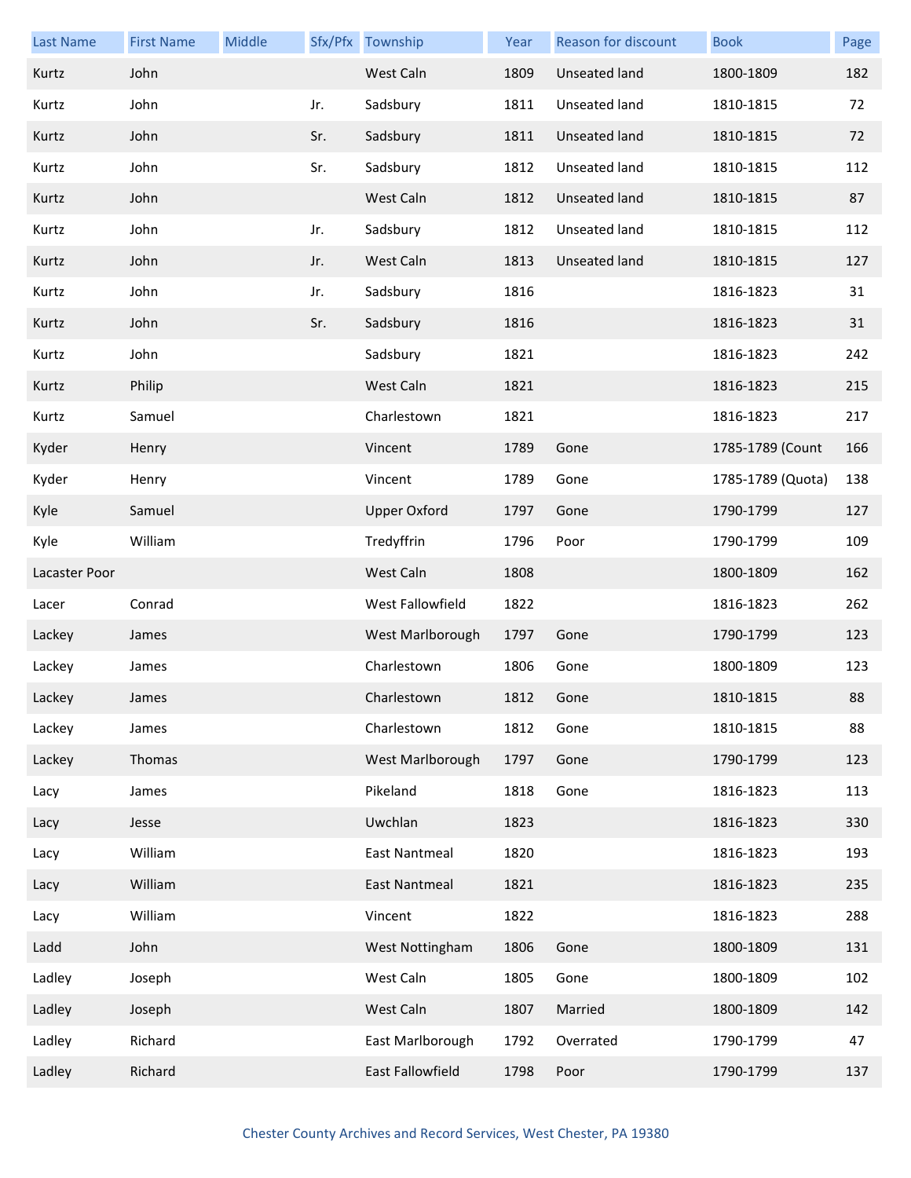| Last Name | First Name | Middle | Sfx/Pfx | Township | Year | Reason for discount | Book | Page |
|---|---|---|---|---|---|---|---|---|
| Kurtz | John | | | West Caln | 1809 | Unseated land | 1800-1809 | 182 |
| Kurtz | John | | Jr. | Sadsbury | 1811 | Unseated land | 1810-1815 | 72 |
| Kurtz | John | | Sr. | Sadsbury | 1811 | Unseated land | 1810-1815 | 72 |
| Kurtz | John | | Sr. | Sadsbury | 1812 | Unseated land | 1810-1815 | 112 |
| Kurtz | John | | | West Caln | 1812 | Unseated land | 1810-1815 | 87 |
| Kurtz | John | | Jr. | Sadsbury | 1812 | Unseated land | 1810-1815 | 112 |
| Kurtz | John | | Jr. | West Caln | 1813 | Unseated land | 1810-1815 | 127 |
| Kurtz | John | | Jr. | Sadsbury | 1816 | | 1816-1823 | 31 |
| Kurtz | John | | Sr. | Sadsbury | 1816 | | 1816-1823 | 31 |
| Kurtz | John | | | Sadsbury | 1821 | | 1816-1823 | 242 |
| Kurtz | Philip | | | West Caln | 1821 | | 1816-1823 | 215 |
| Kurtz | Samuel | | | Charlestown | 1821 | | 1816-1823 | 217 |
| Kyder | Henry | | | Vincent | 1789 | Gone | 1785-1789 (Count | 166 |
| Kyder | Henry | | | Vincent | 1789 | Gone | 1785-1789 (Quota) | 138 |
| Kyle | Samuel | | | Upper Oxford | 1797 | Gone | 1790-1799 | 127 |
| Kyle | William | | | Tredyffrin | 1796 | Poor | 1790-1799 | 109 |
| Lacaster Poor | | | | West Caln | 1808 | | 1800-1809 | 162 |
| Lacer | Conrad | | | West Fallowfield | 1822 | | 1816-1823 | 262 |
| Lackey | James | | | West Marlborough | 1797 | Gone | 1790-1799 | 123 |
| Lackey | James | | | Charlestown | 1806 | Gone | 1800-1809 | 123 |
| Lackey | James | | | Charlestown | 1812 | Gone | 1810-1815 | 88 |
| Lackey | James | | | Charlestown | 1812 | Gone | 1810-1815 | 88 |
| Lackey | Thomas | | | West Marlborough | 1797 | Gone | 1790-1799 | 123 |
| Lacy | James | | | Pikeland | 1818 | Gone | 1816-1823 | 113 |
| Lacy | Jesse | | | Uwchlan | 1823 | | 1816-1823 | 330 |
| Lacy | William | | | East Nantmeal | 1820 | | 1816-1823 | 193 |
| Lacy | William | | | East Nantmeal | 1821 | | 1816-1823 | 235 |
| Lacy | William | | | Vincent | 1822 | | 1816-1823 | 288 |
| Ladd | John | | | West Nottingham | 1806 | Gone | 1800-1809 | 131 |
| Ladley | Joseph | | | West Caln | 1805 | Gone | 1800-1809 | 102 |
| Ladley | Joseph | | | West Caln | 1807 | Married | 1800-1809 | 142 |
| Ladley | Richard | | | East Marlborough | 1792 | Overrated | 1790-1799 | 47 |
| Ladley | Richard | | | East Fallowfield | 1798 | Poor | 1790-1799 | 137 |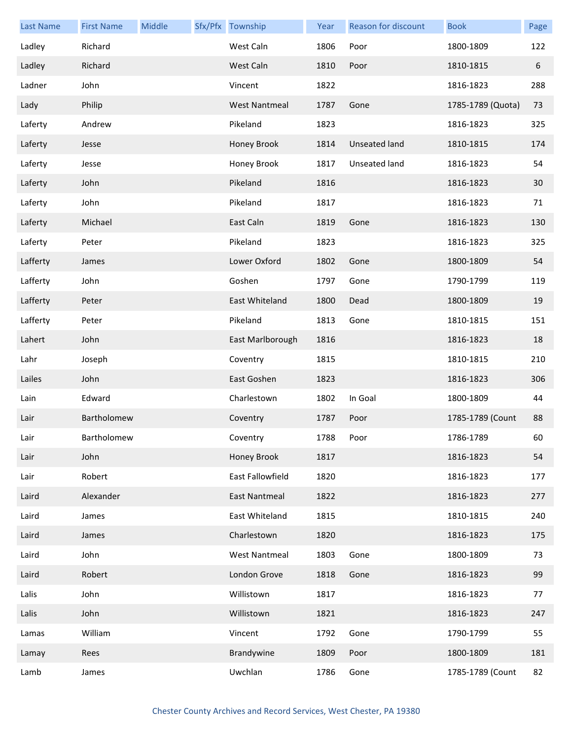| Last Name | First Name | Middle | Sfx/Pfx | Township | Year | Reason for discount | Book | Page |
|---|---|---|---|---|---|---|---|---|
| Ladley | Richard | | | West Caln | 1806 | Poor | 1800-1809 | 122 |
| Ladley | Richard | | | West Caln | 1810 | Poor | 1810-1815 | 6 |
| Ladner | John | | | Vincent | 1822 | | 1816-1823 | 288 |
| Lady | Philip | | | West Nantmeal | 1787 | Gone | 1785-1789 (Quota) | 73 |
| Laferty | Andrew | | | Pikeland | 1823 | | 1816-1823 | 325 |
| Laferty | Jesse | | | Honey Brook | 1814 | Unseated land | 1810-1815 | 174 |
| Laferty | Jesse | | | Honey Brook | 1817 | Unseated land | 1816-1823 | 54 |
| Laferty | John | | | Pikeland | 1816 | | 1816-1823 | 30 |
| Laferty | John | | | Pikeland | 1817 | | 1816-1823 | 71 |
| Laferty | Michael | | | East Caln | 1819 | Gone | 1816-1823 | 130 |
| Laferty | Peter | | | Pikeland | 1823 | | 1816-1823 | 325 |
| Lafferty | James | | | Lower Oxford | 1802 | Gone | 1800-1809 | 54 |
| Lafferty | John | | | Goshen | 1797 | Gone | 1790-1799 | 119 |
| Lafferty | Peter | | | East Whiteland | 1800 | Dead | 1800-1809 | 19 |
| Lafferty | Peter | | | Pikeland | 1813 | Gone | 1810-1815 | 151 |
| Lahert | John | | | East Marlborough | 1816 | | 1816-1823 | 18 |
| Lahr | Joseph | | | Coventry | 1815 | | 1810-1815 | 210 |
| Lailes | John | | | East Goshen | 1823 | | 1816-1823 | 306 |
| Lain | Edward | | | Charlestown | 1802 | In Goal | 1800-1809 | 44 |
| Lair | Bartholomew | | | Coventry | 1787 | Poor | 1785-1789 (Count | 88 |
| Lair | Bartholomew | | | Coventry | 1788 | Poor | 1786-1789 | 60 |
| Lair | John | | | Honey Brook | 1817 | | 1816-1823 | 54 |
| Lair | Robert | | | East Fallowfield | 1820 | | 1816-1823 | 177 |
| Laird | Alexander | | | East Nantmeal | 1822 | | 1816-1823 | 277 |
| Laird | James | | | East Whiteland | 1815 | | 1810-1815 | 240 |
| Laird | James | | | Charlestown | 1820 | | 1816-1823 | 175 |
| Laird | John | | | West Nantmeal | 1803 | Gone | 1800-1809 | 73 |
| Laird | Robert | | | London Grove | 1818 | Gone | 1816-1823 | 99 |
| Lalis | John | | | Willistown | 1817 | | 1816-1823 | 77 |
| Lalis | John | | | Willistown | 1821 | | 1816-1823 | 247 |
| Lamas | William | | | Vincent | 1792 | Gone | 1790-1799 | 55 |
| Lamay | Rees | | | Brandywine | 1809 | Poor | 1800-1809 | 181 |
| Lamb | James | | | Uwchlan | 1786 | Gone | 1785-1789 (Count | 82 |

Chester County Archives and Record Services, West Chester, PA 19380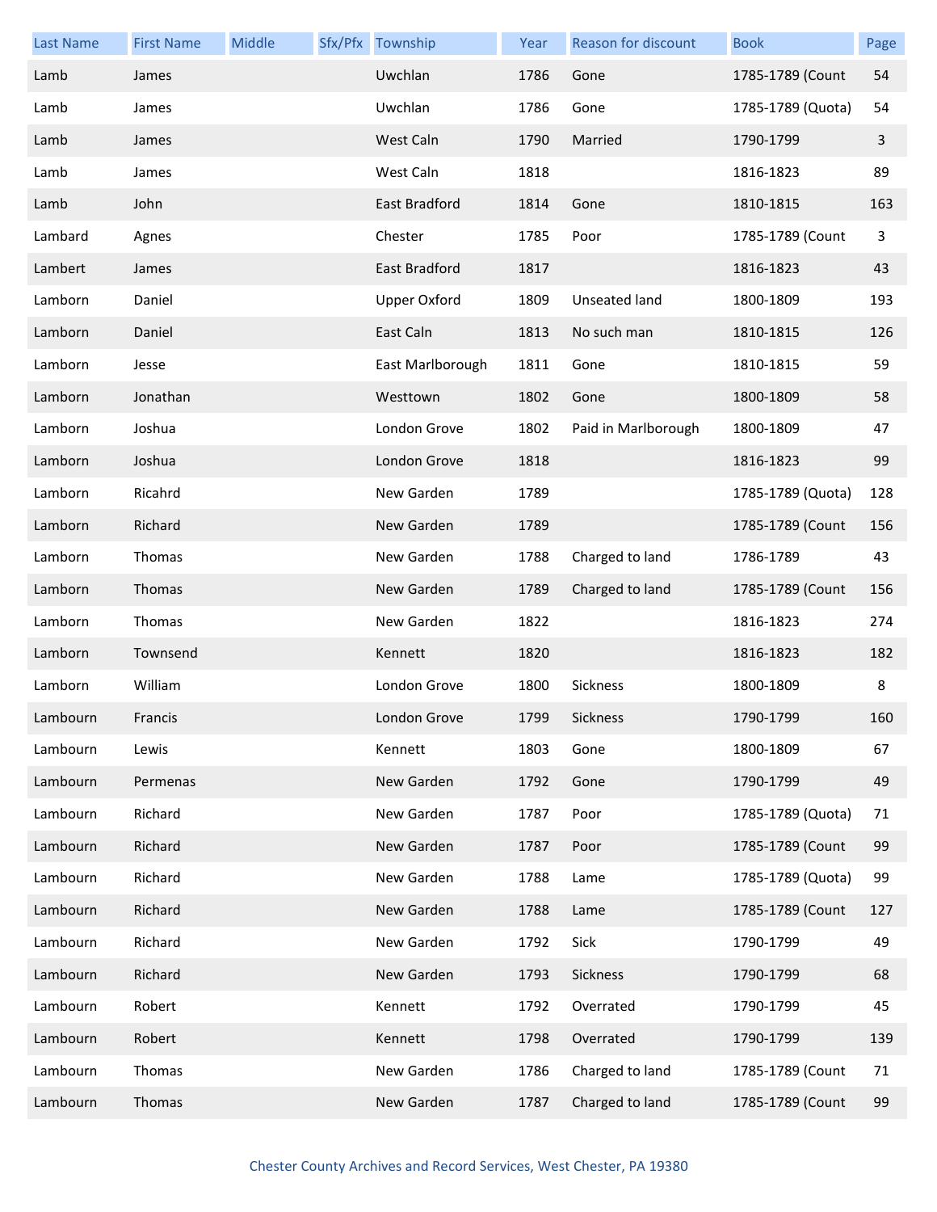| Last Name | First Name | Middle | Sfx/Pfx | Township | Year | Reason for discount | Book | Page |
|---|---|---|---|---|---|---|---|---|
| Lamb | James | | | Uwchlan | 1786 | Gone | 1785-1789 (Count | 54 |
| Lamb | James | | | Uwchlan | 1786 | Gone | 1785-1789 (Quota) | 54 |
| Lamb | James | | | West Caln | 1790 | Married | 1790-1799 | 3 |
| Lamb | James | | | West Caln | 1818 | | 1816-1823 | 89 |
| Lamb | John | | | East Bradford | 1814 | Gone | 1810-1815 | 163 |
| Lambard | Agnes | | | Chester | 1785 | Poor | 1785-1789 (Count | 3 |
| Lambert | James | | | East Bradford | 1817 | | 1816-1823 | 43 |
| Lamborn | Daniel | | | Upper Oxford | 1809 | Unseated land | 1800-1809 | 193 |
| Lamborn | Daniel | | | East Caln | 1813 | No such man | 1810-1815 | 126 |
| Lamborn | Jesse | | | East Marlborough | 1811 | Gone | 1810-1815 | 59 |
| Lamborn | Jonathan | | | Westtown | 1802 | Gone | 1800-1809 | 58 |
| Lamborn | Joshua | | | London Grove | 1802 | Paid in Marlborough | 1800-1809 | 47 |
| Lamborn | Joshua | | | London Grove | 1818 | | 1816-1823 | 99 |
| Lamborn | Ricahrd | | | New Garden | 1789 | | 1785-1789 (Quota) | 128 |
| Lamborn | Richard | | | New Garden | 1789 | | 1785-1789 (Count | 156 |
| Lamborn | Thomas | | | New Garden | 1788 | Charged to land | 1786-1789 | 43 |
| Lamborn | Thomas | | | New Garden | 1789 | Charged to land | 1785-1789 (Count | 156 |
| Lamborn | Thomas | | | New Garden | 1822 | | 1816-1823 | 274 |
| Lamborn | Townsend | | | Kennett | 1820 | | 1816-1823 | 182 |
| Lamborn | William | | | London Grove | 1800 | Sickness | 1800-1809 | 8 |
| Lambourn | Francis | | | London Grove | 1799 | Sickness | 1790-1799 | 160 |
| Lambourn | Lewis | | | Kennett | 1803 | Gone | 1800-1809 | 67 |
| Lambourn | Permenas | | | New Garden | 1792 | Gone | 1790-1799 | 49 |
| Lambourn | Richard | | | New Garden | 1787 | Poor | 1785-1789 (Quota) | 71 |
| Lambourn | Richard | | | New Garden | 1787 | Poor | 1785-1789 (Count | 99 |
| Lambourn | Richard | | | New Garden | 1788 | Lame | 1785-1789 (Quota) | 99 |
| Lambourn | Richard | | | New Garden | 1788 | Lame | 1785-1789 (Count | 127 |
| Lambourn | Richard | | | New Garden | 1792 | Sick | 1790-1799 | 49 |
| Lambourn | Richard | | | New Garden | 1793 | Sickness | 1790-1799 | 68 |
| Lambourn | Robert | | | Kennett | 1792 | Overrated | 1790-1799 | 45 |
| Lambourn | Robert | | | Kennett | 1798 | Overrated | 1790-1799 | 139 |
| Lambourn | Thomas | | | New Garden | 1786 | Charged to land | 1785-1789 (Count | 71 |
| Lambourn | Thomas | | | New Garden | 1787 | Charged to land | 1785-1789 (Count | 99 |

Chester County Archives and Record Services, West Chester, PA 19380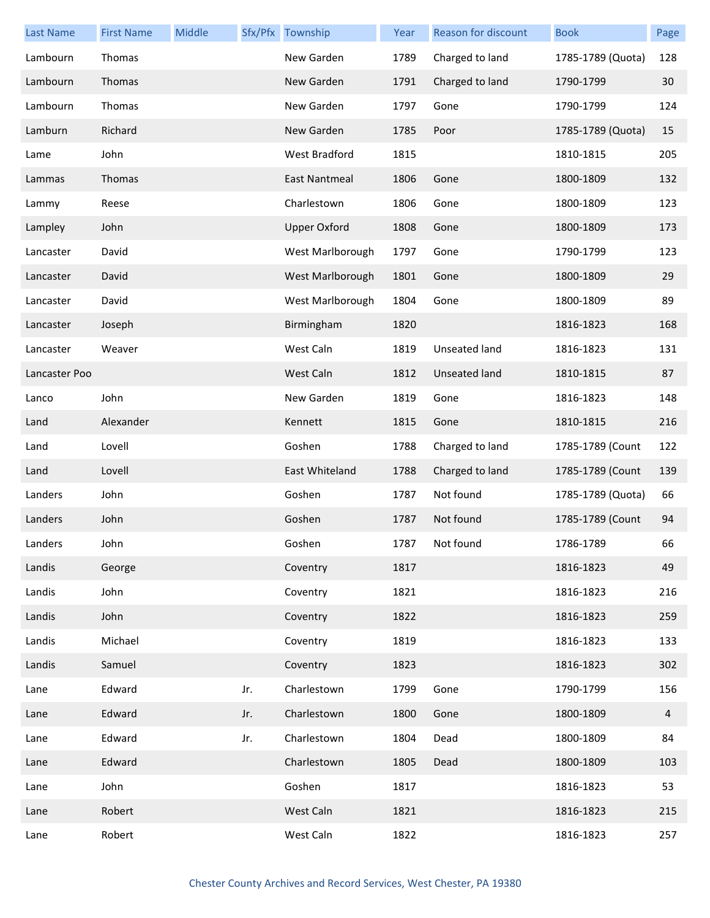| Last Name | First Name | Middle | Sfx/Pfx | Township | Year | Reason for discount | Book | Page |
|---|---|---|---|---|---|---|---|---|
| Lambourn | Thomas | | | New Garden | 1789 | Charged to land | 1785-1789 (Quota) | 128 |
| Lambourn | Thomas | | | New Garden | 1791 | Charged to land | 1790-1799 | 30 |
| Lambourn | Thomas | | | New Garden | 1797 | Gone | 1790-1799 | 124 |
| Lamburn | Richard | | | New Garden | 1785 | Poor | 1785-1789 (Quota) | 15 |
| Lame | John | | | West Bradford | 1815 | | 1810-1815 | 205 |
| Lammas | Thomas | | | East Nantmeal | 1806 | Gone | 1800-1809 | 132 |
| Lammy | Reese | | | Charlestown | 1806 | Gone | 1800-1809 | 123 |
| Lampley | John | | | Upper Oxford | 1808 | Gone | 1800-1809 | 173 |
| Lancaster | David | | | West Marlborough | 1797 | Gone | 1790-1799 | 123 |
| Lancaster | David | | | West Marlborough | 1801 | Gone | 1800-1809 | 29 |
| Lancaster | David | | | West Marlborough | 1804 | Gone | 1800-1809 | 89 |
| Lancaster | Joseph | | | Birmingham | 1820 | | 1816-1823 | 168 |
| Lancaster | Weaver | | | West Caln | 1819 | Unseated land | 1816-1823 | 131 |
| Lancaster Poo | | | | West Caln | 1812 | Unseated land | 1810-1815 | 87 |
| Lanco | John | | | New Garden | 1819 | Gone | 1816-1823 | 148 |
| Land | Alexander | | | Kennett | 1815 | Gone | 1810-1815 | 216 |
| Land | Lovell | | | Goshen | 1788 | Charged to land | 1785-1789 (Count | 122 |
| Land | Lovell | | | East Whiteland | 1788 | Charged to land | 1785-1789 (Count | 139 |
| Landers | John | | | Goshen | 1787 | Not found | 1785-1789 (Quota) | 66 |
| Landers | John | | | Goshen | 1787 | Not found | 1785-1789 (Count | 94 |
| Landers | John | | | Goshen | 1787 | Not found | 1786-1789 | 66 |
| Landis | George | | | Coventry | 1817 | | 1816-1823 | 49 |
| Landis | John | | | Coventry | 1821 | | 1816-1823 | 216 |
| Landis | John | | | Coventry | 1822 | | 1816-1823 | 259 |
| Landis | Michael | | | Coventry | 1819 | | 1816-1823 | 133 |
| Landis | Samuel | | | Coventry | 1823 | | 1816-1823 | 302 |
| Lane | Edward | | Jr. | Charlestown | 1799 | Gone | 1790-1799 | 156 |
| Lane | Edward | | Jr. | Charlestown | 1800 | Gone | 1800-1809 | 4 |
| Lane | Edward | | Jr. | Charlestown | 1804 | Dead | 1800-1809 | 84 |
| Lane | Edward | | | Charlestown | 1805 | Dead | 1800-1809 | 103 |
| Lane | John | | | Goshen | 1817 | | 1816-1823 | 53 |
| Lane | Robert | | | West Caln | 1821 | | 1816-1823 | 215 |
| Lane | Robert | | | West Caln | 1822 | | 1816-1823 | 257 |

Chester County Archives and Record Services, West Chester, PA 19380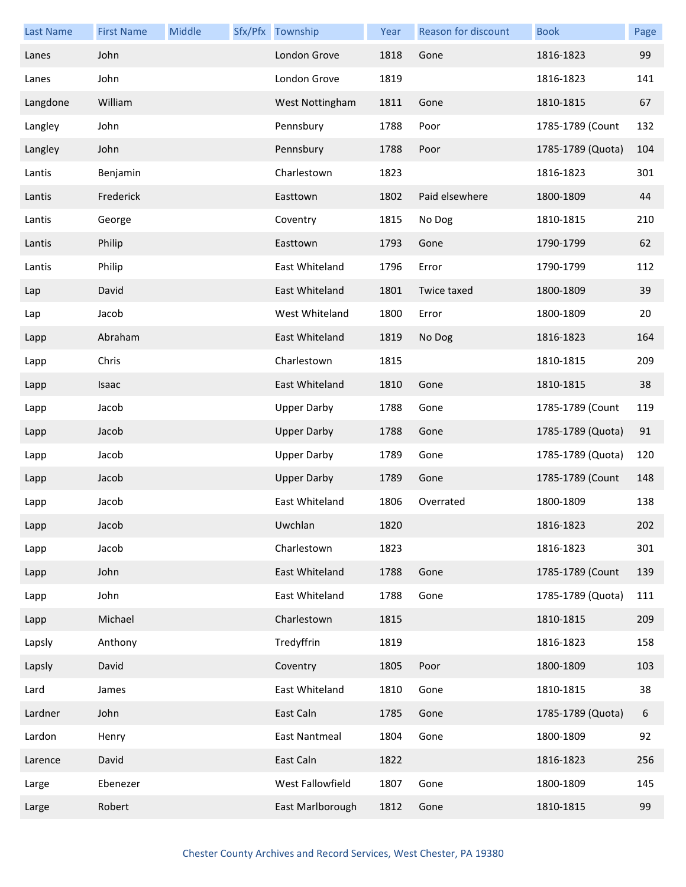| Last Name | First Name | Middle | Sfx/Pfx | Township | Year | Reason for discount | Book | Page |
|---|---|---|---|---|---|---|---|---|
| Lanes | John | | | London Grove | 1818 | Gone | 1816-1823 | 99 |
| Lanes | John | | | London Grove | 1819 | | 1816-1823 | 141 |
| Langdone | William | | | West Nottingham | 1811 | Gone | 1810-1815 | 67 |
| Langley | John | | | Pennsbury | 1788 | Poor | 1785-1789 (Count | 132 |
| Langley | John | | | Pennsbury | 1788 | Poor | 1785-1789 (Quota) | 104 |
| Lantis | Benjamin | | | Charlestown | 1823 | | 1816-1823 | 301 |
| Lantis | Frederick | | | Easttown | 1802 | Paid elsewhere | 1800-1809 | 44 |
| Lantis | George | | | Coventry | 1815 | No Dog | 1810-1815 | 210 |
| Lantis | Philip | | | Easttown | 1793 | Gone | 1790-1799 | 62 |
| Lantis | Philip | | | East Whiteland | 1796 | Error | 1790-1799 | 112 |
| Lap | David | | | East Whiteland | 1801 | Twice taxed | 1800-1809 | 39 |
| Lap | Jacob | | | West Whiteland | 1800 | Error | 1800-1809 | 20 |
| Lapp | Abraham | | | East Whiteland | 1819 | No Dog | 1816-1823 | 164 |
| Lapp | Chris | | | Charlestown | 1815 | | 1810-1815 | 209 |
| Lapp | Isaac | | | East Whiteland | 1810 | Gone | 1810-1815 | 38 |
| Lapp | Jacob | | | Upper Darby | 1788 | Gone | 1785-1789 (Count | 119 |
| Lapp | Jacob | | | Upper Darby | 1788 | Gone | 1785-1789 (Quota) | 91 |
| Lapp | Jacob | | | Upper Darby | 1789 | Gone | 1785-1789 (Quota) | 120 |
| Lapp | Jacob | | | Upper Darby | 1789 | Gone | 1785-1789 (Count | 148 |
| Lapp | Jacob | | | East Whiteland | 1806 | Overrated | 1800-1809 | 138 |
| Lapp | Jacob | | | Uwchlan | 1820 | | 1816-1823 | 202 |
| Lapp | Jacob | | | Charlestown | 1823 | | 1816-1823 | 301 |
| Lapp | John | | | East Whiteland | 1788 | Gone | 1785-1789 (Count | 139 |
| Lapp | John | | | East Whiteland | 1788 | Gone | 1785-1789 (Quota) | 111 |
| Lapp | Michael | | | Charlestown | 1815 | | 1810-1815 | 209 |
| Lapsly | Anthony | | | Tredyffrin | 1819 | | 1816-1823 | 158 |
| Lapsly | David | | | Coventry | 1805 | Poor | 1800-1809 | 103 |
| Lard | James | | | East Whiteland | 1810 | Gone | 1810-1815 | 38 |
| Lardner | John | | | East Caln | 1785 | Gone | 1785-1789 (Quota) | 6 |
| Lardon | Henry | | | East Nantmeal | 1804 | Gone | 1800-1809 | 92 |
| Larence | David | | | East Caln | 1822 | | 1816-1823 | 256 |
| Large | Ebenezer | | | West Fallowfield | 1807 | Gone | 1800-1809 | 145 |
| Large | Robert | | | East Marlborough | 1812 | Gone | 1810-1815 | 99 |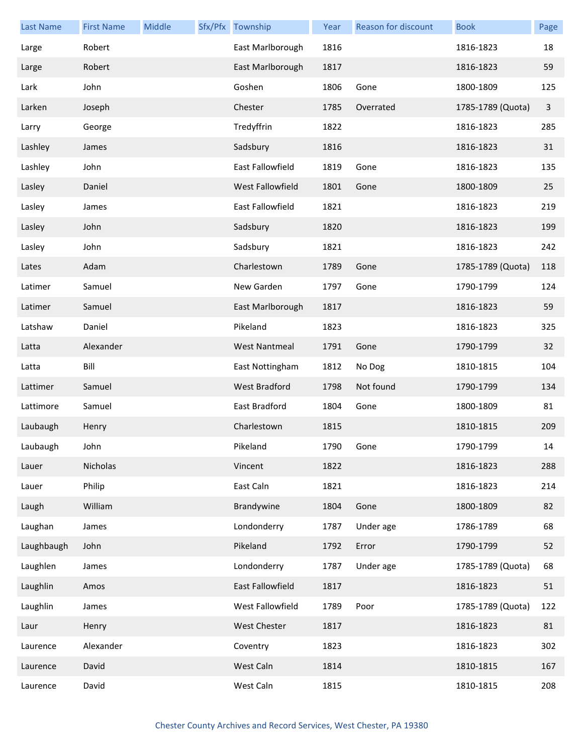| Last Name | First Name | Middle | Sfx/Pfx | Township | Year | Reason for discount | Book | Page |
|---|---|---|---|---|---|---|---|---|
| Large | Robert | | | East Marlborough | 1816 | | 1816-1823 | 18 |
| Large | Robert | | | East Marlborough | 1817 | | 1816-1823 | 59 |
| Lark | John | | | Goshen | 1806 | Gone | 1800-1809 | 125 |
| Larken | Joseph | | | Chester | 1785 | Overrated | 1785-1789 (Quota) | 3 |
| Larry | George | | | Tredyffrin | 1822 | | 1816-1823 | 285 |
| Lashley | James | | | Sadsbury | 1816 | | 1816-1823 | 31 |
| Lashley | John | | | East Fallowfield | 1819 | Gone | 1816-1823 | 135 |
| Lasley | Daniel | | | West Fallowfield | 1801 | Gone | 1800-1809 | 25 |
| Lasley | James | | | East Fallowfield | 1821 | | 1816-1823 | 219 |
| Lasley | John | | | Sadsbury | 1820 | | 1816-1823 | 199 |
| Lasley | John | | | Sadsbury | 1821 | | 1816-1823 | 242 |
| Lates | Adam | | | Charlestown | 1789 | Gone | 1785-1789 (Quota) | 118 |
| Latimer | Samuel | | | New Garden | 1797 | Gone | 1790-1799 | 124 |
| Latimer | Samuel | | | East Marlborough | 1817 | | 1816-1823 | 59 |
| Latshaw | Daniel | | | Pikeland | 1823 | | 1816-1823 | 325 |
| Latta | Alexander | | | West Nantmeal | 1791 | Gone | 1790-1799 | 32 |
| Latta | Bill | | | East Nottingham | 1812 | No Dog | 1810-1815 | 104 |
| Lattimer | Samuel | | | West Bradford | 1798 | Not found | 1790-1799 | 134 |
| Lattimore | Samuel | | | East Bradford | 1804 | Gone | 1800-1809 | 81 |
| Laubaugh | Henry | | | Charlestown | 1815 | | 1810-1815 | 209 |
| Laubaugh | John | | | Pikeland | 1790 | Gone | 1790-1799 | 14 |
| Lauer | Nicholas | | | Vincent | 1822 | | 1816-1823 | 288 |
| Lauer | Philip | | | East Caln | 1821 | | 1816-1823 | 214 |
| Laugh | William | | | Brandywine | 1804 | Gone | 1800-1809 | 82 |
| Laughan | James | | | Londonderry | 1787 | Under age | 1786-1789 | 68 |
| Laughbaugh | John | | | Pikeland | 1792 | Error | 1790-1799 | 52 |
| Laughlen | James | | | Londonderry | 1787 | Under age | 1785-1789 (Quota) | 68 |
| Laughlin | Amos | | | East Fallowfield | 1817 | | 1816-1823 | 51 |
| Laughlin | James | | | West Fallowfield | 1789 | Poor | 1785-1789 (Quota) | 122 |
| Laur | Henry | | | West Chester | 1817 | | 1816-1823 | 81 |
| Laurence | Alexander | | | Coventry | 1823 | | 1816-1823 | 302 |
| Laurence | David | | | West Caln | 1814 | | 1810-1815 | 167 |
| Laurence | David | | | West Caln | 1815 | | 1810-1815 | 208 |

Chester County Archives and Record Services, West Chester, PA 19380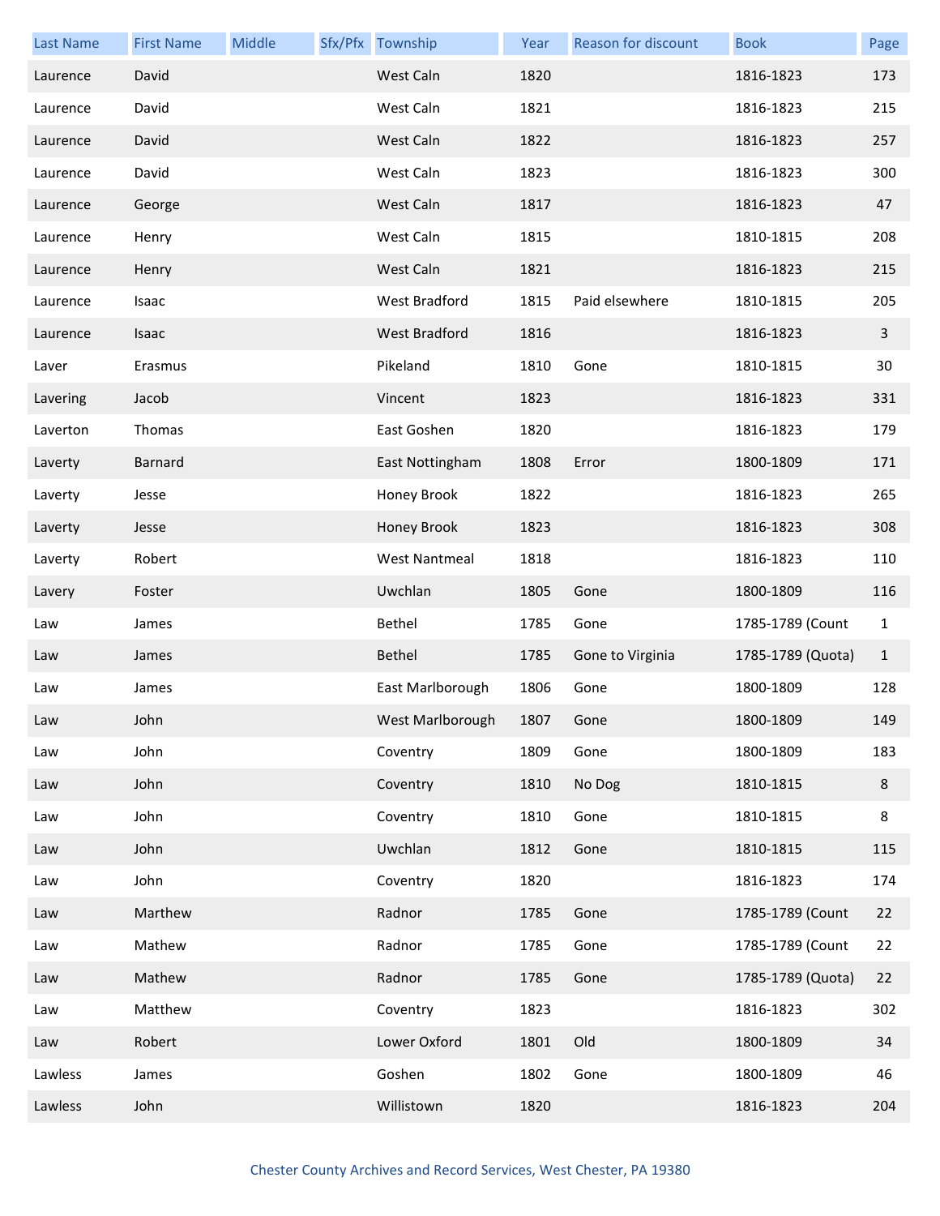| Last Name | First Name | Middle | Sfx/Pfx | Township | Year | Reason for discount | Book | Page |
|---|---|---|---|---|---|---|---|---|
| Laurence | David | | | West Caln | 1820 | | 1816-1823 | 173 |
| Laurence | David | | | West Caln | 1821 | | 1816-1823 | 215 |
| Laurence | David | | | West Caln | 1822 | | 1816-1823 | 257 |
| Laurence | David | | | West Caln | 1823 | | 1816-1823 | 300 |
| Laurence | George | | | West Caln | 1817 | | 1816-1823 | 47 |
| Laurence | Henry | | | West Caln | 1815 | | 1810-1815 | 208 |
| Laurence | Henry | | | West Caln | 1821 | | 1816-1823 | 215 |
| Laurence | Isaac | | | West Bradford | 1815 | Paid elsewhere | 1810-1815 | 205 |
| Laurence | Isaac | | | West Bradford | 1816 | | 1816-1823 | 3 |
| Laver | Erasmus | | | Pikeland | 1810 | Gone | 1810-1815 | 30 |
| Lavering | Jacob | | | Vincent | 1823 | | 1816-1823 | 331 |
| Laverton | Thomas | | | East Goshen | 1820 | | 1816-1823 | 179 |
| Laverty | Barnard | | | East Nottingham | 1808 | Error | 1800-1809 | 171 |
| Laverty | Jesse | | | Honey Brook | 1822 | | 1816-1823 | 265 |
| Laverty | Jesse | | | Honey Brook | 1823 | | 1816-1823 | 308 |
| Laverty | Robert | | | West Nantmeal | 1818 | | 1816-1823 | 110 |
| Lavery | Foster | | | Uwchlan | 1805 | Gone | 1800-1809 | 116 |
| Law | James | | | Bethel | 1785 | Gone | 1785-1789 (Count | 1 |
| Law | James | | | Bethel | 1785 | Gone to Virginia | 1785-1789 (Quota) | 1 |
| Law | James | | | East Marlborough | 1806 | Gone | 1800-1809 | 128 |
| Law | John | | | West Marlborough | 1807 | Gone | 1800-1809 | 149 |
| Law | John | | | Coventry | 1809 | Gone | 1800-1809 | 183 |
| Law | John | | | Coventry | 1810 | No Dog | 1810-1815 | 8 |
| Law | John | | | Coventry | 1810 | Gone | 1810-1815 | 8 |
| Law | John | | | Uwchlan | 1812 | Gone | 1810-1815 | 115 |
| Law | John | | | Coventry | 1820 | | 1816-1823 | 174 |
| Law | Marthew | | | Radnor | 1785 | Gone | 1785-1789 (Count | 22 |
| Law | Mathew | | | Radnor | 1785 | Gone | 1785-1789 (Count | 22 |
| Law | Mathew | | | Radnor | 1785 | Gone | 1785-1789 (Quota) | 22 |
| Law | Matthew | | | Coventry | 1823 | | 1816-1823 | 302 |
| Law | Robert | | | Lower Oxford | 1801 | Old | 1800-1809 | 34 |
| Lawless | James | | | Goshen | 1802 | Gone | 1800-1809 | 46 |
| Lawless | John | | | Willistown | 1820 | | 1816-1823 | 204 |

Chester County Archives and Record Services, West Chester, PA 19380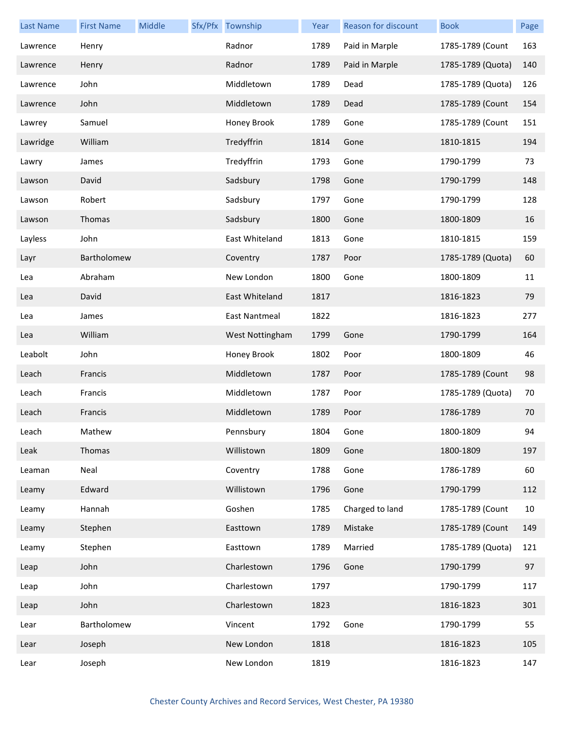| Last Name | First Name | Middle | Sfx/Pfx | Township | Year | Reason for discount | Book | Page |
|---|---|---|---|---|---|---|---|---|
| Lawrence | Henry | | | Radnor | 1789 | Paid in Marple | 1785-1789 (Count | 163 |
| Lawrence | Henry | | | Radnor | 1789 | Paid in Marple | 1785-1789 (Quota) | 140 |
| Lawrence | John | | | Middletown | 1789 | Dead | 1785-1789 (Quota) | 126 |
| Lawrence | John | | | Middletown | 1789 | Dead | 1785-1789 (Count | 154 |
| Lawrey | Samuel | | | Honey Brook | 1789 | Gone | 1785-1789 (Count | 151 |
| Lawridge | William | | | Tredyffrin | 1814 | Gone | 1810-1815 | 194 |
| Lawry | James | | | Tredyffrin | 1793 | Gone | 1790-1799 | 73 |
| Lawson | David | | | Sadsbury | 1798 | Gone | 1790-1799 | 148 |
| Lawson | Robert | | | Sadsbury | 1797 | Gone | 1790-1799 | 128 |
| Lawson | Thomas | | | Sadsbury | 1800 | Gone | 1800-1809 | 16 |
| Layless | John | | | East Whiteland | 1813 | Gone | 1810-1815 | 159 |
| Layr | Bartholomew | | | Coventry | 1787 | Poor | 1785-1789 (Quota) | 60 |
| Lea | Abraham | | | New London | 1800 | Gone | 1800-1809 | 11 |
| Lea | David | | | East Whiteland | 1817 | | 1816-1823 | 79 |
| Lea | James | | | East Nantmeal | 1822 | | 1816-1823 | 277 |
| Lea | William | | | West Nottingham | 1799 | Gone | 1790-1799 | 164 |
| Leabolt | John | | | Honey Brook | 1802 | Poor | 1800-1809 | 46 |
| Leach | Francis | | | Middletown | 1787 | Poor | 1785-1789 (Count | 98 |
| Leach | Francis | | | Middletown | 1787 | Poor | 1785-1789 (Quota) | 70 |
| Leach | Francis | | | Middletown | 1789 | Poor | 1786-1789 | 70 |
| Leach | Mathew | | | Pennsbury | 1804 | Gone | 1800-1809 | 94 |
| Leak | Thomas | | | Willistown | 1809 | Gone | 1800-1809 | 197 |
| Leaman | Neal | | | Coventry | 1788 | Gone | 1786-1789 | 60 |
| Leamy | Edward | | | Willistown | 1796 | Gone | 1790-1799 | 112 |
| Leamy | Hannah | | | Goshen | 1785 | Charged to land | 1785-1789 (Count | 10 |
| Leamy | Stephen | | | Easttown | 1789 | Mistake | 1785-1789 (Count | 149 |
| Leamy | Stephen | | | Easttown | 1789 | Married | 1785-1789 (Quota) | 121 |
| Leap | John | | | Charlestown | 1796 | Gone | 1790-1799 | 97 |
| Leap | John | | | Charlestown | 1797 | | 1790-1799 | 117 |
| Leap | John | | | Charlestown | 1823 | | 1816-1823 | 301 |
| Lear | Bartholomew | | | Vincent | 1792 | Gone | 1790-1799 | 55 |
| Lear | Joseph | | | New London | 1818 | | 1816-1823 | 105 |
| Lear | Joseph | | | New London | 1819 | | 1816-1823 | 147 |

Chester County Archives and Record Services, West Chester, PA 19380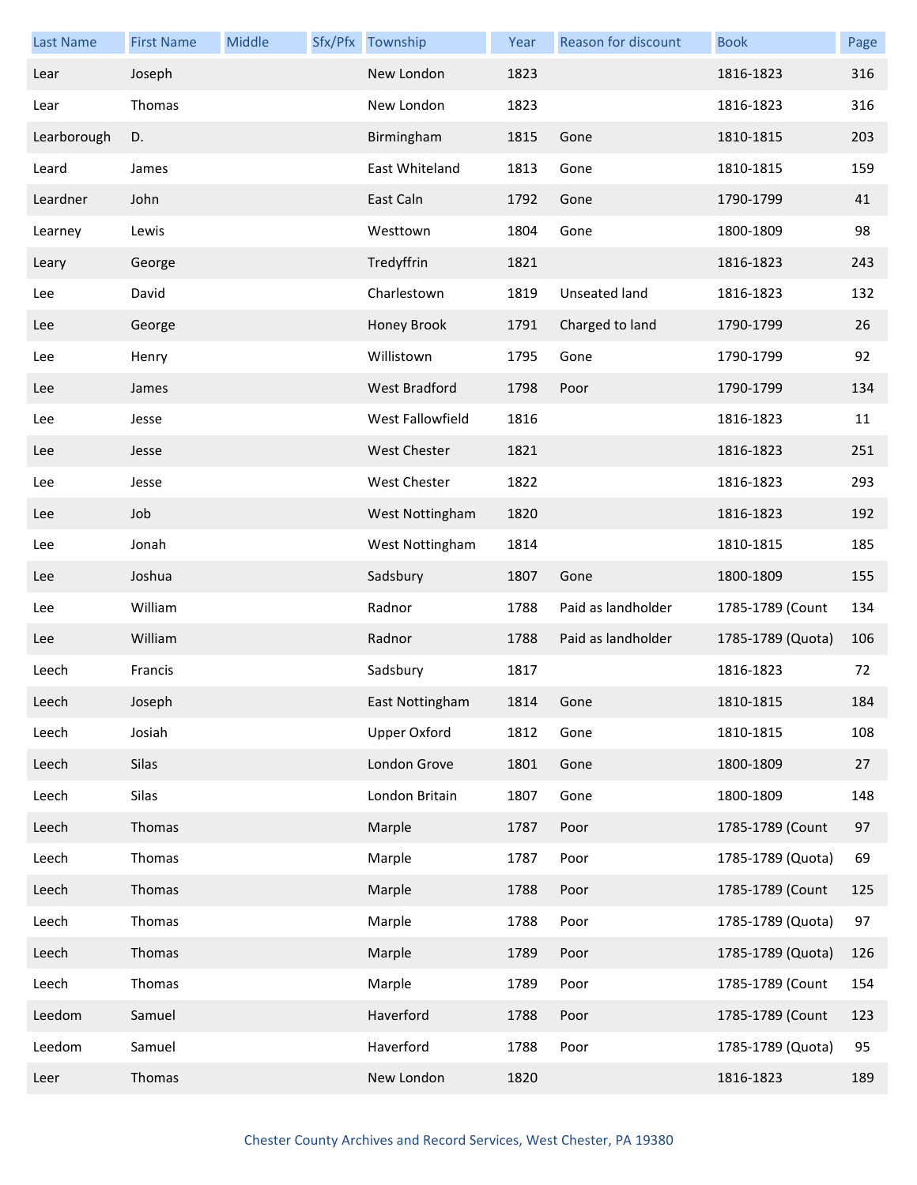| Last Name | First Name | Middle | Sfx/Pfx | Township | Year | Reason for discount | Book | Page |
|---|---|---|---|---|---|---|---|---|
| Lear | Joseph | | | New London | 1823 | | 1816-1823 | 316 |
| Lear | Thomas | | | New London | 1823 | | 1816-1823 | 316 |
| Learborough | D. | | | Birmingham | 1815 | Gone | 1810-1815 | 203 |
| Leard | James | | | East Whiteland | 1813 | Gone | 1810-1815 | 159 |
| Leardner | John | | | East Caln | 1792 | Gone | 1790-1799 | 41 |
| Learney | Lewis | | | Westtown | 1804 | Gone | 1800-1809 | 98 |
| Leary | George | | | Tredyffrin | 1821 | | 1816-1823 | 243 |
| Lee | David | | | Charlestown | 1819 | Unseated land | 1816-1823 | 132 |
| Lee | George | | | Honey Brook | 1791 | Charged to land | 1790-1799 | 26 |
| Lee | Henry | | | Willistown | 1795 | Gone | 1790-1799 | 92 |
| Lee | James | | | West Bradford | 1798 | Poor | 1790-1799 | 134 |
| Lee | Jesse | | | West Fallowfield | 1816 | | 1816-1823 | 11 |
| Lee | Jesse | | | West Chester | 1821 | | 1816-1823 | 251 |
| Lee | Jesse | | | West Chester | 1822 | | 1816-1823 | 293 |
| Lee | Job | | | West Nottingham | 1820 | | 1816-1823 | 192 |
| Lee | Jonah | | | West Nottingham | 1814 | | 1810-1815 | 185 |
| Lee | Joshua | | | Sadsbury | 1807 | Gone | 1800-1809 | 155 |
| Lee | William | | | Radnor | 1788 | Paid as landholder | 1785-1789 (Count | 134 |
| Lee | William | | | Radnor | 1788 | Paid as landholder | 1785-1789 (Quota) | 106 |
| Leech | Francis | | | Sadsbury | 1817 | | 1816-1823 | 72 |
| Leech | Joseph | | | East Nottingham | 1814 | Gone | 1810-1815 | 184 |
| Leech | Josiah | | | Upper Oxford | 1812 | Gone | 1810-1815 | 108 |
| Leech | Silas | | | London Grove | 1801 | Gone | 1800-1809 | 27 |
| Leech | Silas | | | London Britain | 1807 | Gone | 1800-1809 | 148 |
| Leech | Thomas | | | Marple | 1787 | Poor | 1785-1789 (Count | 97 |
| Leech | Thomas | | | Marple | 1787 | Poor | 1785-1789 (Quota) | 69 |
| Leech | Thomas | | | Marple | 1788 | Poor | 1785-1789 (Count | 125 |
| Leech | Thomas | | | Marple | 1788 | Poor | 1785-1789 (Quota) | 97 |
| Leech | Thomas | | | Marple | 1789 | Poor | 1785-1789 (Quota) | 126 |
| Leech | Thomas | | | Marple | 1789 | Poor | 1785-1789 (Count | 154 |
| Leedom | Samuel | | | Haverford | 1788 | Poor | 1785-1789 (Count | 123 |
| Leedom | Samuel | | | Haverford | 1788 | Poor | 1785-1789 (Quota) | 95 |
| Leer | Thomas | | | New London | 1820 | | 1816-1823 | 189 |

Chester County Archives and Record Services, West Chester, PA 19380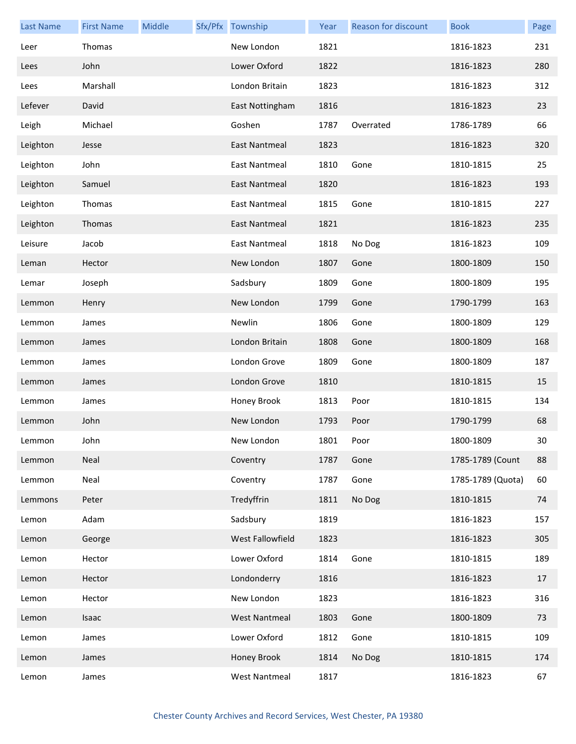| Last Name | First Name | Middle | Sfx/Pfx | Township | Year | Reason for discount | Book | Page |
|---|---|---|---|---|---|---|---|---|
| Leer | Thomas | | | New London | 1821 | | 1816-1823 | 231 |
| Lees | John | | | Lower Oxford | 1822 | | 1816-1823 | 280 |
| Lees | Marshall | | | London Britain | 1823 | | 1816-1823 | 312 |
| Lefever | David | | | East Nottingham | 1816 | | 1816-1823 | 23 |
| Leigh | Michael | | | Goshen | 1787 | Overrated | 1786-1789 | 66 |
| Leighton | Jesse | | | East Nantmeal | 1823 | | 1816-1823 | 320 |
| Leighton | John | | | East Nantmeal | 1810 | Gone | 1810-1815 | 25 |
| Leighton | Samuel | | | East Nantmeal | 1820 | | 1816-1823 | 193 |
| Leighton | Thomas | | | East Nantmeal | 1815 | Gone | 1810-1815 | 227 |
| Leighton | Thomas | | | East Nantmeal | 1821 | | 1816-1823 | 235 |
| Leisure | Jacob | | | East Nantmeal | 1818 | No Dog | 1816-1823 | 109 |
| Leman | Hector | | | New London | 1807 | Gone | 1800-1809 | 150 |
| Lemar | Joseph | | | Sadsbury | 1809 | Gone | 1800-1809 | 195 |
| Lemmon | Henry | | | New London | 1799 | Gone | 1790-1799 | 163 |
| Lemmon | James | | | Newlin | 1806 | Gone | 1800-1809 | 129 |
| Lemmon | James | | | London Britain | 1808 | Gone | 1800-1809 | 168 |
| Lemmon | James | | | London Grove | 1809 | Gone | 1800-1809 | 187 |
| Lemmon | James | | | London Grove | 1810 | | 1810-1815 | 15 |
| Lemmon | James | | | Honey Brook | 1813 | Poor | 1810-1815 | 134 |
| Lemmon | John | | | New London | 1793 | Poor | 1790-1799 | 68 |
| Lemmon | John | | | New London | 1801 | Poor | 1800-1809 | 30 |
| Lemmon | Neal | | | Coventry | 1787 | Gone | 1785-1789 (Count | 88 |
| Lemmon | Neal | | | Coventry | 1787 | Gone | 1785-1789 (Quota) | 60 |
| Lemmons | Peter | | | Tredyffrin | 1811 | No Dog | 1810-1815 | 74 |
| Lemon | Adam | | | Sadsbury | 1819 | | 1816-1823 | 157 |
| Lemon | George | | | West Fallowfield | 1823 | | 1816-1823 | 305 |
| Lemon | Hector | | | Lower Oxford | 1814 | Gone | 1810-1815 | 189 |
| Lemon | Hector | | | Londonderry | 1816 | | 1816-1823 | 17 |
| Lemon | Hector | | | New London | 1823 | | 1816-1823 | 316 |
| Lemon | Isaac | | | West Nantmeal | 1803 | Gone | 1800-1809 | 73 |
| Lemon | James | | | Lower Oxford | 1812 | Gone | 1810-1815 | 109 |
| Lemon | James | | | Honey Brook | 1814 | No Dog | 1810-1815 | 174 |
| Lemon | James | | | West Nantmeal | 1817 | | 1816-1823 | 67 |

Chester County Archives and Record Services, West Chester, PA 19380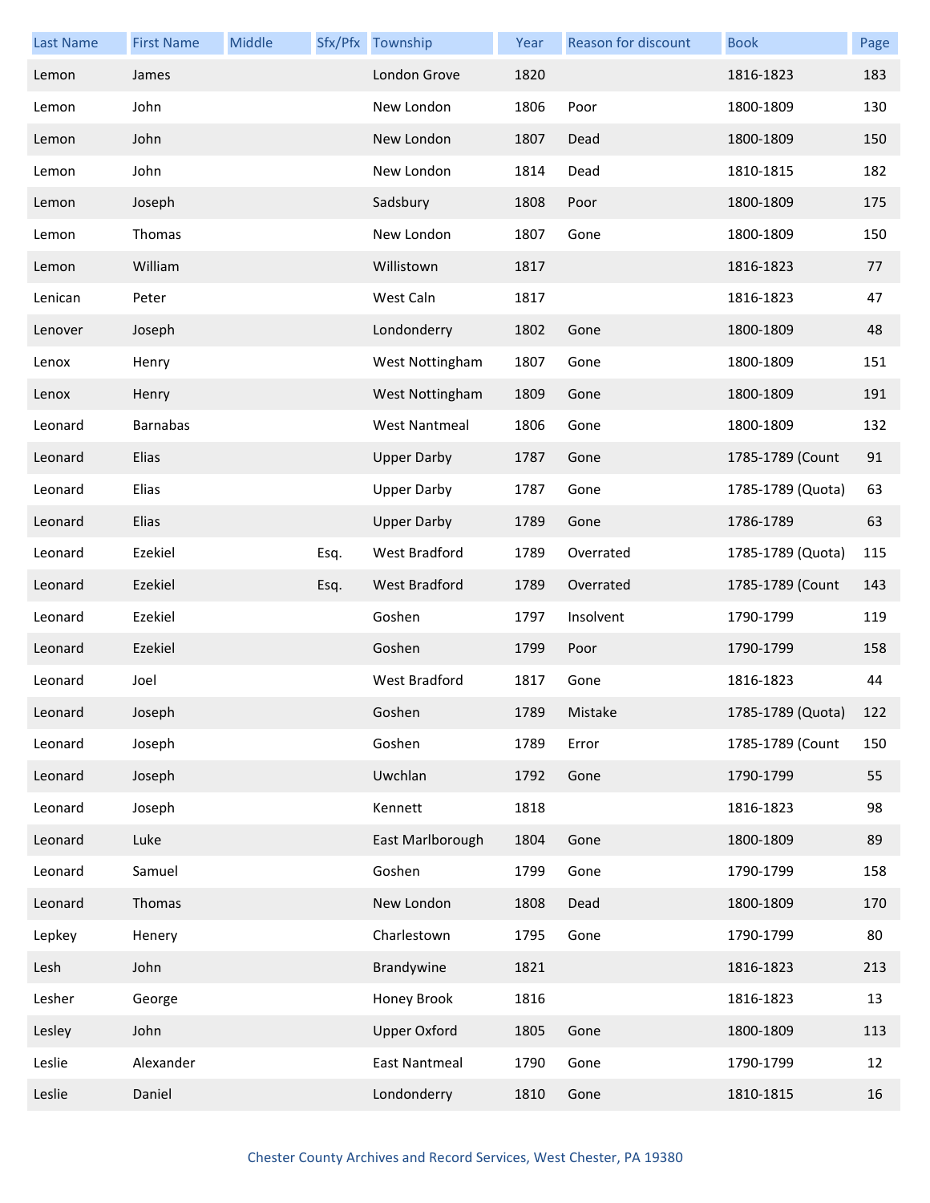| Last Name | First Name | Middle | Sfx/Pfx | Township | Year | Reason for discount | Book | Page |
|---|---|---|---|---|---|---|---|---|
| Lemon | James | | | London Grove | 1820 | | 1816-1823 | 183 |
| Lemon | John | | | New London | 1806 | Poor | 1800-1809 | 130 |
| Lemon | John | | | New London | 1807 | Dead | 1800-1809 | 150 |
| Lemon | John | | | New London | 1814 | Dead | 1810-1815 | 182 |
| Lemon | Joseph | | | Sadsbury | 1808 | Poor | 1800-1809 | 175 |
| Lemon | Thomas | | | New London | 1807 | Gone | 1800-1809 | 150 |
| Lemon | William | | | Willistown | 1817 | | 1816-1823 | 77 |
| Lenican | Peter | | | West Caln | 1817 | | 1816-1823 | 47 |
| Lenover | Joseph | | | Londonderry | 1802 | Gone | 1800-1809 | 48 |
| Lenox | Henry | | | West Nottingham | 1807 | Gone | 1800-1809 | 151 |
| Lenox | Henry | | | West Nottingham | 1809 | Gone | 1800-1809 | 191 |
| Leonard | Barnabas | | | West Nantmeal | 1806 | Gone | 1800-1809 | 132 |
| Leonard | Elias | | | Upper Darby | 1787 | Gone | 1785-1789 (Count | 91 |
| Leonard | Elias | | | Upper Darby | 1787 | Gone | 1785-1789 (Quota) | 63 |
| Leonard | Elias | | | Upper Darby | 1789 | Gone | 1786-1789 | 63 |
| Leonard | Ezekiel | | Esq. | West Bradford | 1789 | Overrated | 1785-1789 (Quota) | 115 |
| Leonard | Ezekiel | | Esq. | West Bradford | 1789 | Overrated | 1785-1789 (Count | 143 |
| Leonard | Ezekiel | | | Goshen | 1797 | Insolvent | 1790-1799 | 119 |
| Leonard | Ezekiel | | | Goshen | 1799 | Poor | 1790-1799 | 158 |
| Leonard | Joel | | | West Bradford | 1817 | Gone | 1816-1823 | 44 |
| Leonard | Joseph | | | Goshen | 1789 | Mistake | 1785-1789 (Quota) | 122 |
| Leonard | Joseph | | | Goshen | 1789 | Error | 1785-1789 (Count | 150 |
| Leonard | Joseph | | | Uwchlan | 1792 | Gone | 1790-1799 | 55 |
| Leonard | Joseph | | | Kennett | 1818 | | 1816-1823 | 98 |
| Leonard | Luke | | | East Marlborough | 1804 | Gone | 1800-1809 | 89 |
| Leonard | Samuel | | | Goshen | 1799 | Gone | 1790-1799 | 158 |
| Leonard | Thomas | | | New London | 1808 | Dead | 1800-1809 | 170 |
| Lepkey | Henery | | | Charlestown | 1795 | Gone | 1790-1799 | 80 |
| Lesh | John | | | Brandywine | 1821 | | 1816-1823 | 213 |
| Lesher | George | | | Honey Brook | 1816 | | 1816-1823 | 13 |
| Lesley | John | | | Upper Oxford | 1805 | Gone | 1800-1809 | 113 |
| Leslie | Alexander | | | East Nantmeal | 1790 | Gone | 1790-1799 | 12 |
| Leslie | Daniel | | | Londonderry | 1810 | Gone | 1810-1815 | 16 |

Chester County Archives and Record Services, West Chester, PA 19380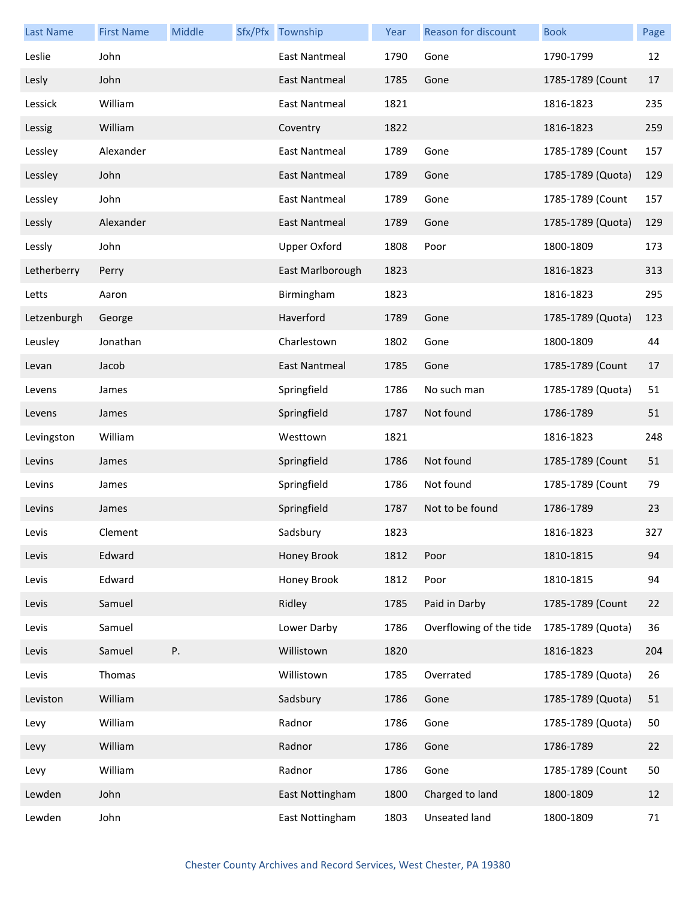| Last Name | First Name | Middle | Sfx/Pfx | Township | Year | Reason for discount | Book | Page |
|---|---|---|---|---|---|---|---|---|
| Leslie | John | | | East Nantmeal | 1790 | Gone | 1790-1799 | 12 |
| Lesly | John | | | East Nantmeal | 1785 | Gone | 1785-1789 (Count | 17 |
| Lessick | William | | | East Nantmeal | 1821 | | 1816-1823 | 235 |
| Lessig | William | | | Coventry | 1822 | | 1816-1823 | 259 |
| Lessley | Alexander | | | East Nantmeal | 1789 | Gone | 1785-1789 (Count | 157 |
| Lessley | John | | | East Nantmeal | 1789 | Gone | 1785-1789 (Quota) | 129 |
| Lessley | John | | | East Nantmeal | 1789 | Gone | 1785-1789 (Count | 157 |
| Lessly | Alexander | | | East Nantmeal | 1789 | Gone | 1785-1789 (Quota) | 129 |
| Lessly | John | | | Upper Oxford | 1808 | Poor | 1800-1809 | 173 |
| Letherberry | Perry | | | East Marlborough | 1823 | | 1816-1823 | 313 |
| Letts | Aaron | | | Birmingham | 1823 | | 1816-1823 | 295 |
| Letzenburgh | George | | | Haverford | 1789 | Gone | 1785-1789 (Quota) | 123 |
| Leusley | Jonathan | | | Charlestown | 1802 | Gone | 1800-1809 | 44 |
| Levan | Jacob | | | East Nantmeal | 1785 | Gone | 1785-1789 (Count | 17 |
| Levens | James | | | Springfield | 1786 | No such man | 1785-1789 (Quota) | 51 |
| Levens | James | | | Springfield | 1787 | Not found | 1786-1789 | 51 |
| Levingston | William | | | Westtown | 1821 | | 1816-1823 | 248 |
| Levins | James | | | Springfield | 1786 | Not found | 1785-1789 (Count | 51 |
| Levins | James | | | Springfield | 1786 | Not found | 1785-1789 (Count | 79 |
| Levins | James | | | Springfield | 1787 | Not to be found | 1786-1789 | 23 |
| Levis | Clement | | | Sadsbury | 1823 | | 1816-1823 | 327 |
| Levis | Edward | | | Honey Brook | 1812 | Poor | 1810-1815 | 94 |
| Levis | Edward | | | Honey Brook | 1812 | Poor | 1810-1815 | 94 |
| Levis | Samuel | | | Ridley | 1785 | Paid in Darby | 1785-1789 (Count | 22 |
| Levis | Samuel | | | Lower Darby | 1786 | Overflowing of the tide | 1785-1789 (Quota) | 36 |
| Levis | Samuel | P. | | Willistown | 1820 | | 1816-1823 | 204 |
| Levis | Thomas | | | Willistown | 1785 | Overrated | 1785-1789 (Quota) | 26 |
| Leviston | William | | | Sadsbury | 1786 | Gone | 1785-1789 (Quota) | 51 |
| Levy | William | | | Radnor | 1786 | Gone | 1785-1789 (Quota) | 50 |
| Levy | William | | | Radnor | 1786 | Gone | 1786-1789 | 22 |
| Levy | William | | | Radnor | 1786 | Gone | 1785-1789 (Count | 50 |
| Lewden | John | | | East Nottingham | 1800 | Charged to land | 1800-1809 | 12 |
| Lewden | John | | | East Nottingham | 1803 | Unseated land | 1800-1809 | 71 |

Chester County Archives and Record Services, West Chester, PA 19380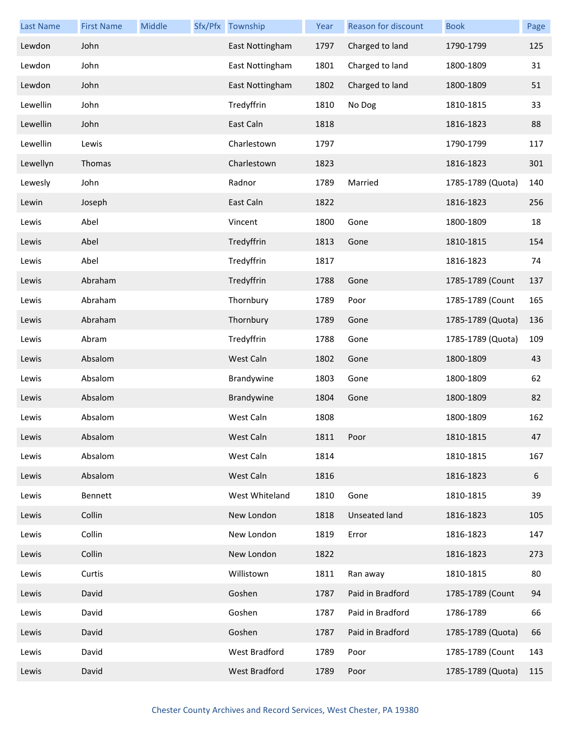| Last Name | First Name | Middle | Sfx/Pfx | Township | Year | Reason for discount | Book | Page |
|---|---|---|---|---|---|---|---|---|
| Lewdon | John | | | East Nottingham | 1797 | Charged to land | 1790-1799 | 125 |
| Lewdon | John | | | East Nottingham | 1801 | Charged to land | 1800-1809 | 31 |
| Lewdon | John | | | East Nottingham | 1802 | Charged to land | 1800-1809 | 51 |
| Lewellin | John | | | Tredyffrin | 1810 | No Dog | 1810-1815 | 33 |
| Lewellin | John | | | East Caln | 1818 | | 1816-1823 | 88 |
| Lewellin | Lewis | | | Charlestown | 1797 | | 1790-1799 | 117 |
| Lewellyn | Thomas | | | Charlestown | 1823 | | 1816-1823 | 301 |
| Lewesly | John | | | Radnor | 1789 | Married | 1785-1789 (Quota) | 140 |
| Lewin | Joseph | | | East Caln | 1822 | | 1816-1823 | 256 |
| Lewis | Abel | | | Vincent | 1800 | Gone | 1800-1809 | 18 |
| Lewis | Abel | | | Tredyffrin | 1813 | Gone | 1810-1815 | 154 |
| Lewis | Abel | | | Tredyffrin | 1817 | | 1816-1823 | 74 |
| Lewis | Abraham | | | Tredyffrin | 1788 | Gone | 1785-1789 (Count | 137 |
| Lewis | Abraham | | | Thornbury | 1789 | Poor | 1785-1789 (Count | 165 |
| Lewis | Abraham | | | Thornbury | 1789 | Gone | 1785-1789 (Quota) | 136 |
| Lewis | Abram | | | Tredyffrin | 1788 | Gone | 1785-1789 (Quota) | 109 |
| Lewis | Absalom | | | West Caln | 1802 | Gone | 1800-1809 | 43 |
| Lewis | Absalom | | | Brandywine | 1803 | Gone | 1800-1809 | 62 |
| Lewis | Absalom | | | Brandywine | 1804 | Gone | 1800-1809 | 82 |
| Lewis | Absalom | | | West Caln | 1808 | | 1800-1809 | 162 |
| Lewis | Absalom | | | West Caln | 1811 | Poor | 1810-1815 | 47 |
| Lewis | Absalom | | | West Caln | 1814 | | 1810-1815 | 167 |
| Lewis | Absalom | | | West Caln | 1816 | | 1816-1823 | 6 |
| Lewis | Bennett | | | West Whiteland | 1810 | Gone | 1810-1815 | 39 |
| Lewis | Collin | | | New London | 1818 | Unseated land | 1816-1823 | 105 |
| Lewis | Collin | | | New London | 1819 | Error | 1816-1823 | 147 |
| Lewis | Collin | | | New London | 1822 | | 1816-1823 | 273 |
| Lewis | Curtis | | | Willistown | 1811 | Ran away | 1810-1815 | 80 |
| Lewis | David | | | Goshen | 1787 | Paid in Bradford | 1785-1789 (Count | 94 |
| Lewis | David | | | Goshen | 1787 | Paid in Bradford | 1786-1789 | 66 |
| Lewis | David | | | Goshen | 1787 | Paid in Bradford | 1785-1789 (Quota) | 66 |
| Lewis | David | | | West Bradford | 1789 | Poor | 1785-1789 (Count | 143 |
| Lewis | David | | | West Bradford | 1789 | Poor | 1785-1789 (Quota) | 115 |

Chester County Archives and Record Services, West Chester, PA 19380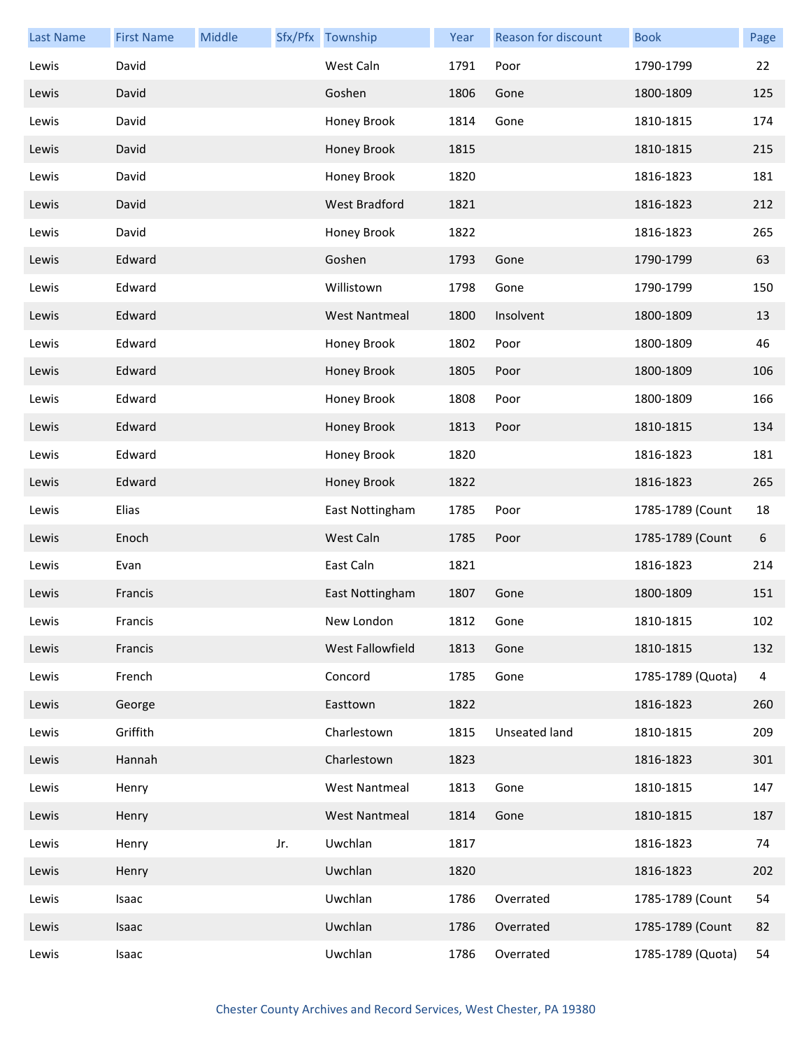| Last Name | First Name | Middle | Sfx/Pfx | Township | Year | Reason for discount | Book | Page |
|---|---|---|---|---|---|---|---|---|
| Lewis | David | | | West Caln | 1791 | Poor | 1790-1799 | 22 |
| Lewis | David | | | Goshen | 1806 | Gone | 1800-1809 | 125 |
| Lewis | David | | | Honey Brook | 1814 | Gone | 1810-1815 | 174 |
| Lewis | David | | | Honey Brook | 1815 | | 1810-1815 | 215 |
| Lewis | David | | | Honey Brook | 1820 | | 1816-1823 | 181 |
| Lewis | David | | | West Bradford | 1821 | | 1816-1823 | 212 |
| Lewis | David | | | Honey Brook | 1822 | | 1816-1823 | 265 |
| Lewis | Edward | | | Goshen | 1793 | Gone | 1790-1799 | 63 |
| Lewis | Edward | | | Willistown | 1798 | Gone | 1790-1799 | 150 |
| Lewis | Edward | | | West Nantmeal | 1800 | Insolvent | 1800-1809 | 13 |
| Lewis | Edward | | | Honey Brook | 1802 | Poor | 1800-1809 | 46 |
| Lewis | Edward | | | Honey Brook | 1805 | Poor | 1800-1809 | 106 |
| Lewis | Edward | | | Honey Brook | 1808 | Poor | 1800-1809 | 166 |
| Lewis | Edward | | | Honey Brook | 1813 | Poor | 1810-1815 | 134 |
| Lewis | Edward | | | Honey Brook | 1820 | | 1816-1823 | 181 |
| Lewis | Edward | | | Honey Brook | 1822 | | 1816-1823 | 265 |
| Lewis | Elias | | | East Nottingham | 1785 | Poor | 1785-1789 (Count | 18 |
| Lewis | Enoch | | | West Caln | 1785 | Poor | 1785-1789 (Count | 6 |
| Lewis | Evan | | | East Caln | 1821 | | 1816-1823 | 214 |
| Lewis | Francis | | | East Nottingham | 1807 | Gone | 1800-1809 | 151 |
| Lewis | Francis | | | New London | 1812 | Gone | 1810-1815 | 102 |
| Lewis | Francis | | | West Fallowfield | 1813 | Gone | 1810-1815 | 132 |
| Lewis | French | | | Concord | 1785 | Gone | 1785-1789 (Quota) | 4 |
| Lewis | George | | | Easttown | 1822 | | 1816-1823 | 260 |
| Lewis | Griffith | | | Charlestown | 1815 | Unseated land | 1810-1815 | 209 |
| Lewis | Hannah | | | Charlestown | 1823 | | 1816-1823 | 301 |
| Lewis | Henry | | | West Nantmeal | 1813 | Gone | 1810-1815 | 147 |
| Lewis | Henry | | | West Nantmeal | 1814 | Gone | 1810-1815 | 187 |
| Lewis | Henry | | Jr. | Uwchlan | 1817 | | 1816-1823 | 74 |
| Lewis | Henry | | | Uwchlan | 1820 | | 1816-1823 | 202 |
| Lewis | Isaac | | | Uwchlan | 1786 | Overrated | 1785-1789 (Count | 54 |
| Lewis | Isaac | | | Uwchlan | 1786 | Overrated | 1785-1789 (Count | 82 |
| Lewis | Isaac | | | Uwchlan | 1786 | Overrated | 1785-1789 (Quota) | 54 |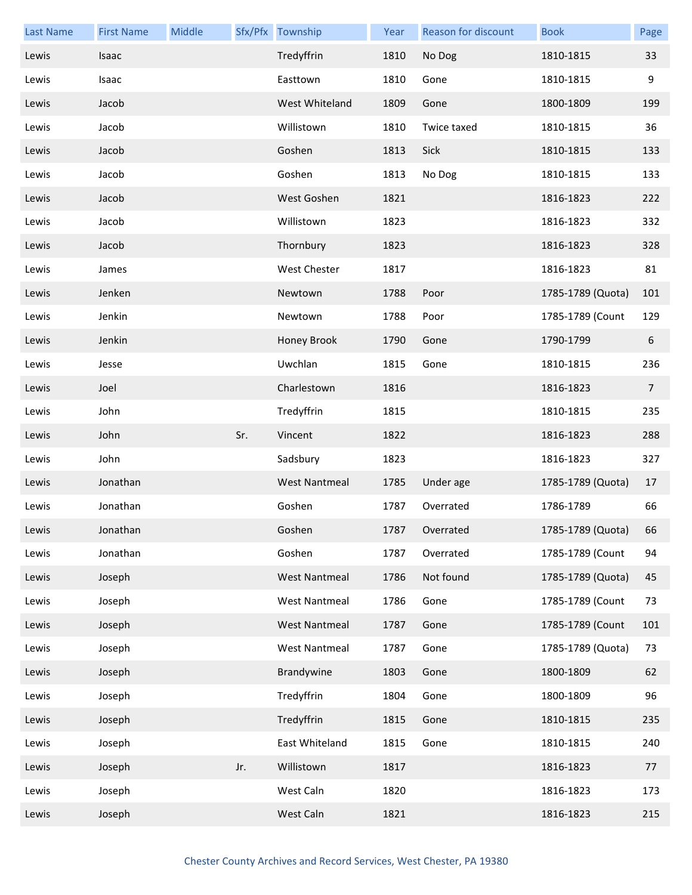| Last Name | First Name | Middle | Sfx/Pfx | Township | Year | Reason for discount | Book | Page |
| --- | --- | --- | --- | --- | --- | --- | --- | --- |
| Lewis | Isaac | | | Tredyffrin | 1810 | No Dog | 1810-1815 | 33 |
| Lewis | Isaac | | | Easttown | 1810 | Gone | 1810-1815 | 9 |
| Lewis | Jacob | | | West Whiteland | 1809 | Gone | 1800-1809 | 199 |
| Lewis | Jacob | | | Willistown | 1810 | Twice taxed | 1810-1815 | 36 |
| Lewis | Jacob | | | Goshen | 1813 | Sick | 1810-1815 | 133 |
| Lewis | Jacob | | | Goshen | 1813 | No Dog | 1810-1815 | 133 |
| Lewis | Jacob | | | West Goshen | 1821 | | 1816-1823 | 222 |
| Lewis | Jacob | | | Willistown | 1823 | | 1816-1823 | 332 |
| Lewis | Jacob | | | Thornbury | 1823 | | 1816-1823 | 328 |
| Lewis | James | | | West Chester | 1817 | | 1816-1823 | 81 |
| Lewis | Jenken | | | Newtown | 1788 | Poor | 1785-1789 (Quota) | 101 |
| Lewis | Jenkin | | | Newtown | 1788 | Poor | 1785-1789 (Count | 129 |
| Lewis | Jenkin | | | Honey Brook | 1790 | Gone | 1790-1799 | 6 |
| Lewis | Jesse | | | Uwchlan | 1815 | Gone | 1810-1815 | 236 |
| Lewis | Joel | | | Charlestown | 1816 | | 1816-1823 | 7 |
| Lewis | John | | | Tredyffrin | 1815 | | 1810-1815 | 235 |
| Lewis | John | | Sr. | Vincent | 1822 | | 1816-1823 | 288 |
| Lewis | John | | | Sadsbury | 1823 | | 1816-1823 | 327 |
| Lewis | Jonathan | | | West Nantmeal | 1785 | Under age | 1785-1789 (Quota) | 17 |
| Lewis | Jonathan | | | Goshen | 1787 | Overrated | 1786-1789 | 66 |
| Lewis | Jonathan | | | Goshen | 1787 | Overrated | 1785-1789 (Quota) | 66 |
| Lewis | Jonathan | | | Goshen | 1787 | Overrated | 1785-1789 (Count | 94 |
| Lewis | Joseph | | | West Nantmeal | 1786 | Not found | 1785-1789 (Quota) | 45 |
| Lewis | Joseph | | | West Nantmeal | 1786 | Gone | 1785-1789 (Count | 73 |
| Lewis | Joseph | | | West Nantmeal | 1787 | Gone | 1785-1789 (Count | 101 |
| Lewis | Joseph | | | West Nantmeal | 1787 | Gone | 1785-1789 (Quota) | 73 |
| Lewis | Joseph | | | Brandywine | 1803 | Gone | 1800-1809 | 62 |
| Lewis | Joseph | | | Tredyffrin | 1804 | Gone | 1800-1809 | 96 |
| Lewis | Joseph | | | Tredyffrin | 1815 | Gone | 1810-1815 | 235 |
| Lewis | Joseph | | | East Whiteland | 1815 | Gone | 1810-1815 | 240 |
| Lewis | Joseph | | Jr. | Willistown | 1817 | | 1816-1823 | 77 |
| Lewis | Joseph | | | West Caln | 1820 | | 1816-1823 | 173 |
| Lewis | Joseph | | | West Caln | 1821 | | 1816-1823 | 215 |

Chester County Archives and Record Services, West Chester, PA 19380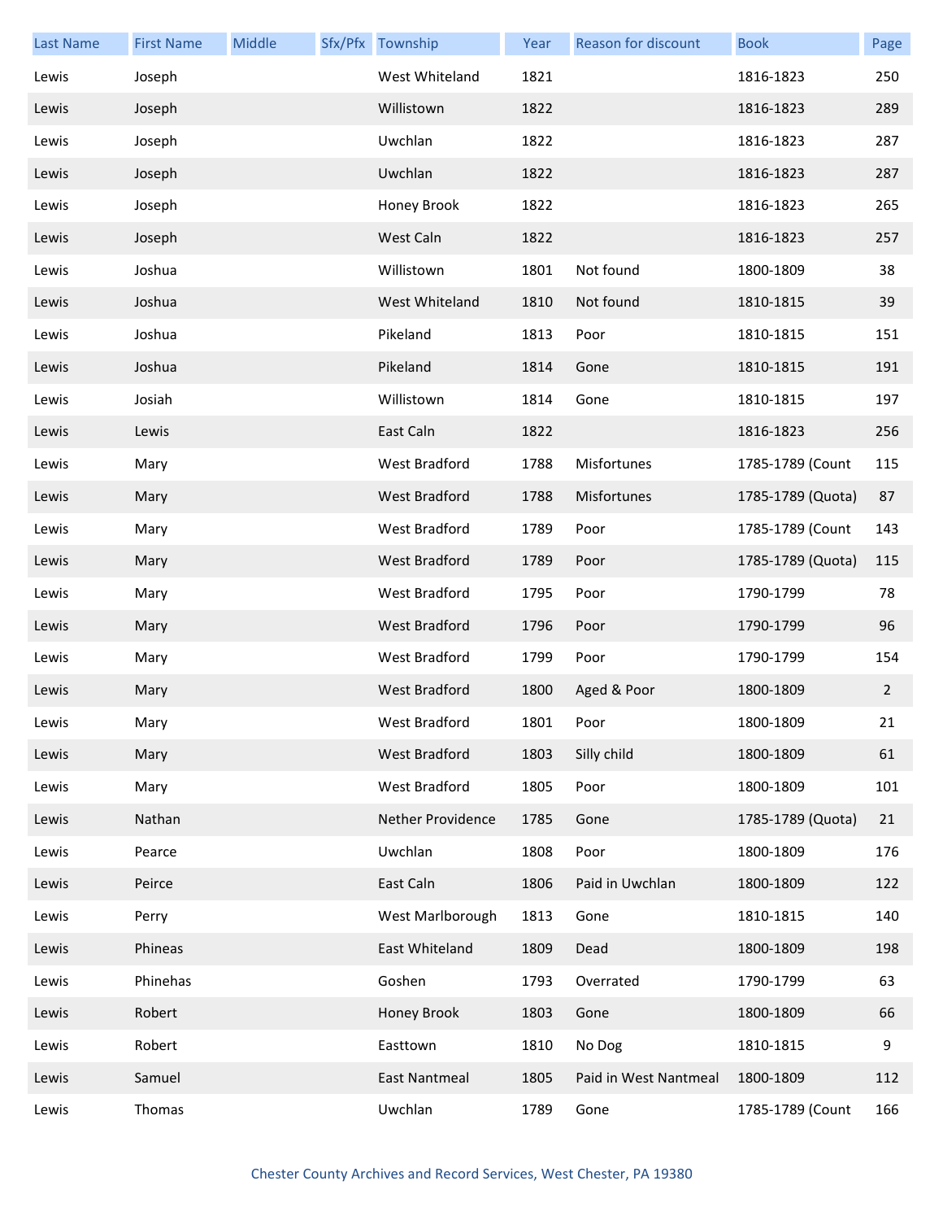| Last Name | First Name | Middle | Sfx/Pfx | Township | Year | Reason for discount | Book | Page |
|---|---|---|---|---|---|---|---|---|
| Lewis | Joseph | | | West Whiteland | 1821 | | 1816-1823 | 250 |
| Lewis | Joseph | | | Willistown | 1822 | | 1816-1823 | 289 |
| Lewis | Joseph | | | Uwchlan | 1822 | | 1816-1823 | 287 |
| Lewis | Joseph | | | Uwchlan | 1822 | | 1816-1823 | 287 |
| Lewis | Joseph | | | Honey Brook | 1822 | | 1816-1823 | 265 |
| Lewis | Joseph | | | West Caln | 1822 | | 1816-1823 | 257 |
| Lewis | Joshua | | | Willistown | 1801 | Not found | 1800-1809 | 38 |
| Lewis | Joshua | | | West Whiteland | 1810 | Not found | 1810-1815 | 39 |
| Lewis | Joshua | | | Pikeland | 1813 | Poor | 1810-1815 | 151 |
| Lewis | Joshua | | | Pikeland | 1814 | Gone | 1810-1815 | 191 |
| Lewis | Josiah | | | Willistown | 1814 | Gone | 1810-1815 | 197 |
| Lewis | Lewis | | | East Caln | 1822 | | 1816-1823 | 256 |
| Lewis | Mary | | | West Bradford | 1788 | Misfortunes | 1785-1789 (Count | 115 |
| Lewis | Mary | | | West Bradford | 1788 | Misfortunes | 1785-1789 (Quota) | 87 |
| Lewis | Mary | | | West Bradford | 1789 | Poor | 1785-1789 (Count | 143 |
| Lewis | Mary | | | West Bradford | 1789 | Poor | 1785-1789 (Quota) | 115 |
| Lewis | Mary | | | West Bradford | 1795 | Poor | 1790-1799 | 78 |
| Lewis | Mary | | | West Bradford | 1796 | Poor | 1790-1799 | 96 |
| Lewis | Mary | | | West Bradford | 1799 | Poor | 1790-1799 | 154 |
| Lewis | Mary | | | West Bradford | 1800 | Aged & Poor | 1800-1809 | 2 |
| Lewis | Mary | | | West Bradford | 1801 | Poor | 1800-1809 | 21 |
| Lewis | Mary | | | West Bradford | 1803 | Silly child | 1800-1809 | 61 |
| Lewis | Mary | | | West Bradford | 1805 | Poor | 1800-1809 | 101 |
| Lewis | Nathan | | | Nether Providence | 1785 | Gone | 1785-1789 (Quota) | 21 |
| Lewis | Pearce | | | Uwchlan | 1808 | Poor | 1800-1809 | 176 |
| Lewis | Peirce | | | East Caln | 1806 | Paid in Uwchlan | 1800-1809 | 122 |
| Lewis | Perry | | | West Marlborough | 1813 | Gone | 1810-1815 | 140 |
| Lewis | Phineas | | | East Whiteland | 1809 | Dead | 1800-1809 | 198 |
| Lewis | Phinehas | | | Goshen | 1793 | Overrated | 1790-1799 | 63 |
| Lewis | Robert | | | Honey Brook | 1803 | Gone | 1800-1809 | 66 |
| Lewis | Robert | | | Easttown | 1810 | No Dog | 1810-1815 | 9 |
| Lewis | Samuel | | | East Nantmeal | 1805 | Paid in West Nantmeal | 1800-1809 | 112 |
| Lewis | Thomas | | | Uwchlan | 1789 | Gone | 1785-1789 (Count | 166 |

Chester County Archives and Record Services, West Chester, PA 19380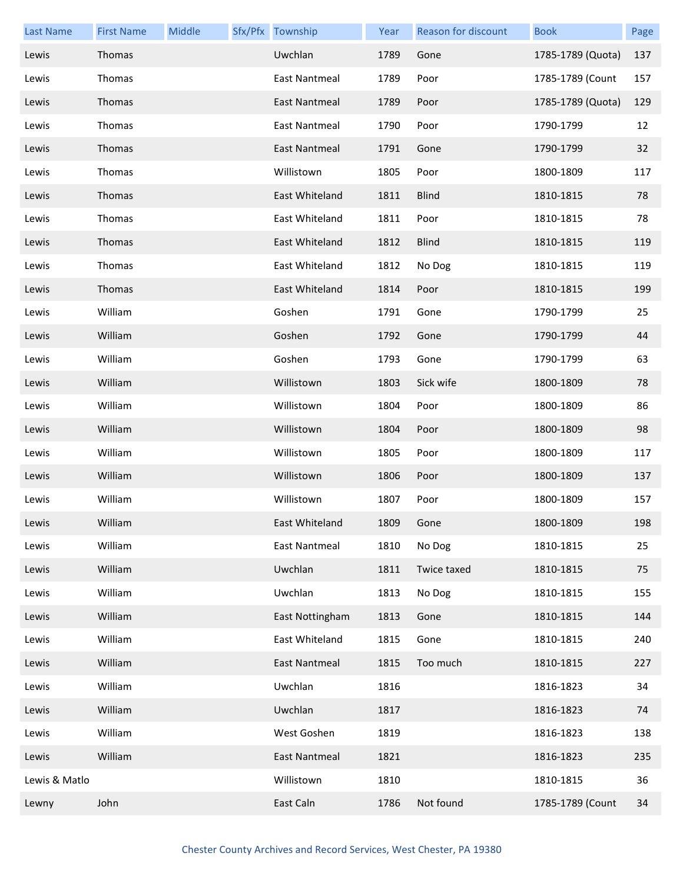| Last Name | First Name | Middle | Sfx/Pfx | Township | Year | Reason for discount | Book | Page |
|---|---|---|---|---|---|---|---|---|
| Lewis | Thomas | | | Uwchlan | 1789 | Gone | 1785-1789 (Quota) | 137 |
| Lewis | Thomas | | | East Nantmeal | 1789 | Poor | 1785-1789 (Count | 157 |
| Lewis | Thomas | | | East Nantmeal | 1789 | Poor | 1785-1789 (Quota) | 129 |
| Lewis | Thomas | | | East Nantmeal | 1790 | Poor | 1790-1799 | 12 |
| Lewis | Thomas | | | East Nantmeal | 1791 | Gone | 1790-1799 | 32 |
| Lewis | Thomas | | | Willistown | 1805 | Poor | 1800-1809 | 117 |
| Lewis | Thomas | | | East Whiteland | 1811 | Blind | 1810-1815 | 78 |
| Lewis | Thomas | | | East Whiteland | 1811 | Poor | 1810-1815 | 78 |
| Lewis | Thomas | | | East Whiteland | 1812 | Blind | 1810-1815 | 119 |
| Lewis | Thomas | | | East Whiteland | 1812 | No Dog | 1810-1815 | 119 |
| Lewis | Thomas | | | East Whiteland | 1814 | Poor | 1810-1815 | 199 |
| Lewis | William | | | Goshen | 1791 | Gone | 1790-1799 | 25 |
| Lewis | William | | | Goshen | 1792 | Gone | 1790-1799 | 44 |
| Lewis | William | | | Goshen | 1793 | Gone | 1790-1799 | 63 |
| Lewis | William | | | Willistown | 1803 | Sick wife | 1800-1809 | 78 |
| Lewis | William | | | Willistown | 1804 | Poor | 1800-1809 | 86 |
| Lewis | William | | | Willistown | 1804 | Poor | 1800-1809 | 98 |
| Lewis | William | | | Willistown | 1805 | Poor | 1800-1809 | 117 |
| Lewis | William | | | Willistown | 1806 | Poor | 1800-1809 | 137 |
| Lewis | William | | | Willistown | 1807 | Poor | 1800-1809 | 157 |
| Lewis | William | | | East Whiteland | 1809 | Gone | 1800-1809 | 198 |
| Lewis | William | | | East Nantmeal | 1810 | No Dog | 1810-1815 | 25 |
| Lewis | William | | | Uwchlan | 1811 | Twice taxed | 1810-1815 | 75 |
| Lewis | William | | | Uwchlan | 1813 | No Dog | 1810-1815 | 155 |
| Lewis | William | | | East Nottingham | 1813 | Gone | 1810-1815 | 144 |
| Lewis | William | | | East Whiteland | 1815 | Gone | 1810-1815 | 240 |
| Lewis | William | | | East Nantmeal | 1815 | Too much | 1810-1815 | 227 |
| Lewis | William | | | Uwchlan | 1816 | | 1816-1823 | 34 |
| Lewis | William | | | Uwchlan | 1817 | | 1816-1823 | 74 |
| Lewis | William | | | West Goshen | 1819 | | 1816-1823 | 138 |
| Lewis | William | | | East Nantmeal | 1821 | | 1816-1823 | 235 |
| Lewis & Matlo | | | | Willistown | 1810 | | 1810-1815 | 36 |
| Lewny | John | | | East Caln | 1786 | Not found | 1785-1789 (Count | 34 |

Chester County Archives and Record Services, West Chester, PA 19380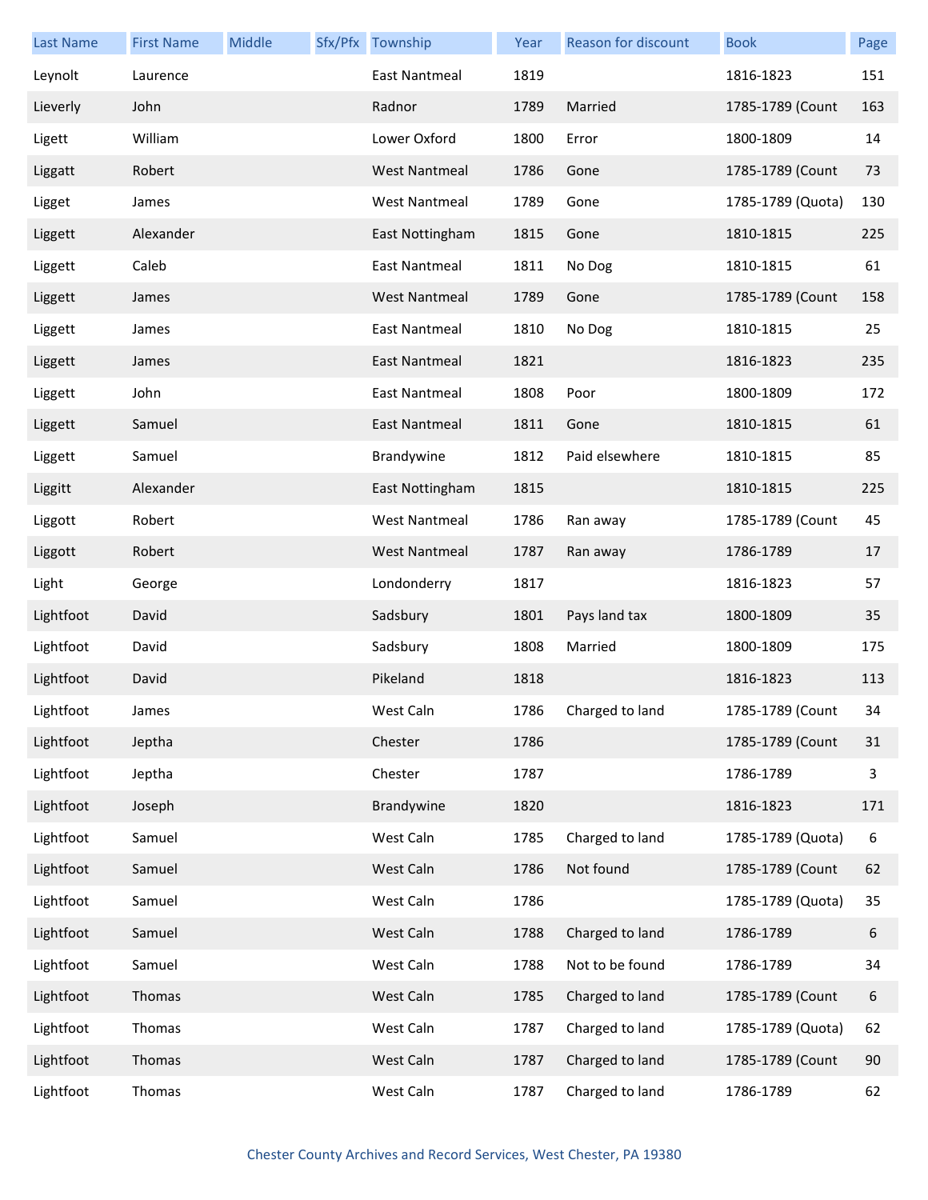| Last Name | First Name | Middle | Sfx/Pfx | Township | Year | Reason for discount | Book | Page |
|---|---|---|---|---|---|---|---|---|
| Leynolt | Laurence | | | East Nantmeal | 1819 | | 1816-1823 | 151 |
| Lieverly | John | | | Radnor | 1789 | Married | 1785-1789 (Count | 163 |
| Ligett | William | | | Lower Oxford | 1800 | Error | 1800-1809 | 14 |
| Liggatt | Robert | | | West Nantmeal | 1786 | Gone | 1785-1789 (Count | 73 |
| Ligget | James | | | West Nantmeal | 1789 | Gone | 1785-1789 (Quota) | 130 |
| Liggett | Alexander | | | East Nottingham | 1815 | Gone | 1810-1815 | 225 |
| Liggett | Caleb | | | East Nantmeal | 1811 | No Dog | 1810-1815 | 61 |
| Liggett | James | | | West Nantmeal | 1789 | Gone | 1785-1789 (Count | 158 |
| Liggett | James | | | East Nantmeal | 1810 | No Dog | 1810-1815 | 25 |
| Liggett | James | | | East Nantmeal | 1821 | | 1816-1823 | 235 |
| Liggett | John | | | East Nantmeal | 1808 | Poor | 1800-1809 | 172 |
| Liggett | Samuel | | | East Nantmeal | 1811 | Gone | 1810-1815 | 61 |
| Liggett | Samuel | | | Brandywine | 1812 | Paid elsewhere | 1810-1815 | 85 |
| Liggitt | Alexander | | | East Nottingham | 1815 | | 1810-1815 | 225 |
| Liggott | Robert | | | West Nantmeal | 1786 | Ran away | 1785-1789 (Count | 45 |
| Liggott | Robert | | | West Nantmeal | 1787 | Ran away | 1786-1789 | 17 |
| Light | George | | | Londonderry | 1817 | | 1816-1823 | 57 |
| Lightfoot | David | | | Sadsbury | 1801 | Pays land tax | 1800-1809 | 35 |
| Lightfoot | David | | | Sadsbury | 1808 | Married | 1800-1809 | 175 |
| Lightfoot | David | | | Pikeland | 1818 | | 1816-1823 | 113 |
| Lightfoot | James | | | West Caln | 1786 | Charged to land | 1785-1789 (Count | 34 |
| Lightfoot | Jeptha | | | Chester | 1786 | | 1785-1789 (Count | 31 |
| Lightfoot | Jeptha | | | Chester | 1787 | | 1786-1789 | 3 |
| Lightfoot | Joseph | | | Brandywine | 1820 | | 1816-1823 | 171 |
| Lightfoot | Samuel | | | West Caln | 1785 | Charged to land | 1785-1789 (Quota) | 6 |
| Lightfoot | Samuel | | | West Caln | 1786 | Not found | 1785-1789 (Count | 62 |
| Lightfoot | Samuel | | | West Caln | 1786 | | 1785-1789 (Quota) | 35 |
| Lightfoot | Samuel | | | West Caln | 1788 | Charged to land | 1786-1789 | 6 |
| Lightfoot | Samuel | | | West Caln | 1788 | Not to be found | 1786-1789 | 34 |
| Lightfoot | Thomas | | | West Caln | 1785 | Charged to land | 1785-1789 (Count | 6 |
| Lightfoot | Thomas | | | West Caln | 1787 | Charged to land | 1785-1789 (Quota) | 62 |
| Lightfoot | Thomas | | | West Caln | 1787 | Charged to land | 1785-1789 (Count | 90 |
| Lightfoot | Thomas | | | West Caln | 1787 | Charged to land | 1786-1789 | 62 |

Chester County Archives and Record Services, West Chester, PA 19380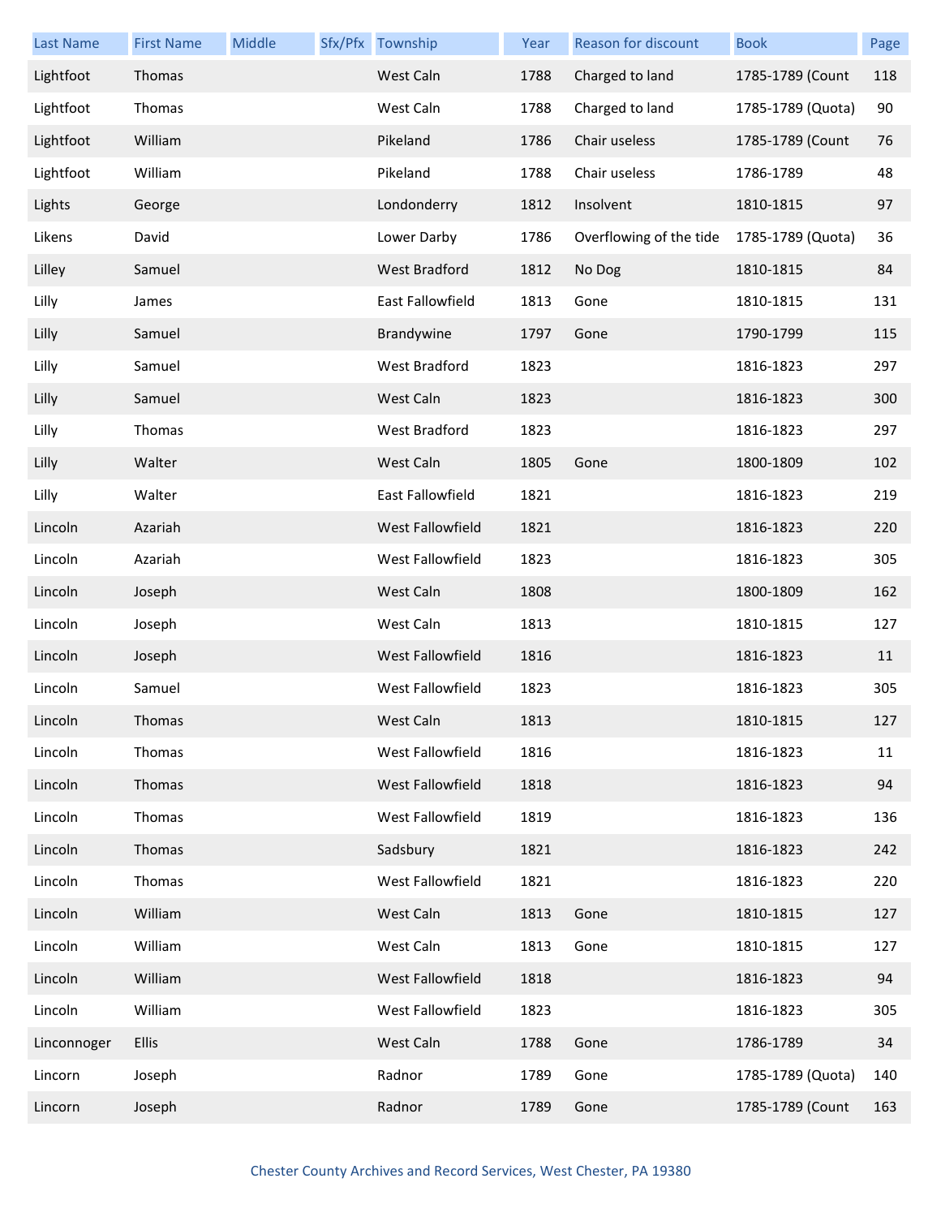| Last Name | First Name | Middle | Sfx/Pfx | Township | Year | Reason for discount | Book | Page |
|---|---|---|---|---|---|---|---|---|
| Lightfoot | Thomas | | | West Caln | 1788 | Charged to land | 1785-1789 (Count | 118 |
| Lightfoot | Thomas | | | West Caln | 1788 | Charged to land | 1785-1789 (Quota) | 90 |
| Lightfoot | William | | | Pikeland | 1786 | Chair useless | 1785-1789 (Count | 76 |
| Lightfoot | William | | | Pikeland | 1788 | Chair useless | 1786-1789 | 48 |
| Lights | George | | | Londonderry | 1812 | Insolvent | 1810-1815 | 97 |
| Likens | David | | | Lower Darby | 1786 | Overflowing of the tide | 1785-1789 (Quota) | 36 |
| Lilley | Samuel | | | West Bradford | 1812 | No Dog | 1810-1815 | 84 |
| Lilly | James | | | East Fallowfield | 1813 | Gone | 1810-1815 | 131 |
| Lilly | Samuel | | | Brandywine | 1797 | Gone | 1790-1799 | 115 |
| Lilly | Samuel | | | West Bradford | 1823 | | 1816-1823 | 297 |
| Lilly | Samuel | | | West Caln | 1823 | | 1816-1823 | 300 |
| Lilly | Thomas | | | West Bradford | 1823 | | 1816-1823 | 297 |
| Lilly | Walter | | | West Caln | 1805 | Gone | 1800-1809 | 102 |
| Lilly | Walter | | | East Fallowfield | 1821 | | 1816-1823 | 219 |
| Lincoln | Azariah | | | West Fallowfield | 1821 | | 1816-1823 | 220 |
| Lincoln | Azariah | | | West Fallowfield | 1823 | | 1816-1823 | 305 |
| Lincoln | Joseph | | | West Caln | 1808 | | 1800-1809 | 162 |
| Lincoln | Joseph | | | West Caln | 1813 | | 1810-1815 | 127 |
| Lincoln | Joseph | | | West Fallowfield | 1816 | | 1816-1823 | 11 |
| Lincoln | Samuel | | | West Fallowfield | 1823 | | 1816-1823 | 305 |
| Lincoln | Thomas | | | West Caln | 1813 | | 1810-1815 | 127 |
| Lincoln | Thomas | | | West Fallowfield | 1816 | | 1816-1823 | 11 |
| Lincoln | Thomas | | | West Fallowfield | 1818 | | 1816-1823 | 94 |
| Lincoln | Thomas | | | West Fallowfield | 1819 | | 1816-1823 | 136 |
| Lincoln | Thomas | | | Sadsbury | 1821 | | 1816-1823 | 242 |
| Lincoln | Thomas | | | West Fallowfield | 1821 | | 1816-1823 | 220 |
| Lincoln | William | | | West Caln | 1813 | Gone | 1810-1815 | 127 |
| Lincoln | William | | | West Caln | 1813 | Gone | 1810-1815 | 127 |
| Lincoln | William | | | West Fallowfield | 1818 | | 1816-1823 | 94 |
| Lincoln | William | | | West Fallowfield | 1823 | | 1816-1823 | 305 |
| Linconnoger | Ellis | | | West Caln | 1788 | Gone | 1786-1789 | 34 |
| Lincorn | Joseph | | | Radnor | 1789 | Gone | 1785-1789 (Quota) | 140 |
| Lincorn | Joseph | | | Radnor | 1789 | Gone | 1785-1789 (Count | 163 |

Chester County Archives and Record Services, West Chester, PA 19380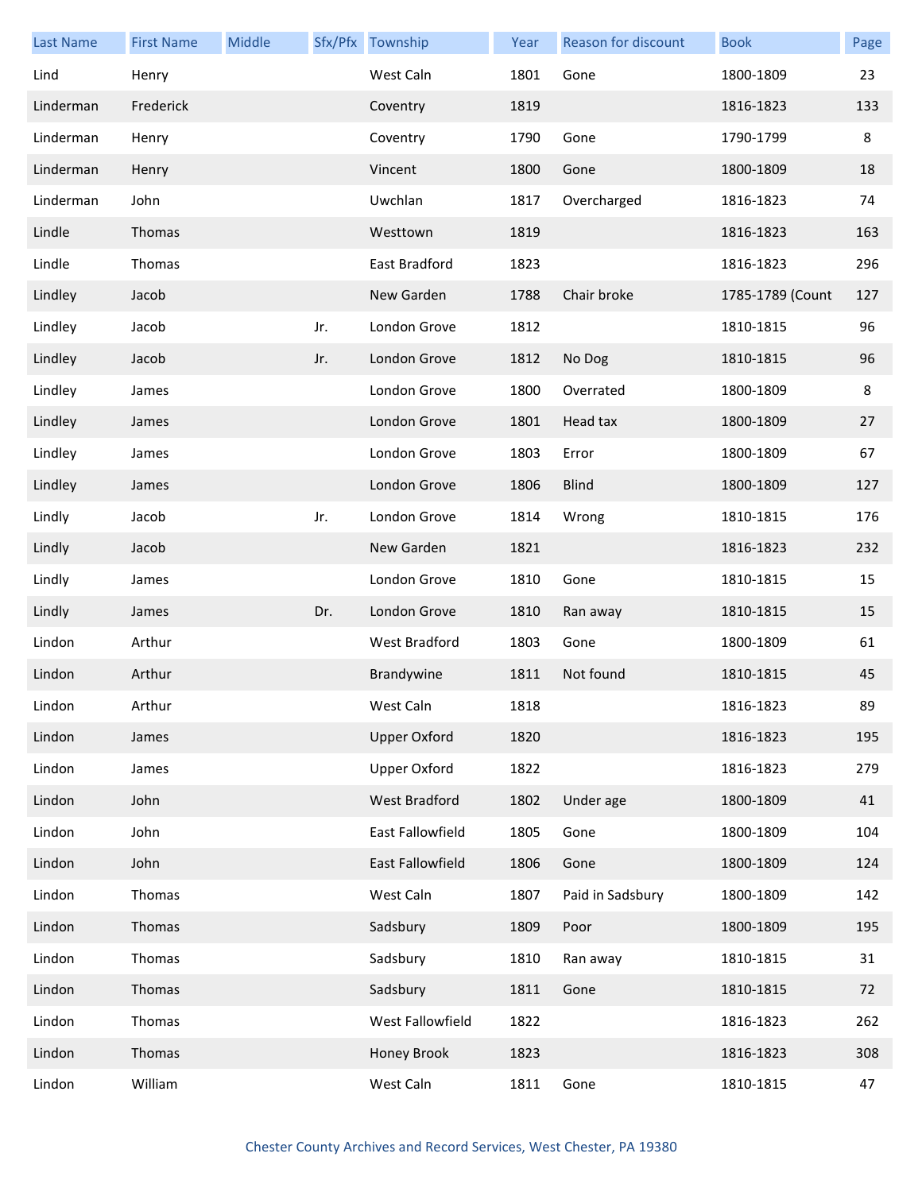| Last Name | First Name | Middle | Sfx/Pfx | Township | Year | Reason for discount | Book | Page |
|---|---|---|---|---|---|---|---|---|
| Lind | Henry | | | West Caln | 1801 | Gone | 1800-1809 | 23 |
| Linderman | Frederick | | | Coventry | 1819 | | 1816-1823 | 133 |
| Linderman | Henry | | | Coventry | 1790 | Gone | 1790-1799 | 8 |
| Linderman | Henry | | | Vincent | 1800 | Gone | 1800-1809 | 18 |
| Linderman | John | | | Uwchlan | 1817 | Overcharged | 1816-1823 | 74 |
| Lindle | Thomas | | | Westtown | 1819 | | 1816-1823 | 163 |
| Lindle | Thomas | | | East Bradford | 1823 | | 1816-1823 | 296 |
| Lindley | Jacob | | | New Garden | 1788 | Chair broke | 1785-1789 (Count | 127 |
| Lindley | Jacob | | Jr. | London Grove | 1812 | | 1810-1815 | 96 |
| Lindley | Jacob | | Jr. | London Grove | 1812 | No Dog | 1810-1815 | 96 |
| Lindley | James | | | London Grove | 1800 | Overrated | 1800-1809 | 8 |
| Lindley | James | | | London Grove | 1801 | Head tax | 1800-1809 | 27 |
| Lindley | James | | | London Grove | 1803 | Error | 1800-1809 | 67 |
| Lindley | James | | | London Grove | 1806 | Blind | 1800-1809 | 127 |
| Lindly | Jacob | | Jr. | London Grove | 1814 | Wrong | 1810-1815 | 176 |
| Lindly | Jacob | | | New Garden | 1821 | | 1816-1823 | 232 |
| Lindly | James | | | London Grove | 1810 | Gone | 1810-1815 | 15 |
| Lindly | James | | Dr. | London Grove | 1810 | Ran away | 1810-1815 | 15 |
| Lindon | Arthur | | | West Bradford | 1803 | Gone | 1800-1809 | 61 |
| Lindon | Arthur | | | Brandywine | 1811 | Not found | 1810-1815 | 45 |
| Lindon | Arthur | | | West Caln | 1818 | | 1816-1823 | 89 |
| Lindon | James | | | Upper Oxford | 1820 | | 1816-1823 | 195 |
| Lindon | James | | | Upper Oxford | 1822 | | 1816-1823 | 279 |
| Lindon | John | | | West Bradford | 1802 | Under age | 1800-1809 | 41 |
| Lindon | John | | | East Fallowfield | 1805 | Gone | 1800-1809 | 104 |
| Lindon | John | | | East Fallowfield | 1806 | Gone | 1800-1809 | 124 |
| Lindon | Thomas | | | West Caln | 1807 | Paid in Sadsbury | 1800-1809 | 142 |
| Lindon | Thomas | | | Sadsbury | 1809 | Poor | 1800-1809 | 195 |
| Lindon | Thomas | | | Sadsbury | 1810 | Ran away | 1810-1815 | 31 |
| Lindon | Thomas | | | Sadsbury | 1811 | Gone | 1810-1815 | 72 |
| Lindon | Thomas | | | West Fallowfield | 1822 | | 1816-1823 | 262 |
| Lindon | Thomas | | | Honey Brook | 1823 | | 1816-1823 | 308 |
| Lindon | William | | | West Caln | 1811 | Gone | 1810-1815 | 47 |

Chester County Archives and Record Services, West Chester, PA 19380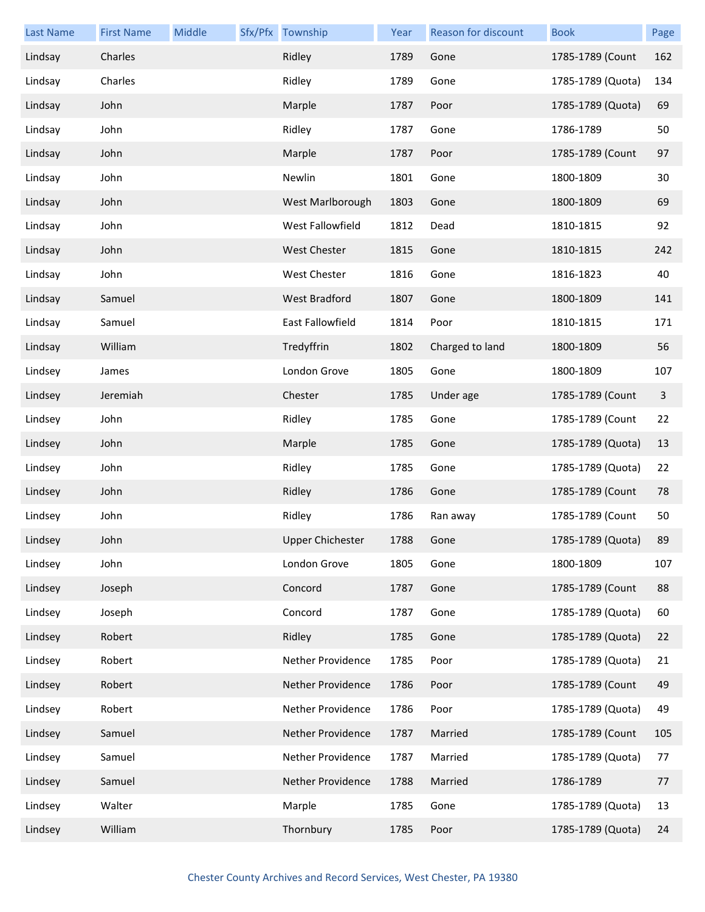| Last Name | First Name | Middle | Sfx/Pfx | Township | Year | Reason for discount | Book | Page |
|---|---|---|---|---|---|---|---|---|
| Lindsay | Charles | | | Ridley | 1789 | Gone | 1785-1789 (Count | 162 |
| Lindsay | Charles | | | Ridley | 1789 | Gone | 1785-1789 (Quota) | 134 |
| Lindsay | John | | | Marple | 1787 | Poor | 1785-1789 (Quota) | 69 |
| Lindsay | John | | | Ridley | 1787 | Gone | 1786-1789 | 50 |
| Lindsay | John | | | Marple | 1787 | Poor | 1785-1789 (Count | 97 |
| Lindsay | John | | | Newlin | 1801 | Gone | 1800-1809 | 30 |
| Lindsay | John | | | West Marlborough | 1803 | Gone | 1800-1809 | 69 |
| Lindsay | John | | | West Fallowfield | 1812 | Dead | 1810-1815 | 92 |
| Lindsay | John | | | West Chester | 1815 | Gone | 1810-1815 | 242 |
| Lindsay | John | | | West Chester | 1816 | Gone | 1816-1823 | 40 |
| Lindsay | Samuel | | | West Bradford | 1807 | Gone | 1800-1809 | 141 |
| Lindsay | Samuel | | | East Fallowfield | 1814 | Poor | 1810-1815 | 171 |
| Lindsay | William | | | Tredyffrin | 1802 | Charged to land | 1800-1809 | 56 |
| Lindsey | James | | | London Grove | 1805 | Gone | 1800-1809 | 107 |
| Lindsey | Jeremiah | | | Chester | 1785 | Under age | 1785-1789 (Count | 3 |
| Lindsey | John | | | Ridley | 1785 | Gone | 1785-1789 (Count | 22 |
| Lindsey | John | | | Marple | 1785 | Gone | 1785-1789 (Quota) | 13 |
| Lindsey | John | | | Ridley | 1785 | Gone | 1785-1789 (Quota) | 22 |
| Lindsey | John | | | Ridley | 1786 | Gone | 1785-1789 (Count | 78 |
| Lindsey | John | | | Ridley | 1786 | Ran away | 1785-1789 (Count | 50 |
| Lindsey | John | | | Upper Chichester | 1788 | Gone | 1785-1789 (Quota) | 89 |
| Lindsey | John | | | London Grove | 1805 | Gone | 1800-1809 | 107 |
| Lindsey | Joseph | | | Concord | 1787 | Gone | 1785-1789 (Count | 88 |
| Lindsey | Joseph | | | Concord | 1787 | Gone | 1785-1789 (Quota) | 60 |
| Lindsey | Robert | | | Ridley | 1785 | Gone | 1785-1789 (Quota) | 22 |
| Lindsey | Robert | | | Nether Providence | 1785 | Poor | 1785-1789 (Quota) | 21 |
| Lindsey | Robert | | | Nether Providence | 1786 | Poor | 1785-1789 (Count | 49 |
| Lindsey | Robert | | | Nether Providence | 1786 | Poor | 1785-1789 (Quota) | 49 |
| Lindsey | Samuel | | | Nether Providence | 1787 | Married | 1785-1789 (Count | 105 |
| Lindsey | Samuel | | | Nether Providence | 1787 | Married | 1785-1789 (Quota) | 77 |
| Lindsey | Samuel | | | Nether Providence | 1788 | Married | 1786-1789 | 77 |
| Lindsey | Walter | | | Marple | 1785 | Gone | 1785-1789 (Quota) | 13 |
| Lindsey | William | | | Thornbury | 1785 | Poor | 1785-1789 (Quota) | 24 |

Chester County Archives and Record Services, West Chester, PA 19380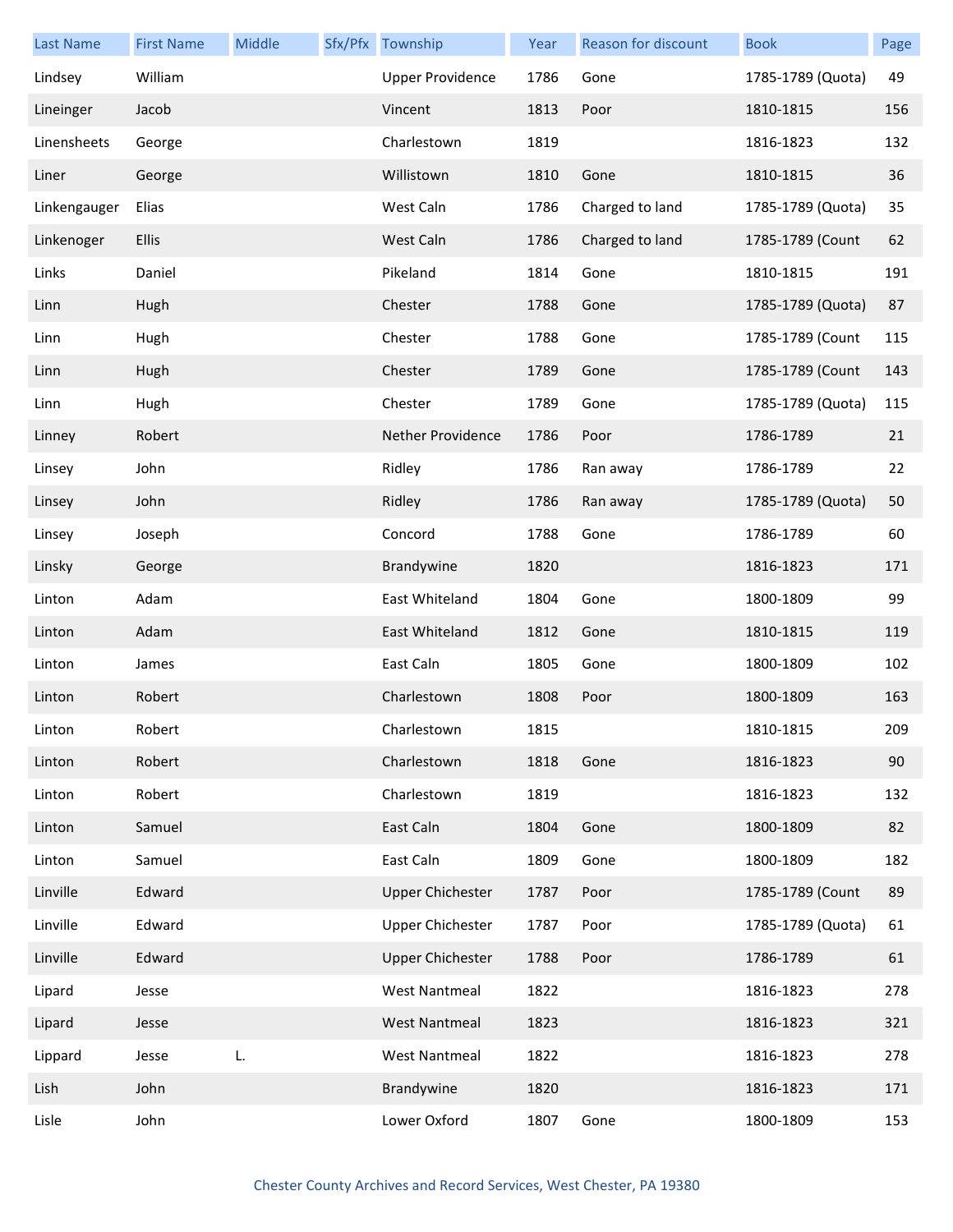| Last Name | First Name | Middle | Sfx/Pfx | Township | Year | Reason for discount | Book | Page |
|---|---|---|---|---|---|---|---|---|
| Lindsey | William | | | Upper Providence | 1786 | Gone | 1785-1789 (Quota) | 49 |
| Lineinger | Jacob | | | Vincent | 1813 | Poor | 1810-1815 | 156 |
| Linensheets | George | | | Charlestown | 1819 | | 1816-1823 | 132 |
| Liner | George | | | Willistown | 1810 | Gone | 1810-1815 | 36 |
| Linkengauger | Elias | | | West Caln | 1786 | Charged to land | 1785-1789 (Quota) | 35 |
| Linkenoger | Ellis | | | West Caln | 1786 | Charged to land | 1785-1789 (Count | 62 |
| Links | Daniel | | | Pikeland | 1814 | Gone | 1810-1815 | 191 |
| Linn | Hugh | | | Chester | 1788 | Gone | 1785-1789 (Quota) | 87 |
| Linn | Hugh | | | Chester | 1788 | Gone | 1785-1789 (Count | 115 |
| Linn | Hugh | | | Chester | 1789 | Gone | 1785-1789 (Count | 143 |
| Linn | Hugh | | | Chester | 1789 | Gone | 1785-1789 (Quota) | 115 |
| Linney | Robert | | | Nether Providence | 1786 | Poor | 1786-1789 | 21 |
| Linsey | John | | | Ridley | 1786 | Ran away | 1786-1789 | 22 |
| Linsey | John | | | Ridley | 1786 | Ran away | 1785-1789 (Quota) | 50 |
| Linsey | Joseph | | | Concord | 1788 | Gone | 1786-1789 | 60 |
| Linsky | George | | | Brandywine | 1820 | | 1816-1823 | 171 |
| Linton | Adam | | | East Whiteland | 1804 | Gone | 1800-1809 | 99 |
| Linton | Adam | | | East Whiteland | 1812 | Gone | 1810-1815 | 119 |
| Linton | James | | | East Caln | 1805 | Gone | 1800-1809 | 102 |
| Linton | Robert | | | Charlestown | 1808 | Poor | 1800-1809 | 163 |
| Linton | Robert | | | Charlestown | 1815 | | 1810-1815 | 209 |
| Linton | Robert | | | Charlestown | 1818 | Gone | 1816-1823 | 90 |
| Linton | Robert | | | Charlestown | 1819 | | 1816-1823 | 132 |
| Linton | Samuel | | | East Caln | 1804 | Gone | 1800-1809 | 82 |
| Linton | Samuel | | | East Caln | 1809 | Gone | 1800-1809 | 182 |
| Linville | Edward | | | Upper Chichester | 1787 | Poor | 1785-1789 (Count | 89 |
| Linville | Edward | | | Upper Chichester | 1787 | Poor | 1785-1789 (Quota) | 61 |
| Linville | Edward | | | Upper Chichester | 1788 | Poor | 1786-1789 | 61 |
| Lipard | Jesse | | | West Nantmeal | 1822 | | 1816-1823 | 278 |
| Lipard | Jesse | | | West Nantmeal | 1823 | | 1816-1823 | 321 |
| Lippard | Jesse | L. | | West Nantmeal | 1822 | | 1816-1823 | 278 |
| Lish | John | | | Brandywine | 1820 | | 1816-1823 | 171 |
| Lisle | John | | | Lower Oxford | 1807 | Gone | 1800-1809 | 153 |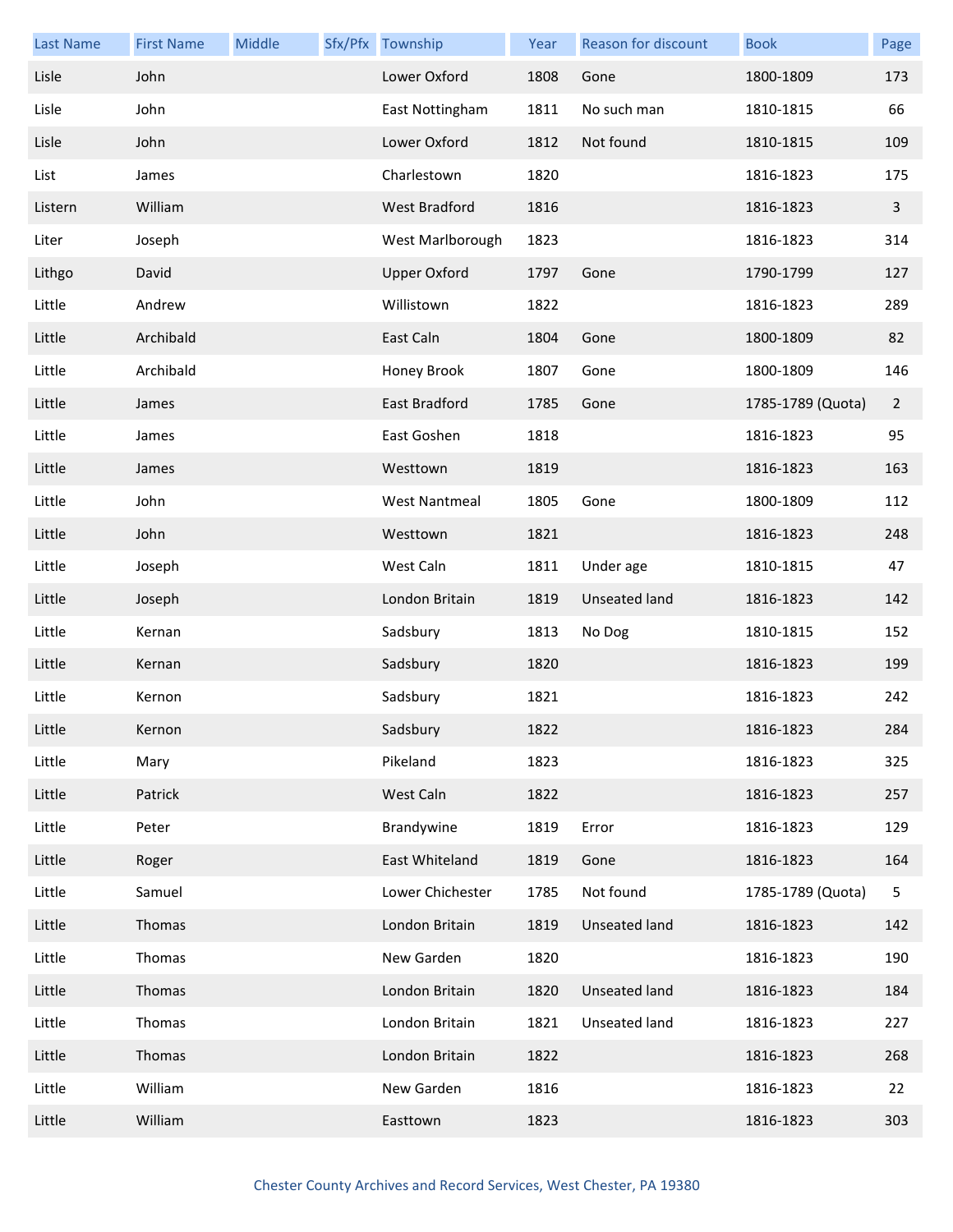| Last Name | First Name | Middle | Sfx/Pfx | Township | Year | Reason for discount | Book | Page |
|---|---|---|---|---|---|---|---|---|
| Lisle | John | | | Lower Oxford | 1808 | Gone | 1800-1809 | 173 |
| Lisle | John | | | East Nottingham | 1811 | No such man | 1810-1815 | 66 |
| Lisle | John | | | Lower Oxford | 1812 | Not found | 1810-1815 | 109 |
| List | James | | | Charlestown | 1820 | | 1816-1823 | 175 |
| Listern | William | | | West Bradford | 1816 | | 1816-1823 | 3 |
| Liter | Joseph | | | West Marlborough | 1823 | | 1816-1823 | 314 |
| Lithgo | David | | | Upper Oxford | 1797 | Gone | 1790-1799 | 127 |
| Little | Andrew | | | Willistown | 1822 | | 1816-1823 | 289 |
| Little | Archibald | | | East Caln | 1804 | Gone | 1800-1809 | 82 |
| Little | Archibald | | | Honey Brook | 1807 | Gone | 1800-1809 | 146 |
| Little | James | | | East Bradford | 1785 | Gone | 1785-1789 (Quota) | 2 |
| Little | James | | | East Goshen | 1818 | | 1816-1823 | 95 |
| Little | James | | | Westtown | 1819 | | 1816-1823 | 163 |
| Little | John | | | West Nantmeal | 1805 | Gone | 1800-1809 | 112 |
| Little | John | | | Westtown | 1821 | | 1816-1823 | 248 |
| Little | Joseph | | | West Caln | 1811 | Under age | 1810-1815 | 47 |
| Little | Joseph | | | London Britain | 1819 | Unseated land | 1816-1823 | 142 |
| Little | Kernan | | | Sadsbury | 1813 | No Dog | 1810-1815 | 152 |
| Little | Kernan | | | Sadsbury | 1820 | | 1816-1823 | 199 |
| Little | Kernon | | | Sadsbury | 1821 | | 1816-1823 | 242 |
| Little | Kernon | | | Sadsbury | 1822 | | 1816-1823 | 284 |
| Little | Mary | | | Pikeland | 1823 | | 1816-1823 | 325 |
| Little | Patrick | | | West Caln | 1822 | | 1816-1823 | 257 |
| Little | Peter | | | Brandywine | 1819 | Error | 1816-1823 | 129 |
| Little | Roger | | | East Whiteland | 1819 | Gone | 1816-1823 | 164 |
| Little | Samuel | | | Lower Chichester | 1785 | Not found | 1785-1789 (Quota) | 5 |
| Little | Thomas | | | London Britain | 1819 | Unseated land | 1816-1823 | 142 |
| Little | Thomas | | | New Garden | 1820 | | 1816-1823 | 190 |
| Little | Thomas | | | London Britain | 1820 | Unseated land | 1816-1823 | 184 |
| Little | Thomas | | | London Britain | 1821 | Unseated land | 1816-1823 | 227 |
| Little | Thomas | | | London Britain | 1822 | | 1816-1823 | 268 |
| Little | William | | | New Garden | 1816 | | 1816-1823 | 22 |
| Little | William | | | Easttown | 1823 | | 1816-1823 | 303 |

Chester County Archives and Record Services, West Chester, PA 19380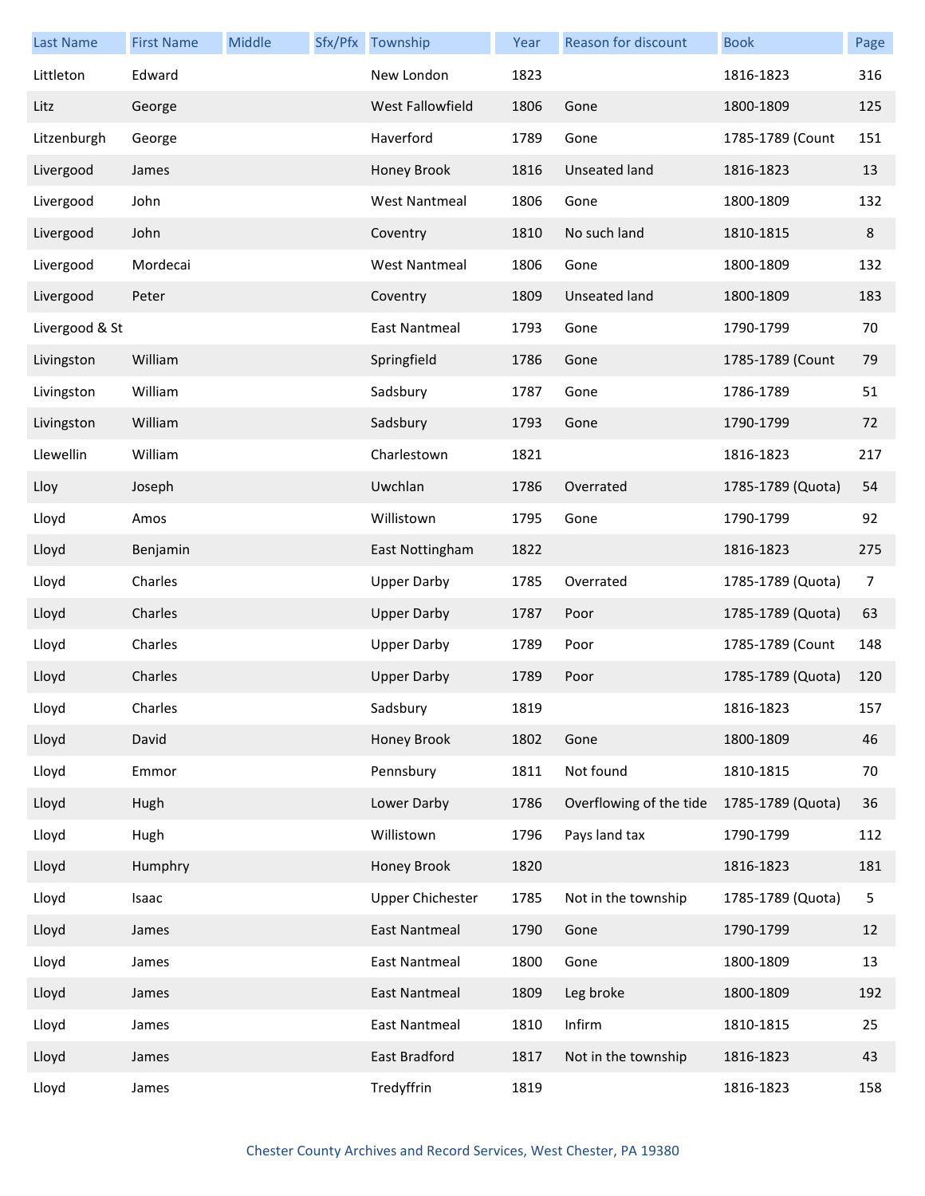| Last Name | First Name | Middle | Sfx/Pfx | Township | Year | Reason for discount | Book | Page |
|---|---|---|---|---|---|---|---|---|
| Littleton | Edward | | | New London | 1823 | | 1816-1823 | 316 |
| Litz | George | | | West Fallowfield | 1806 | Gone | 1800-1809 | 125 |
| Litzenburgh | George | | | Haverford | 1789 | Gone | 1785-1789 (Count | 151 |
| Livergood | James | | | Honey Brook | 1816 | Unseated land | 1816-1823 | 13 |
| Livergood | John | | | West Nantmeal | 1806 | Gone | 1800-1809 | 132 |
| Livergood | John | | | Coventry | 1810 | No such land | 1810-1815 | 8 |
| Livergood | Mordecai | | | West Nantmeal | 1806 | Gone | 1800-1809 | 132 |
| Livergood | Peter | | | Coventry | 1809 | Unseated land | 1800-1809 | 183 |
| Livergood & St | | | | East Nantmeal | 1793 | Gone | 1790-1799 | 70 |
| Livingston | William | | | Springfield | 1786 | Gone | 1785-1789 (Count | 79 |
| Livingston | William | | | Sadsbury | 1787 | Gone | 1786-1789 | 51 |
| Livingston | William | | | Sadsbury | 1793 | Gone | 1790-1799 | 72 |
| Llewellin | William | | | Charlestown | 1821 | | 1816-1823 | 217 |
| Lloy | Joseph | | | Uwchlan | 1786 | Overrated | 1785-1789 (Quota) | 54 |
| Lloyd | Amos | | | Willistown | 1795 | Gone | 1790-1799 | 92 |
| Lloyd | Benjamin | | | East Nottingham | 1822 | | 1816-1823 | 275 |
| Lloyd | Charles | | | Upper Darby | 1785 | Overrated | 1785-1789 (Quota) | 7 |
| Lloyd | Charles | | | Upper Darby | 1787 | Poor | 1785-1789 (Quota) | 63 |
| Lloyd | Charles | | | Upper Darby | 1789 | Poor | 1785-1789 (Count | 148 |
| Lloyd | Charles | | | Upper Darby | 1789 | Poor | 1785-1789 (Quota) | 120 |
| Lloyd | Charles | | | Sadsbury | 1819 | | 1816-1823 | 157 |
| Lloyd | David | | | Honey Brook | 1802 | Gone | 1800-1809 | 46 |
| Lloyd | Emmor | | | Pennsbury | 1811 | Not found | 1810-1815 | 70 |
| Lloyd | Hugh | | | Lower Darby | 1786 | Overflowing of the tide | 1785-1789 (Quota) | 36 |
| Lloyd | Hugh | | | Willistown | 1796 | Pays land tax | 1790-1799 | 112 |
| Lloyd | Humphry | | | Honey Brook | 1820 | | 1816-1823 | 181 |
| Lloyd | Isaac | | | Upper Chichester | 1785 | Not in the township | 1785-1789 (Quota) | 5 |
| Lloyd | James | | | East Nantmeal | 1790 | Gone | 1790-1799 | 12 |
| Lloyd | James | | | East Nantmeal | 1800 | Gone | 1800-1809 | 13 |
| Lloyd | James | | | East Nantmeal | 1809 | Leg broke | 1800-1809 | 192 |
| Lloyd | James | | | East Nantmeal | 1810 | Infirm | 1810-1815 | 25 |
| Lloyd | James | | | East Bradford | 1817 | Not in the township | 1816-1823 | 43 |
| Lloyd | James | | | Tredyffrin | 1819 | | 1816-1823 | 158 |

Chester County Archives and Record Services, West Chester, PA 19380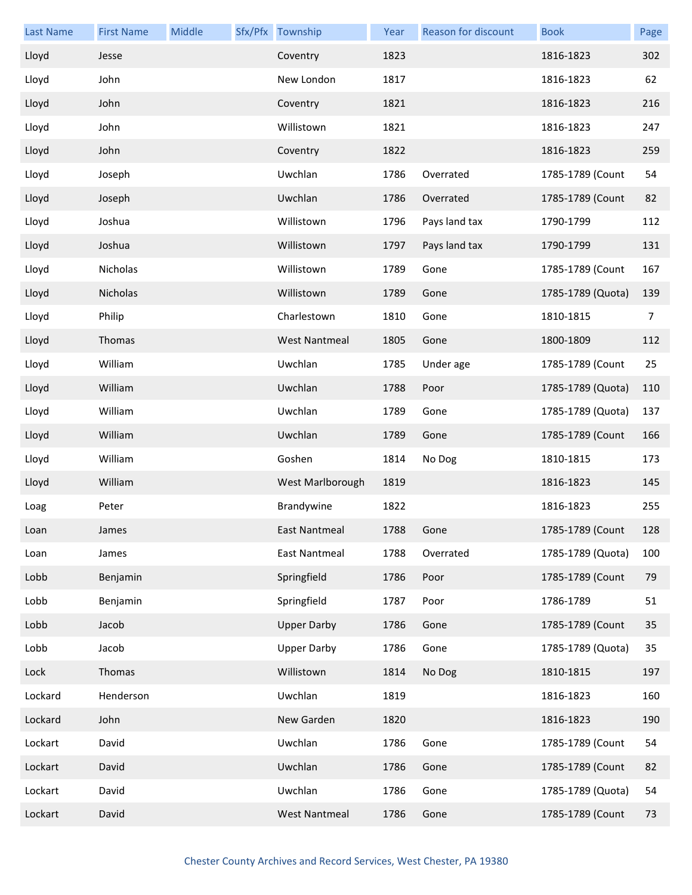| Last Name | First Name | Middle | Sfx/Pfx | Township | Year | Reason for discount | Book | Page |
|---|---|---|---|---|---|---|---|---|
| Lloyd | Jesse | | | Coventry | 1823 | | 1816-1823 | 302 |
| Lloyd | John | | | New London | 1817 | | 1816-1823 | 62 |
| Lloyd | John | | | Coventry | 1821 | | 1816-1823 | 216 |
| Lloyd | John | | | Willistown | 1821 | | 1816-1823 | 247 |
| Lloyd | John | | | Coventry | 1822 | | 1816-1823 | 259 |
| Lloyd | Joseph | | | Uwchlan | 1786 | Overrated | 1785-1789 (Count | 54 |
| Lloyd | Joseph | | | Uwchlan | 1786 | Overrated | 1785-1789 (Count | 82 |
| Lloyd | Joshua | | | Willistown | 1796 | Pays land tax | 1790-1799 | 112 |
| Lloyd | Joshua | | | Willistown | 1797 | Pays land tax | 1790-1799 | 131 |
| Lloyd | Nicholas | | | Willistown | 1789 | Gone | 1785-1789 (Count | 167 |
| Lloyd | Nicholas | | | Willistown | 1789 | Gone | 1785-1789 (Quota) | 139 |
| Lloyd | Philip | | | Charlestown | 1810 | Gone | 1810-1815 | 7 |
| Lloyd | Thomas | | | West Nantmeal | 1805 | Gone | 1800-1809 | 112 |
| Lloyd | William | | | Uwchlan | 1785 | Under age | 1785-1789 (Count | 25 |
| Lloyd | William | | | Uwchlan | 1788 | Poor | 1785-1789 (Quota) | 110 |
| Lloyd | William | | | Uwchlan | 1789 | Gone | 1785-1789 (Quota) | 137 |
| Lloyd | William | | | Uwchlan | 1789 | Gone | 1785-1789 (Count | 166 |
| Lloyd | William | | | Goshen | 1814 | No Dog | 1810-1815 | 173 |
| Lloyd | William | | | West Marlborough | 1819 | | 1816-1823 | 145 |
| Loag | Peter | | | Brandywine | 1822 | | 1816-1823 | 255 |
| Loan | James | | | East Nantmeal | 1788 | Gone | 1785-1789 (Count | 128 |
| Loan | James | | | East Nantmeal | 1788 | Overrated | 1785-1789 (Quota) | 100 |
| Lobb | Benjamin | | | Springfield | 1786 | Poor | 1785-1789 (Count | 79 |
| Lobb | Benjamin | | | Springfield | 1787 | Poor | 1786-1789 | 51 |
| Lobb | Jacob | | | Upper Darby | 1786 | Gone | 1785-1789 (Count | 35 |
| Lobb | Jacob | | | Upper Darby | 1786 | Gone | 1785-1789 (Quota) | 35 |
| Lock | Thomas | | | Willistown | 1814 | No Dog | 1810-1815 | 197 |
| Lockard | Henderson | | | Uwchlan | 1819 | | 1816-1823 | 160 |
| Lockard | John | | | New Garden | 1820 | | 1816-1823 | 190 |
| Lockart | David | | | Uwchlan | 1786 | Gone | 1785-1789 (Count | 54 |
| Lockart | David | | | Uwchlan | 1786 | Gone | 1785-1789 (Count | 82 |
| Lockart | David | | | Uwchlan | 1786 | Gone | 1785-1789 (Quota) | 54 |
| Lockart | David | | | West Nantmeal | 1786 | Gone | 1785-1789 (Count | 73 |

Chester County Archives and Record Services, West Chester, PA 19380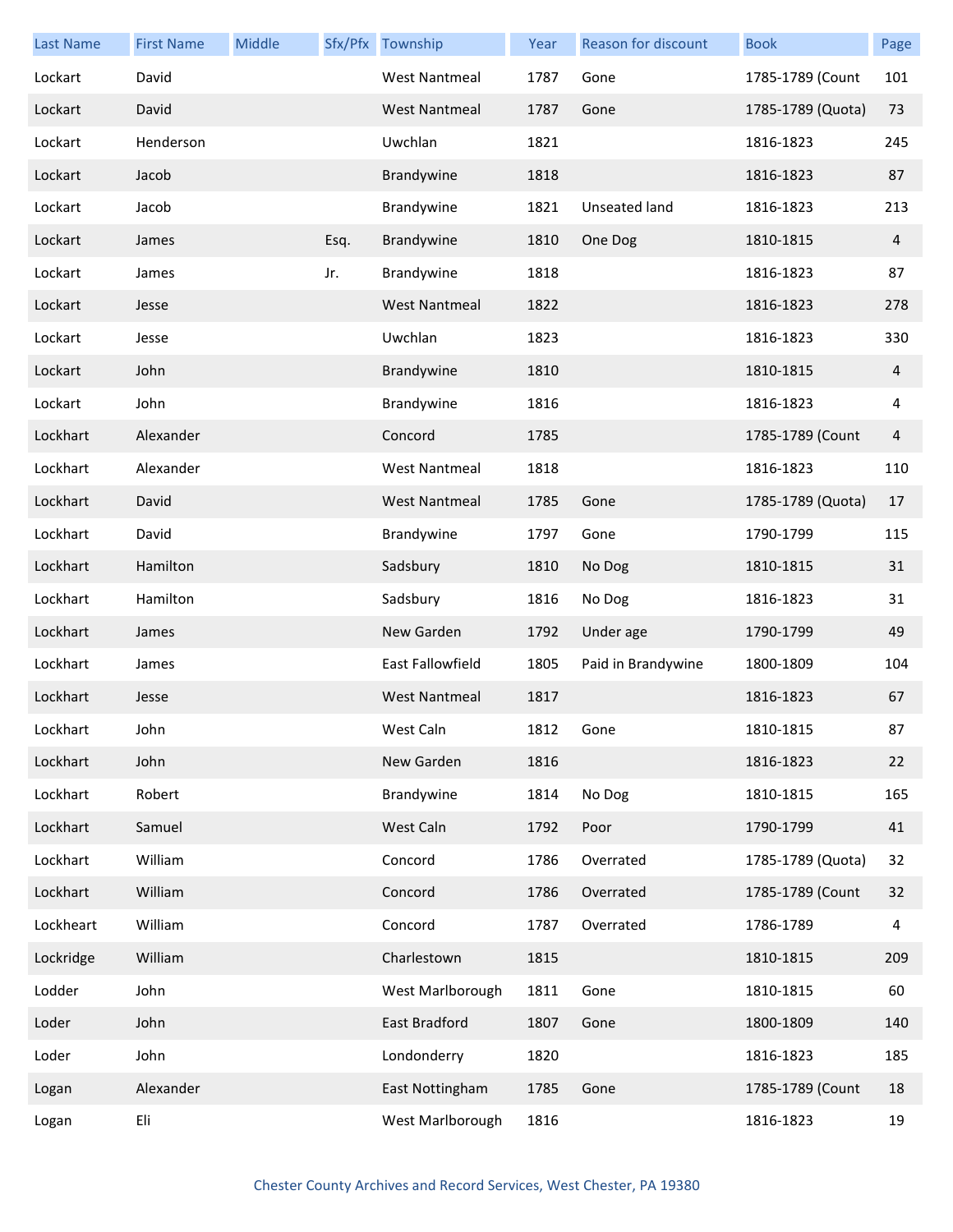| Last Name | First Name | Middle | Sfx/Pfx | Township | Year | Reason for discount | Book | Page |
|---|---|---|---|---|---|---|---|---|
| Lockart | David | | | West Nantmeal | 1787 | Gone | 1785-1789 (Count | 101 |
| Lockart | David | | | West Nantmeal | 1787 | Gone | 1785-1789 (Quota) | 73 |
| Lockart | Henderson | | | Uwchlan | 1821 | | 1816-1823 | 245 |
| Lockart | Jacob | | | Brandywine | 1818 | | 1816-1823 | 87 |
| Lockart | Jacob | | | Brandywine | 1821 | Unseated land | 1816-1823 | 213 |
| Lockart | James | | Esq. | Brandywine | 1810 | One Dog | 1810-1815 | 4 |
| Lockart | James | | Jr. | Brandywine | 1818 | | 1816-1823 | 87 |
| Lockart | Jesse | | | West Nantmeal | 1822 | | 1816-1823 | 278 |
| Lockart | Jesse | | | Uwchlan | 1823 | | 1816-1823 | 330 |
| Lockart | John | | | Brandywine | 1810 | | 1810-1815 | 4 |
| Lockart | John | | | Brandywine | 1816 | | 1816-1823 | 4 |
| Lockhart | Alexander | | | Concord | 1785 | | 1785-1789 (Count | 4 |
| Lockhart | Alexander | | | West Nantmeal | 1818 | | 1816-1823 | 110 |
| Lockhart | David | | | West Nantmeal | 1785 | Gone | 1785-1789 (Quota) | 17 |
| Lockhart | David | | | Brandywine | 1797 | Gone | 1790-1799 | 115 |
| Lockhart | Hamilton | | | Sadsbury | 1810 | No Dog | 1810-1815 | 31 |
| Lockhart | Hamilton | | | Sadsbury | 1816 | No Dog | 1816-1823 | 31 |
| Lockhart | James | | | New Garden | 1792 | Under age | 1790-1799 | 49 |
| Lockhart | James | | | East Fallowfield | 1805 | Paid in Brandywine | 1800-1809 | 104 |
| Lockhart | Jesse | | | West Nantmeal | 1817 | | 1816-1823 | 67 |
| Lockhart | John | | | West Caln | 1812 | Gone | 1810-1815 | 87 |
| Lockhart | John | | | New Garden | 1816 | | 1816-1823 | 22 |
| Lockhart | Robert | | | Brandywine | 1814 | No Dog | 1810-1815 | 165 |
| Lockhart | Samuel | | | West Caln | 1792 | Poor | 1790-1799 | 41 |
| Lockhart | William | | | Concord | 1786 | Overrated | 1785-1789 (Quota) | 32 |
| Lockhart | William | | | Concord | 1786 | Overrated | 1785-1789 (Count | 32 |
| Lockheart | William | | | Concord | 1787 | Overrated | 1786-1789 | 4 |
| Lockridge | William | | | Charlestown | 1815 | | 1810-1815 | 209 |
| Lodder | John | | | West Marlborough | 1811 | Gone | 1810-1815 | 60 |
| Loder | John | | | East Bradford | 1807 | Gone | 1800-1809 | 140 |
| Loder | John | | | Londonderry | 1820 | | 1816-1823 | 185 |
| Logan | Alexander | | | East Nottingham | 1785 | Gone | 1785-1789 (Count | 18 |
| Logan | Eli | | | West Marlborough | 1816 | | 1816-1823 | 19 |

Chester County Archives and Record Services, West Chester, PA 19380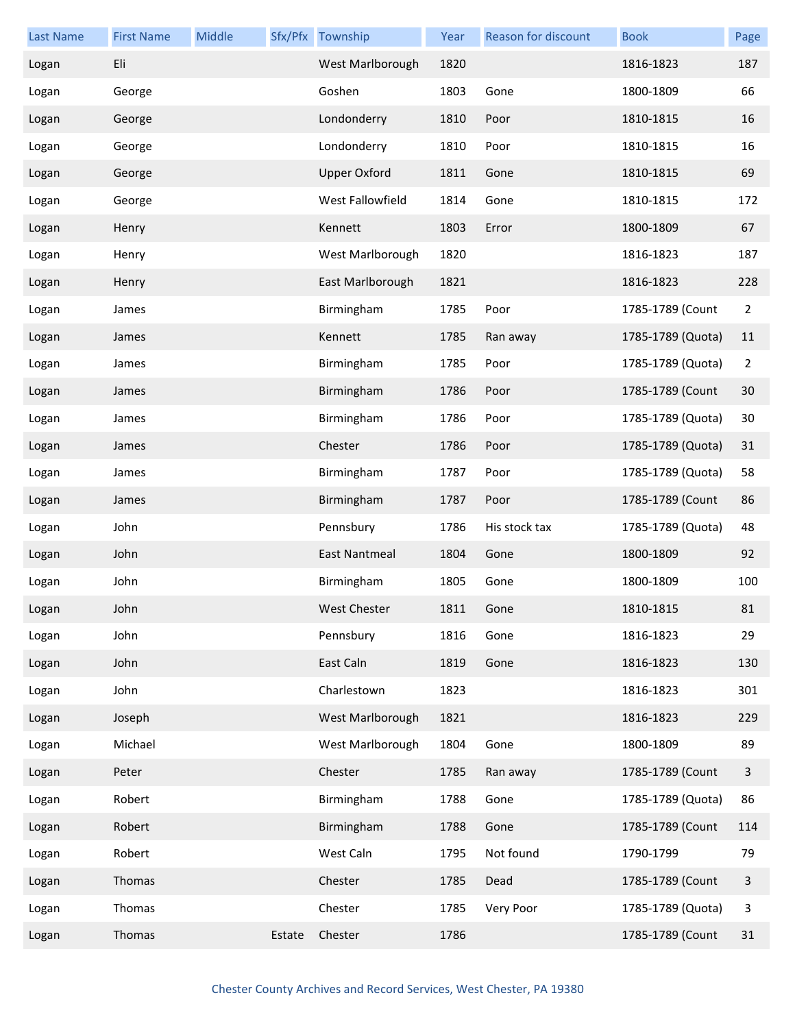| Last Name | First Name | Middle | Sfx/Pfx | Township | Year | Reason for discount | Book | Page |
|---|---|---|---|---|---|---|---|---|
| Logan | Eli | | | West Marlborough | 1820 | | 1816-1823 | 187 |
| Logan | George | | | Goshen | 1803 | Gone | 1800-1809 | 66 |
| Logan | George | | | Londonderry | 1810 | Poor | 1810-1815 | 16 |
| Logan | George | | | Londonderry | 1810 | Poor | 1810-1815 | 16 |
| Logan | George | | | Upper Oxford | 1811 | Gone | 1810-1815 | 69 |
| Logan | George | | | West Fallowfield | 1814 | Gone | 1810-1815 | 172 |
| Logan | Henry | | | Kennett | 1803 | Error | 1800-1809 | 67 |
| Logan | Henry | | | West Marlborough | 1820 | | 1816-1823 | 187 |
| Logan | Henry | | | East Marlborough | 1821 | | 1816-1823 | 228 |
| Logan | James | | | Birmingham | 1785 | Poor | 1785-1789 (Count | 2 |
| Logan | James | | | Kennett | 1785 | Ran away | 1785-1789 (Quota) | 11 |
| Logan | James | | | Birmingham | 1785 | Poor | 1785-1789 (Quota) | 2 |
| Logan | James | | | Birmingham | 1786 | Poor | 1785-1789 (Count | 30 |
| Logan | James | | | Birmingham | 1786 | Poor | 1785-1789 (Quota) | 30 |
| Logan | James | | | Chester | 1786 | Poor | 1785-1789 (Quota) | 31 |
| Logan | James | | | Birmingham | 1787 | Poor | 1785-1789 (Quota) | 58 |
| Logan | James | | | Birmingham | 1787 | Poor | 1785-1789 (Count | 86 |
| Logan | John | | | Pennsbury | 1786 | His stock tax | 1785-1789 (Quota) | 48 |
| Logan | John | | | East Nantmeal | 1804 | Gone | 1800-1809 | 92 |
| Logan | John | | | Birmingham | 1805 | Gone | 1800-1809 | 100 |
| Logan | John | | | West Chester | 1811 | Gone | 1810-1815 | 81 |
| Logan | John | | | Pennsbury | 1816 | Gone | 1816-1823 | 29 |
| Logan | John | | | East Caln | 1819 | Gone | 1816-1823 | 130 |
| Logan | John | | | Charlestown | 1823 | | 1816-1823 | 301 |
| Logan | Joseph | | | West Marlborough | 1821 | | 1816-1823 | 229 |
| Logan | Michael | | | West Marlborough | 1804 | Gone | 1800-1809 | 89 |
| Logan | Peter | | | Chester | 1785 | Ran away | 1785-1789 (Count | 3 |
| Logan | Robert | | | Birmingham | 1788 | Gone | 1785-1789 (Quota) | 86 |
| Logan | Robert | | | Birmingham | 1788 | Gone | 1785-1789 (Count | 114 |
| Logan | Robert | | | West Caln | 1795 | Not found | 1790-1799 | 79 |
| Logan | Thomas | | | Chester | 1785 | Dead | 1785-1789 (Count | 3 |
| Logan | Thomas | | | Chester | 1785 | Very Poor | 1785-1789 (Quota) | 3 |
| Logan | Thomas | | Estate | Chester | 1786 | | 1785-1789 (Count | 31 |

Chester County Archives and Record Services, West Chester, PA 19380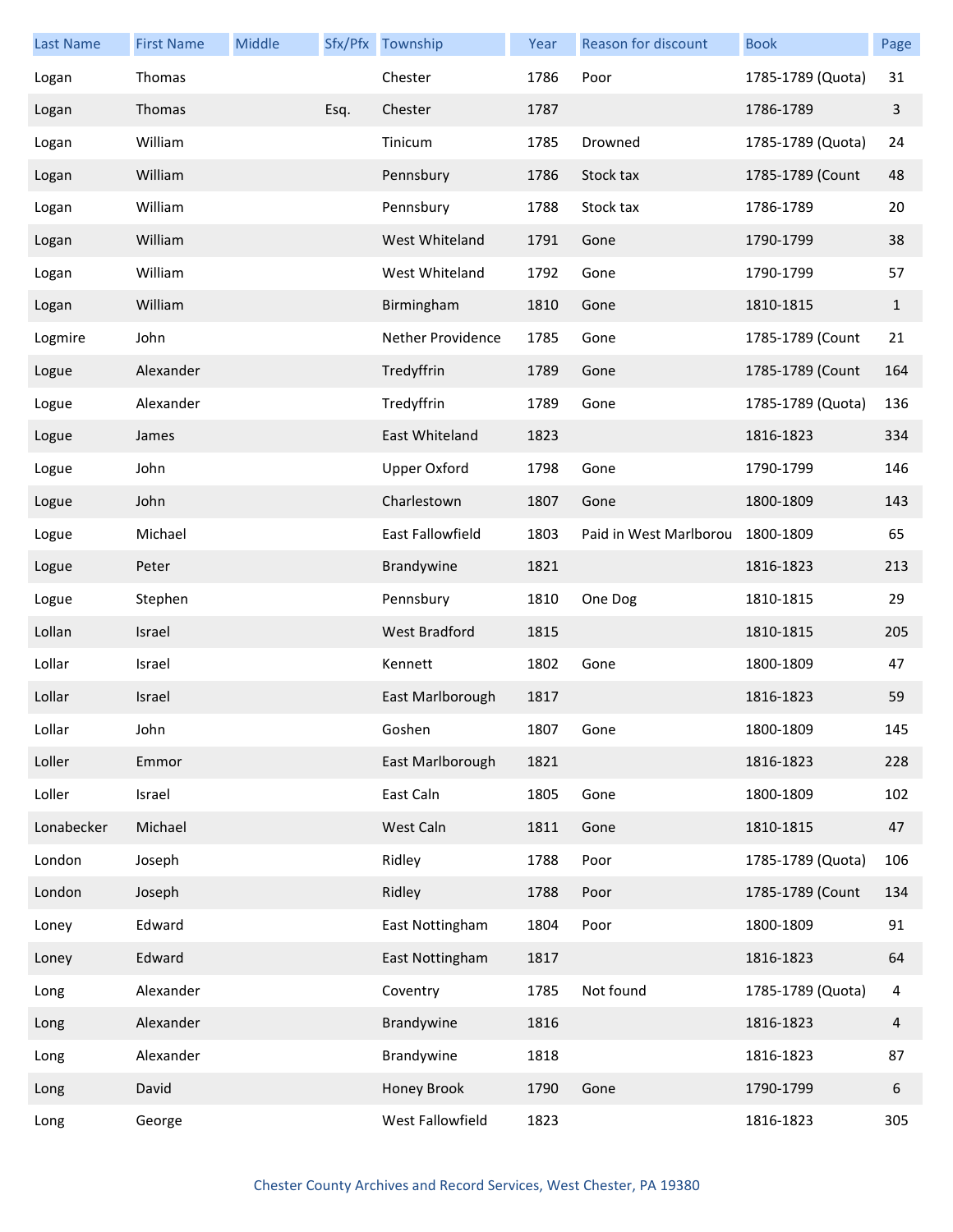| Last Name | First Name | Middle | Sfx/Pfx | Township | Year | Reason for discount | Book | Page |
|---|---|---|---|---|---|---|---|---|
| Logan | Thomas | | | Chester | 1786 | Poor | 1785-1789 (Quota) | 31 |
| Logan | Thomas | | Esq. | Chester | 1787 | | 1786-1789 | 3 |
| Logan | William | | | Tinicum | 1785 | Drowned | 1785-1789 (Quota) | 24 |
| Logan | William | | | Pennsbury | 1786 | Stock tax | 1785-1789 (Count | 48 |
| Logan | William | | | Pennsbury | 1788 | Stock tax | 1786-1789 | 20 |
| Logan | William | | | West Whiteland | 1791 | Gone | 1790-1799 | 38 |
| Logan | William | | | West Whiteland | 1792 | Gone | 1790-1799 | 57 |
| Logan | William | | | Birmingham | 1810 | Gone | 1810-1815 | 1 |
| Logmire | John | | | Nether Providence | 1785 | Gone | 1785-1789 (Count | 21 |
| Logue | Alexander | | | Tredyffrin | 1789 | Gone | 1785-1789 (Count | 164 |
| Logue | Alexander | | | Tredyffrin | 1789 | Gone | 1785-1789 (Quota) | 136 |
| Logue | James | | | East Whiteland | 1823 | | 1816-1823 | 334 |
| Logue | John | | | Upper Oxford | 1798 | Gone | 1790-1799 | 146 |
| Logue | John | | | Charlestown | 1807 | Gone | 1800-1809 | 143 |
| Logue | Michael | | | East Fallowfield | 1803 | Paid in West Marlborou | 1800-1809 | 65 |
| Logue | Peter | | | Brandywine | 1821 | | 1816-1823 | 213 |
| Logue | Stephen | | | Pennsbury | 1810 | One Dog | 1810-1815 | 29 |
| Lollan | Israel | | | West Bradford | 1815 | | 1810-1815 | 205 |
| Lollar | Israel | | | Kennett | 1802 | Gone | 1800-1809 | 47 |
| Lollar | Israel | | | East Marlborough | 1817 | | 1816-1823 | 59 |
| Lollar | John | | | Goshen | 1807 | Gone | 1800-1809 | 145 |
| Loller | Emmor | | | East Marlborough | 1821 | | 1816-1823 | 228 |
| Loller | Israel | | | East Caln | 1805 | Gone | 1800-1809 | 102 |
| Lonabecker | Michael | | | West Caln | 1811 | Gone | 1810-1815 | 47 |
| London | Joseph | | | Ridley | 1788 | Poor | 1785-1789 (Quota) | 106 |
| London | Joseph | | | Ridley | 1788 | Poor | 1785-1789 (Count | 134 |
| Loney | Edward | | | East Nottingham | 1804 | Poor | 1800-1809 | 91 |
| Loney | Edward | | | East Nottingham | 1817 | | 1816-1823 | 64 |
| Long | Alexander | | | Coventry | 1785 | Not found | 1785-1789 (Quota) | 4 |
| Long | Alexander | | | Brandywine | 1816 | | 1816-1823 | 4 |
| Long | Alexander | | | Brandywine | 1818 | | 1816-1823 | 87 |
| Long | David | | | Honey Brook | 1790 | Gone | 1790-1799 | 6 |
| Long | George | | | West Fallowfield | 1823 | | 1816-1823 | 305 |

Chester County Archives and Record Services, West Chester, PA 19380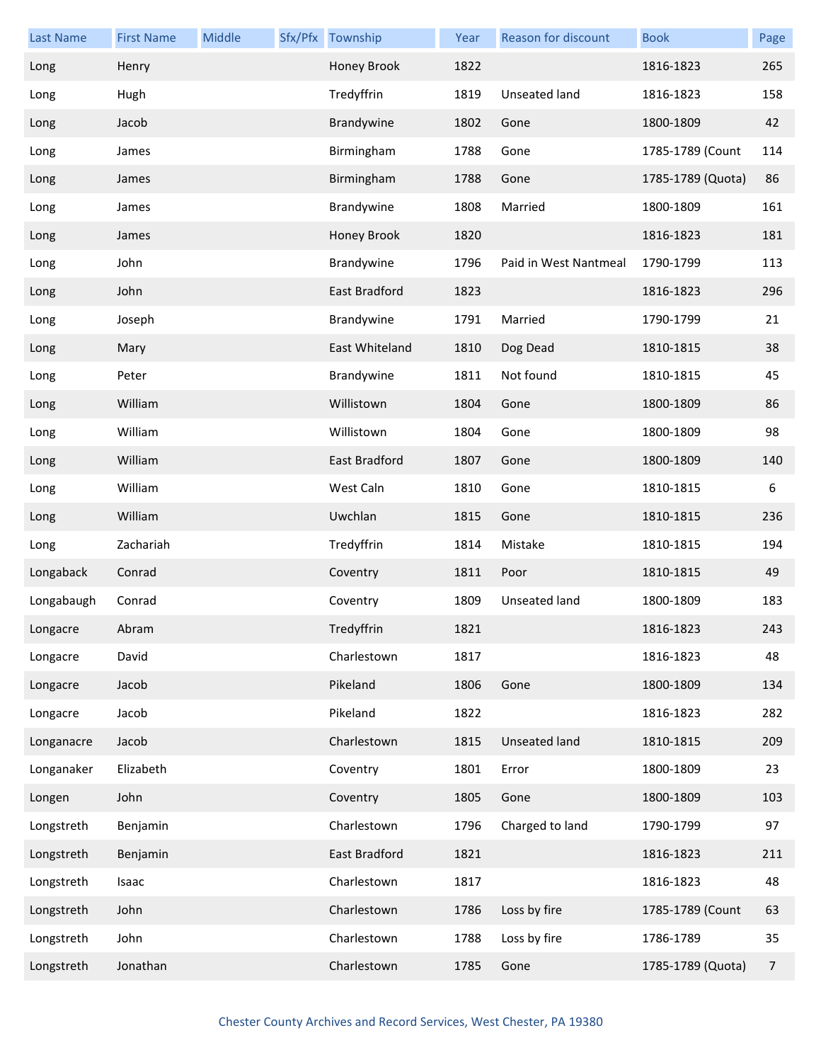| Last Name | First Name | Middle | Sfx/Pfx | Township | Year | Reason for discount | Book | Page |
|---|---|---|---|---|---|---|---|---|
| Long | Henry | | | Honey Brook | 1822 | | 1816-1823 | 265 |
| Long | Hugh | | | Tredyffrin | 1819 | Unseated land | 1816-1823 | 158 |
| Long | Jacob | | | Brandywine | 1802 | Gone | 1800-1809 | 42 |
| Long | James | | | Birmingham | 1788 | Gone | 1785-1789 (Count | 114 |
| Long | James | | | Birmingham | 1788 | Gone | 1785-1789 (Quota) | 86 |
| Long | James | | | Brandywine | 1808 | Married | 1800-1809 | 161 |
| Long | James | | | Honey Brook | 1820 | | 1816-1823 | 181 |
| Long | John | | | Brandywine | 1796 | Paid in West Nantmeal | 1790-1799 | 113 |
| Long | John | | | East Bradford | 1823 | | 1816-1823 | 296 |
| Long | Joseph | | | Brandywine | 1791 | Married | 1790-1799 | 21 |
| Long | Mary | | | East Whiteland | 1810 | Dog Dead | 1810-1815 | 38 |
| Long | Peter | | | Brandywine | 1811 | Not found | 1810-1815 | 45 |
| Long | William | | | Willistown | 1804 | Gone | 1800-1809 | 86 |
| Long | William | | | Willistown | 1804 | Gone | 1800-1809 | 98 |
| Long | William | | | East Bradford | 1807 | Gone | 1800-1809 | 140 |
| Long | William | | | West Caln | 1810 | Gone | 1810-1815 | 6 |
| Long | William | | | Uwchlan | 1815 | Gone | 1810-1815 | 236 |
| Long | Zachariah | | | Tredyffrin | 1814 | Mistake | 1810-1815 | 194 |
| Longaback | Conrad | | | Coventry | 1811 | Poor | 1810-1815 | 49 |
| Longabaugh | Conrad | | | Coventry | 1809 | Unseated land | 1800-1809 | 183 |
| Longacre | Abram | | | Tredyffrin | 1821 | | 1816-1823 | 243 |
| Longacre | David | | | Charlestown | 1817 | | 1816-1823 | 48 |
| Longacre | Jacob | | | Pikeland | 1806 | Gone | 1800-1809 | 134 |
| Longacre | Jacob | | | Pikeland | 1822 | | 1816-1823 | 282 |
| Longanacre | Jacob | | | Charlestown | 1815 | Unseated land | 1810-1815 | 209 |
| Longanaker | Elizabeth | | | Coventry | 1801 | Error | 1800-1809 | 23 |
| Longen | John | | | Coventry | 1805 | Gone | 1800-1809 | 103 |
| Longstreth | Benjamin | | | Charlestown | 1796 | Charged to land | 1790-1799 | 97 |
| Longstreth | Benjamin | | | East Bradford | 1821 | | 1816-1823 | 211 |
| Longstreth | Isaac | | | Charlestown | 1817 | | 1816-1823 | 48 |
| Longstreth | John | | | Charlestown | 1786 | Loss by fire | 1785-1789 (Count | 63 |
| Longstreth | John | | | Charlestown | 1788 | Loss by fire | 1786-1789 | 35 |
| Longstreth | Jonathan | | | Charlestown | 1785 | Gone | 1785-1789 (Quota) | 7 |

Chester County Archives and Record Services, West Chester, PA 19380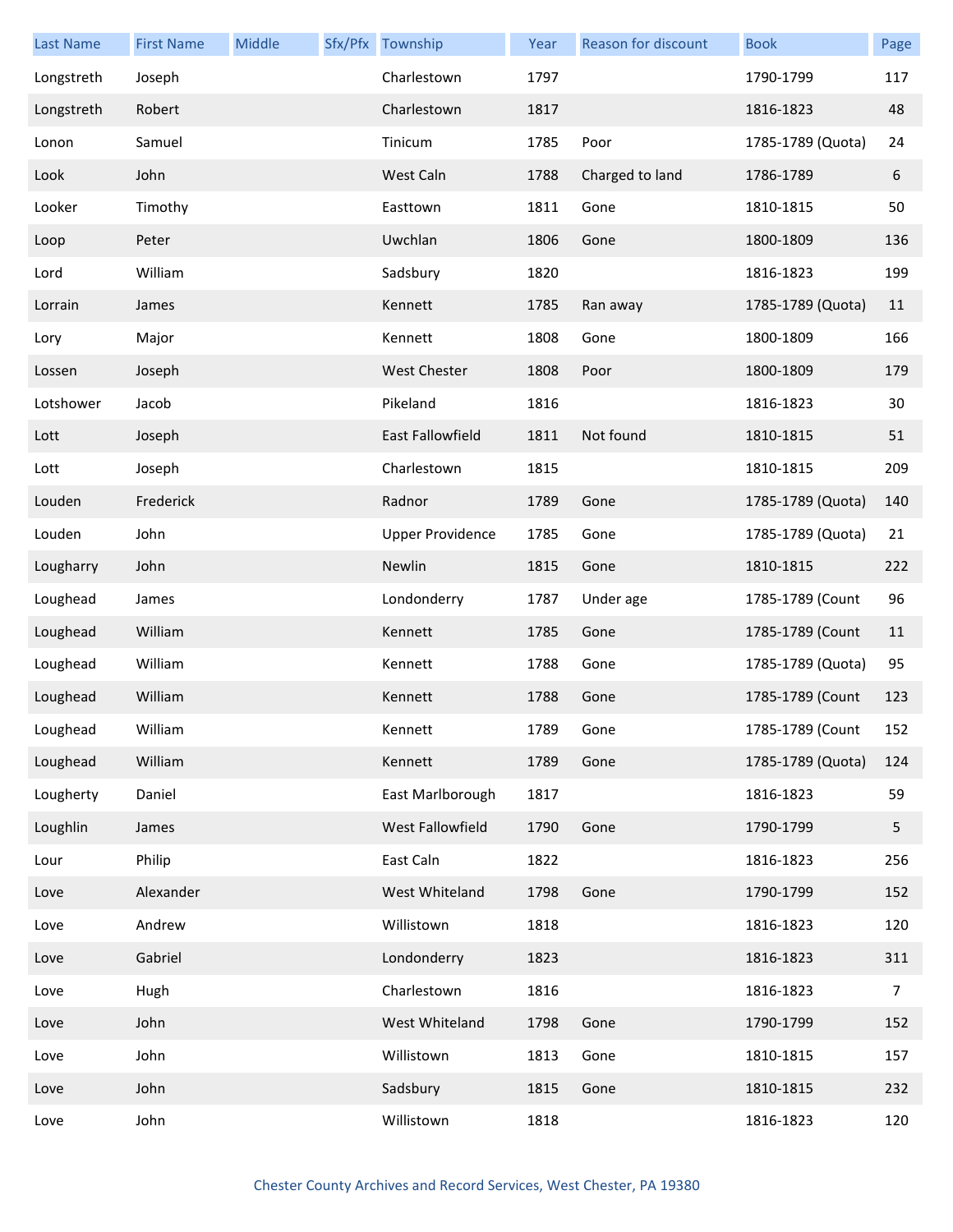| Last Name | First Name | Middle | Sfx/Pfx | Township | Year | Reason for discount | Book | Page |
|---|---|---|---|---|---|---|---|---|
| Longstreth | Joseph | | | Charlestown | 1797 | | 1790-1799 | 117 |
| Longstreth | Robert | | | Charlestown | 1817 | | 1816-1823 | 48 |
| Lonon | Samuel | | | Tinicum | 1785 | Poor | 1785-1789 (Quota) | 24 |
| Look | John | | | West Caln | 1788 | Charged to land | 1786-1789 | 6 |
| Looker | Timothy | | | Easttown | 1811 | Gone | 1810-1815 | 50 |
| Loop | Peter | | | Uwchlan | 1806 | Gone | 1800-1809 | 136 |
| Lord | William | | | Sadsbury | 1820 | | 1816-1823 | 199 |
| Lorrain | James | | | Kennett | 1785 | Ran away | 1785-1789 (Quota) | 11 |
| Lory | Major | | | Kennett | 1808 | Gone | 1800-1809 | 166 |
| Lossen | Joseph | | | West Chester | 1808 | Poor | 1800-1809 | 179 |
| Lotshower | Jacob | | | Pikeland | 1816 | | 1816-1823 | 30 |
| Lott | Joseph | | | East Fallowfield | 1811 | Not found | 1810-1815 | 51 |
| Lott | Joseph | | | Charlestown | 1815 | | 1810-1815 | 209 |
| Louden | Frederick | | | Radnor | 1789 | Gone | 1785-1789 (Quota) | 140 |
| Louden | John | | | Upper Providence | 1785 | Gone | 1785-1789 (Quota) | 21 |
| Lougharry | John | | | Newlin | 1815 | Gone | 1810-1815 | 222 |
| Loughead | James | | | Londonderry | 1787 | Under age | 1785-1789 (Count | 96 |
| Loughead | William | | | Kennett | 1785 | Gone | 1785-1789 (Count | 11 |
| Loughead | William | | | Kennett | 1788 | Gone | 1785-1789 (Quota) | 95 |
| Loughead | William | | | Kennett | 1788 | Gone | 1785-1789 (Count | 123 |
| Loughead | William | | | Kennett | 1789 | Gone | 1785-1789 (Count | 152 |
| Loughead | William | | | Kennett | 1789 | Gone | 1785-1789 (Quota) | 124 |
| Lougherty | Daniel | | | East Marlborough | 1817 | | 1816-1823 | 59 |
| Loughlin | James | | | West Fallowfield | 1790 | Gone | 1790-1799 | 5 |
| Lour | Philip | | | East Caln | 1822 | | 1816-1823 | 256 |
| Love | Alexander | | | West Whiteland | 1798 | Gone | 1790-1799 | 152 |
| Love | Andrew | | | Willistown | 1818 | | 1816-1823 | 120 |
| Love | Gabriel | | | Londonderry | 1823 | | 1816-1823 | 311 |
| Love | Hugh | | | Charlestown | 1816 | | 1816-1823 | 7 |
| Love | John | | | West Whiteland | 1798 | Gone | 1790-1799 | 152 |
| Love | John | | | Willistown | 1813 | Gone | 1810-1815 | 157 |
| Love | John | | | Sadsbury | 1815 | Gone | 1810-1815 | 232 |
| Love | John | | | Willistown | 1818 | | 1816-1823 | 120 |

Chester County Archives and Record Services, West Chester, PA 19380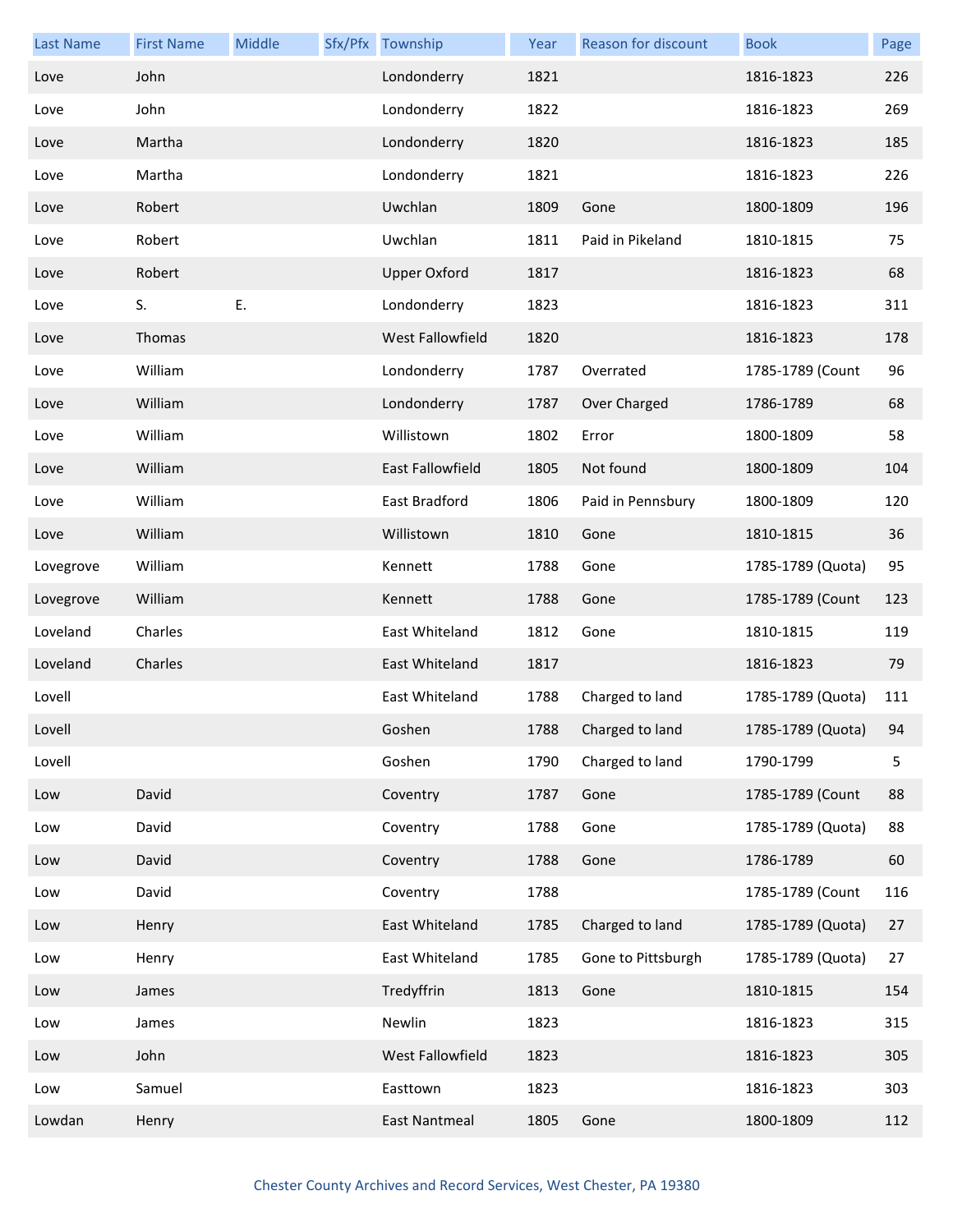| Last Name | First Name | Middle | Sfx/Pfx | Township | Year | Reason for discount | Book | Page |
|---|---|---|---|---|---|---|---|---|
| Love | John | | | Londonderry | 1821 | | 1816-1823 | 226 |
| Love | John | | | Londonderry | 1822 | | 1816-1823 | 269 |
| Love | Martha | | | Londonderry | 1820 | | 1816-1823 | 185 |
| Love | Martha | | | Londonderry | 1821 | | 1816-1823 | 226 |
| Love | Robert | | | Uwchlan | 1809 | Gone | 1800-1809 | 196 |
| Love | Robert | | | Uwchlan | 1811 | Paid in Pikeland | 1810-1815 | 75 |
| Love | Robert | | | Upper Oxford | 1817 | | 1816-1823 | 68 |
| Love | S. | E. | | Londonderry | 1823 | | 1816-1823 | 311 |
| Love | Thomas | | | West Fallowfield | 1820 | | 1816-1823 | 178 |
| Love | William | | | Londonderry | 1787 | Overrated | 1785-1789 (Count | 96 |
| Love | William | | | Londonderry | 1787 | Over Charged | 1786-1789 | 68 |
| Love | William | | | Willistown | 1802 | Error | 1800-1809 | 58 |
| Love | William | | | East Fallowfield | 1805 | Not found | 1800-1809 | 104 |
| Love | William | | | East Bradford | 1806 | Paid in Pennsbury | 1800-1809 | 120 |
| Love | William | | | Willistown | 1810 | Gone | 1810-1815 | 36 |
| Lovegrove | William | | | Kennett | 1788 | Gone | 1785-1789 (Quota) | 95 |
| Lovegrove | William | | | Kennett | 1788 | Gone | 1785-1789 (Count | 123 |
| Loveland | Charles | | | East Whiteland | 1812 | Gone | 1810-1815 | 119 |
| Loveland | Charles | | | East Whiteland | 1817 | | 1816-1823 | 79 |
| Lovell | | | | East Whiteland | 1788 | Charged to land | 1785-1789 (Quota) | 111 |
| Lovell | | | | Goshen | 1788 | Charged to land | 1785-1789 (Quota) | 94 |
| Lovell | | | | Goshen | 1790 | Charged to land | 1790-1799 | 5 |
| Low | David | | | Coventry | 1787 | Gone | 1785-1789 (Count | 88 |
| Low | David | | | Coventry | 1788 | Gone | 1785-1789 (Quota) | 88 |
| Low | David | | | Coventry | 1788 | Gone | 1786-1789 | 60 |
| Low | David | | | Coventry | 1788 | | 1785-1789 (Count | 116 |
| Low | Henry | | | East Whiteland | 1785 | Charged to land | 1785-1789 (Quota) | 27 |
| Low | Henry | | | East Whiteland | 1785 | Gone to Pittsburgh | 1785-1789 (Quota) | 27 |
| Low | James | | | Tredyffrin | 1813 | Gone | 1810-1815 | 154 |
| Low | James | | | Newlin | 1823 | | 1816-1823 | 315 |
| Low | John | | | West Fallowfield | 1823 | | 1816-1823 | 305 |
| Low | Samuel | | | Easttown | 1823 | | 1816-1823 | 303 |
| Lowdan | Henry | | | East Nantmeal | 1805 | Gone | 1800-1809 | 112 |

Chester County Archives and Record Services, West Chester, PA 19380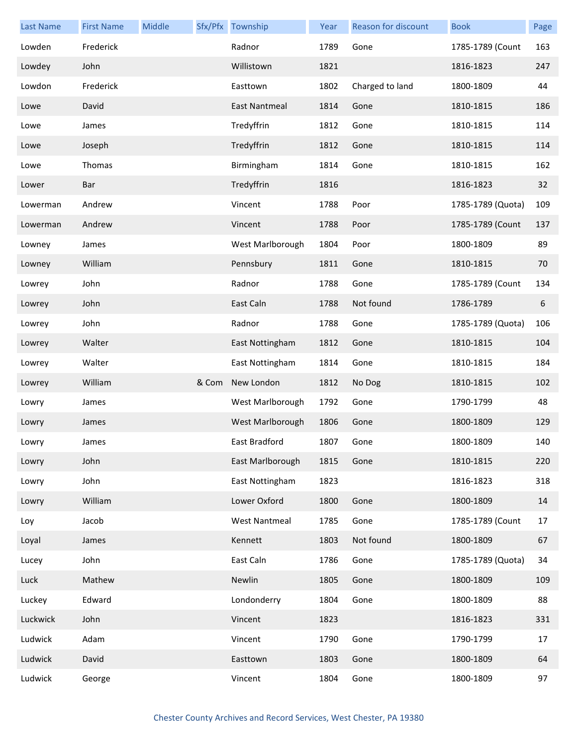| Last Name | First Name | Middle | Sfx/Pfx | Township | Year | Reason for discount | Book | Page |
|---|---|---|---|---|---|---|---|---|
| Lowden | Frederick | | | Radnor | 1789 | Gone | 1785-1789 (Count | 163 |
| Lowdey | John | | | Willistown | 1821 | | 1816-1823 | 247 |
| Lowdon | Frederick | | | Easttown | 1802 | Charged to land | 1800-1809 | 44 |
| Lowe | David | | | East Nantmeal | 1814 | Gone | 1810-1815 | 186 |
| Lowe | James | | | Tredyffrin | 1812 | Gone | 1810-1815 | 114 |
| Lowe | Joseph | | | Tredyffrin | 1812 | Gone | 1810-1815 | 114 |
| Lowe | Thomas | | | Birmingham | 1814 | Gone | 1810-1815 | 162 |
| Lower | Bar | | | Tredyffrin | 1816 | | 1816-1823 | 32 |
| Lowerman | Andrew | | | Vincent | 1788 | Poor | 1785-1789 (Quota) | 109 |
| Lowerman | Andrew | | | Vincent | 1788 | Poor | 1785-1789 (Count | 137 |
| Lowney | James | | | West Marlborough | 1804 | Poor | 1800-1809 | 89 |
| Lowney | William | | | Pennsbury | 1811 | Gone | 1810-1815 | 70 |
| Lowrey | John | | | Radnor | 1788 | Gone | 1785-1789 (Count | 134 |
| Lowrey | John | | | East Caln | 1788 | Not found | 1786-1789 | 6 |
| Lowrey | John | | | Radnor | 1788 | Gone | 1785-1789 (Quota) | 106 |
| Lowrey | Walter | | | East Nottingham | 1812 | Gone | 1810-1815 | 104 |
| Lowrey | Walter | | | East Nottingham | 1814 | Gone | 1810-1815 | 184 |
| Lowrey | William | | & Com | New London | 1812 | No Dog | 1810-1815 | 102 |
| Lowry | James | | | West Marlborough | 1792 | Gone | 1790-1799 | 48 |
| Lowry | James | | | West Marlborough | 1806 | Gone | 1800-1809 | 129 |
| Lowry | James | | | East Bradford | 1807 | Gone | 1800-1809 | 140 |
| Lowry | John | | | East Marlborough | 1815 | Gone | 1810-1815 | 220 |
| Lowry | John | | | East Nottingham | 1823 | | 1816-1823 | 318 |
| Lowry | William | | | Lower Oxford | 1800 | Gone | 1800-1809 | 14 |
| Loy | Jacob | | | West Nantmeal | 1785 | Gone | 1785-1789 (Count | 17 |
| Loyal | James | | | Kennett | 1803 | Not found | 1800-1809 | 67 |
| Lucey | John | | | East Caln | 1786 | Gone | 1785-1789 (Quota) | 34 |
| Luck | Mathew | | | Newlin | 1805 | Gone | 1800-1809 | 109 |
| Luckey | Edward | | | Londonderry | 1804 | Gone | 1800-1809 | 88 |
| Luckwick | John | | | Vincent | 1823 | | 1816-1823 | 331 |
| Ludwick | Adam | | | Vincent | 1790 | Gone | 1790-1799 | 17 |
| Ludwick | David | | | Easttown | 1803 | Gone | 1800-1809 | 64 |
| Ludwick | George | | | Vincent | 1804 | Gone | 1800-1809 | 97 |

Chester County Archives and Record Services, West Chester, PA 19380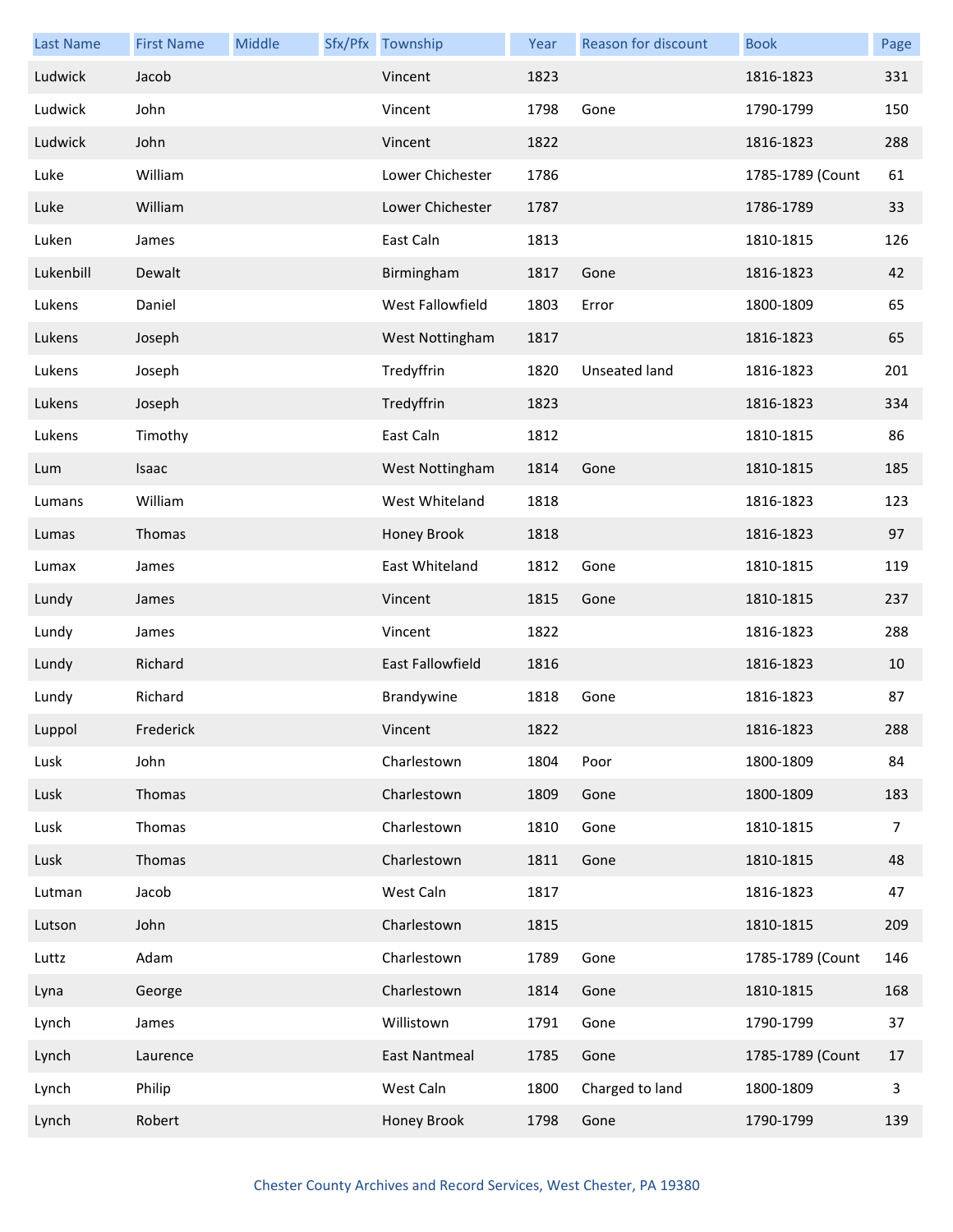| Last Name | First Name | Middle | Sfx/Pfx | Township | Year | Reason for discount | Book | Page |
|---|---|---|---|---|---|---|---|---|
| Ludwick | Jacob | | | Vincent | 1823 | | 1816-1823 | 331 |
| Ludwick | John | | | Vincent | 1798 | Gone | 1790-1799 | 150 |
| Ludwick | John | | | Vincent | 1822 | | 1816-1823 | 288 |
| Luke | William | | | Lower Chichester | 1786 | | 1785-1789 (Count | 61 |
| Luke | William | | | Lower Chichester | 1787 | | 1786-1789 | 33 |
| Luken | James | | | East Caln | 1813 | | 1810-1815 | 126 |
| Lukenbill | Dewalt | | | Birmingham | 1817 | Gone | 1816-1823 | 42 |
| Lukens | Daniel | | | West Fallowfield | 1803 | Error | 1800-1809 | 65 |
| Lukens | Joseph | | | West Nottingham | 1817 | | 1816-1823 | 65 |
| Lukens | Joseph | | | Tredyffrin | 1820 | Unseated land | 1816-1823 | 201 |
| Lukens | Joseph | | | Tredyffrin | 1823 | | 1816-1823 | 334 |
| Lukens | Timothy | | | East Caln | 1812 | | 1810-1815 | 86 |
| Lum | Isaac | | | West Nottingham | 1814 | Gone | 1810-1815 | 185 |
| Lumans | William | | | West Whiteland | 1818 | | 1816-1823 | 123 |
| Lumas | Thomas | | | Honey Brook | 1818 | | 1816-1823 | 97 |
| Lumax | James | | | East Whiteland | 1812 | Gone | 1810-1815 | 119 |
| Lundy | James | | | Vincent | 1815 | Gone | 1810-1815 | 237 |
| Lundy | James | | | Vincent | 1822 | | 1816-1823 | 288 |
| Lundy | Richard | | | East Fallowfield | 1816 | | 1816-1823 | 10 |
| Lundy | Richard | | | Brandywine | 1818 | Gone | 1816-1823 | 87 |
| Luppol | Frederick | | | Vincent | 1822 | | 1816-1823 | 288 |
| Lusk | John | | | Charlestown | 1804 | Poor | 1800-1809 | 84 |
| Lusk | Thomas | | | Charlestown | 1809 | Gone | 1800-1809 | 183 |
| Lusk | Thomas | | | Charlestown | 1810 | Gone | 1810-1815 | 7 |
| Lusk | Thomas | | | Charlestown | 1811 | Gone | 1810-1815 | 48 |
| Lutman | Jacob | | | West Caln | 1817 | | 1816-1823 | 47 |
| Lutson | John | | | Charlestown | 1815 | | 1810-1815 | 209 |
| Luttz | Adam | | | Charlestown | 1789 | Gone | 1785-1789 (Count | 146 |
| Lyna | George | | | Charlestown | 1814 | Gone | 1810-1815 | 168 |
| Lynch | James | | | Willistown | 1791 | Gone | 1790-1799 | 37 |
| Lynch | Laurence | | | East Nantmeal | 1785 | Gone | 1785-1789 (Count | 17 |
| Lynch | Philip | | | West Caln | 1800 | Charged to land | 1800-1809 | 3 |
| Lynch | Robert | | | Honey Brook | 1798 | Gone | 1790-1799 | 139 |

Chester County Archives and Record Services, West Chester, PA 19380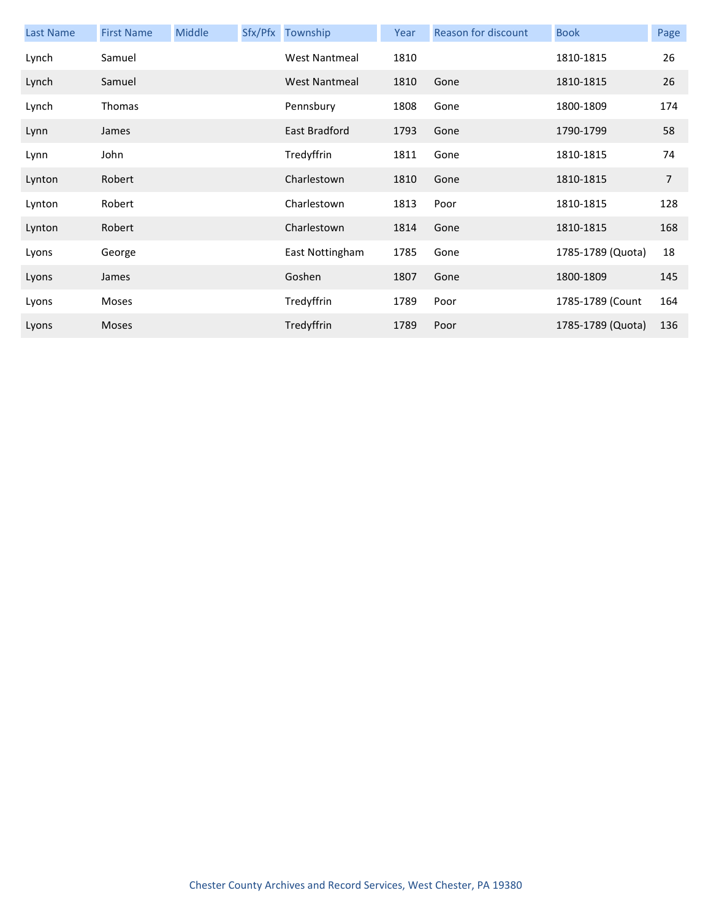| Last Name | First Name | Middle | Sfx/Pfx | Township | Year | Reason for discount | Book | Page |
|---|---|---|---|---|---|---|---|---|
| Lynch | Samuel | | | West Nantmeal | 1810 | | 1810-1815 | 26 |
| Lynch | Samuel | | | West Nantmeal | 1810 | Gone | 1810-1815 | 26 |
| Lynch | Thomas | | | Pennsbury | 1808 | Gone | 1800-1809 | 174 |
| Lynn | James | | | East Bradford | 1793 | Gone | 1790-1799 | 58 |
| Lynn | John | | | Tredyffrin | 1811 | Gone | 1810-1815 | 74 |
| Lynton | Robert | | | Charlestown | 1810 | Gone | 1810-1815 | 7 |
| Lynton | Robert | | | Charlestown | 1813 | Poor | 1810-1815 | 128 |
| Lynton | Robert | | | Charlestown | 1814 | Gone | 1810-1815 | 168 |
| Lyons | George | | | East Nottingham | 1785 | Gone | 1785-1789 (Quota) | 18 |
| Lyons | James | | | Goshen | 1807 | Gone | 1800-1809 | 145 |
| Lyons | Moses | | | Tredyffrin | 1789 | Poor | 1785-1789 (Count | 164 |
| Lyons | Moses | | | Tredyffrin | 1789 | Poor | 1785-1789 (Quota) | 136 |

Chester County Archives and Record Services, West Chester, PA 19380